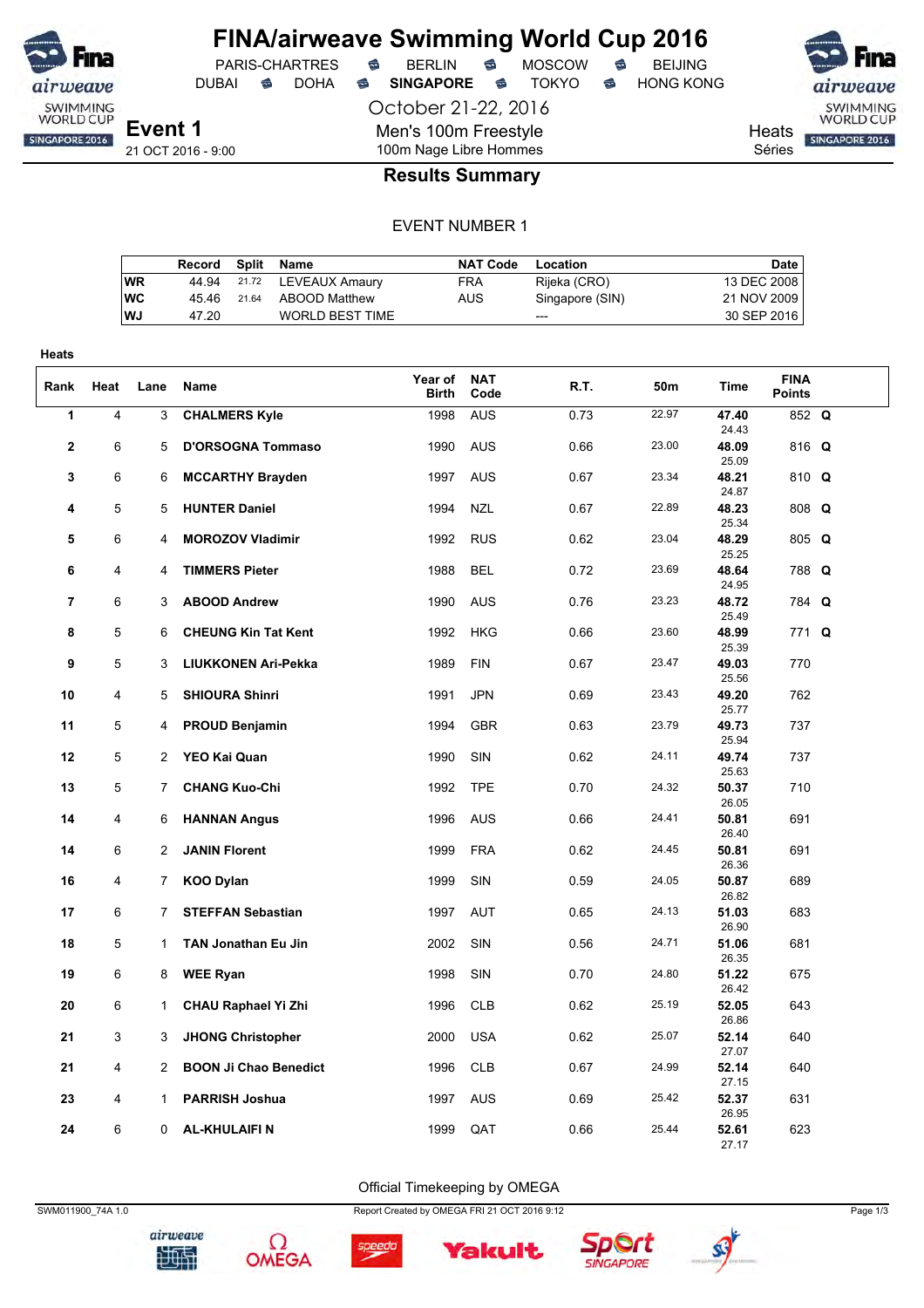# FINA/airweave Swimming World Cup 2016

PARIS-CHARTRES • BERLIN • MOSCOW • BEIJING
DUBAI • DOHA • **SINGAPORE** • TOKYO • HONG KONG

October 21-22, 2016

**Event 1**
21 OCT 2016 - 9:00

Men's 100m Freestyle
100m Nage Libre Hommes

Heats
Séries

## Results Summary

EVENT NUMBER 1

| | Record | Split | Name | NAT Code | Location | Date |
|---|---|---|---|---|---|---|
| WR | 44.94 | 21.72 | LEVEAUX Amaury | FRA | Rijeka (CRO) | 13 DEC 2008 |
| WC | 45.46 | 21.64 | ABOOD Matthew | AUS | Singapore (SIN) | 21 NOV 2009 |
| WJ | 47.20 | | WORLD BEST TIME | | --- | 30 SEP 2016 |

**Heats**

| Rank | Heat | Lane | Name | Year of Birth | NAT Code | R.T. | 50m | Time | FINA Points | |
|---|---|---|---|---|---|---|---|---|---|---|
| 1 | 4 | 3 | **CHALMERS Kyle** | 1998 | AUS | 0.73 | 22.97 | **47.40** 24.43 | 852 | **Q** |
| 2 | 6 | 5 | **D'ORSOGNA Tommaso** | 1990 | AUS | 0.66 | 23.00 | **48.09** 25.09 | 816 | **Q** |
| 3 | 6 | 6 | **MCCARTHY Brayden** | 1997 | AUS | 0.67 | 23.34 | **48.21** 24.87 | 810 | **Q** |
| 4 | 5 | 5 | **HUNTER Daniel** | 1994 | NZL | 0.67 | 22.89 | **48.23** 25.34 | 808 | **Q** |
| 5 | 6 | 4 | **MOROZOV Vladimir** | 1992 | RUS | 0.62 | 23.04 | **48.29** 25.25 | 805 | **Q** |
| 6 | 4 | 4 | **TIMMERS Pieter** | 1988 | BEL | 0.72 | 23.69 | **48.64** 24.95 | 788 | **Q** |
| 7 | 6 | 3 | **ABOOD Andrew** | 1990 | AUS | 0.76 | 23.23 | **48.72** 25.49 | 784 | **Q** |
| 8 | 5 | 6 | **CHEUNG Kin Tat Kent** | 1992 | HKG | 0.66 | 23.60 | **48.99** 25.39 | 771 | **Q** |
| 9 | 5 | 3 | **LIUKKONEN Ari-Pekka** | 1989 | FIN | 0.67 | 23.47 | **49.03** 25.56 | 770 | |
| 10 | 4 | 5 | **SHIOURA Shinri** | 1991 | JPN | 0.69 | 23.43 | **49.20** 25.77 | 762 | |
| 11 | 5 | 4 | **PROUD Benjamin** | 1994 | GBR | 0.63 | 23.79 | **49.73** 25.94 | 737 | |
| 12 | 5 | 2 | **YEO Kai Quan** | 1990 | SIN | 0.62 | 24.11 | **49.74** 25.63 | 737 | |
| 13 | 5 | 7 | **CHANG Kuo-Chi** | 1992 | TPE | 0.70 | 24.32 | **50.37** 26.05 | 710 | |
| 14 | 4 | 6 | **HANNAN Angus** | 1996 | AUS | 0.66 | 24.41 | **50.81** 26.40 | 691 | |
| 14 | 6 | 2 | **JANIN Florent** | 1999 | FRA | 0.62 | 24.45 | **50.81** 26.36 | 691 | |
| 16 | 4 | 7 | **KOO Dylan** | 1999 | SIN | 0.59 | 24.05 | **50.87** 26.82 | 689 | |
| 17 | 6 | 7 | **STEFFAN Sebastian** | 1997 | AUT | 0.65 | 24.13 | **51.03** 26.90 | 683 | |
| 18 | 5 | 1 | **TAN Jonathan Eu Jin** | 2002 | SIN | 0.56 | 24.71 | **51.06** 26.35 | 681 | |
| 19 | 6 | 8 | **WEE Ryan** | 1998 | SIN | 0.70 | 24.80 | **51.22** 26.42 | 675 | |
| 20 | 6 | 1 | **CHAU Raphael Yi Zhi** | 1996 | CLB | 0.62 | 25.19 | **52.05** 26.86 | 643 | |
| 21 | 3 | 3 | **JHONG Christopher** | 2000 | USA | 0.62 | 25.07 | **52.14** 27.07 | 640 | |
| 21 | 4 | 2 | **BOON Ji Chao Benedict** | 1996 | CLB | 0.67 | 24.99 | **52.14** 27.15 | 640 | |
| 23 | 4 | 1 | **PARRISH Joshua** | 1997 | AUS | 0.69 | 25.42 | **52.37** 26.95 | 631 | |
| 24 | 6 | 0 | **AL-KHULAIFI N** | 1999 | QAT | 0.66 | 25.44 | **52.61** 27.17 | 623 | |

Official Timekeeping by OMEGA

SWM011900_74A 1.0 Report Created by OMEGA FRI 21 OCT 2016 9:12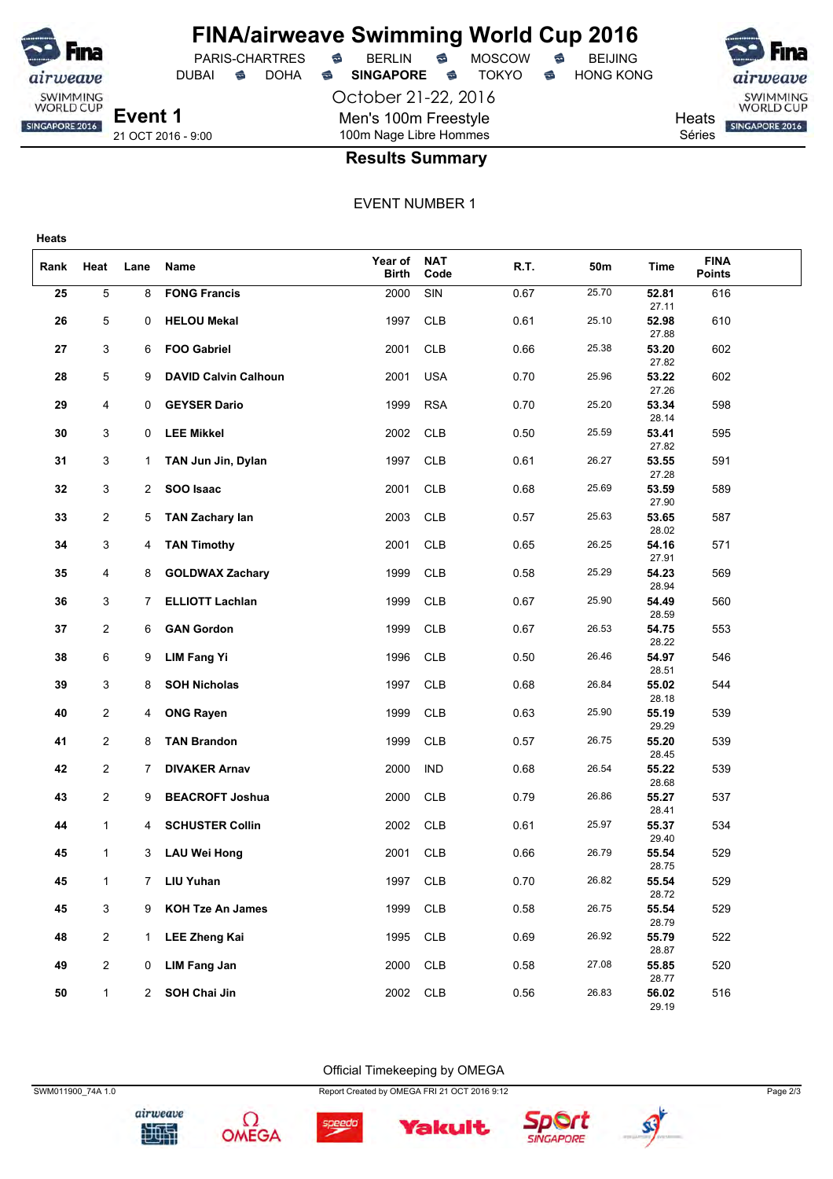# FINA/airweave Swimming World Cup 2016

PARIS-CHARTRES · BERLIN · MOSCOW · BEIJING
DUBAI · DOHA · **SINGAPORE** · TOKYO · HONG KONG

October 21-22, 2016

**Event 1**
21 OCT 2016 - 9:00

Men's 100m Freestyle
100m Nage Libre Hommes

Heats
Séries

## Results Summary

EVENT NUMBER 1

**Heats**

| Rank | Heat | Lane | Name | Year of Birth | NAT Code | R.T. | 50m | Time | FINA Points |
|---|---|---|---|---|---|---|---|---|---|
| 25 | 5 | 8 | FONG Francis | 2000 | SIN | 0.67 | 25.70 | **52.81** 27.11 | 616 |
| 26 | 5 | 0 | HELOU Mekal | 1997 | CLB | 0.61 | 25.10 | **52.98** 27.88 | 610 |
| 27 | 3 | 6 | FOO Gabriel | 2001 | CLB | 0.66 | 25.38 | **53.20** 27.82 | 602 |
| 28 | 5 | 9 | DAVID Calvin Calhoun | 2001 | USA | 0.70 | 25.96 | **53.22** 27.26 | 602 |
| 29 | 4 | 0 | GEYSER Dario | 1999 | RSA | 0.70 | 25.20 | **53.34** 28.14 | 598 |
| 30 | 3 | 0 | LEE Mikkel | 2002 | CLB | 0.50 | 25.59 | **53.41** 27.82 | 595 |
| 31 | 3 | 1 | TAN Jun Jin, Dylan | 1997 | CLB | 0.61 | 26.27 | **53.55** 27.28 | 591 |
| 32 | 3 | 2 | SOO Isaac | 2001 | CLB | 0.68 | 25.69 | **53.59** 27.90 | 589 |
| 33 | 2 | 5 | TAN Zachary Ian | 2003 | CLB | 0.57 | 25.63 | **53.65** 28.02 | 587 |
| 34 | 3 | 4 | TAN Timothy | 2001 | CLB | 0.65 | 26.25 | **54.16** 27.91 | 571 |
| 35 | 4 | 8 | GOLDWAX Zachary | 1999 | CLB | 0.58 | 25.29 | **54.23** 28.94 | 569 |
| 36 | 3 | 7 | ELLIOTT Lachlan | 1999 | CLB | 0.67 | 25.90 | **54.49** 28.59 | 560 |
| 37 | 2 | 6 | GAN Gordon | 1999 | CLB | 0.67 | 26.53 | **54.75** 28.22 | 553 |
| 38 | 6 | 9 | LIM Fang Yi | 1996 | CLB | 0.50 | 26.46 | **54.97** 28.51 | 546 |
| 39 | 3 | 8 | SOH Nicholas | 1997 | CLB | 0.68 | 26.84 | **55.02** 28.18 | 544 |
| 40 | 2 | 4 | ONG Rayen | 1999 | CLB | 0.63 | 25.90 | **55.19** 29.29 | 539 |
| 41 | 2 | 8 | TAN Brandon | 1999 | CLB | 0.57 | 26.75 | **55.20** 28.45 | 539 |
| 42 | 2 | 7 | DIVAKER Arnav | 2000 | IND | 0.68 | 26.54 | **55.22** 28.68 | 539 |
| 43 | 2 | 9 | BEACROFT Joshua | 2000 | CLB | 0.79 | 26.86 | **55.27** 28.41 | 537 |
| 44 | 1 | 4 | SCHUSTER Collin | 2002 | CLB | 0.61 | 25.97 | **55.37** 29.40 | 534 |
| 45 | 1 | 3 | LAU Wei Hong | 2001 | CLB | 0.66 | 26.79 | **55.54** 28.75 | 529 |
| 45 | 1 | 7 | LIU Yuhan | 1997 | CLB | 0.70 | 26.82 | **55.54** 28.72 | 529 |
| 45 | 3 | 9 | KOH Tze An James | 1999 | CLB | 0.58 | 26.75 | **55.54** 28.79 | 529 |
| 48 | 2 | 1 | LEE Zheng Kai | 1995 | CLB | 0.69 | 26.92 | **55.79** 28.87 | 522 |
| 49 | 2 | 0 | LIM Fang Jan | 2000 | CLB | 0.58 | 27.08 | **55.85** 28.77 | 520 |
| 50 | 1 | 2 | SOH Chai Jin | 2002 | CLB | 0.56 | 26.83 | **56.02** 29.19 | 516 |

Official Timekeeping by OMEGA

SWM011900_74A 1.0 · Report Created by OMEGA FRI 21 OCT 2016 9:12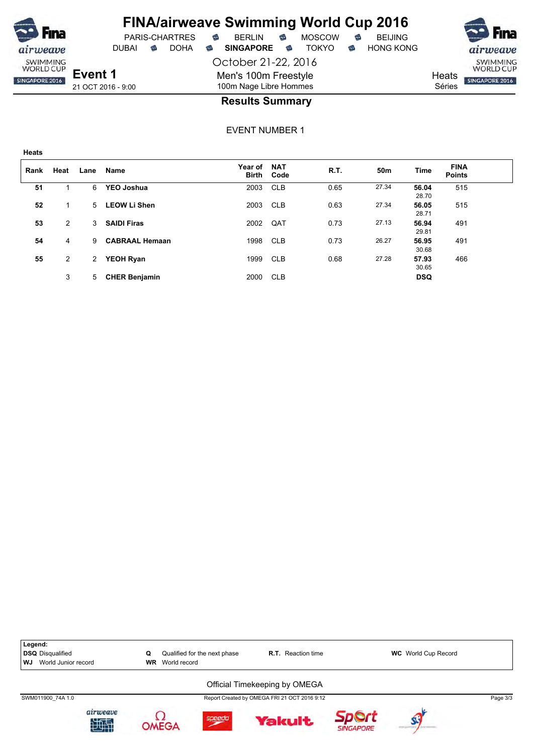# FINA/airweave Swimming World Cup 2016

PARIS-CHARTRES • BERLIN • MOSCOW • BEIJING
DUBAI • DOHA • **SINGAPORE** • TOKYO • HONG KONG

October 21-22, 2016

**Event 1**
21 OCT 2016 - 9:00

Men's 100m Freestyle
100m Nage Libre Hommes

Heats
Séries

## Results Summary

EVENT NUMBER 1

**Heats**

| Rank | Heat | Lane | Name | Year of Birth | NAT Code | R.T. | 50m | Time | FINA Points |
|---|---|---|---|---|---|---|---|---|---|
| 51 | 1 | 6 | **YEO Joshua** | 2003 | CLB | 0.65 | 27.34 | **56.04** 28.70 | 515 |
| 52 | 1 | 5 | **LEOW Li Shen** | 2003 | CLB | 0.63 | 27.34 | **56.05** 28.71 | 515 |
| 53 | 2 | 3 | **SAIDI Firas** | 2002 | QAT | 0.73 | 27.13 | **56.94** 29.81 | 491 |
| 54 | 4 | 9 | **CABRAAL Hemaan** | 1998 | CLB | 0.73 | 26.27 | **56.95** 30.68 | 491 |
| 55 | 2 | 2 | **YEOH Ryan** | 1999 | CLB | 0.68 | 27.28 | **57.93** 30.65 | 466 |
| | 3 | 5 | **CHER Benjamin** | 2000 | CLB | | | **DSQ** | |

**Legend:**
**DSQ** Disqualified | **Q** Qualified for the next phase | **R.T.** Reaction time | **WC** World Cup Record
**WJ** World Junior record | **WR** World record

Official Timekeeping by OMEGA

SWM011900_74A 1.0 — Report Created by OMEGA FRI 21 OCT 2016 9:12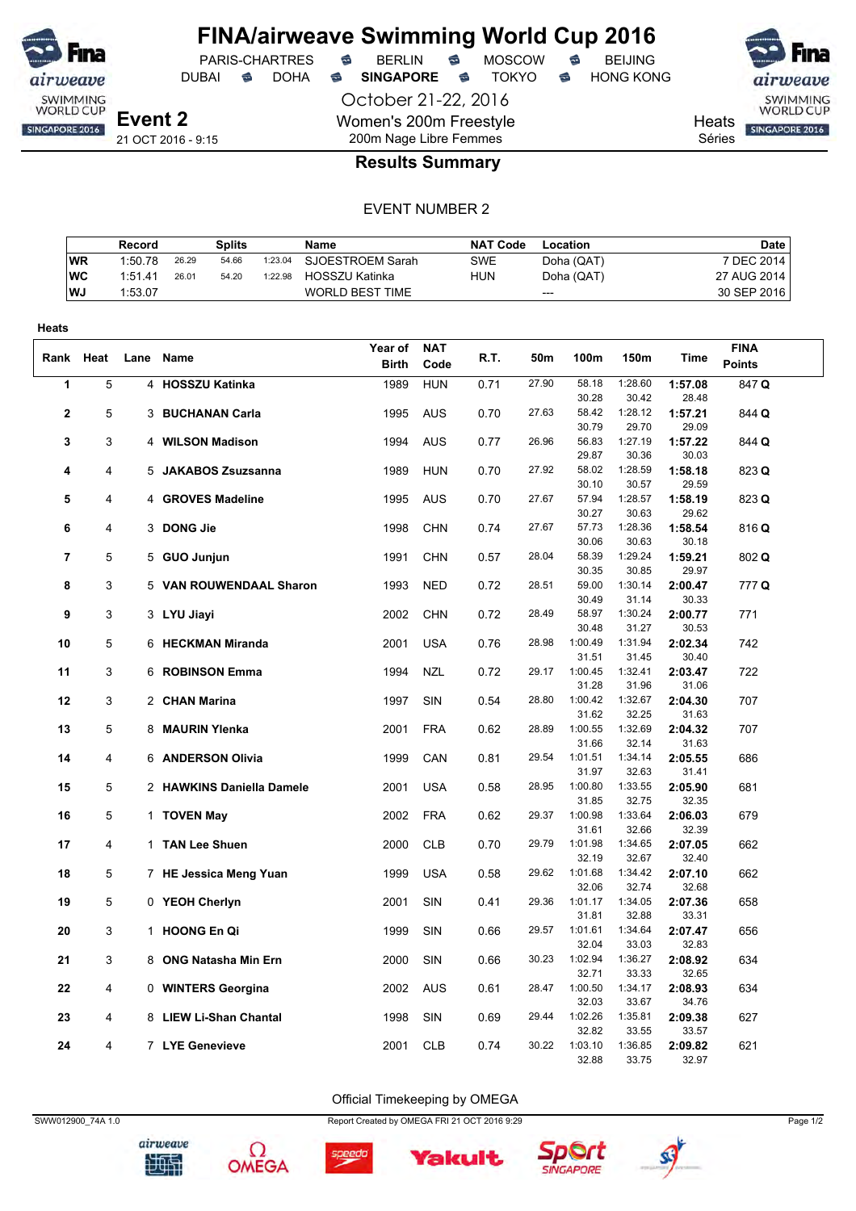# FINA/airweave Swimming World Cup 2016

PARIS-CHARTRES · BERLIN · MOSCOW · BEIJING
DUBAI · DOHA · **SINGAPORE** · TOKYO · HONG KONG

October 21-22, 2016

**Event 2**
21 OCT 2016 - 9:15

Women's 200m Freestyle
200m Nage Libre Femmes

Heats
Séries

## Results Summary

EVENT NUMBER 2

| | Record | | Splits | | Name | NAT Code | Location | Date |
|---|---|---|---|---|---|---|---|---|
| WR | 1:50.78 | 26.29 | 54.66 | 1:23.04 | SJOESTROEM Sarah | SWE | Doha (QAT) | 7 DEC 2014 |
| WC | 1:51.41 | 26.01 | 54.20 | 1:22.98 | HOSSZU Katinka | HUN | Doha (QAT) | 27 AUG 2014 |
| WJ | 1:53.07 | | | | WORLD BEST TIME | | --- | 30 SEP 2016 |

**Heats**

| Rank | Heat | Lane | Name | Year of Birth | NAT Code | R.T. | 50m | 100m | 150m | Time | FINA Points |
|---|---|---|---|---|---|---|---|---|---|---|---|
| 1 | 5 | 4 | **HOSSZU Katinka** | 1989 | HUN | 0.71 | 27.90 | 58.18 / 30.28 | 1:28.60 / 30.42 | **1:57.08** / 28.48 | 847 **Q** |
| 2 | 5 | 3 | **BUCHANAN Carla** | 1995 | AUS | 0.70 | 27.63 | 58.42 / 30.79 | 1:28.12 / 29.70 | **1:57.21** / 29.09 | 844 **Q** |
| 3 | 3 | 4 | **WILSON Madison** | 1994 | AUS | 0.77 | 26.96 | 56.83 / 29.87 | 1:27.19 / 30.36 | **1:57.22** / 30.03 | 844 **Q** |
| 4 | 4 | 5 | **JAKABOS Zsuzsanna** | 1989 | HUN | 0.70 | 27.92 | 58.02 / 30.10 | 1:28.59 / 30.57 | **1:58.18** / 29.59 | 823 **Q** |
| 5 | 4 | 4 | **GROVES Madeline** | 1995 | AUS | 0.70 | 27.67 | 57.94 / 30.27 | 1:28.57 / 30.63 | **1:58.19** / 29.62 | 823 **Q** |
| 6 | 4 | 3 | **DONG Jie** | 1998 | CHN | 0.74 | 27.67 | 57.73 / 30.06 | 1:28.36 / 30.63 | **1:58.54** / 30.18 | 816 **Q** |
| 7 | 5 | 5 | **GUO Junjun** | 1991 | CHN | 0.57 | 28.04 | 58.39 / 30.35 | 1:29.24 / 30.85 | **1:59.21** / 29.97 | 802 **Q** |
| 8 | 3 | 5 | **VAN ROUWENDAAL Sharon** | 1993 | NED | 0.72 | 28.51 | 59.00 / 30.49 | 1:30.14 / 31.14 | **2:00.47** / 30.33 | 777 **Q** |
| 9 | 3 | 3 | **LYU Jiayi** | 2002 | CHN | 0.72 | 28.49 | 58.97 / 30.48 | 1:30.24 / 31.27 | **2:00.77** / 30.53 | 771 |
| 10 | 5 | 6 | **HECKMAN Miranda** | 2001 | USA | 0.76 | 28.98 | 1:00.49 / 31.51 | 1:31.94 / 31.45 | **2:02.34** / 30.40 | 742 |
| 11 | 3 | 6 | **ROBINSON Emma** | 1994 | NZL | 0.72 | 29.17 | 1:00.45 / 31.28 | 1:32.41 / 31.96 | **2:03.47** / 31.06 | 722 |
| 12 | 3 | 2 | **CHAN Marina** | 1997 | SIN | 0.54 | 28.80 | 1:00.42 / 31.62 | 1:32.67 / 32.25 | **2:04.30** / 31.63 | 707 |
| 13 | 5 | 8 | **MAURIN Ylenka** | 2001 | FRA | 0.62 | 28.89 | 1:00.55 / 31.66 | 1:32.69 / 32.14 | **2:04.32** / 31.63 | 707 |
| 14 | 4 | 6 | **ANDERSON Olivia** | 1999 | CAN | 0.81 | 29.54 | 1:01.51 / 31.97 | 1:34.14 / 32.63 | **2:05.55** / 31.41 | 686 |
| 15 | 5 | 2 | **HAWKINS Daniella Damele** | 2001 | USA | 0.58 | 28.95 | 1:00.80 / 31.85 | 1:33.55 / 32.75 | **2:05.90** / 32.35 | 681 |
| 16 | 5 | 1 | **TOVEN May** | 2002 | FRA | 0.62 | 29.37 | 1:00.98 / 31.61 | 1:33.64 / 32.66 | **2:06.03** / 32.39 | 679 |
| 17 | 4 | 1 | **TAN Lee Shuen** | 2000 | CLB | 0.70 | 29.79 | 1:01.98 / 32.19 | 1:34.65 / 32.67 | **2:07.05** / 32.40 | 662 |
| 18 | 5 | 7 | **HE Jessica Meng Yuan** | 1999 | USA | 0.58 | 29.62 | 1:01.68 / 32.06 | 1:34.42 / 32.74 | **2:07.10** / 32.68 | 662 |
| 19 | 5 | 0 | **YEOH Cherlyn** | 2001 | SIN | 0.41 | 29.36 | 1:01.17 / 31.81 | 1:34.05 / 32.88 | **2:07.36** / 33.31 | 658 |
| 20 | 3 | 1 | **HOONG En Qi** | 1999 | SIN | 0.66 | 29.57 | 1:01.61 / 32.04 | 1:34.64 / 33.03 | **2:07.47** / 32.83 | 656 |
| 21 | 3 | 8 | **ONG Natasha Min Ern** | 2000 | SIN | 0.66 | 30.23 | 1:02.94 / 32.71 | 1:36.27 / 33.33 | **2:08.92** / 32.65 | 634 |
| 22 | 4 | 0 | **WINTERS Georgina** | 2002 | AUS | 0.61 | 28.47 | 1:00.50 / 32.03 | 1:34.17 / 33.67 | **2:08.93** / 34.76 | 634 |
| 23 | 4 | 8 | **LIEW Li-Shan Chantal** | 1998 | SIN | 0.69 | 29.44 | 1:02.26 / 32.82 | 1:35.81 / 33.55 | **2:09.38** / 33.57 | 627 |
| 24 | 4 | 7 | **LYE Genevieve** | 2001 | CLB | 0.74 | 30.22 | 1:03.10 / 32.88 | 1:36.85 / 33.75 | **2:09.82** / 32.97 | 621 |

Official Timekeeping by OMEGA

SWW012900_74A 1.0 — Report Created by OMEGA FRI 21 OCT 2016 9:29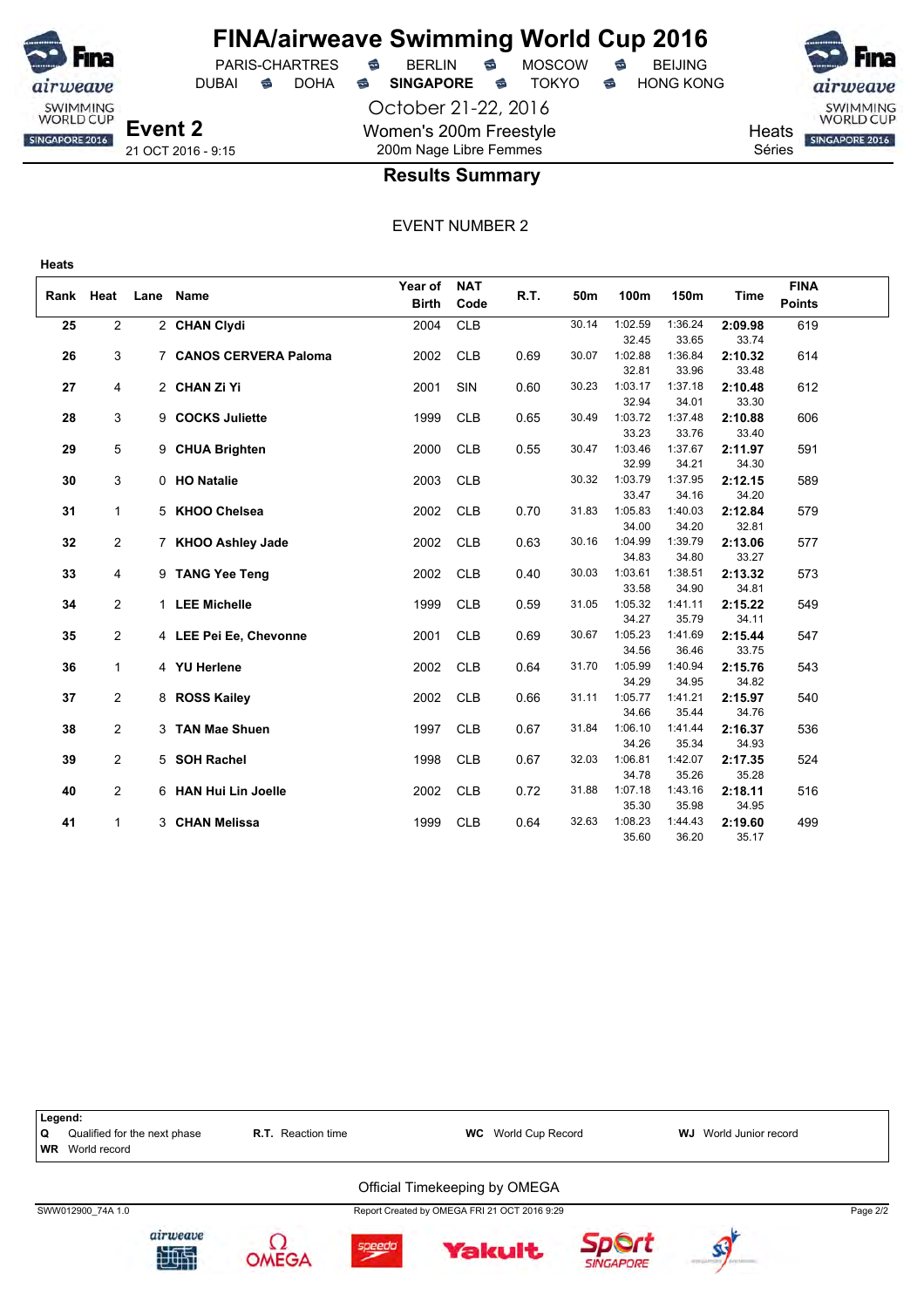# FINA/airweave Swimming World Cup 2016

PARIS-CHARTRES · BERLIN · MOSCOW · BEIJING
DUBAI · DOHA · **SINGAPORE** · TOKYO · HONG KONG

October 21-22, 2016

**Event 2**
21 OCT 2016 - 9:15

Women's 200m Freestyle
200m Nage Libre Femmes

Heats
Séries

## Results Summary

EVENT NUMBER 2

**Heats**

| Rank | Heat | Lane | Name | Year of Birth | NAT Code | R.T. | 50m | 100m | 150m | Time | FINA Points |
|---|---|---|---|---|---|---|---|---|---|---|---|
| **25** | 2 | 2 | **CHAN Clydi** | 2004 | CLB | | 30.14 | 1:02.59<br>32.45 | 1:36.24<br>33.65 | **2:09.98**<br>33.74 | 619 |
| **26** | 3 | 7 | **CANOS CERVERA Paloma** | 2002 | CLB | 0.69 | 30.07 | 1:02.88<br>32.81 | 1:36.84<br>33.96 | **2:10.32**<br>33.48 | 614 |
| **27** | 4 | 2 | **CHAN Zi Yi** | 2001 | SIN | 0.60 | 30.23 | 1:03.17<br>32.94 | 1:37.18<br>34.01 | **2:10.48**<br>33.30 | 612 |
| **28** | 3 | 9 | **COCKS Juliette** | 1999 | CLB | 0.65 | 30.49 | 1:03.72<br>33.23 | 1:37.48<br>33.76 | **2:10.88**<br>33.40 | 606 |
| **29** | 5 | 9 | **CHUA Brighten** | 2000 | CLB | 0.55 | 30.47 | 1:03.46<br>32.99 | 1:37.67<br>34.21 | **2:11.97**<br>34.30 | 591 |
| **30** | 3 | 0 | **HO Natalie** | 2003 | CLB | | 30.32 | 1:03.79<br>33.47 | 1:37.95<br>34.16 | **2:12.15**<br>34.20 | 589 |
| **31** | 1 | 5 | **KHOO Chelsea** | 2002 | CLB | 0.70 | 31.83 | 1:05.83<br>34.00 | 1:40.03<br>34.20 | **2:12.84**<br>32.81 | 579 |
| **32** | 2 | 7 | **KHOO Ashley Jade** | 2002 | CLB | 0.63 | 30.16 | 1:04.99<br>34.83 | 1:39.79<br>34.80 | **2:13.06**<br>33.27 | 577 |
| **33** | 4 | 9 | **TANG Yee Teng** | 2002 | CLB | 0.40 | 30.03 | 1:03.61<br>33.58 | 1:38.51<br>34.90 | **2:13.32**<br>34.81 | 573 |
| **34** | 2 | 1 | **LEE Michelle** | 1999 | CLB | 0.59 | 31.05 | 1:05.32<br>34.27 | 1:41.11<br>35.79 | **2:15.22**<br>34.11 | 549 |
| **35** | 2 | 4 | **LEE Pei Ee, Chevonne** | 2001 | CLB | 0.69 | 30.67 | 1:05.23<br>34.56 | 1:41.69<br>36.46 | **2:15.44**<br>33.75 | 547 |
| **36** | 1 | 4 | **YU Herlene** | 2002 | CLB | 0.64 | 31.70 | 1:05.99<br>34.29 | 1:40.94<br>34.95 | **2:15.76**<br>34.82 | 543 |
| **37** | 2 | 8 | **ROSS Kailey** | 2002 | CLB | 0.66 | 31.11 | 1:05.77<br>34.66 | 1:41.21<br>35.44 | **2:15.97**<br>34.76 | 540 |
| **38** | 2 | 3 | **TAN Mae Shuen** | 1997 | CLB | 0.67 | 31.84 | 1:06.10<br>34.26 | 1:41.44<br>35.34 | **2:16.37**<br>34.93 | 536 |
| **39** | 2 | 5 | **SOH Rachel** | 1998 | CLB | 0.67 | 32.03 | 1:06.81<br>34.78 | 1:42.07<br>35.26 | **2:17.35**<br>35.28 | 524 |
| **40** | 2 | 6 | **HAN Hui Lin Joelle** | 2002 | CLB | 0.72 | 31.88 | 1:07.18<br>35.30 | 1:43.16<br>35.98 | **2:18.11**<br>34.95 | 516 |
| **41** | 1 | 3 | **CHAN Melissa** | 1999 | CLB | 0.64 | 32.63 | 1:08.23<br>35.60 | 1:44.43<br>36.20 | **2:19.60**<br>35.17 | 499 |

**Legend:**
**Q** Qualified for the next phase · **R.T.** Reaction time · **WC** World Cup Record · **WJ** World Junior record
**WR** World record

Official Timekeeping by OMEGA

SWW012900_74A 1.0 · Report Created by OMEGA FRI 21 OCT 2016 9:29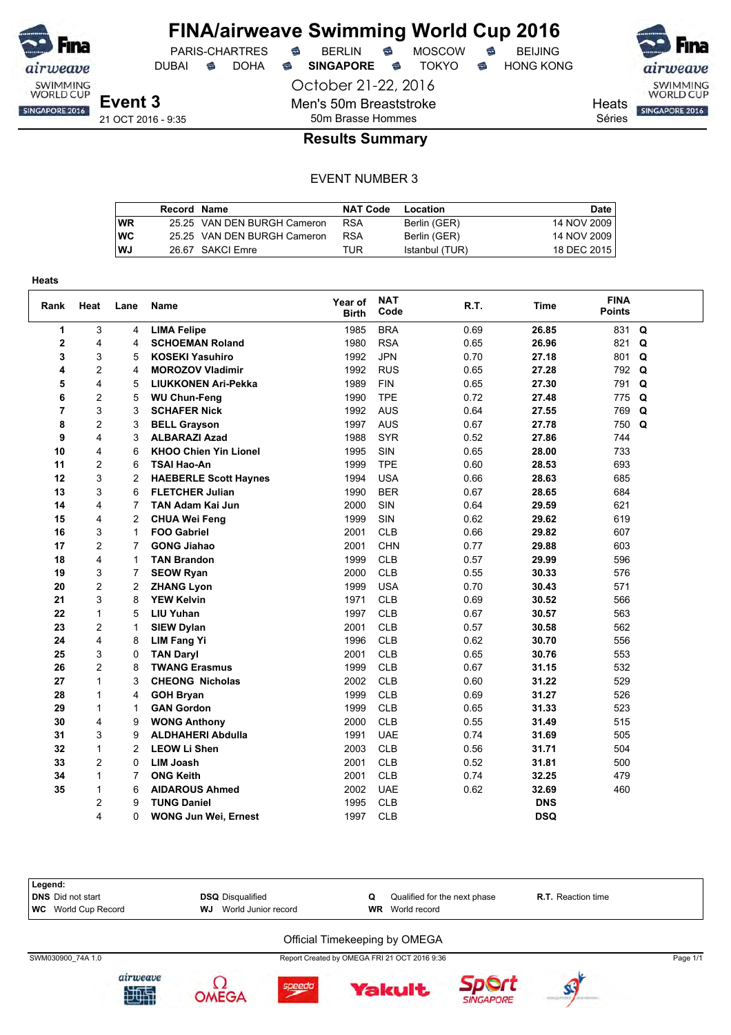# FINA/airweave Swimming World Cup 2016

PARIS-CHARTRES · BERLIN · MOSCOW · BEIJING
DUBAI · DOHA · **SINGAPORE** · TOKYO · HONG KONG

October 21-22, 2016

## Event 3

21 OCT 2016 - 9:35

Men's 50m Breaststroke
50m Brasse Hommes

Heats
Séries

### Results Summary

EVENT NUMBER 3

| | Record | Name | NAT Code | Location | Date |
|---|---|---|---|---|---|
| WR | 25.25 | VAN DEN BURGH Cameron | RSA | Berlin (GER) | 14 NOV 2009 |
| WC | 25.25 | VAN DEN BURGH Cameron | RSA | Berlin (GER) | 14 NOV 2009 |
| WJ | 26.67 | SAKCI Emre | TUR | Istanbul (TUR) | 18 DEC 2015 |

**Heats**

| Rank | Heat | Lane | Name | Year of Birth | NAT Code | R.T. | Time | FINA Points | |
|---|---|---|---|---|---|---|---|---|---|
| 1 | 3 | 4 | **LIMA Felipe** | 1985 | BRA | 0.69 | **26.85** | 831 | **Q** |
| 2 | 4 | 4 | **SCHOEMAN Roland** | 1980 | RSA | 0.65 | **26.96** | 821 | **Q** |
| 3 | 3 | 5 | **KOSEKI Yasuhiro** | 1992 | JPN | 0.70 | **27.18** | 801 | **Q** |
| 4 | 2 | 4 | **MOROZOV Vladimir** | 1992 | RUS | 0.65 | **27.28** | 792 | **Q** |
| 5 | 4 | 5 | **LIUKKONEN Ari-Pekka** | 1989 | FIN | 0.65 | **27.30** | 791 | **Q** |
| 6 | 2 | 5 | **WU Chun-Feng** | 1990 | TPE | 0.72 | **27.48** | 775 | **Q** |
| 7 | 3 | 3 | **SCHAFER Nick** | 1992 | AUS | 0.64 | **27.55** | 769 | **Q** |
| 8 | 2 | 3 | **BELL Grayson** | 1997 | AUS | 0.67 | **27.78** | 750 | **Q** |
| 9 | 4 | 3 | **ALBARAZI Azad** | 1988 | SYR | 0.52 | **27.86** | 744 | |
| 10 | 4 | 6 | **KHOO Chien Yin Lionel** | 1995 | SIN | 0.65 | **28.00** | 733 | |
| 11 | 2 | 6 | **TSAI Hao-An** | 1999 | TPE | 0.60 | **28.53** | 693 | |
| 12 | 3 | 2 | **HAEBERLE Scott Haynes** | 1994 | USA | 0.66 | **28.63** | 685 | |
| 13 | 3 | 6 | **FLETCHER Julian** | 1990 | BER | 0.67 | **28.65** | 684 | |
| 14 | 4 | 7 | **TAN Adam Kai Jun** | 2000 | SIN | 0.64 | **29.59** | 621 | |
| 15 | 4 | 2 | **CHUA Wei Feng** | 1999 | SIN | 0.62 | **29.62** | 619 | |
| 16 | 3 | 1 | **FOO Gabriel** | 2001 | CLB | 0.66 | **29.82** | 607 | |
| 17 | 2 | 7 | **GONG Jiahao** | 2001 | CHN | 0.77 | **29.88** | 603 | |
| 18 | 4 | 1 | **TAN Brandon** | 1999 | CLB | 0.57 | **29.99** | 596 | |
| 19 | 3 | 7 | **SEOW Ryan** | 2000 | CLB | 0.55 | **30.33** | 576 | |
| 20 | 2 | 2 | **ZHANG Lyon** | 1999 | USA | 0.70 | **30.43** | 571 | |
| 21 | 3 | 8 | **YEW Kelvin** | 1971 | CLB | 0.69 | **30.52** | 566 | |
| 22 | 1 | 5 | **LIU Yuhan** | 1997 | CLB | 0.67 | **30.57** | 563 | |
| 23 | 2 | 1 | **SIEW Dylan** | 2001 | CLB | 0.57 | **30.58** | 562 | |
| 24 | 4 | 8 | **LIM Fang Yi** | 1996 | CLB | 0.62 | **30.70** | 556 | |
| 25 | 3 | 0 | **TAN Daryl** | 2001 | CLB | 0.65 | **30.76** | 553 | |
| 26 | 2 | 8 | **TWANG Erasmus** | 1999 | CLB | 0.67 | **31.15** | 532 | |
| 27 | 1 | 3 | **CHEONG Nicholas** | 2002 | CLB | 0.60 | **31.22** | 529 | |
| 28 | 1 | 4 | **GOH Bryan** | 1999 | CLB | 0.69 | **31.27** | 526 | |
| 29 | 1 | 1 | **GAN Gordon** | 1999 | CLB | 0.65 | **31.33** | 523 | |
| 30 | 4 | 9 | **WONG Anthony** | 2000 | CLB | 0.55 | **31.49** | 515 | |
| 31 | 3 | 9 | **ALDHAHERI Abdulla** | 1991 | UAE | 0.74 | **31.69** | 505 | |
| 32 | 1 | 2 | **LEOW Li Shen** | 2003 | CLB | 0.56 | **31.71** | 504 | |
| 33 | 2 | 0 | **LIM Joash** | 2001 | CLB | 0.52 | **31.81** | 500 | |
| 34 | 1 | 7 | **ONG Keith** | 2001 | CLB | 0.74 | **32.25** | 479 | |
| 35 | 1 | 6 | **AIDAROUS Ahmed** | 2002 | UAE | 0.62 | **32.69** | 460 | |
| | 2 | 9 | **TUNG Daniel** | 1995 | CLB | | **DNS** | | |
| | 4 | 0 | **WONG Jun Wei, Ernest** | 1997 | CLB | | **DSQ** | | |

**Legend:**

| | | | |
|---|---|---|---|
| **DNS** Did not start | **DSQ** Disqualified | **Q** Qualified for the next phase | **R.T.** Reaction time |
| **WC** World Cup Record | **WJ** World Junior record | **WR** World record | |

Official Timekeeping by OMEGA

SWM030900_74A 1.0 — Report Created by OMEGA FRI 21 OCT 2016 9:36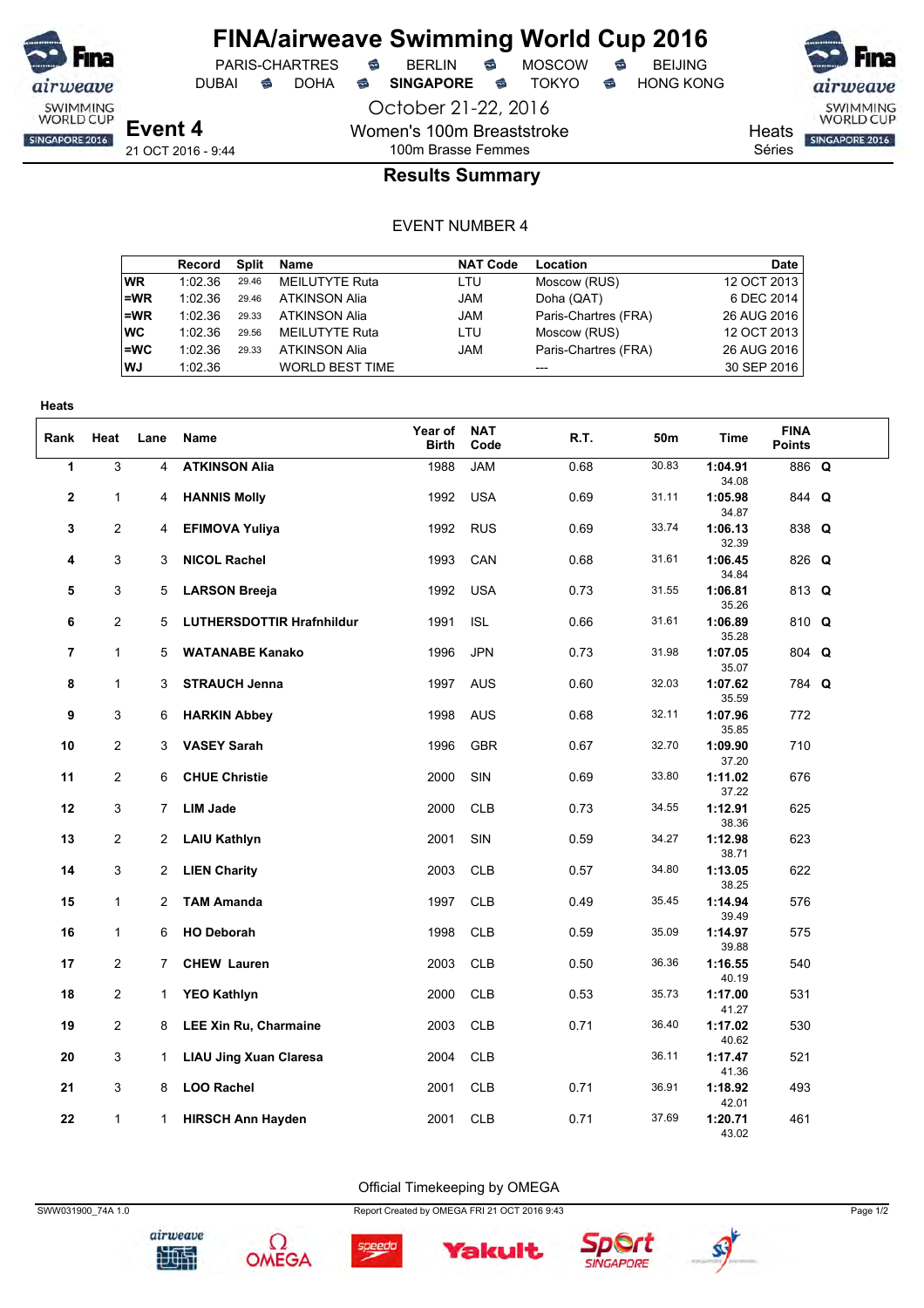# FINA/airweave Swimming World Cup 2016

PARIS-CHARTRES · BERLIN · MOSCOW · BEIJING
DUBAI · DOHA · **SINGAPORE** · TOKYO · HONG KONG

October 21-22, 2016

**Event 4**
21 OCT 2016 - 9:44

Women's 100m Breaststroke
100m Brasse Femmes

Heats
Séries

## Results Summary

EVENT NUMBER 4

| | Record | Split | Name | NAT Code | Location | Date |
|---|---|---|---|---|---|---|
| WR | 1:02.36 | 29.46 | MEILUTYTE Ruta | LTU | Moscow (RUS) | 12 OCT 2013 |
| =WR | 1:02.36 | 29.46 | ATKINSON Alia | JAM | Doha (QAT) | 6 DEC 2014 |
| =WR | 1:02.36 | 29.33 | ATKINSON Alia | JAM | Paris-Chartres (FRA) | 26 AUG 2016 |
| WC | 1:02.36 | 29.56 | MEILUTYTE Ruta | LTU | Moscow (RUS) | 12 OCT 2013 |
| =WC | 1:02.36 | 29.33 | ATKINSON Alia | JAM | Paris-Chartres (FRA) | 26 AUG 2016 |
| WJ | 1:02.36 | | WORLD BEST TIME | | --- | 30 SEP 2016 |

**Heats**

| Rank | Heat | Lane | Name | Year of Birth | NAT Code | R.T. | 50m | Time | FINA Points | |
|---|---|---|---|---|---|---|---|---|---|---|
| 1 | 3 | 4 | **ATKINSON Alia** | 1988 | JAM | 0.68 | 30.83 | **1:04.91** (34.08) | 886 | **Q** |
| 2 | 1 | 4 | **HANNIS Molly** | 1992 | USA | 0.69 | 31.11 | **1:05.98** (34.87) | 844 | **Q** |
| 3 | 2 | 4 | **EFIMOVA Yuliya** | 1992 | RUS | 0.69 | 33.74 | **1:06.13** (32.39) | 838 | **Q** |
| 4 | 3 | 3 | **NICOL Rachel** | 1993 | CAN | 0.68 | 31.61 | **1:06.45** (34.84) | 826 | **Q** |
| 5 | 3 | 5 | **LARSON Breeja** | 1992 | USA | 0.73 | 31.55 | **1:06.81** (35.26) | 813 | **Q** |
| 6 | 2 | 5 | **LUTHERSDOTTIR Hrafnhildur** | 1991 | ISL | 0.66 | 31.61 | **1:06.89** (35.28) | 810 | **Q** |
| 7 | 1 | 5 | **WATANABE Kanako** | 1996 | JPN | 0.73 | 31.98 | **1:07.05** (35.07) | 804 | **Q** |
| 8 | 1 | 3 | **STRAUCH Jenna** | 1997 | AUS | 0.60 | 32.03 | **1:07.62** (35.59) | 784 | **Q** |
| 9 | 3 | 6 | **HARKIN Abbey** | 1998 | AUS | 0.68 | 32.11 | **1:07.96** (35.85) | 772 | |
| 10 | 2 | 3 | **VASEY Sarah** | 1996 | GBR | 0.67 | 32.70 | **1:09.90** (37.20) | 710 | |
| 11 | 2 | 6 | **CHUE Christie** | 2000 | SIN | 0.69 | 33.80 | **1:11.02** (37.22) | 676 | |
| 12 | 3 | 7 | **LIM Jade** | 2000 | CLB | 0.73 | 34.55 | **1:12.91** (38.36) | 625 | |
| 13 | 2 | 2 | **LAIU Kathlyn** | 2001 | SIN | 0.59 | 34.27 | **1:12.98** (38.71) | 623 | |
| 14 | 3 | 2 | **LIEN Charity** | 2003 | CLB | 0.57 | 34.80 | **1:13.05** (38.25) | 622 | |
| 15 | 1 | 2 | **TAM Amanda** | 1997 | CLB | 0.49 | 35.45 | **1:14.94** (39.49) | 576 | |
| 16 | 1 | 6 | **HO Deborah** | 1998 | CLB | 0.59 | 35.09 | **1:14.97** (39.88) | 575 | |
| 17 | 2 | 7 | **CHEW Lauren** | 2003 | CLB | 0.50 | 36.36 | **1:16.55** (40.19) | 540 | |
| 18 | 2 | 1 | **YEO Kathlyn** | 2000 | CLB | 0.53 | 35.73 | **1:17.00** (41.27) | 531 | |
| 19 | 2 | 8 | **LEE Xin Ru, Charmaine** | 2003 | CLB | 0.71 | 36.40 | **1:17.02** (40.62) | 530 | |
| 20 | 3 | 1 | **LIAU Jing Xuan Claresa** | 2004 | CLB | | 36.11 | **1:17.47** (41.36) | 521 | |
| 21 | 3 | 8 | **LOO Rachel** | 2001 | CLB | 0.71 | 36.91 | **1:18.92** (42.01) | 493 | |
| 22 | 1 | 1 | **HIRSCH Ann Hayden** | 2001 | CLB | 0.71 | 37.69 | **1:20.71** (43.02) | 461 | |

Official Timekeeping by OMEGA

SWW031900_74A 1.0 — Report Created by OMEGA FRI 21 OCT 2016 9:43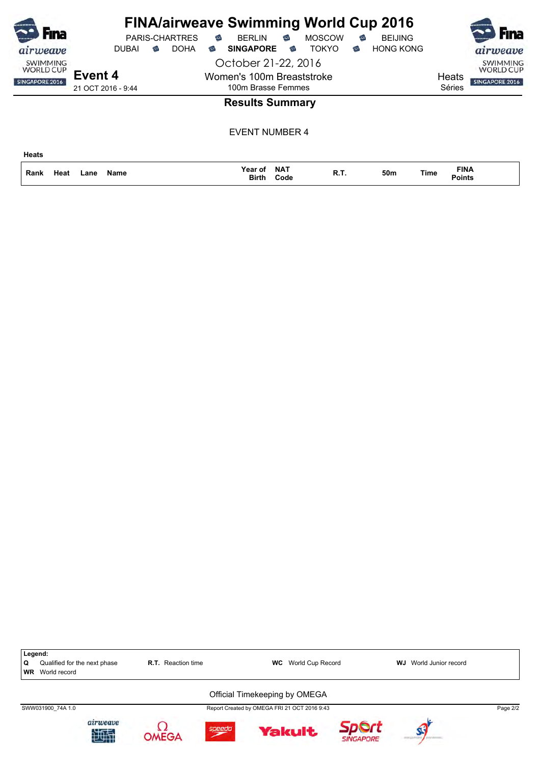# FINA/airweave Swimming World Cup 2016

PARIS-CHARTRES · BERLIN · MOSCOW · BEIJING
DUBAI · DOHA · **SINGAPORE** · TOKYO · HONG KONG

October 21-22, 2016

**Event 4**
21 OCT 2016 - 9:44

Women's 100m Breaststroke
100m Brasse Femmes

Heats
Séries

## Results Summary

EVENT NUMBER 4

**Heats**

| Rank | Heat | Lane | Name | Year of Birth | NAT Code | R.T. | 50m | Time | FINA Points |
|---|---|---|---|---|---|---|---|---|---|

**Legend:**

| | | | | | | | |
|---|---|---|---|---|---|---|---|
| **Q** | Qualified for the next phase | **R.T.** | Reaction time | **WC** | World Cup Record | **WJ** | World Junior record |
| **WR** | World record | | | | | | |

Official Timekeeping by OMEGA

SWW031900_74A 1.0 · Report Created by OMEGA FRI 21 OCT 2016 9:43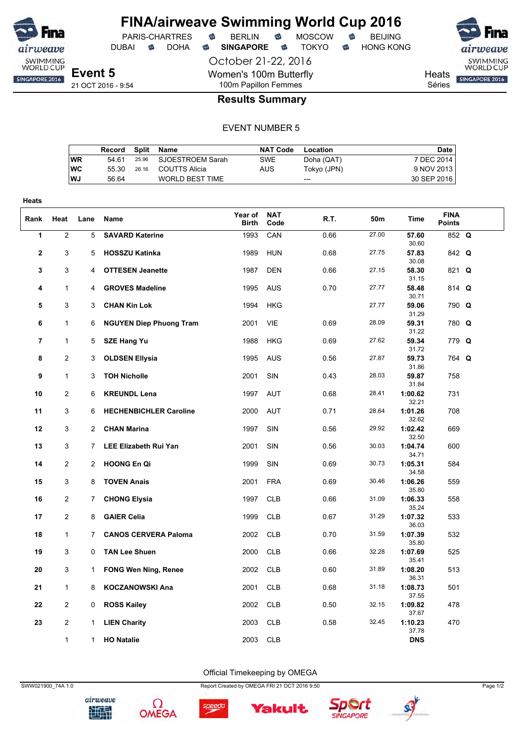# FINA/airweave Swimming World Cup 2016

PARIS-CHARTRES · BERLIN · MOSCOW · BEIJING
DUBAI · DOHA · **SINGAPORE** · TOKYO · HONG KONG

October 21-22, 2016

**Event 5**
21 OCT 2016 - 9:54

Women's 100m Butterfly
100m Papillon Femmes

Heats
Séries

## Results Summary

EVENT NUMBER 5

| | Record | Split | Name | NAT Code | Location | Date |
|---|---|---|---|---|---|---|
| WR | 54.61 | 25.96 | SJOESTROEM Sarah | SWE | Doha (QAT) | 7 DEC 2014 |
| WC | 55.30 | 26.16 | COUTTS Alicia | AUS | Tokyo (JPN) | 9 NOV 2013 |
| WJ | 56.64 | | WORLD BEST TIME | | --- | 30 SEP 2016 |

**Heats**

| Rank | Heat | Lane | Name | Year of Birth | NAT Code | R.T. | 50m | Time | FINA Points | |
|---|---|---|---|---|---|---|---|---|---|---|
| 1 | 2 | 5 | **SAVARD Katerine** | 1993 | CAN | 0.66 | 27.00 | **57.60** 30.60 | 852 | **Q** |
| 2 | 3 | 5 | **HOSSZU Katinka** | 1989 | HUN | 0.68 | 27.75 | **57.83** 30.08 | 842 | **Q** |
| 3 | 3 | 4 | **OTTESEN Jeanette** | 1987 | DEN | 0.66 | 27.15 | **58.30** 31.15 | 821 | **Q** |
| 4 | 1 | 4 | **GROVES Madeline** | 1995 | AUS | 0.70 | 27.77 | **58.48** 30.71 | 814 | **Q** |
| 5 | 3 | 3 | **CHAN Kin Lok** | 1994 | HKG | | 27.77 | **59.06** 31.29 | 790 | **Q** |
| 6 | 1 | 6 | **NGUYEN Diep Phuong Tram** | 2001 | VIE | 0.69 | 28.09 | **59.31** 31.22 | 780 | **Q** |
| 7 | 1 | 5 | **SZE Hang Yu** | 1988 | HKG | 0.69 | 27.62 | **59.34** 31.72 | 779 | **Q** |
| 8 | 2 | 3 | **OLDSEN Ellysia** | 1995 | AUS | 0.56 | 27.87 | **59.73** 31.86 | 764 | **Q** |
| 9 | 1 | 3 | **TOH Nicholle** | 2001 | SIN | 0.43 | 28.03 | **59.87** 31.84 | 758 | |
| 10 | 2 | 6 | **KREUNDL Lena** | 1997 | AUT | 0.68 | 28.41 | **1:00.62** 32.21 | 731 | |
| 11 | 3 | 6 | **HECHENBICHLER Caroline** | 2000 | AUT | 0.71 | 28.64 | **1:01.26** 32.62 | 708 | |
| 12 | 3 | 2 | **CHAN Marina** | 1997 | SIN | 0.56 | 29.92 | **1:02.42** 32.50 | 669 | |
| 13 | 3 | 7 | **LEE Elizabeth Rui Yan** | 2001 | SIN | 0.56 | 30.03 | **1:04.74** 34.71 | 600 | |
| 14 | 2 | 2 | **HOONG En Qi** | 1999 | SIN | 0.69 | 30.73 | **1:05.31** 34.58 | 584 | |
| 15 | 3 | 8 | **TOVEN Anais** | 2001 | FRA | 0.69 | 30.46 | **1:06.26** 35.80 | 559 | |
| 16 | 2 | 7 | **CHONG Elysia** | 1997 | CLB | 0.66 | 31.09 | **1:06.33** 35.24 | 558 | |
| 17 | 2 | 8 | **GAIER Celia** | 1999 | CLB | 0.67 | 31.29 | **1:07.32** 36.03 | 533 | |
| 18 | 1 | 7 | **CANOS CERVERA Paloma** | 2002 | CLB | 0.70 | 31.59 | **1:07.39** 35.80 | 532 | |
| 19 | 3 | 0 | **TAN Lee Shuen** | 2000 | CLB | 0.66 | 32.28 | **1:07.69** 35.41 | 525 | |
| 20 | 3 | 1 | **FONG Wen Ning, Renee** | 2002 | CLB | 0.60 | 31.89 | **1:08.20** 36.31 | 513 | |
| 21 | 1 | 8 | **KOCZANOWSKI Ana** | 2001 | CLB | 0.68 | 31.18 | **1:08.73** 37.55 | 501 | |
| 22 | 2 | 0 | **ROSS Kailey** | 2002 | CLB | 0.50 | 32.15 | **1:09.82** 37.67 | 478 | |
| 23 | 2 | 1 | **LIEN Charity** | 2003 | CLB | 0.58 | 32.45 | **1:10.23** 37.78 | 470 | |
| | 1 | 1 | **HO Natalie** | 2003 | CLB | | | **DNS** | | |

Official Timekeeping by OMEGA

SWW021900_74A 1.0 — Report Created by OMEGA FRI 21 OCT 2016 9:50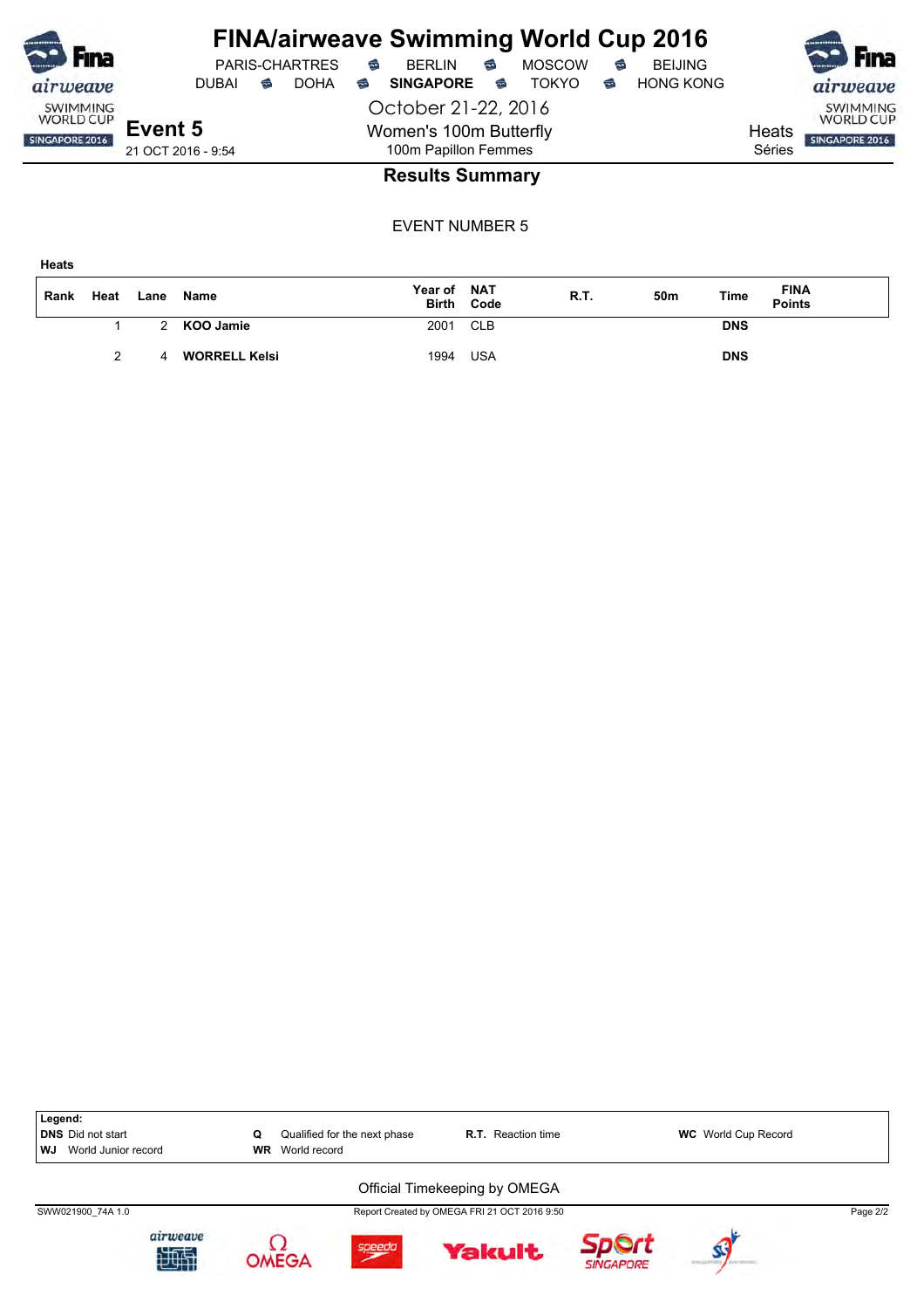# FINA/airweave Swimming World Cup 2016

PARIS-CHARTRES · BERLIN · MOSCOW · BEIJING
DUBAI · DOHA · **SINGAPORE** · TOKYO · HONG KONG

October 21-22, 2016

## Event 5

21 OCT 2016 - 9:54

Women's 100m Butterfly
100m Papillon Femmes

Heats
Séries

## Results Summary

EVENT NUMBER 5

**Heats**

| Rank | Heat | Lane | Name | Year of Birth | NAT Code | R.T. | 50m | Time | FINA Points |
|---|---|---|---|---|---|---|---|---|---|
| | 1 | 2 | **KOO Jamie** | 2001 | CLB | | | **DNS** | |
| | 2 | 4 | **WORRELL Kelsi** | 1994 | USA | | | **DNS** | |

**Legend:**

| | | | |
|---|---|---|---|
| **DNS** Did not start | **Q** Qualified for the next phase | **R.T.** Reaction time | **WC** World Cup Record |
| **WJ** World Junior record | **WR** World record | | |

Official Timekeeping by OMEGA

SWW021900_74A 1.0 · Report Created by OMEGA FRI 21 OCT 2016 9:50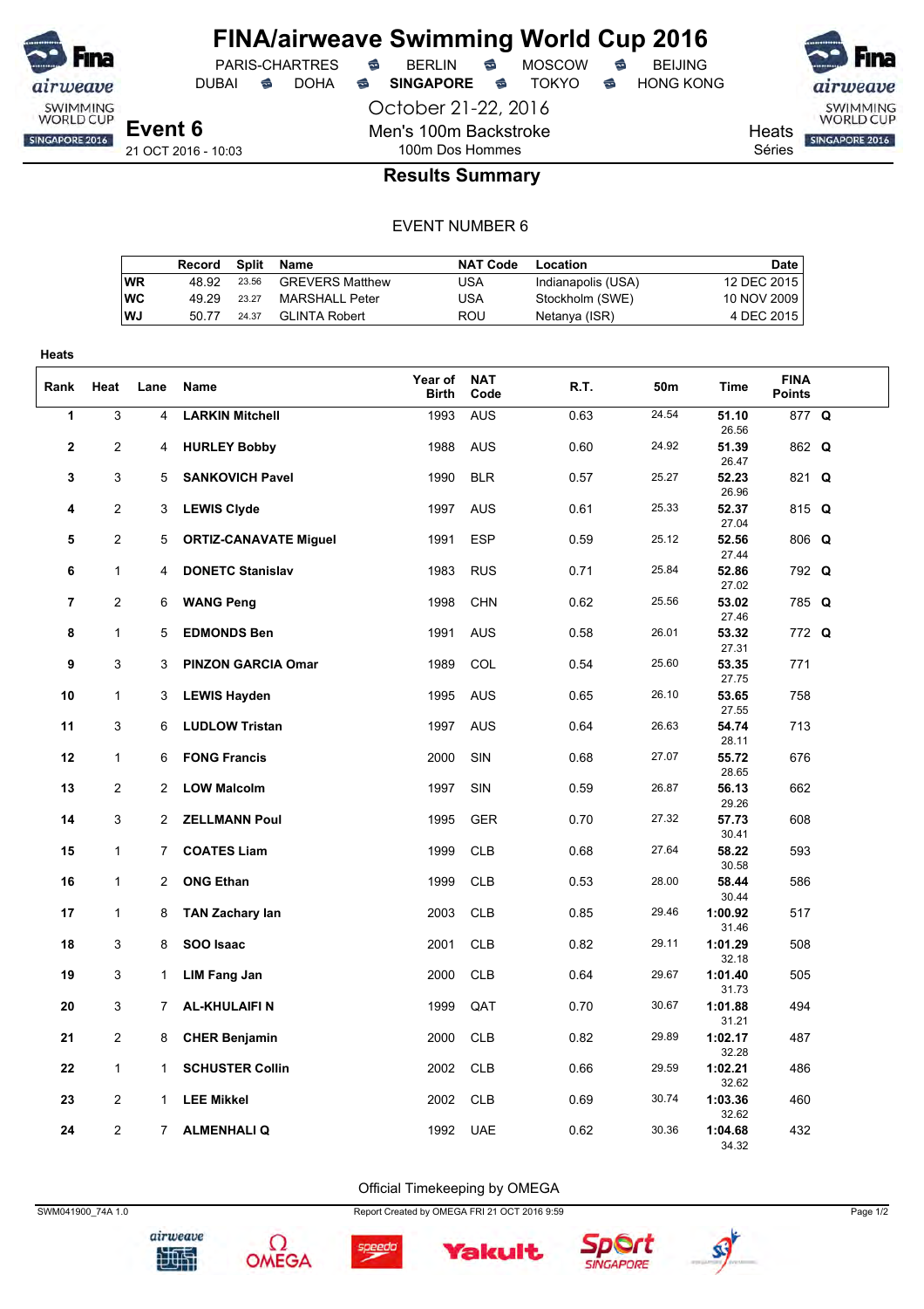# FINA/airweave Swimming World Cup 2016

PARIS-CHARTRES · BERLIN · MOSCOW · BEIJING
DUBAI · DOHA · **SINGAPORE** · TOKYO · HONG KONG

October 21-22, 2016

**Event 6**
21 OCT 2016 - 10:03

Men's 100m Backstroke
100m Dos Hommes

Heats
Séries

## Results Summary

EVENT NUMBER 6

| | Record | Split | Name | NAT Code | Location | Date |
|---|---|---|---|---|---|---|
| WR | 48.92 | 23.56 | GREVERS Matthew | USA | Indianapolis (USA) | 12 DEC 2015 |
| WC | 49.29 | 23.27 | MARSHALL Peter | USA | Stockholm (SWE) | 10 NOV 2009 |
| WJ | 50.77 | 24.37 | GLINTA Robert | ROU | Netanya (ISR) | 4 DEC 2015 |

**Heats**

| Rank | Heat | Lane | Name | Year of Birth | NAT Code | R.T. | 50m | Time | FINA Points | |
|---|---|---|---|---|---|---|---|---|---|---|
| 1 | 3 | 4 | **LARKIN Mitchell** | 1993 | AUS | 0.63 | 24.54 | **51.10** 26.56 | 877 | **Q** |
| 2 | 2 | 4 | **HURLEY Bobby** | 1988 | AUS | 0.60 | 24.92 | **51.39** 26.47 | 862 | **Q** |
| 3 | 3 | 5 | **SANKOVICH Pavel** | 1990 | BLR | 0.57 | 25.27 | **52.23** 26.96 | 821 | **Q** |
| 4 | 2 | 3 | **LEWIS Clyde** | 1997 | AUS | 0.61 | 25.33 | **52.37** 27.04 | 815 | **Q** |
| 5 | 2 | 5 | **ORTIZ-CANAVATE Miguel** | 1991 | ESP | 0.59 | 25.12 | **52.56** 27.44 | 806 | **Q** |
| 6 | 1 | 4 | **DONETC Stanislav** | 1983 | RUS | 0.71 | 25.84 | **52.86** 27.02 | 792 | **Q** |
| 7 | 2 | 6 | **WANG Peng** | 1998 | CHN | 0.62 | 25.56 | **53.02** 27.46 | 785 | **Q** |
| 8 | 1 | 5 | **EDMONDS Ben** | 1991 | AUS | 0.58 | 26.01 | **53.32** 27.31 | 772 | **Q** |
| 9 | 3 | 3 | **PINZON GARCIA Omar** | 1989 | COL | 0.54 | 25.60 | **53.35** 27.75 | 771 | |
| 10 | 1 | 3 | **LEWIS Hayden** | 1995 | AUS | 0.65 | 26.10 | **53.65** 27.55 | 758 | |
| 11 | 3 | 6 | **LUDLOW Tristan** | 1997 | AUS | 0.64 | 26.63 | **54.74** 28.11 | 713 | |
| 12 | 1 | 6 | **FONG Francis** | 2000 | SIN | 0.68 | 27.07 | **55.72** 28.65 | 676 | |
| 13 | 2 | 2 | **LOW Malcolm** | 1997 | SIN | 0.59 | 26.87 | **56.13** 29.26 | 662 | |
| 14 | 3 | 2 | **ZELLMANN Poul** | 1995 | GER | 0.70 | 27.32 | **57.73** 30.41 | 608 | |
| 15 | 1 | 7 | **COATES Liam** | 1999 | CLB | 0.68 | 27.64 | **58.22** 30.58 | 593 | |
| 16 | 1 | 2 | **ONG Ethan** | 1999 | CLB | 0.53 | 28.00 | **58.44** 30.44 | 586 | |
| 17 | 1 | 8 | **TAN Zachary Ian** | 2003 | CLB | 0.85 | 29.46 | **1:00.92** 31.46 | 517 | |
| 18 | 3 | 8 | **SOO Isaac** | 2001 | CLB | 0.82 | 29.11 | **1:01.29** 32.18 | 508 | |
| 19 | 3 | 1 | **LIM Fang Jan** | 2000 | CLB | 0.64 | 29.67 | **1:01.40** 31.73 | 505 | |
| 20 | 3 | 7 | **AL-KHULAIFI N** | 1999 | QAT | 0.70 | 30.67 | **1:01.88** 31.21 | 494 | |
| 21 | 2 | 8 | **CHER Benjamin** | 2000 | CLB | 0.82 | 29.89 | **1:02.17** 32.28 | 487 | |
| 22 | 1 | 1 | **SCHUSTER Collin** | 2002 | CLB | 0.66 | 29.59 | **1:02.21** 32.62 | 486 | |
| 23 | 2 | 1 | **LEE Mikkel** | 2002 | CLB | 0.69 | 30.74 | **1:03.36** 32.62 | 460 | |
| 24 | 2 | 7 | **ALMENHALI Q** | 1992 | UAE | 0.62 | 30.36 | **1:04.68** 34.32 | 432 | |

Official Timekeeping by OMEGA

SWM041900_74A 1.0 — Report Created by OMEGA FRI 21 OCT 2016 9:59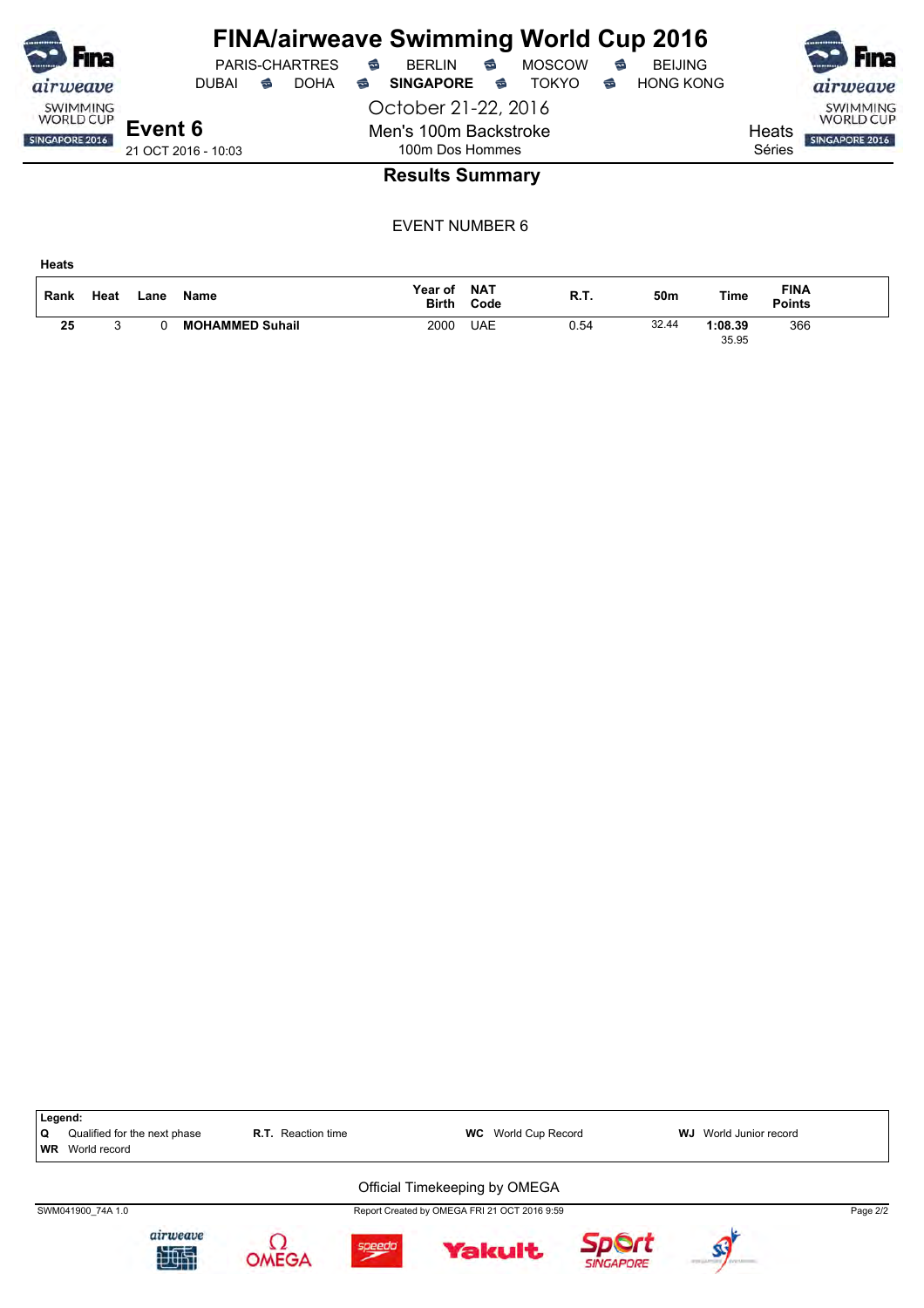# FINA/airweave Swimming World Cup 2016

PARIS-CHARTRES · BERLIN · MOSCOW · BEIJING
DUBAI · DOHA · **SINGAPORE** · TOKYO · HONG KONG

October 21-22, 2016

**Event 6**
21 OCT 2016 - 10:03

Men's 100m Backstroke
100m Dos Hommes

Heats
Séries

## Results Summary

EVENT NUMBER 6

**Heats**

| Rank | Heat | Lane | Name | Year of Birth | NAT Code | R.T. | 50m | Time | FINA Points |
|---|---|---|---|---|---|---|---|---|---|
| **25** | 3 | 0 | **MOHAMMED Suhail** | 2000 | UAE | 0.54 | 32.44 | **1:08.39** 35.95 | 366 |

**Legend:**

| | | | |
|---|---|---|---|
| **Q** Qualified for the next phase | **R.T.** Reaction time | **WC** World Cup Record | **WJ** World Junior record |
| **WR** World record | | | |

Official Timekeeping by OMEGA

SWM041900_74A 1.0 · Report Created by OMEGA FRI 21 OCT 2016 9:59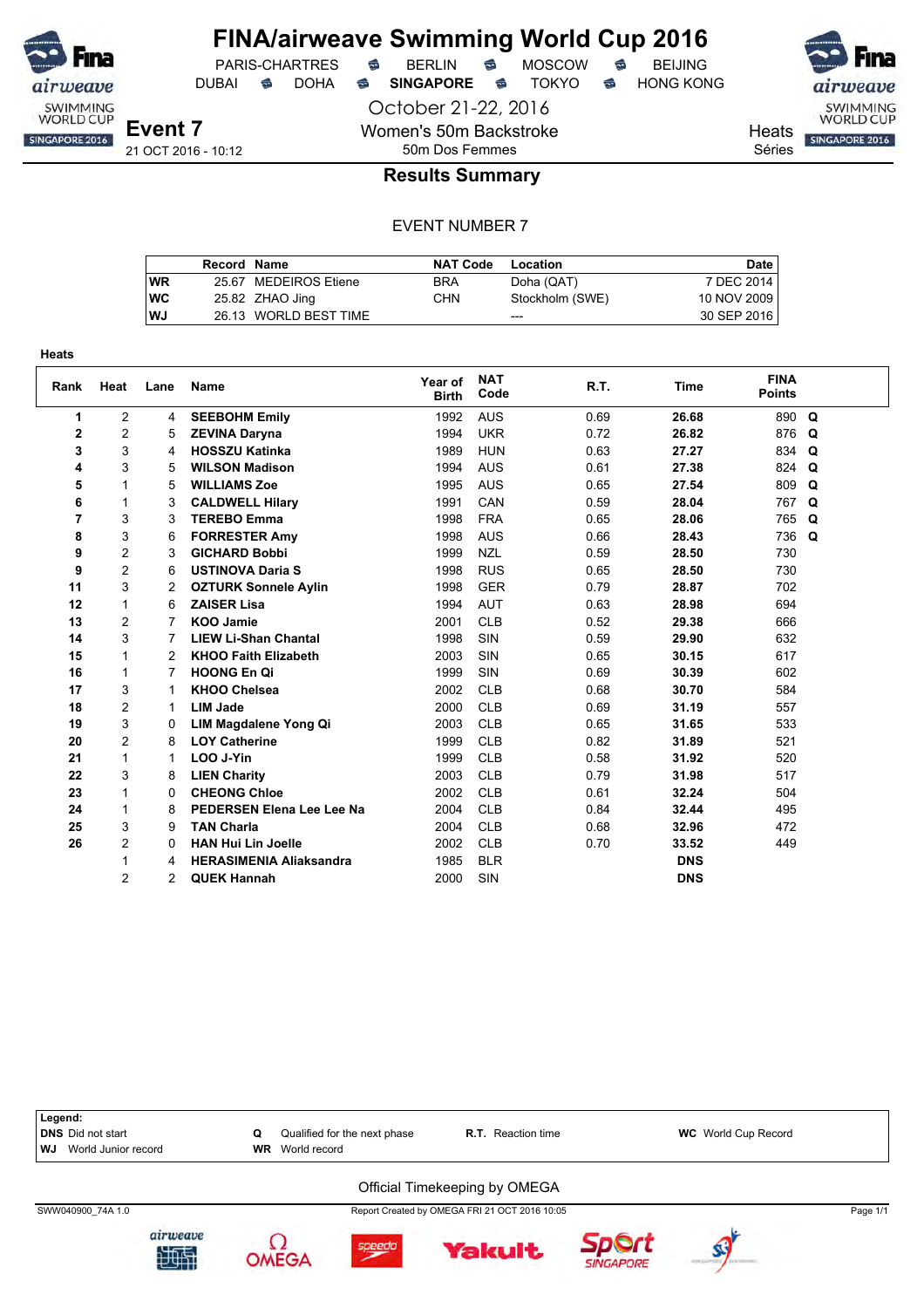# FINA/airweave Swimming World Cup 2016

PARIS-CHARTRES · BERLIN · MOSCOW · BEIJING
DUBAI · DOHA · **SINGAPORE** · TOKYO · HONG KONG

October 21-22, 2016

## Event 7

21 OCT 2016 - 10:12

Women's 50m Backstroke
50m Dos Femmes

Heats
Séries

### Results Summary

EVENT NUMBER 7

| | Record | Name | NAT Code | Location | Date |
|---|---|---|---|---|---|
| WR | 25.67 | MEDEIROS Etiene | BRA | Doha (QAT) | 7 DEC 2014 |
| WC | 25.82 | ZHAO Jing | CHN | Stockholm (SWE) | 10 NOV 2009 |
| WJ | 26.13 | WORLD BEST TIME | | --- | 30 SEP 2016 |

**Heats**

| Rank | Heat | Lane | Name | Year of Birth | NAT Code | R.T. | Time | FINA Points | |
|---|---|---|---|---|---|---|---|---|---|
| 1 | 2 | 4 | **SEEBOHM Emily** | 1992 | AUS | 0.69 | **26.68** | 890 | **Q** |
| 2 | 2 | 5 | **ZEVINA Daryna** | 1994 | UKR | 0.72 | **26.82** | 876 | **Q** |
| 3 | 3 | 4 | **HOSSZU Katinka** | 1989 | HUN | 0.63 | **27.27** | 834 | **Q** |
| 4 | 3 | 5 | **WILSON Madison** | 1994 | AUS | 0.61 | **27.38** | 824 | **Q** |
| 5 | 1 | 5 | **WILLIAMS Zoe** | 1995 | AUS | 0.65 | **27.54** | 809 | **Q** |
| 6 | 1 | 3 | **CALDWELL Hilary** | 1991 | CAN | 0.59 | **28.04** | 767 | **Q** |
| 7 | 3 | 3 | **TEREBO Emma** | 1998 | FRA | 0.65 | **28.06** | 765 | **Q** |
| 8 | 3 | 6 | **FORRESTER Amy** | 1998 | AUS | 0.66 | **28.43** | 736 | **Q** |
| 9 | 2 | 3 | **GICHARD Bobbi** | 1999 | NZL | 0.59 | **28.50** | 730 | |
| 9 | 2 | 6 | **USTINOVA Daria S** | 1998 | RUS | 0.65 | **28.50** | 730 | |
| 11 | 3 | 2 | **OZTURK Sonnele Aylin** | 1998 | GER | 0.79 | **28.87** | 702 | |
| 12 | 1 | 6 | **ZAISER Lisa** | 1994 | AUT | 0.63 | **28.98** | 694 | |
| 13 | 2 | 7 | **KOO Jamie** | 2001 | CLB | 0.52 | **29.38** | 666 | |
| 14 | 3 | 7 | **LIEW Li-Shan Chantal** | 1998 | SIN | 0.59 | **29.90** | 632 | |
| 15 | 1 | 2 | **KHOO Faith Elizabeth** | 2003 | SIN | 0.65 | **30.15** | 617 | |
| 16 | 1 | 7 | **HOONG En Qi** | 1999 | SIN | 0.69 | **30.39** | 602 | |
| 17 | 3 | 1 | **KHOO Chelsea** | 2002 | CLB | 0.68 | **30.70** | 584 | |
| 18 | 2 | 1 | **LIM Jade** | 2000 | CLB | 0.69 | **31.19** | 557 | |
| 19 | 3 | 0 | **LIM Magdalene Yong Qi** | 2003 | CLB | 0.65 | **31.65** | 533 | |
| 20 | 2 | 8 | **LOY Catherine** | 1999 | CLB | 0.82 | **31.89** | 521 | |
| 21 | 1 | 1 | **LOO J-Yin** | 1999 | CLB | 0.58 | **31.92** | 520 | |
| 22 | 3 | 8 | **LIEN Charity** | 2003 | CLB | 0.79 | **31.98** | 517 | |
| 23 | 1 | 0 | **CHEONG Chloe** | 2002 | CLB | 0.61 | **32.24** | 504 | |
| 24 | 1 | 8 | **PEDERSEN Elena Lee Lee Na** | 2004 | CLB | 0.84 | **32.44** | 495 | |
| 25 | 3 | 9 | **TAN Charla** | 2004 | CLB | 0.68 | **32.96** | 472 | |
| 26 | 2 | 0 | **HAN Hui Lin Joelle** | 2002 | CLB | 0.70 | **33.52** | 449 | |
| | 1 | 4 | **HERASIMENIA Aliaksandra** | 1985 | BLR | | **DNS** | | |
| | 2 | 2 | **QUEK Hannah** | 2000 | SIN | | **DNS** | | |

**Legend:**

| | | | |
|---|---|---|---|
| **DNS** Did not start | **Q** Qualified for the next phase | **R.T.** Reaction time | **WC** World Cup Record |
| **WJ** World Junior record | **WR** World record | | |

Official Timekeeping by OMEGA

SWW040900_74A 1.0 · Report Created by OMEGA FRI 21 OCT 2016 10:05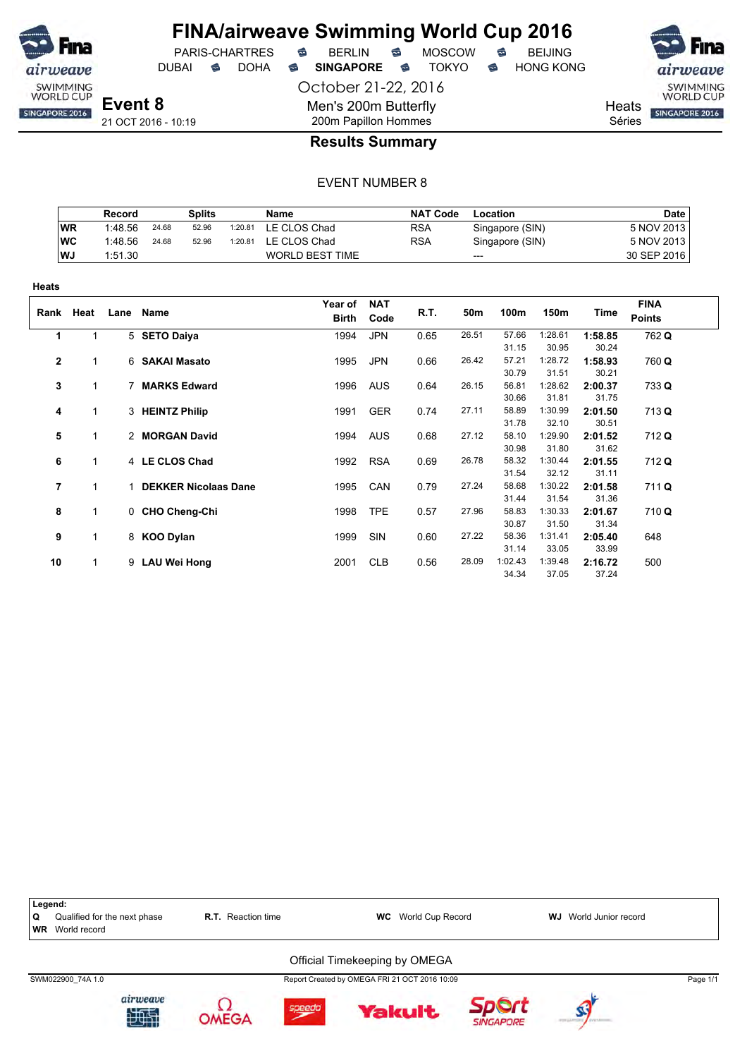# FINA/airweave Swimming World Cup 2016

PARIS-CHARTRES · BERLIN · MOSCOW · BEIJING
DUBAI · DOHA · **SINGAPORE** · TOKYO · HONG KONG

October 21-22, 2016

## Event 8

21 OCT 2016 - 10:19

Men's 200m Butterfly
200m Papillon Hommes

Heats
Séries

## Results Summary

EVENT NUMBER 8

| | Record | | Splits | | Name | NAT Code | Location | Date |
|---|---|---|---|---|---|---|---|---|
| WR | 1:48.56 | 24.68 | 52.96 | 1:20.81 | LE CLOS Chad | RSA | Singapore (SIN) | 5 NOV 2013 |
| WC | 1:48.56 | 24.68 | 52.96 | 1:20.81 | LE CLOS Chad | RSA | Singapore (SIN) | 5 NOV 2013 |
| WJ | 1:51.30 | | | | WORLD BEST TIME | | --- | 30 SEP 2016 |

**Heats**

| Rank | Heat | Lane | Name | Year of Birth | NAT Code | R.T. | 50m | 100m | 150m | Time | FINA Points |
|---|---|---|---|---|---|---|---|---|---|---|---|
| 1 | 1 | 5 | **SETO Daiya** | 1994 | JPN | 0.65 | 26.51 | 57.66 | 1:28.61 | **1:58.85** | 762 **Q** |
| | | | | | | | | 31.15 | 30.95 | 30.24 | |
| 2 | 1 | 6 | **SAKAI Masato** | 1995 | JPN | 0.66 | 26.42 | 57.21 | 1:28.72 | **1:58.93** | 760 **Q** |
| | | | | | | | | 30.79 | 31.51 | 30.21 | |
| 3 | 1 | 7 | **MARKS Edward** | 1996 | AUS | 0.64 | 26.15 | 56.81 | 1:28.62 | **2:00.37** | 733 **Q** |
| | | | | | | | | 30.66 | 31.81 | 31.75 | |
| 4 | 1 | 3 | **HEINTZ Philip** | 1991 | GER | 0.74 | 27.11 | 58.89 | 1:30.99 | **2:01.50** | 713 **Q** |
| | | | | | | | | 31.78 | 32.10 | 30.51 | |
| 5 | 1 | 2 | **MORGAN David** | 1994 | AUS | 0.68 | 27.12 | 58.10 | 1:29.90 | **2:01.52** | 712 **Q** |
| | | | | | | | | 30.98 | 31.80 | 31.62 | |
| 6 | 1 | 4 | **LE CLOS Chad** | 1992 | RSA | 0.69 | 26.78 | 58.32 | 1:30.44 | **2:01.55** | 712 **Q** |
| | | | | | | | | 31.54 | 32.12 | 31.11 | |
| 7 | 1 | 1 | **DEKKER Nicolaas Dane** | 1995 | CAN | 0.79 | 27.24 | 58.68 | 1:30.22 | **2:01.58** | 711 **Q** |
| | | | | | | | | 31.44 | 31.54 | 31.36 | |
| 8 | 1 | 0 | **CHO Cheng-Chi** | 1998 | TPE | 0.57 | 27.96 | 58.83 | 1:30.33 | **2:01.67** | 710 **Q** |
| | | | | | | | | 30.87 | 31.50 | 31.34 | |
| 9 | 1 | 8 | **KOO Dylan** | 1999 | SIN | 0.60 | 27.22 | 58.36 | 1:31.41 | **2:05.40** | 648 |
| | | | | | | | | 31.14 | 33.05 | 33.99 | |
| 10 | 1 | 9 | **LAU Wei Hong** | 2001 | CLB | 0.56 | 28.09 | 1:02.43 | 1:39.48 | **2:16.72** | 500 |
| | | | | | | | | 34.34 | 37.05 | 37.24 | |

**Legend:**

| | | | |
|---|---|---|---|
| **Q** Qualified for the next phase | **R.T.** Reaction time | **WC** World Cup Record | **WJ** World Junior record |
| **WR** World record | | | |

Official Timekeeping by OMEGA

SWM022900_74A 1.0 — Report Created by OMEGA FRI 21 OCT 2016 10:09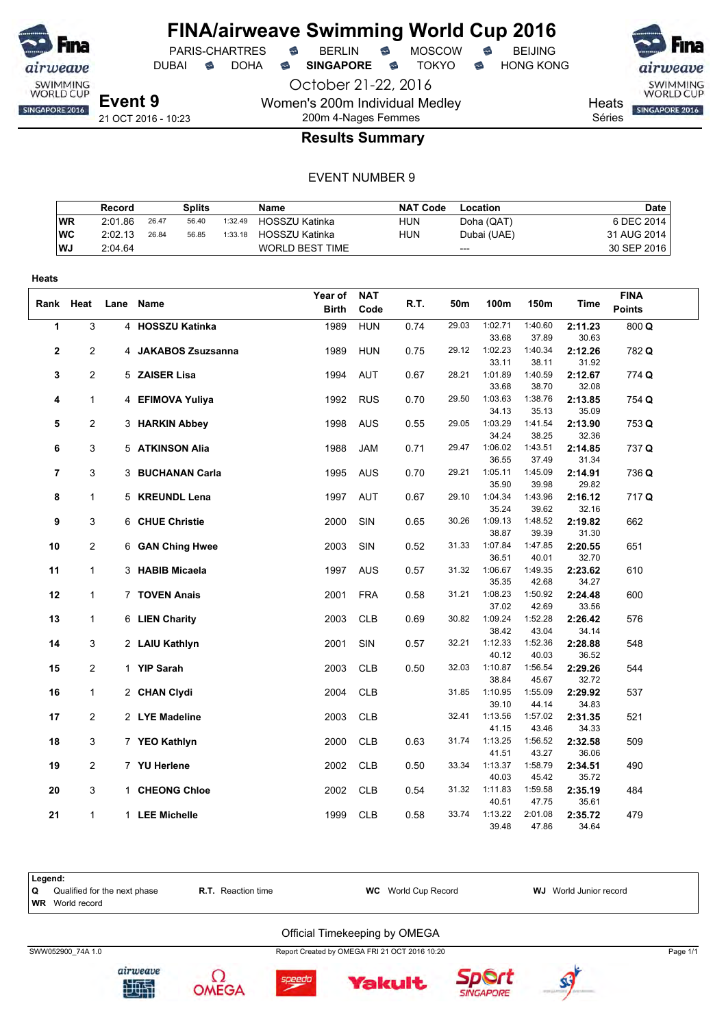# FINA/airweave Swimming World Cup 2016

PARIS-CHARTRES · BERLIN · MOSCOW · BEIJING
DUBAI · DOHA · **SINGAPORE** · TOKYO · HONG KONG

October 21-22, 2016

**Event 9**
21 OCT 2016 - 10:23

Women's 200m Individual Medley
200m 4-Nages Femmes

Heats
Séries

## Results Summary

EVENT NUMBER 9

| | Record | | Splits | | Name | NAT Code | Location | Date |
|---|---|---|---|---|---|---|---|---|
| WR | 2:01.86 | 26.47 | 56.40 | 1:32.49 | HOSSZU Katinka | HUN | Doha (QAT) | 6 DEC 2014 |
| WC | 2:02.13 | 26.84 | 56.85 | 1:33.18 | HOSSZU Katinka | HUN | Dubai (UAE) | 31 AUG 2014 |
| WJ | 2:04.64 | | | | WORLD BEST TIME | | --- | 30 SEP 2016 |

**Heats**

| Rank | Heat | Lane | Name | Year of Birth | NAT Code | R.T. | 50m | 100m | 150m | Time | FINA Points |
|---|---|---|---|---|---|---|---|---|---|---|---|
| 1 | 3 | 4 | **HOSSZU Katinka** | 1989 | HUN | 0.74 | 29.03 | 1:02.71 | 1:40.60 | **2:11.23** | 800 **Q** |
| | | | | | | | | 33.68 | 37.89 | 30.63 | |
| 2 | 2 | 4 | **JAKABOS Zsuzsanna** | 1989 | HUN | 0.75 | 29.12 | 1:02.23 | 1:40.34 | **2:12.26** | 782 **Q** |
| | | | | | | | | 33.11 | 38.11 | 31.92 | |
| 3 | 2 | 5 | **ZAISER Lisa** | 1994 | AUT | 0.67 | 28.21 | 1:01.89 | 1:40.59 | **2:12.67** | 774 **Q** |
| | | | | | | | | 33.68 | 38.70 | 32.08 | |
| 4 | 1 | 4 | **EFIMOVA Yuliya** | 1992 | RUS | 0.70 | 29.50 | 1:03.63 | 1:38.76 | **2:13.85** | 754 **Q** |
| | | | | | | | | 34.13 | 35.13 | 35.09 | |
| 5 | 2 | 3 | **HARKIN Abbey** | 1998 | AUS | 0.55 | 29.05 | 1:03.29 | 1:41.54 | **2:13.90** | 753 **Q** |
| | | | | | | | | 34.24 | 38.25 | 32.36 | |
| 6 | 3 | 5 | **ATKINSON Alia** | 1988 | JAM | 0.71 | 29.47 | 1:06.02 | 1:43.51 | **2:14.85** | 737 **Q** |
| | | | | | | | | 36.55 | 37.49 | 31.34 | |
| 7 | 3 | 3 | **BUCHANAN Carla** | 1995 | AUS | 0.70 | 29.21 | 1:05.11 | 1:45.09 | **2:14.91** | 736 **Q** |
| | | | | | | | | 35.90 | 39.98 | 29.82 | |
| 8 | 1 | 5 | **KREUNDL Lena** | 1997 | AUT | 0.67 | 29.10 | 1:04.34 | 1:43.96 | **2:16.12** | 717 **Q** |
| | | | | | | | | 35.24 | 39.62 | 32.16 | |
| 9 | 3 | 6 | **CHUE Christie** | 2000 | SIN | 0.65 | 30.26 | 1:09.13 | 1:48.52 | **2:19.82** | 662 |
| | | | | | | | | 38.87 | 39.39 | 31.30 | |
| 10 | 2 | 6 | **GAN Ching Hwee** | 2003 | SIN | 0.52 | 31.33 | 1:07.84 | 1:47.85 | **2:20.55** | 651 |
| | | | | | | | | 36.51 | 40.01 | 32.70 | |
| 11 | 1 | 3 | **HABIB Micaela** | 1997 | AUS | 0.57 | 31.32 | 1:06.67 | 1:49.35 | **2:23.62** | 610 |
| | | | | | | | | 35.35 | 42.68 | 34.27 | |
| 12 | 1 | 7 | **TOVEN Anais** | 2001 | FRA | 0.58 | 31.21 | 1:08.23 | 1:50.92 | **2:24.48** | 600 |
| | | | | | | | | 37.02 | 42.69 | 33.56 | |
| 13 | 1 | 6 | **LIEN Charity** | 2003 | CLB | 0.69 | 30.82 | 1:09.24 | 1:52.28 | **2:26.42** | 576 |
| | | | | | | | | 38.42 | 43.04 | 34.14 | |
| 14 | 3 | 2 | **LAIU Kathlyn** | 2001 | SIN | 0.57 | 32.21 | 1:12.33 | 1:52.36 | **2:28.88** | 548 |
| | | | | | | | | 40.12 | 40.03 | 36.52 | |
| 15 | 2 | 1 | **YIP Sarah** | 2003 | CLB | 0.50 | 32.03 | 1:10.87 | 1:56.54 | **2:29.26** | 544 |
| | | | | | | | | 38.84 | 45.67 | 32.72 | |
| 16 | 1 | 2 | **CHAN Clydi** | 2004 | CLB | | 31.85 | 1:10.95 | 1:55.09 | **2:29.92** | 537 |
| | | | | | | | | 39.10 | 44.14 | 34.83 | |
| 17 | 2 | 2 | **LYE Madeline** | 2003 | CLB | | 32.41 | 1:13.56 | 1:57.02 | **2:31.35** | 521 |
| | | | | | | | | 41.15 | 43.46 | 34.33 | |
| 18 | 3 | 7 | **YEO Kathlyn** | 2000 | CLB | 0.63 | 31.74 | 1:13.25 | 1:56.52 | **2:32.58** | 509 |
| | | | | | | | | 41.51 | 43.27 | 36.06 | |
| 19 | 2 | 7 | **YU Herlene** | 2002 | CLB | 0.50 | 33.34 | 1:13.37 | 1:58.79 | **2:34.51** | 490 |
| | | | | | | | | 40.03 | 45.42 | 35.72 | |
| 20 | 3 | 1 | **CHEONG Chloe** | 2002 | CLB | 0.54 | 31.32 | 1:11.83 | 1:59.58 | **2:35.19** | 484 |
| | | | | | | | | 40.51 | 47.75 | 35.61 | |
| 21 | 1 | 1 | **LEE Michelle** | 1999 | CLB | 0.58 | 33.74 | 1:13.22 | 2:01.08 | **2:35.72** | 479 |
| | | | | | | | | 39.48 | 47.86 | 34.64 | |

**Legend:**

| | | | |
|---|---|---|---|
| **Q** Qualified for the next phase | **R.T.** Reaction time | **WC** World Cup Record | **WJ** World Junior record |
| **WR** World record | | | |

Official Timekeeping by OMEGA

SWW052900_74A 1.0 · Report Created by OMEGA FRI 21 OCT 2016 10:20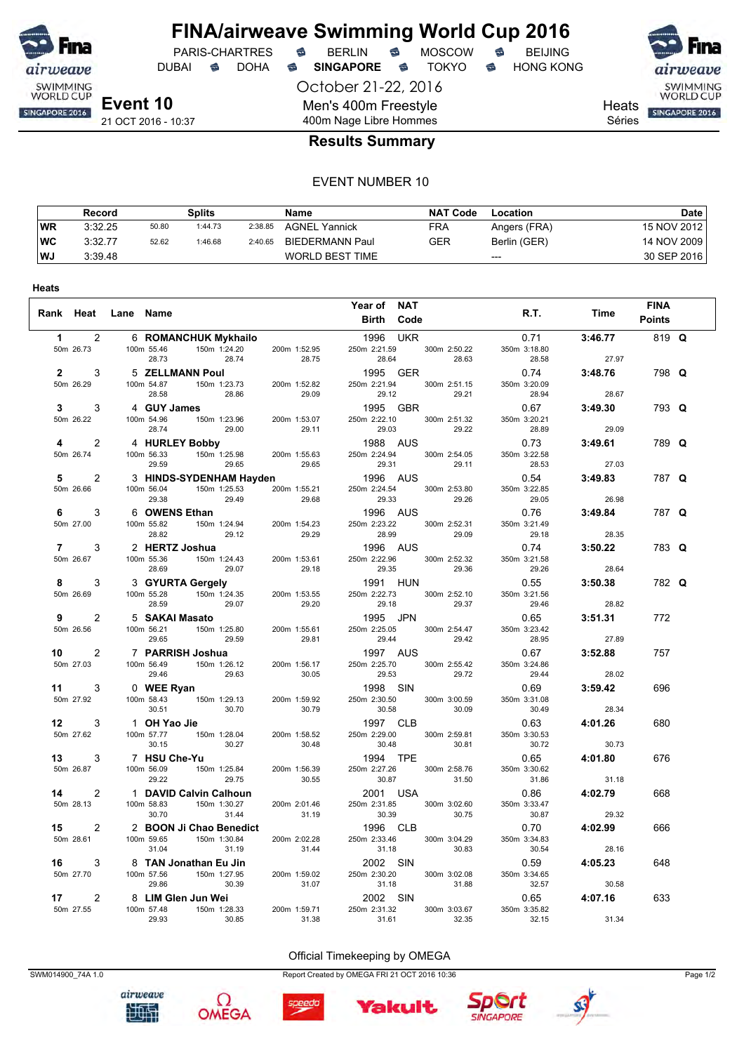# FINA/airweave Swimming World Cup 2016

PARIS-CHARTRES · BERLIN · MOSCOW · BEIJING
DUBAI · DOHA · **SINGAPORE** · TOKYO · HONG KONG

October 21-22, 2016

**Event 10**
21 OCT 2016 - 10:37

Men's 400m Freestyle
400m Nage Libre Hommes

Heats
Séries

## Results Summary

EVENT NUMBER 10

| | Record | Splits | | | Name | NAT Code | Location | Date |
|---|---|---|---|---|---|---|---|---|
| WR | 3:32.25 | 50.80 | 1:44.73 | 2:38.85 | AGNEL Yannick | FRA | Angers (FRA) | 15 NOV 2012 |
| WC | 3:32.77 | 52.62 | 1:46.68 | 2:40.65 | BIEDERMANN Paul | GER | Berlin (GER) | 14 NOV 2009 |
| WJ | 3:39.48 | | | | WORLD BEST TIME | | --- | 30 SEP 2016 |

**Heats**

| Rank | Heat | Lane | Name | Year of Birth | NAT Code | R.T. | Time | FINA Points | |
|---|---|---|---|---|---|---|---|---|---|
| 1 | 2 | 6 | **ROMANCHUK Mykhailo** | 1996 | UKR | 0.71 | **3:46.77** | 819 | **Q** |
| | | | 50m 26.73 · 100m 55.46 (28.73) · 150m 1:24.20 (28.74) · 200m 1:52.95 (28.75) · 250m 2:21.59 (28.64) · 300m 2:50.22 (28.63) · 350m 3:18.80 (28.58) · 400m (27.97) | | | | | | |
| 2 | 3 | 5 | **ZELLMANN Poul** | 1995 | GER | 0.74 | **3:48.76** | 798 | **Q** |
| | | | 50m 26.29 · 100m 54.87 (28.58) · 150m 1:23.73 (28.86) · 200m 1:52.82 (29.09) · 250m 2:21.94 (29.12) · 300m 2:51.15 (29.21) · 350m 3:20.09 (28.94) · 400m (28.67) | | | | | | |
| 3 | 3 | 4 | **GUY James** | 1995 | GBR | 0.67 | **3:49.30** | 793 | **Q** |
| | | | 50m 26.22 · 100m 54.96 (28.74) · 150m 1:23.96 (29.00) · 200m 1:53.07 (29.11) · 250m 2:22.10 (29.03) · 300m 2:51.32 (29.22) · 350m 3:20.21 (28.89) · 400m (29.09) | | | | | | |
| 4 | 2 | 4 | **HURLEY Bobby** | 1988 | AUS | 0.73 | **3:49.61** | 789 | **Q** |
| | | | 50m 26.74 · 100m 56.33 (29.59) · 150m 1:25.98 (29.65) · 200m 1:55.63 (29.65) · 250m 2:24.94 (29.31) · 300m 2:54.05 (29.11) · 350m 3:22.58 (28.53) · 400m (27.03) | | | | | | |
| 5 | 2 | 3 | **HINDS-SYDENHAM Hayden** | 1996 | AUS | 0.54 | **3:49.83** | 787 | **Q** |
| | | | 50m 26.66 · 100m 56.04 (29.38) · 150m 1:25.53 (29.49) · 200m 1:55.21 (29.68) · 250m 2:24.54 (29.33) · 300m 2:53.80 (29.26) · 350m 3:22.85 (29.05) · 400m (26.98) | | | | | | |
| 6 | 3 | 6 | **OWENS Ethan** | 1996 | AUS | 0.76 | **3:49.84** | 787 | **Q** |
| | | | 50m 27.00 · 100m 55.82 (28.82) · 150m 1:24.94 (29.12) · 200m 1:54.23 (29.29) · 250m 2:23.22 (28.99) · 300m 2:52.31 (29.09) · 350m 3:21.49 (29.18) · 400m (28.35) | | | | | | |
| 7 | 3 | 2 | **HERTZ Joshua** | 1996 | AUS | 0.74 | **3:50.22** | 783 | **Q** |
| | | | 50m 26.67 · 100m 55.36 (28.69) · 150m 1:24.43 (29.07) · 200m 1:53.61 (29.18) · 250m 2:22.96 (29.35) · 300m 2:52.32 (29.36) · 350m 3:21.58 (29.26) · 400m (28.64) | | | | | | |
| 8 | 3 | 3 | **GYURTA Gergely** | 1991 | HUN | 0.55 | **3:50.38** | 782 | **Q** |
| | | | 50m 26.69 · 100m 55.28 (28.59) · 150m 1:24.35 (29.07) · 200m 1:53.55 (29.20) · 250m 2:22.73 (29.18) · 300m 2:52.10 (29.37) · 350m 3:21.56 (29.46) · 400m (28.82) | | | | | | |
| 9 | 2 | 5 | **SAKAI Masato** | 1995 | JPN | 0.65 | **3:51.31** | 772 | |
| | | | 50m 26.56 · 100m 56.21 (29.65) · 150m 1:25.80 (29.59) · 200m 1:55.61 (29.81) · 250m 2:25.05 (29.44) · 300m 2:54.47 (29.42) · 350m 3:23.42 (28.95) · 400m (27.89) | | | | | | |
| 10 | 2 | 7 | **PARRISH Joshua** | 1997 | AUS | 0.67 | **3:52.88** | 757 | |
| | | | 50m 27.03 · 100m 56.49 (29.46) · 150m 1:26.12 (29.63) · 200m 1:56.17 (30.05) · 250m 2:25.70 (29.53) · 300m 2:55.42 (29.72) · 350m 3:24.86 (29.44) · 400m (28.02) | | | | | | |
| 11 | 3 | 0 | **WEE Ryan** | 1998 | SIN | 0.69 | **3:59.42** | 696 | |
| | | | 50m 27.92 · 100m 58.43 (30.51) · 150m 1:29.13 (30.70) · 200m 1:59.92 (30.79) · 250m 2:30.50 (30.58) · 300m 3:00.59 (30.09) · 350m 3:31.08 (30.49) · 400m (28.34) | | | | | | |
| 12 | 3 | 1 | **OH Yao Jie** | 1997 | CLB | 0.63 | **4:01.26** | 680 | |
| | | | 50m 27.62 · 100m 57.77 (30.15) · 150m 1:28.04 (30.27) · 200m 1:58.52 (30.48) · 250m 2:29.00 (30.48) · 300m 2:59.81 (30.81) · 350m 3:30.53 (30.72) · 400m (30.73) | | | | | | |
| 13 | 3 | 7 | **HSU Che-Yu** | 1994 | TPE | 0.65 | **4:01.80** | 676 | |
| | | | 50m 26.87 · 100m 56.09 (29.22) · 150m 1:25.84 (29.75) · 200m 1:56.39 (30.55) · 250m 2:27.26 (30.87) · 300m 2:58.76 (31.50) · 350m 3:30.62 (31.86) · 400m (31.18) | | | | | | |
| 14 | 2 | 1 | **DAVID Calvin Calhoun** | 2001 | USA | 0.86 | **4:02.79** | 668 | |
| | | | 50m 28.13 · 100m 58.83 (30.70) · 150m 1:30.27 (31.44) · 200m 2:01.46 (31.19) · 250m 2:31.85 (30.39) · 300m 3:02.60 (30.75) · 350m 3:33.47 (30.87) · 400m (29.32) | | | | | | |
| 15 | 2 | 2 | **BOON Ji Chao Benedict** | 1996 | CLB | 0.70 | **4:02.99** | 666 | |
| | | | 50m 28.61 · 100m 59.65 (31.04) · 150m 1:30.84 (31.19) · 200m 2:02.28 (31.44) · 250m 2:33.46 (31.18) · 300m 3:04.29 (30.83) · 350m 3:34.83 (30.54) · 400m (28.16) | | | | | | |
| 16 | 3 | 8 | **TAN Jonathan Eu Jin** | 2002 | SIN | 0.59 | **4:05.23** | 648 | |
| | | | 50m 27.70 · 100m 57.56 (29.86) · 150m 1:27.95 (30.39) · 200m 1:59.02 (31.07) · 250m 2:30.20 (31.18) · 300m 3:02.08 (31.88) · 350m 3:34.65 (32.57) · 400m (30.58) | | | | | | |
| 17 | 2 | 8 | **LIM Glen Jun Wei** | 2002 | SIN | 0.65 | **4:07.16** | 633 | |
| | | | 50m 27.55 · 100m 57.48 (29.93) · 150m 1:28.33 (30.85) · 200m 1:59.71 (31.38) · 250m 2:31.32 (31.61) · 300m 3:03.67 (32.35) · 350m 3:35.82 (32.15) · 400m (31.34) | | | | | | |

Official Timekeeping by OMEGA

SWM014900_74A 1.0 — Report Created by OMEGA FRI 21 OCT 2016 10:36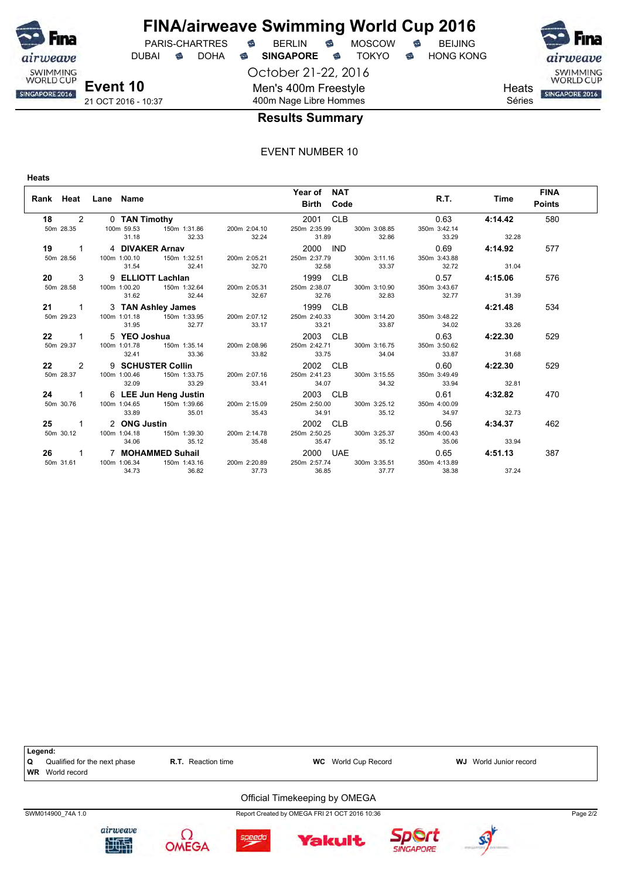# FINA/airweave Swimming World Cup 2016

PARIS-CHARTRES · BERLIN · MOSCOW · BEIJING
DUBAI · DOHA · **SINGAPORE** · TOKYO · HONG KONG

October 21-22, 2016

**Event 10** 21 OCT 2016 - 10:37

Men's 400m Freestyle
400m Nage Libre Hommes

Heats
Séries

## Results Summary

EVENT NUMBER 10

**Heats**

| Rank | Heat | Lane | Name | Year of Birth | NAT Code | R.T. | Time | FINA Points |
|---|---|---|---|---|---|---|---|---|
| **18** | 2 | 0 | **TAN Timothy** | 2001 | CLB | 0.63 | **4:14.42** | 580 |
| 50m 28.35 | 100m 59.53 (31.18) | 150m 1:31.86 (32.33) | 200m 2:04.10 (32.24) | 250m 2:35.99 (31.89) | 300m 3:08.85 (32.86) | 350m 3:42.14 (33.29) | (32.28) | |
| **19** | 1 | 4 | **DIVAKER Arnav** | 2000 | IND | 0.69 | **4:14.92** | 577 |
| 50m 28.56 | 100m 1:00.10 (31.54) | 150m 1:32.51 (32.41) | 200m 2:05.21 (32.70) | 250m 2:37.79 (32.58) | 300m 3:11.16 (33.37) | 350m 3:43.88 (32.72) | (31.04) | |
| **20** | 3 | 9 | **ELLIOTT Lachlan** | 1999 | CLB | 0.57 | **4:15.06** | 576 |
| 50m 28.58 | 100m 1:00.20 (31.62) | 150m 1:32.64 (32.44) | 200m 2:05.31 (32.67) | 250m 2:38.07 (32.76) | 300m 3:10.90 (32.83) | 350m 3:43.67 (32.77) | (31.39) | |
| **21** | 1 | 3 | **TAN Ashley James** | 1999 | CLB | | **4:21.48** | 534 |
| 50m 29.23 | 100m 1:01.18 (31.95) | 150m 1:33.95 (32.77) | 200m 2:07.12 (33.17) | 250m 2:40.33 (33.21) | 300m 3:14.20 (33.87) | 350m 3:48.22 (34.02) | (33.26) | |
| **22** | 1 | 5 | **YEO Joshua** | 2003 | CLB | 0.63 | **4:22.30** | 529 |
| 50m 29.37 | 100m 1:01.78 (32.41) | 150m 1:35.14 (33.36) | 200m 2:08.96 (33.82) | 250m 2:42.71 (33.75) | 300m 3:16.75 (34.04) | 350m 3:50.62 (33.87) | (31.68) | |
| **22** | 2 | 9 | **SCHUSTER Collin** | 2002 | CLB | 0.60 | **4:22.30** | 529 |
| 50m 28.37 | 100m 1:00.46 (32.09) | 150m 1:33.75 (33.29) | 200m 2:07.16 (33.41) | 250m 2:41.23 (34.07) | 300m 3:15.55 (34.32) | 350m 3:49.49 (33.94) | (32.81) | |
| **24** | 1 | 6 | **LEE Jun Heng Justin** | 2003 | CLB | 0.61 | **4:32.82** | 470 |
| 50m 30.76 | 100m 1:04.65 (33.89) | 150m 1:39.66 (35.01) | 200m 2:15.09 (35.43) | 250m 2:50.00 (34.91) | 300m 3:25.12 (35.12) | 350m 4:00.09 (34.97) | (32.73) | |
| **25** | 1 | 2 | **ONG Justin** | 2002 | CLB | 0.56 | **4:34.37** | 462 |
| 50m 30.12 | 100m 1:04.18 (34.06) | 150m 1:39.30 (35.12) | 200m 2:14.78 (35.48) | 250m 2:50.25 (35.47) | 300m 3:25.37 (35.12) | 350m 4:00.43 (35.06) | (33.94) | |
| **26** | 1 | 7 | **MOHAMMED Suhail** | 2000 | UAE | 0.65 | **4:51.13** | 387 |
| 50m 31.61 | 100m 1:06.34 (34.73) | 150m 1:43.16 (36.82) | 200m 2:20.89 (37.73) | 250m 2:57.74 (36.85) | 300m 3:35.51 (37.77) | 350m 4:13.89 (38.38) | (37.24) | |

**Legend:**

| | | | |
|---|---|---|---|
| **Q** Qualified for the next phase | **R.T.** Reaction time | **WC** World Cup Record | **WJ** World Junior record |
| **WR** World record | | | |

Official Timekeeping by OMEGA

SWM014900_74A 1.0 — Report Created by OMEGA FRI 21 OCT 2016 10:36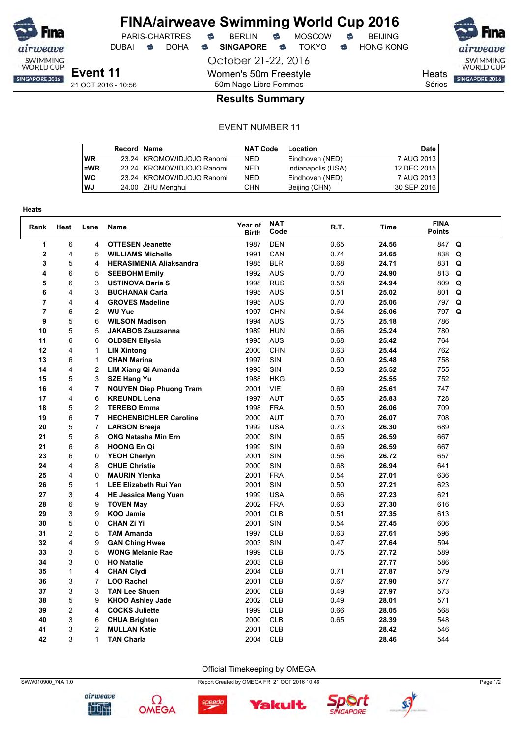# FINA/airweave Swimming World Cup 2016

PARIS-CHARTRES · BERLIN · MOSCOW · BEIJING
DUBAI · DOHA · **SINGAPORE** · TOKYO · HONG KONG

October 21-22, 2016

**Event 11**
21 OCT 2016 - 10:56

Women's 50m Freestyle
50m Nage Libre Femmes

Heats
Séries

## Results Summary

EVENT NUMBER 11

| | Record | Name | NAT Code | Location | Date |
|---|---|---|---|---|---|
| WR | 23.24 | KROMOWIDJOJO Ranomi | NED | Eindhoven (NED) | 7 AUG 2013 |
| =WR | 23.24 | KROMOWIDJOJO Ranomi | NED | Indianapolis (USA) | 12 DEC 2015 |
| WC | 23.24 | KROMOWIDJOJO Ranomi | NED | Eindhoven (NED) | 7 AUG 2013 |
| WJ | 24.00 | ZHU Menghui | CHN | Beijing (CHN) | 30 SEP 2016 |

**Heats**

| Rank | Heat | Lane | Name | Year of Birth | NAT Code | R.T. | Time | FINA Points | |
|---|---|---|---|---|---|---|---|---|---|
| 1 | 6 | 4 | **OTTESEN Jeanette** | 1987 | DEN | 0.65 | **24.56** | 847 | **Q** |
| 2 | 4 | 5 | **WILLIAMS Michelle** | 1991 | CAN | 0.74 | **24.65** | 838 | **Q** |
| 3 | 5 | 4 | **HERASIMENIA Aliaksandra** | 1985 | BLR | 0.68 | **24.71** | 831 | **Q** |
| 4 | 6 | 5 | **SEEBOHM Emily** | 1992 | AUS | 0.70 | **24.90** | 813 | **Q** |
| 5 | 6 | 3 | **USTINOVA Daria S** | 1998 | RUS | 0.58 | **24.94** | 809 | **Q** |
| 6 | 4 | 3 | **BUCHANAN Carla** | 1995 | AUS | 0.51 | **25.02** | 801 | **Q** |
| 7 | 4 | 4 | **GROVES Madeline** | 1995 | AUS | 0.70 | **25.06** | 797 | **Q** |
| 7 | 6 | 2 | **WU Yue** | 1997 | CHN | 0.64 | **25.06** | 797 | **Q** |
| 9 | 5 | 6 | **WILSON Madison** | 1994 | AUS | 0.75 | **25.18** | 786 | |
| 10 | 5 | 5 | **JAKABOS Zsuzsanna** | 1989 | HUN | 0.66 | **25.24** | 780 | |
| 11 | 6 | 6 | **OLDSEN Ellysia** | 1995 | AUS | 0.68 | **25.42** | 764 | |
| 12 | 4 | 1 | **LIN Xintong** | 2000 | CHN | 0.63 | **25.44** | 762 | |
| 13 | 6 | 1 | **CHAN Marina** | 1997 | SIN | 0.60 | **25.48** | 758 | |
| 14 | 4 | 2 | **LIM Xiang Qi Amanda** | 1993 | SIN | 0.53 | **25.52** | 755 | |
| 15 | 5 | 3 | **SZE Hang Yu** | 1988 | HKG | | **25.55** | 752 | |
| 16 | 4 | 7 | **NGUYEN Diep Phuong Tram** | 2001 | VIE | 0.69 | **25.61** | 747 | |
| 17 | 4 | 6 | **KREUNDL Lena** | 1997 | AUT | 0.65 | **25.83** | 728 | |
| 18 | 5 | 2 | **TEREBO Emma** | 1998 | FRA | 0.50 | **26.06** | 709 | |
| 19 | 6 | 7 | **HECHENBICHLER Caroline** | 2000 | AUT | 0.70 | **26.07** | 708 | |
| 20 | 5 | 7 | **LARSON Breeja** | 1992 | USA | 0.73 | **26.30** | 689 | |
| 21 | 5 | 8 | **ONG Natasha Min Ern** | 2000 | SIN | 0.65 | **26.59** | 667 | |
| 21 | 6 | 8 | **HOONG En Qi** | 1999 | SIN | 0.69 | **26.59** | 667 | |
| 23 | 6 | 0 | **YEOH Cherlyn** | 2001 | SIN | 0.56 | **26.72** | 657 | |
| 24 | 4 | 8 | **CHUE Christie** | 2000 | SIN | 0.68 | **26.94** | 641 | |
| 25 | 4 | 0 | **MAURIN Ylenka** | 2001 | FRA | 0.54 | **27.01** | 636 | |
| 26 | 5 | 1 | **LEE Elizabeth Rui Yan** | 2001 | SIN | 0.50 | **27.21** | 623 | |
| 27 | 3 | 4 | **HE Jessica Meng Yuan** | 1999 | USA | 0.66 | **27.23** | 621 | |
| 28 | 6 | 9 | **TOVEN May** | 2002 | FRA | 0.63 | **27.30** | 616 | |
| 29 | 3 | 9 | **KOO Jamie** | 2001 | CLB | 0.51 | **27.35** | 613 | |
| 30 | 5 | 0 | **CHAN Zi Yi** | 2001 | SIN | 0.54 | **27.45** | 606 | |
| 31 | 2 | 5 | **TAM Amanda** | 1997 | CLB | 0.63 | **27.61** | 596 | |
| 32 | 4 | 9 | **GAN Ching Hwee** | 2003 | SIN | 0.47 | **27.64** | 594 | |
| 33 | 3 | 5 | **WONG Melanie Rae** | 1999 | CLB | 0.75 | **27.72** | 589 | |
| 34 | 3 | 0 | **HO Natalie** | 2003 | CLB | | **27.77** | 586 | |
| 35 | 1 | 4 | **CHAN Clydi** | 2004 | CLB | 0.71 | **27.87** | 579 | |
| 36 | 3 | 7 | **LOO Rachel** | 2001 | CLB | 0.67 | **27.90** | 577 | |
| 37 | 3 | 3 | **TAN Lee Shuen** | 2000 | CLB | 0.49 | **27.97** | 573 | |
| 38 | 5 | 9 | **KHOO Ashley Jade** | 2002 | CLB | 0.49 | **28.01** | 571 | |
| 39 | 2 | 4 | **COCKS Juliette** | 1999 | CLB | 0.66 | **28.05** | 568 | |
| 40 | 3 | 6 | **CHUA Brighten** | 2000 | CLB | 0.65 | **28.39** | 548 | |
| 41 | 3 | 2 | **MULLAN Katie** | 2001 | CLB | | **28.42** | 546 | |
| 42 | 3 | 1 | **TAN Charla** | 2004 | CLB | | **28.46** | 544 | |

Official Timekeeping by OMEGA

SWW010900_74A 1.0 · Report Created by OMEGA FRI 21 OCT 2016 10:46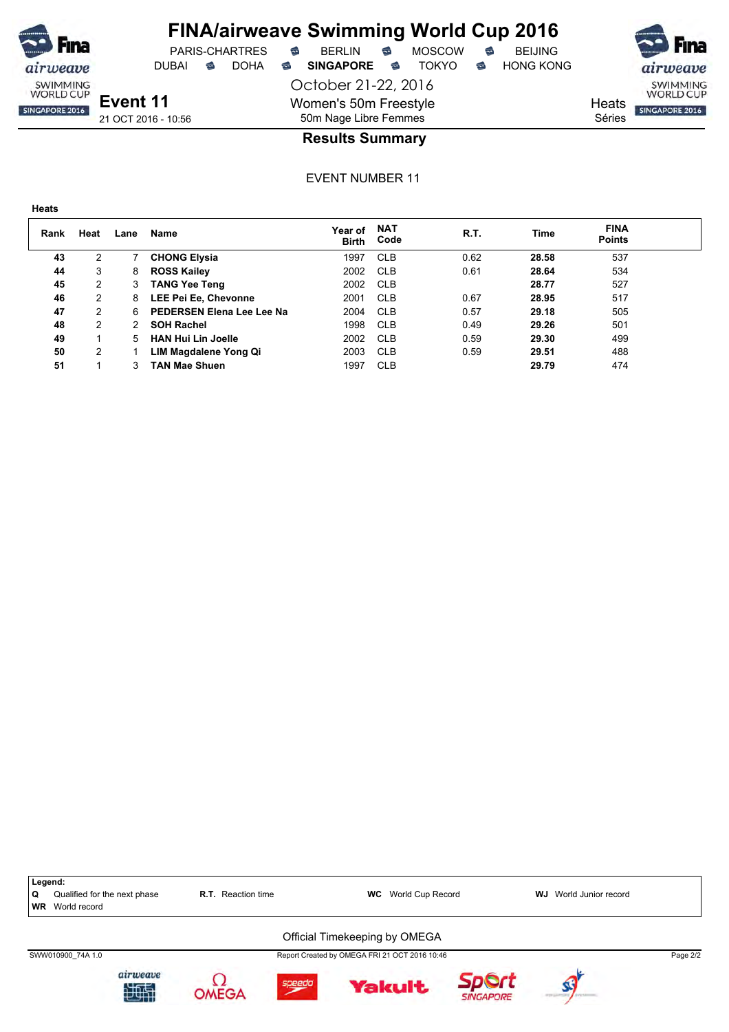# FINA/airweave Swimming World Cup 2016

PARIS-CHARTRES · BERLIN · MOSCOW · BEIJING
DUBAI · DOHA · **SINGAPORE** · TOKYO · HONG KONG

October 21-22, 2016

**Event 11**
21 OCT 2016 - 10:56

Women's 50m Freestyle
50m Nage Libre Femmes

Heats
Séries

## Results Summary

EVENT NUMBER 11

**Heats**

| Rank | Heat | Lane | Name | Year of Birth | NAT Code | R.T. | Time | FINA Points |
|---|---|---|---|---|---|---|---|---|
| **43** | 2 | 7 | **CHONG Elysia** | 1997 | CLB | 0.62 | **28.58** | 537 |
| **44** | 3 | 8 | **ROSS Kailey** | 2002 | CLB | 0.61 | **28.64** | 534 |
| **45** | 2 | 3 | **TANG Yee Teng** | 2002 | CLB | | **28.77** | 527 |
| **46** | 2 | 8 | **LEE Pei Ee, Chevonne** | 2001 | CLB | 0.67 | **28.95** | 517 |
| **47** | 2 | 6 | **PEDERSEN Elena Lee Lee Na** | 2004 | CLB | 0.57 | **29.18** | 505 |
| **48** | 2 | 2 | **SOH Rachel** | 1998 | CLB | 0.49 | **29.26** | 501 |
| **49** | 1 | 5 | **HAN Hui Lin Joelle** | 2002 | CLB | 0.59 | **29.30** | 499 |
| **50** | 2 | 1 | **LIM Magdalene Yong Qi** | 2003 | CLB | 0.59 | **29.51** | 488 |
| **51** | 1 | 3 | **TAN Mae Shuen** | 1997 | CLB | | **29.79** | 474 |

**Legend:**
**Q** Qualified for the next phase · **R.T.** Reaction time · **WC** World Cup Record · **WJ** World Junior record
**WR** World record

Official Timekeeping by OMEGA

SWW010900_74A 1.0 · Report Created by OMEGA FRI 21 OCT 2016 10:46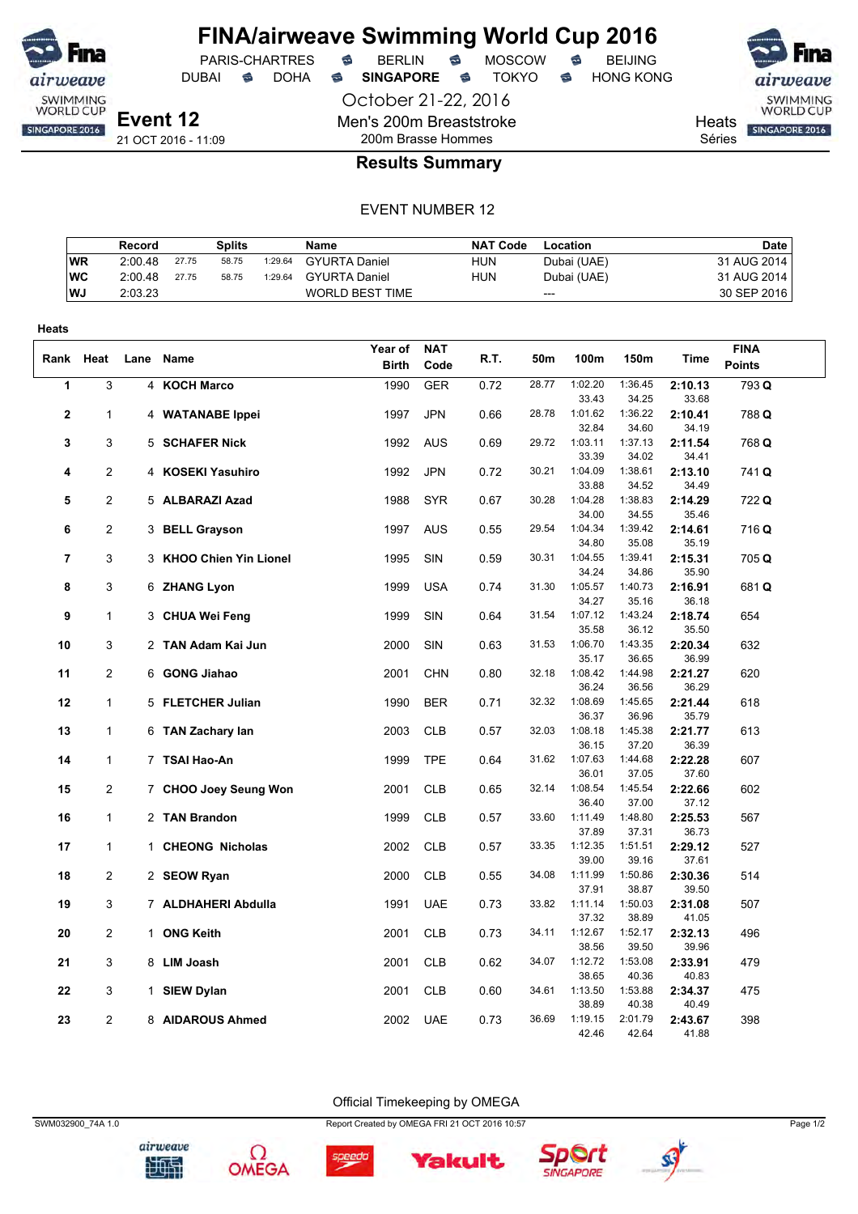# FINA/airweave Swimming World Cup 2016

PARIS-CHARTRES · BERLIN · MOSCOW · BEIJING
DUBAI · DOHA · **SINGAPORE** · TOKYO · HONG KONG

October 21-22, 2016

**Event 12**
21 OCT 2016 - 11:09

Men's 200m Breaststroke
200m Brasse Hommes

Heats
Séries

## Results Summary

EVENT NUMBER 12

| | Record | Splits | | | Name | NAT Code | Location | Date |
|---|---|---|---|---|---|---|---|---|
| WR | 2:00.48 | 27.75 | 58.75 | 1:29.64 | GYURTA Daniel | HUN | Dubai (UAE) | 31 AUG 2014 |
| WC | 2:00.48 | 27.75 | 58.75 | 1:29.64 | GYURTA Daniel | HUN | Dubai (UAE) | 31 AUG 2014 |
| WJ | 2:03.23 | | | | WORLD BEST TIME | | --- | 30 SEP 2016 |

**Heats**

| Rank | Heat | Lane | Name | Year of Birth | NAT Code | R.T. | 50m | 100m | 150m | Time | FINA Points |
|---|---|---|---|---|---|---|---|---|---|---|---|
| 1 | 3 | 4 | **KOCH Marco** | 1990 | GER | 0.72 | 28.77 | 1:02.20 / 33.43 | 1:36.45 / 34.25 | **2:10.13** / 33.68 | 793 **Q** |
| 2 | 1 | 4 | **WATANABE Ippei** | 1997 | JPN | 0.66 | 28.78 | 1:01.62 / 32.84 | 1:36.22 / 34.60 | **2:10.41** / 34.19 | 788 **Q** |
| 3 | 3 | 5 | **SCHAFER Nick** | 1992 | AUS | 0.69 | 29.72 | 1:03.11 / 33.39 | 1:37.13 / 34.02 | **2:11.54** / 34.41 | 768 **Q** |
| 4 | 2 | 4 | **KOSEKI Yasuhiro** | 1992 | JPN | 0.72 | 30.21 | 1:04.09 / 33.88 | 1:38.61 / 34.52 | **2:13.10** / 34.49 | 741 **Q** |
| 5 | 2 | 5 | **ALBARAZI Azad** | 1988 | SYR | 0.67 | 30.28 | 1:04.28 / 34.00 | 1:38.83 / 34.55 | **2:14.29** / 35.46 | 722 **Q** |
| 6 | 2 | 3 | **BELL Grayson** | 1997 | AUS | 0.55 | 29.54 | 1:04.34 / 34.80 | 1:39.42 / 35.08 | **2:14.61** / 35.19 | 716 **Q** |
| 7 | 3 | 3 | **KHOO Chien Yin Lionel** | 1995 | SIN | 0.59 | 30.31 | 1:04.55 / 34.24 | 1:39.41 / 34.86 | **2:15.31** / 35.90 | 705 **Q** |
| 8 | 3 | 6 | **ZHANG Lyon** | 1999 | USA | 0.74 | 31.30 | 1:05.57 / 34.27 | 1:40.73 / 35.16 | **2:16.91** / 36.18 | 681 **Q** |
| 9 | 1 | 3 | **CHUA Wei Feng** | 1999 | SIN | 0.64 | 31.54 | 1:07.12 / 35.58 | 1:43.24 / 36.12 | **2:18.74** / 35.50 | 654 |
| 10 | 3 | 2 | **TAN Adam Kai Jun** | 2000 | SIN | 0.63 | 31.53 | 1:06.70 / 35.17 | 1:43.35 / 36.65 | **2:20.34** / 36.99 | 632 |
| 11 | 2 | 6 | **GONG Jiahao** | 2001 | CHN | 0.80 | 32.18 | 1:08.42 / 36.24 | 1:44.98 / 36.56 | **2:21.27** / 36.29 | 620 |
| 12 | 1 | 5 | **FLETCHER Julian** | 1990 | BER | 0.71 | 32.32 | 1:08.69 / 36.37 | 1:45.65 / 36.96 | **2:21.44** / 35.79 | 618 |
| 13 | 1 | 6 | **TAN Zachary Ian** | 2003 | CLB | 0.57 | 32.03 | 1:08.18 / 36.15 | 1:45.38 / 37.20 | **2:21.77** / 36.39 | 613 |
| 14 | 1 | 7 | **TSAI Hao-An** | 1999 | TPE | 0.64 | 31.62 | 1:07.63 / 36.01 | 1:44.68 / 37.05 | **2:22.28** / 37.60 | 607 |
| 15 | 2 | 7 | **CHOO Joey Seung Won** | 2001 | CLB | 0.65 | 32.14 | 1:08.54 / 36.40 | 1:45.54 / 37.00 | **2:22.66** / 37.12 | 602 |
| 16 | 1 | 2 | **TAN Brandon** | 1999 | CLB | 0.57 | 33.60 | 1:11.49 / 37.89 | 1:48.80 / 37.31 | **2:25.53** / 36.73 | 567 |
| 17 | 1 | 1 | **CHEONG Nicholas** | 2002 | CLB | 0.57 | 33.35 | 1:12.35 / 39.00 | 1:51.51 / 39.16 | **2:29.12** / 37.61 | 527 |
| 18 | 2 | 2 | **SEOW Ryan** | 2000 | CLB | 0.55 | 34.08 | 1:11.99 / 37.91 | 1:50.86 / 38.87 | **2:30.36** / 39.50 | 514 |
| 19 | 3 | 7 | **ALDHAHERI Abdulla** | 1991 | UAE | 0.73 | 33.82 | 1:11.14 / 37.32 | 1:50.03 / 38.89 | **2:31.08** / 41.05 | 507 |
| 20 | 2 | 1 | **ONG Keith** | 2001 | CLB | 0.73 | 34.11 | 1:12.67 / 38.56 | 1:52.17 / 39.50 | **2:32.13** / 39.96 | 496 |
| 21 | 3 | 8 | **LIM Joash** | 2001 | CLB | 0.62 | 34.07 | 1:12.72 / 38.65 | 1:53.08 / 40.36 | **2:33.91** / 40.83 | 479 |
| 22 | 3 | 1 | **SIEW Dylan** | 2001 | CLB | 0.60 | 34.61 | 1:13.50 / 38.89 | 1:53.88 / 40.38 | **2:34.37** / 40.49 | 475 |
| 23 | 2 | 8 | **AIDAROUS Ahmed** | 2002 | UAE | 0.73 | 36.69 | 1:19.15 / 42.46 | 2:01.79 / 42.64 | **2:43.67** / 41.88 | 398 |

Official Timekeeping by OMEGA

SWM032900_74A 1.0 — Report Created by OMEGA FRI 21 OCT 2016 10:57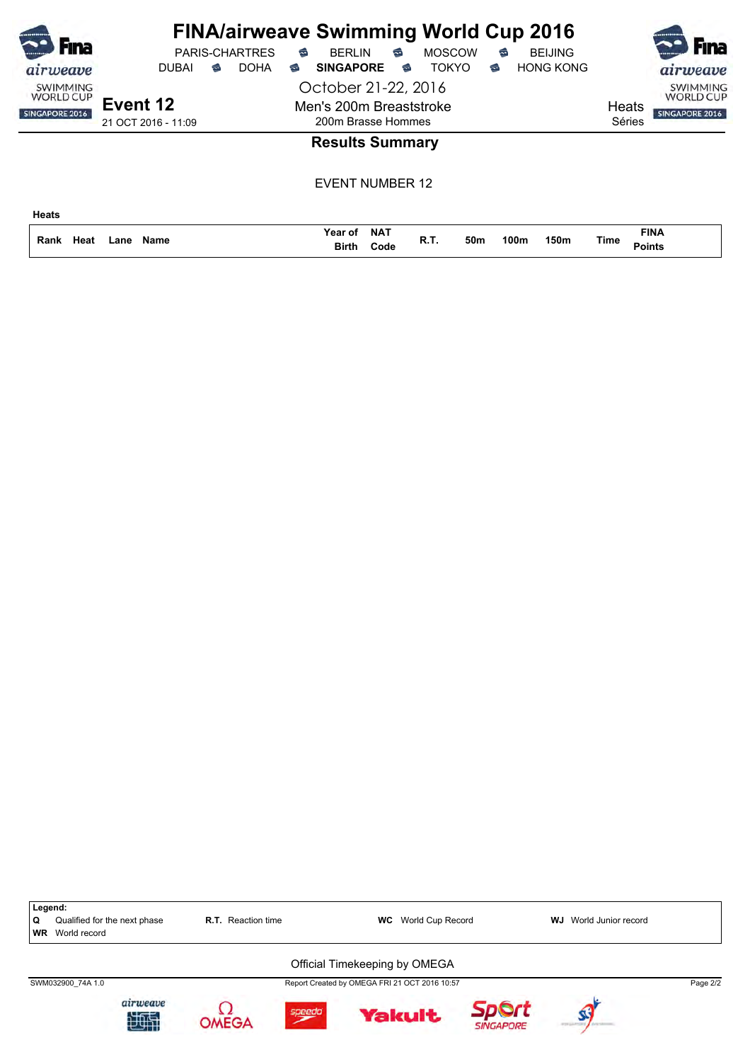# FINA/airweave Swimming World Cup 2016

PARIS-CHARTRES · BERLIN · MOSCOW · BEIJING
DUBAI · DOHA · **SINGAPORE** · TOKYO · HONG KONG

October 21-22, 2016

## Event 12

21 OCT 2016 - 11:09

Men's 200m Breaststroke
200m Brasse Hommes

Heats
Séries

### Results Summary

EVENT NUMBER 12

**Heats**

| Rank | Heat | Lane | Name | Year of Birth | NAT Code | R.T. | 50m | 100m | 150m | Time | FINA Points |
|---|---|---|---|---|---|---|---|---|---|---|---|

**Legend:**

| | | | | | | | |
|---|---|---|---|---|---|---|---|
| **Q** | Qualified for the next phase | **R.T.** | Reaction time | **WC** | World Cup Record | **WJ** | World Junior record |
| **WR** | World record | | | | | | |

Official Timekeeping by OMEGA

SWM032900_74A 1.0 · Report Created by OMEGA FRI 21 OCT 2016 10:57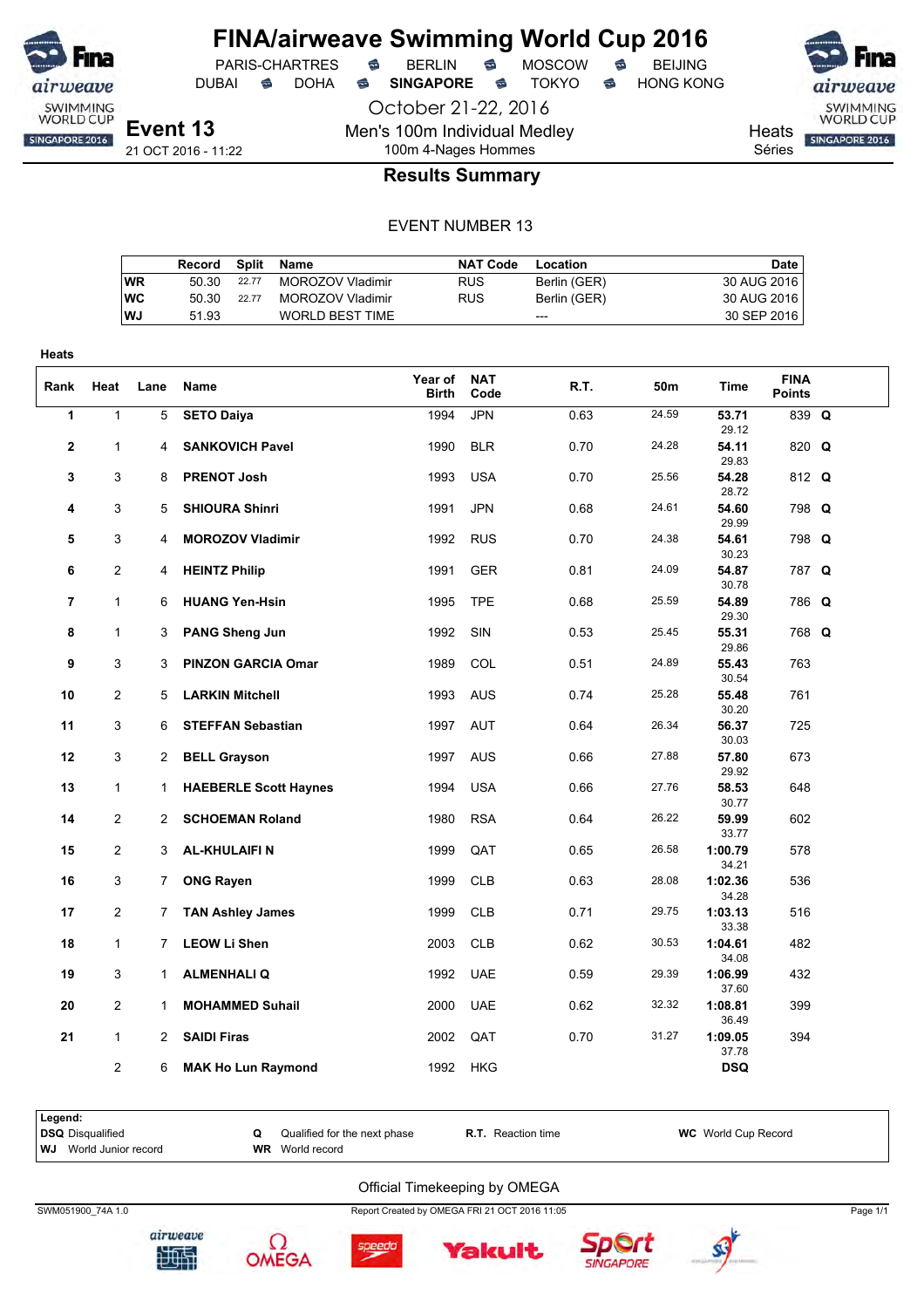# FINA/airweave Swimming World Cup 2016

PARIS-CHARTRES · BERLIN · MOSCOW · BEIJING
DUBAI · DOHA · **SINGAPORE** · TOKYO · HONG KONG

October 21-22, 2016

**Event 13**
21 OCT 2016 - 11:22

Men's 100m Individual Medley
100m 4-Nages Hommes

Heats
Séries

## Results Summary

EVENT NUMBER 13

| | Record | Split | Name | NAT Code | Location | Date |
|---|---|---|---|---|---|---|
| WR | 50.30 | 22.77 | MOROZOV Vladimir | RUS | Berlin (GER) | 30 AUG 2016 |
| WC | 50.30 | 22.77 | MOROZOV Vladimir | RUS | Berlin (GER) | 30 AUG 2016 |
| WJ | 51.93 | | WORLD BEST TIME | | --- | 30 SEP 2016 |

**Heats**

| Rank | Heat | Lane | Name | Year of Birth | NAT Code | R.T. | 50m | Time | FINA Points | |
|---|---|---|---|---|---|---|---|---|---|---|
| 1 | 1 | 5 | **SETO Daiya** | 1994 | JPN | 0.63 | 24.59 | **53.71** 29.12 | 839 | **Q** |
| 2 | 1 | 4 | **SANKOVICH Pavel** | 1990 | BLR | 0.70 | 24.28 | **54.11** 29.83 | 820 | **Q** |
| 3 | 3 | 8 | **PRENOT Josh** | 1993 | USA | 0.70 | 25.56 | **54.28** 28.72 | 812 | **Q** |
| 4 | 3 | 5 | **SHIOURA Shinri** | 1991 | JPN | 0.68 | 24.61 | **54.60** 29.99 | 798 | **Q** |
| 5 | 3 | 4 | **MOROZOV Vladimir** | 1992 | RUS | 0.70 | 24.38 | **54.61** 30.23 | 798 | **Q** |
| 6 | 2 | 4 | **HEINTZ Philip** | 1991 | GER | 0.81 | 24.09 | **54.87** 30.78 | 787 | **Q** |
| 7 | 1 | 6 | **HUANG Yen-Hsin** | 1995 | TPE | 0.68 | 25.59 | **54.89** 29.30 | 786 | **Q** |
| 8 | 1 | 3 | **PANG Sheng Jun** | 1992 | SIN | 0.53 | 25.45 | **55.31** 29.86 | 768 | **Q** |
| 9 | 3 | 3 | **PINZON GARCIA Omar** | 1989 | COL | 0.51 | 24.89 | **55.43** 30.54 | 763 | |
| 10 | 2 | 5 | **LARKIN Mitchell** | 1993 | AUS | 0.74 | 25.28 | **55.48** 30.20 | 761 | |
| 11 | 3 | 6 | **STEFFAN Sebastian** | 1997 | AUT | 0.64 | 26.34 | **56.37** 30.03 | 725 | |
| 12 | 3 | 2 | **BELL Grayson** | 1997 | AUS | 0.66 | 27.88 | **57.80** 29.92 | 673 | |
| 13 | 1 | 1 | **HAEBERLE Scott Haynes** | 1994 | USA | 0.66 | 27.76 | **58.53** 30.77 | 648 | |
| 14 | 2 | 2 | **SCHOEMAN Roland** | 1980 | RSA | 0.64 | 26.22 | **59.99** 33.77 | 602 | |
| 15 | 2 | 3 | **AL-KHULAIFI N** | 1999 | QAT | 0.65 | 26.58 | **1:00.79** 34.21 | 578 | |
| 16 | 3 | 7 | **ONG Rayen** | 1999 | CLB | 0.63 | 28.08 | **1:02.36** 34.28 | 536 | |
| 17 | 2 | 7 | **TAN Ashley James** | 1999 | CLB | 0.71 | 29.75 | **1:03.13** 33.38 | 516 | |
| 18 | 1 | 7 | **LEOW Li Shen** | 2003 | CLB | 0.62 | 30.53 | **1:04.61** 34.08 | 482 | |
| 19 | 3 | 1 | **ALMENHALI Q** | 1992 | UAE | 0.59 | 29.39 | **1:06.99** 37.60 | 432 | |
| 20 | 2 | 1 | **MOHAMMED Suhail** | 2000 | UAE | 0.62 | 32.32 | **1:08.81** 36.49 | 399 | |
| 21 | 1 | 2 | **SAIDI Firas** | 2002 | QAT | 0.70 | 31.27 | **1:09.05** 37.78 | 394 | |
| | 2 | 6 | **MAK Ho Lun Raymond** | 1992 | HKG | | | **DSQ** | | |

**Legend:**
**DSQ** Disqualified · **Q** Qualified for the next phase · **R.T.** Reaction time · **WC** World Cup Record
**WJ** World Junior record · **WR** World record

Official Timekeeping by OMEGA

SWM051900_74A 1.0 · Report Created by OMEGA FRI 21 OCT 2016 11:05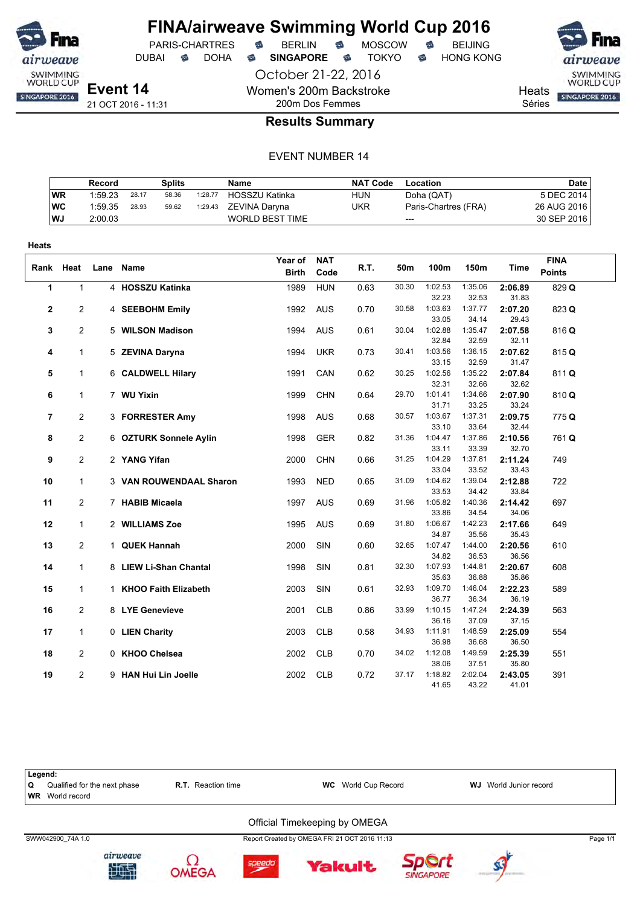# FINA/airweave Swimming World Cup 2016

PARIS-CHARTRES · BERLIN · MOSCOW · BEIJING
DUBAI · DOHA · **SINGAPORE** · TOKYO · HONG KONG

October 21-22, 2016

**Event 14**
21 OCT 2016 - 11:31

Women's 200m Backstroke
200m Dos Femmes

Heats
Séries

## Results Summary

EVENT NUMBER 14

| | Record | Splits | | | Name | NAT Code | Location | Date |
|---|---|---|---|---|---|---|---|---|
| **WR** | 1:59.23 | 28.17 | 58.36 | 1:28.77 | HOSSZU Katinka | HUN | Doha (QAT) | 5 DEC 2014 |
| **WC** | 1:59.35 | 28.93 | 59.62 | 1:29.43 | ZEVINA Daryna | UKR | Paris-Chartres (FRA) | 26 AUG 2016 |
| **WJ** | 2:00.03 | | | | WORLD BEST TIME | | --- | 30 SEP 2016 |

**Heats**

| Rank | Heat | Lane | Name | Year of Birth | NAT Code | R.T. | 50m | 100m | 150m | Time | FINA Points |
|---|---|---|---|---|---|---|---|---|---|---|---|
| 1 | 1 | 4 | **HOSSZU Katinka** | 1989 | HUN | 0.63 | 30.30 | 1:02.53 | 1:35.06 | **2:06.89** | 829 **Q** |
| | | | | | | | | 32.23 | 32.53 | 31.83 | |
| 2 | 2 | 4 | **SEEBOHM Emily** | 1992 | AUS | 0.70 | 30.58 | 1:03.63 | 1:37.77 | **2:07.20** | 823 **Q** |
| | | | | | | | | 33.05 | 34.14 | 29.43 | |
| 3 | 2 | 5 | **WILSON Madison** | 1994 | AUS | 0.61 | 30.04 | 1:02.88 | 1:35.47 | **2:07.58** | 816 **Q** |
| | | | | | | | | 32.84 | 32.59 | 32.11 | |
| 4 | 1 | 5 | **ZEVINA Daryna** | 1994 | UKR | 0.73 | 30.41 | 1:03.56 | 1:36.15 | **2:07.62** | 815 **Q** |
| | | | | | | | | 33.15 | 32.59 | 31.47 | |
| 5 | 1 | 6 | **CALDWELL Hilary** | 1991 | CAN | 0.62 | 30.25 | 1:02.56 | 1:35.22 | **2:07.84** | 811 **Q** |
| | | | | | | | | 32.31 | 32.66 | 32.62 | |
| 6 | 1 | 7 | **WU Yixin** | 1999 | CHN | 0.64 | 29.70 | 1:01.41 | 1:34.66 | **2:07.90** | 810 **Q** |
| | | | | | | | | 31.71 | 33.25 | 33.24 | |
| 7 | 2 | 3 | **FORRESTER Amy** | 1998 | AUS | 0.68 | 30.57 | 1:03.67 | 1:37.31 | **2:09.75** | 775 **Q** |
| | | | | | | | | 33.10 | 33.64 | 32.44 | |
| 8 | 2 | 6 | **OZTURK Sonnele Aylin** | 1998 | GER | 0.82 | 31.36 | 1:04.47 | 1:37.86 | **2:10.56** | 761 **Q** |
| | | | | | | | | 33.11 | 33.39 | 32.70 | |
| 9 | 2 | 2 | **YANG Yifan** | 2000 | CHN | 0.66 | 31.25 | 1:04.29 | 1:37.81 | **2:11.24** | 749 |
| | | | | | | | | 33.04 | 33.52 | 33.43 | |
| 10 | 1 | 3 | **VAN ROUWENDAAL Sharon** | 1993 | NED | 0.65 | 31.09 | 1:04.62 | 1:39.04 | **2:12.88** | 722 |
| | | | | | | | | 33.53 | 34.42 | 33.84 | |
| 11 | 2 | 7 | **HABIB Micaela** | 1997 | AUS | 0.69 | 31.96 | 1:05.82 | 1:40.36 | **2:14.42** | 697 |
| | | | | | | | | 33.86 | 34.54 | 34.06 | |
| 12 | 1 | 2 | **WILLIAMS Zoe** | 1995 | AUS | 0.69 | 31.80 | 1:06.67 | 1:42.23 | **2:17.66** | 649 |
| | | | | | | | | 34.87 | 35.56 | 35.43 | |
| 13 | 2 | 1 | **QUEK Hannah** | 2000 | SIN | 0.60 | 32.65 | 1:07.47 | 1:44.00 | **2:20.56** | 610 |
| | | | | | | | | 34.82 | 36.53 | 36.56 | |
| 14 | 1 | 8 | **LIEW Li-Shan Chantal** | 1998 | SIN | 0.81 | 32.30 | 1:07.93 | 1:44.81 | **2:20.67** | 608 |
| | | | | | | | | 35.63 | 36.88 | 35.86 | |
| 15 | 1 | 1 | **KHOO Faith Elizabeth** | 2003 | SIN | 0.61 | 32.93 | 1:09.70 | 1:46.04 | **2:22.23** | 589 |
| | | | | | | | | 36.77 | 36.34 | 36.19 | |
| 16 | 2 | 8 | **LYE Genevieve** | 2001 | CLB | 0.86 | 33.99 | 1:10.15 | 1:47.24 | **2:24.39** | 563 |
| | | | | | | | | 36.16 | 37.09 | 37.15 | |
| 17 | 1 | 0 | **LIEN Charity** | 2003 | CLB | 0.58 | 34.93 | 1:11.91 | 1:48.59 | **2:25.09** | 554 |
| | | | | | | | | 36.98 | 36.68 | 36.50 | |
| 18 | 2 | 0 | **KHOO Chelsea** | 2002 | CLB | 0.70 | 34.02 | 1:12.08 | 1:49.59 | **2:25.39** | 551 |
| | | | | | | | | 38.06 | 37.51 | 35.80 | |
| 19 | 2 | 9 | **HAN Hui Lin Joelle** | 2002 | CLB | 0.72 | 37.17 | 1:18.82 | 2:02.04 | **2:43.05** | 391 |
| | | | | | | | | 41.65 | 43.22 | 41.01 | |

**Legend:**

| | | | |
|---|---|---|---|
| **Q** Qualified for the next phase | **R.T.** Reaction time | **WC** World Cup Record | **WJ** World Junior record |
| **WR** World record | | | |

Official Timekeeping by OMEGA

SWW042900_74A 1.0 — Report Created by OMEGA FRI 21 OCT 2016 11:13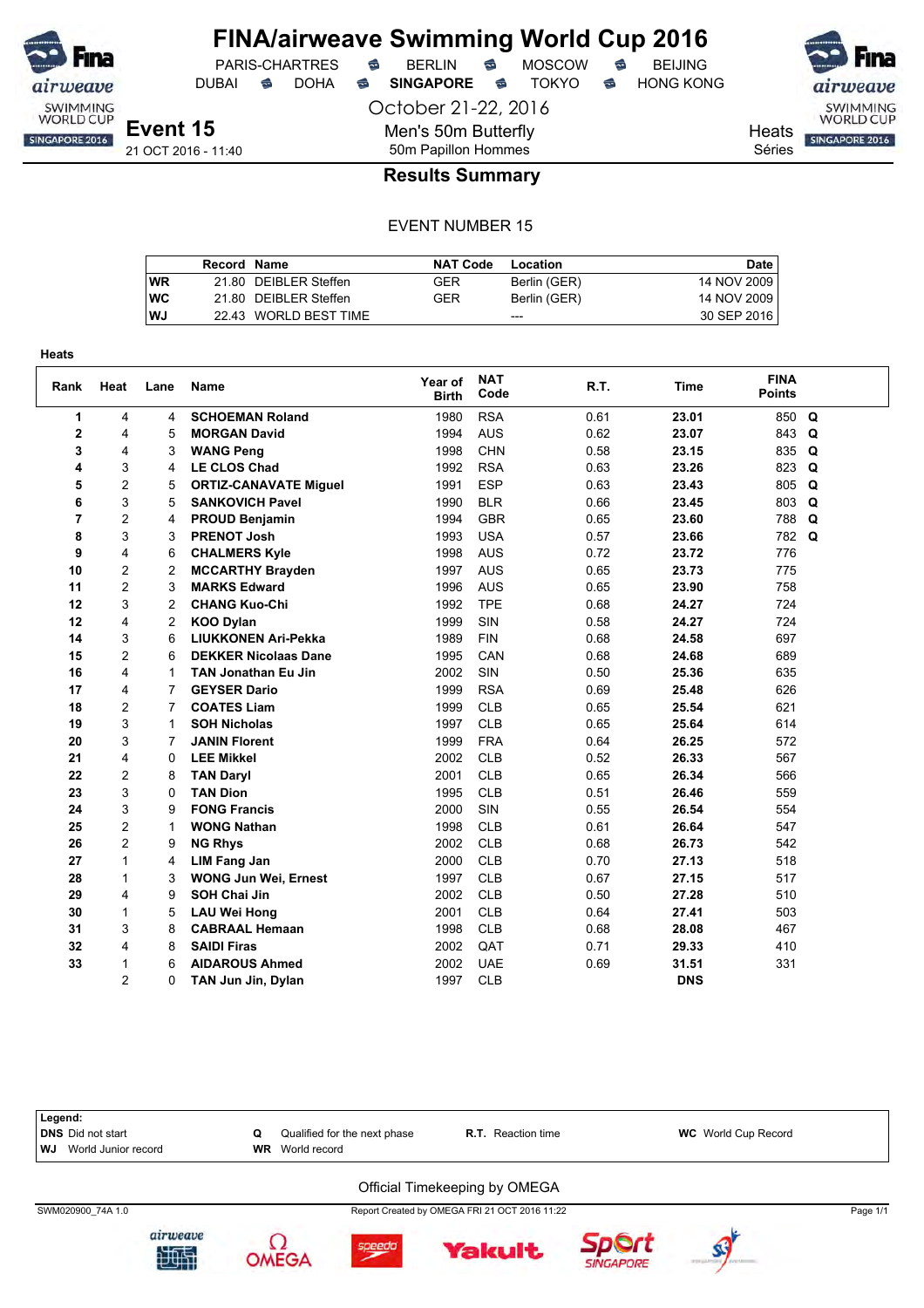# FINA/airweave Swimming World Cup 2016

PARIS-CHARTRES · BERLIN · MOSCOW · BEIJING
DUBAI · DOHA · **SINGAPORE** · TOKYO · HONG KONG

October 21-22, 2016

**Event 15**
21 OCT 2016 - 11:40

Men's 50m Butterfly
50m Papillon Hommes

Heats
Séries

## Results Summary

EVENT NUMBER 15

| | Record | Name | NAT Code | Location | Date |
|---|---|---|---|---|---|
| **WR** | 21.80 | DEIBLER Steffen | GER | Berlin (GER) | 14 NOV 2009 |
| **WC** | 21.80 | DEIBLER Steffen | GER | Berlin (GER) | 14 NOV 2009 |
| **WJ** | 22.43 | WORLD BEST TIME | | --- | 30 SEP 2016 |

**Heats**

| Rank | Heat | Lane | Name | Year of Birth | NAT Code | R.T. | Time | FINA Points | |
|---|---|---|---|---|---|---|---|---|---|
| 1 | 4 | 4 | **SCHOEMAN Roland** | 1980 | RSA | 0.61 | **23.01** | 850 | **Q** |
| 2 | 4 | 5 | **MORGAN David** | 1994 | AUS | 0.62 | **23.07** | 843 | **Q** |
| 3 | 4 | 3 | **WANG Peng** | 1998 | CHN | 0.58 | **23.15** | 835 | **Q** |
| 4 | 3 | 4 | **LE CLOS Chad** | 1992 | RSA | 0.63 | **23.26** | 823 | **Q** |
| 5 | 2 | 5 | **ORTIZ-CANAVATE Miguel** | 1991 | ESP | 0.63 | **23.43** | 805 | **Q** |
| 6 | 3 | 5 | **SANKOVICH Pavel** | 1990 | BLR | 0.66 | **23.45** | 803 | **Q** |
| 7 | 2 | 4 | **PROUD Benjamin** | 1994 | GBR | 0.65 | **23.60** | 788 | **Q** |
| 8 | 3 | 3 | **PRENOT Josh** | 1993 | USA | 0.57 | **23.66** | 782 | **Q** |
| 9 | 4 | 6 | **CHALMERS Kyle** | 1998 | AUS | 0.72 | **23.72** | 776 | |
| 10 | 2 | 2 | **MCCARTHY Brayden** | 1997 | AUS | 0.65 | **23.73** | 775 | |
| 11 | 2 | 3 | **MARKS Edward** | 1996 | AUS | 0.65 | **23.90** | 758 | |
| 12 | 3 | 2 | **CHANG Kuo-Chi** | 1992 | TPE | 0.68 | **24.27** | 724 | |
| 12 | 4 | 2 | **KOO Dylan** | 1999 | SIN | 0.58 | **24.27** | 724 | |
| 14 | 3 | 6 | **LIUKKONEN Ari-Pekka** | 1989 | FIN | 0.68 | **24.58** | 697 | |
| 15 | 2 | 6 | **DEKKER Nicolaas Dane** | 1995 | CAN | 0.68 | **24.68** | 689 | |
| 16 | 4 | 1 | **TAN Jonathan Eu Jin** | 2002 | SIN | 0.50 | **25.36** | 635 | |
| 17 | 4 | 7 | **GEYSER Dario** | 1999 | RSA | 0.69 | **25.48** | 626 | |
| 18 | 2 | 7 | **COATES Liam** | 1999 | CLB | 0.65 | **25.54** | 621 | |
| 19 | 3 | 1 | **SOH Nicholas** | 1997 | CLB | 0.65 | **25.64** | 614 | |
| 20 | 3 | 7 | **JANIN Florent** | 1999 | FRA | 0.64 | **26.25** | 572 | |
| 21 | 4 | 0 | **LEE Mikkel** | 2002 | CLB | 0.52 | **26.33** | 567 | |
| 22 | 2 | 8 | **TAN Daryl** | 2001 | CLB | 0.65 | **26.34** | 566 | |
| 23 | 3 | 0 | **TAN Dion** | 1995 | CLB | 0.51 | **26.46** | 559 | |
| 24 | 3 | 9 | **FONG Francis** | 2000 | SIN | 0.55 | **26.54** | 554 | |
| 25 | 2 | 1 | **WONG Nathan** | 1998 | CLB | 0.61 | **26.64** | 547 | |
| 26 | 2 | 9 | **NG Rhys** | 2002 | CLB | 0.68 | **26.73** | 542 | |
| 27 | 1 | 4 | **LIM Fang Jan** | 2000 | CLB | 0.70 | **27.13** | 518 | |
| 28 | 1 | 3 | **WONG Jun Wei, Ernest** | 1997 | CLB | 0.67 | **27.15** | 517 | |
| 29 | 4 | 9 | **SOH Chai Jin** | 2002 | CLB | 0.50 | **27.28** | 510 | |
| 30 | 1 | 5 | **LAU Wei Hong** | 2001 | CLB | 0.64 | **27.41** | 503 | |
| 31 | 3 | 8 | **CABRAAL Hemaan** | 1998 | CLB | 0.68 | **28.08** | 467 | |
| 32 | 4 | 8 | **SAIDI Firas** | 2002 | QAT | 0.71 | **29.33** | 410 | |
| 33 | 1 | 6 | **AIDAROUS Ahmed** | 2002 | UAE | 0.69 | **31.51** | 331 | |
| | 2 | 0 | **TAN Jun Jin, Dylan** | 1997 | CLB | | **DNS** | | |

**Legend:**

| | | | |
|---|---|---|---|
| **DNS** Did not start | **Q** Qualified for the next phase | **R.T.** Reaction time | **WC** World Cup Record |
| **WJ** World Junior record | **WR** World record | | |

Official Timekeeping by OMEGA

SWM020900_74A 1.0 — Report Created by OMEGA FRI 21 OCT 2016 11:22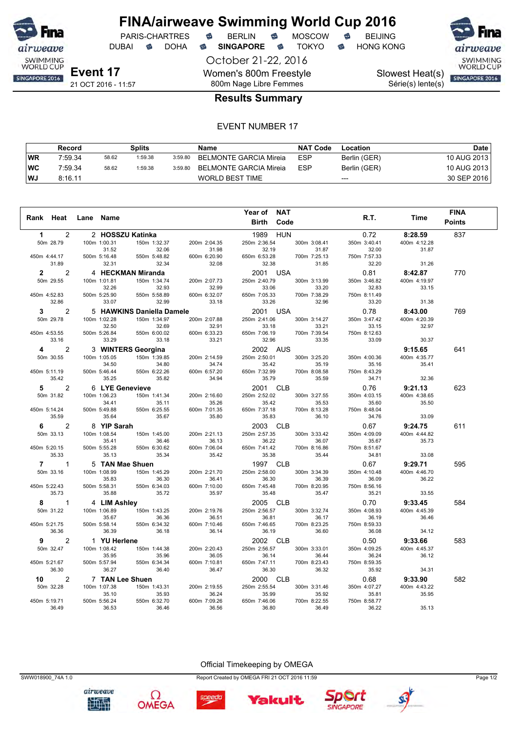# FINA/airweave Swimming World Cup 2016

PARIS-CHARTRES · BERLIN · MOSCOW · BEIJING
DUBAI · DOHA · **SINGAPORE** · TOKYO · HONG KONG

October 21-22, 2016

**Event 17**
21 OCT 2016 - 11:57

Women's 800m Freestyle
800m Nage Libre Femmes

Slowest Heat(s)
Série(s) lente(s)

## Results Summary

EVENT NUMBER 17

| | Record | Splits | | | Name | NAT Code | Location | Date |
|---|---|---|---|---|---|---|---|---|
| WR | 7:59.34 | 58.62 | 1:59.38 | 3:59.80 | BELMONTE GARCIA Mireia | ESP | Berlin (GER) | 10 AUG 2013 |
| WC | 7:59.34 | 58.62 | 1:59.38 | 3:59.80 | BELMONTE GARCIA Mireia | ESP | Berlin (GER) | 10 AUG 2013 |
| WJ | 8:16.11 | | | | WORLD BEST TIME | | --- | 30 SEP 2016 |

| Rank | Heat | Lane | Name | Year of Birth | NAT Code | R.T. | Time | FINA Points |
|---|---|---|---|---|---|---|---|---|
| 1 | 2 | 2 | HOSSZU Katinka | 1989 | HUN | 0.72 | 8:28.59 | 837 |
| | 50m 28.79 | 100m 1:00.31 (31.52) | 150m 1:32.37 (32.06) | 200m 2:04.35 (31.98) | 250m 2:36.54 (32.19) | 300m 3:08.41 (31.87) | 350m 3:40.41 (32.00) | 400m 4:12.28 (31.87) |
| | 450m 4:44.17 (31.89) | 500m 5:16.48 (32.31) | 550m 5:48.82 (32.34) | 600m 6:20.90 (32.08) | 650m 6:53.28 (32.38) | 700m 7:25.13 (31.85) | 750m 7:57.33 (32.20) | (31.26) |
| 2 | 2 | 4 | HECKMAN Miranda | 2001 | USA | 0.81 | 8:42.87 | 770 |
| | 50m 29.55 | 100m 1:01.81 (32.26) | 150m 1:34.74 (32.93) | 200m 2:07.73 (32.99) | 250m 2:40.79 (33.06) | 300m 3:13.99 (33.20) | 350m 3:46.82 (32.83) | 400m 4:19.97 (33.15) |
| | 450m 4:52.83 (32.86) | 500m 5:25.90 (33.07) | 550m 5:58.89 (32.99) | 600m 6:32.07 (33.18) | 650m 7:05.33 (33.26) | 700m 7:38.29 (32.96) | 750m 8:11.49 (33.20) | (31.38) |
| 3 | 2 | 5 | HAWKINS Daniella Damele | 2001 | USA | 0.78 | 8:43.00 | 769 |
| | 50m 29.78 | 100m 1:02.28 (32.50) | 150m 1:34.97 (32.69) | 200m 2:07.88 (32.91) | 250m 2:41.06 (33.18) | 300m 3:14.27 (33.21) | 350m 3:47.42 (33.15) | 400m 4:20.39 (32.97) |
| | 450m 4:53.55 (33.16) | 500m 5:26.84 (33.29) | 550m 6:00.02 (33.18) | 600m 6:33.23 (33.21) | 650m 7:06.19 (32.96) | 700m 7:39.54 (33.35) | 750m 8:12.63 (33.09) | (30.37) |
| 4 | 2 | 3 | WINTERS Georgina | 2002 | AUS | | 9:15.65 | 641 |
| | 50m 30.55 | 100m 1:05.05 (34.50) | 150m 1:39.85 (34.80) | 200m 2:14.59 (34.74) | 250m 2:50.01 (35.42) | 300m 3:25.20 (35.19) | 350m 4:00.36 (35.16) | 400m 4:35.77 (35.41) |
| | 450m 5:11.19 (35.42) | 500m 5:46.44 (35.25) | 550m 6:22.26 (35.82) | 600m 6:57.20 (34.94) | 650m 7:32.99 (35.79) | 700m 8:08.58 (35.59) | 750m 8:43.29 (34.71) | (32.36) |
| 5 | 2 | 6 | LYE Genevieve | 2001 | CLB | 0.76 | 9:21.13 | 623 |
| | 50m 31.82 | 100m 1:06.23 (34.41) | 150m 1:41.34 (35.11) | 200m 2:16.60 (35.26) | 250m 2:52.02 (35.42) | 300m 3:27.55 (35.53) | 350m 4:03.15 (35.60) | 400m 4:38.65 (35.50) |
| | 450m 5:14.24 (35.59) | 500m 5:49.88 (35.64) | 550m 6:25.55 (35.67) | 600m 7:01.35 (35.80) | 650m 7:37.18 (35.83) | 700m 8:13.28 (36.10) | 750m 8:48.04 (34.76) | (33.09) |
| 6 | 2 | 8 | YIP Sarah | 2003 | CLB | 0.67 | 9:24.75 | 611 |
| | 50m 33.13 | 100m 1:08.54 (35.41) | 150m 1:45.00 (36.46) | 200m 2:21.13 (36.13) | 250m 2:57.35 (36.22) | 300m 3:33.42 (36.07) | 350m 4:09.09 (35.67) | 400m 4:44.82 (35.73) |
| | 450m 5:20.15 (35.33) | 500m 5:55.28 (35.13) | 550m 6:30.62 (35.34) | 600m 7:06.04 (35.42) | 650m 7:41.42 (35.38) | 700m 8:16.86 (35.44) | 750m 8:51.67 (34.81) | (33.08) |
| 7 | 1 | 5 | TAN Mae Shuen | 1997 | CLB | 0.67 | 9:29.71 | 595 |
| | 50m 33.16 | 100m 1:08.99 (35.83) | 150m 1:45.29 (36.30) | 200m 2:21.70 (36.41) | 250m 2:58.00 (36.30) | 300m 3:34.39 (36.39) | 350m 4:10.48 (36.09) | 400m 4:46.70 (36.22) |
| | 450m 5:22.43 (35.73) | 500m 5:58.31 (35.88) | 550m 6:34.03 (35.72) | 600m 7:10.00 (35.97) | 650m 7:45.48 (35.48) | 700m 8:20.95 (35.47) | 750m 8:56.16 (35.21) | (33.55) |
| 8 | 1 | 4 | LIM Ashley | 2005 | CLB | 0.70 | 9:33.45 | 584 |
| | 50m 31.22 | 100m 1:06.89 (35.67) | 150m 1:43.25 (36.36) | 200m 2:19.76 (36.51) | 250m 2:56.57 (36.81) | 300m 3:32.74 (36.17) | 350m 4:08.93 (36.19) | 400m 4:45.39 (36.46) |
| | 450m 5:21.75 (36.36) | 500m 5:58.14 (36.39) | 550m 6:34.32 (36.18) | 600m 7:10.46 (36.14) | 650m 7:46.65 (36.19) | 700m 8:23.25 (36.60) | 750m 8:59.33 (36.08) | (34.12) |
| 9 | 2 | 1 | YU Herlene | 2002 | CLB | 0.50 | 9:33.66 | 583 |
| | 50m 32.47 | 100m 1:08.42 (35.95) | 150m 1:44.38 (35.96) | 200m 2:20.43 (36.05) | 250m 2:56.57 (36.14) | 300m 3:33.01 (36.44) | 350m 4:09.25 (36.24) | 400m 4:45.37 (36.12) |
| | 450m 5:21.67 (36.30) | 500m 5:57.94 (36.27) | 550m 6:34.34 (36.40) | 600m 7:10.81 (36.47) | 650m 7:47.11 (36.30) | 700m 8:23.43 (36.32) | 750m 8:59.35 (35.92) | (34.31) |
| 10 | 2 | 7 | TAN Lee Shuen | 2000 | CLB | 0.68 | 9:33.90 | 582 |
| | 50m 32.28 | 100m 1:07.38 (35.10) | 150m 1:43.31 (35.93) | 200m 2:19.55 (36.24) | 250m 2:55.54 (35.99) | 300m 3:31.46 (35.92) | 350m 4:07.27 (35.81) | 400m 4:43.22 (35.95) |
| | 450m 5:19.71 (36.49) | 500m 5:56.24 (36.53) | 550m 6:32.70 (36.46) | 600m 7:09.26 (36.56) | 650m 7:46.06 (36.80) | 700m 8:22.55 (36.49) | 750m 8:58.77 (36.22) | (35.13) |

Official Timekeeping by OMEGA

SWW018900_74A 1.0 — Report Created by OMEGA FRI 21 OCT 2016 11:59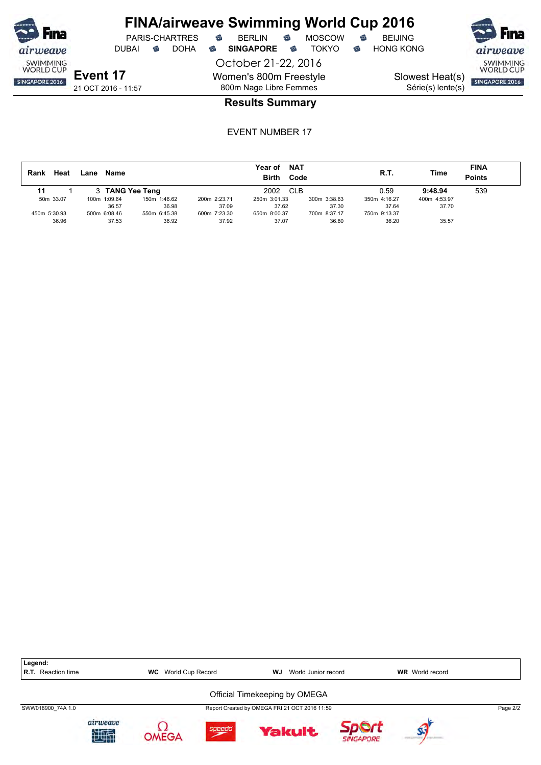# FINA/airweave Swimming World Cup 2016

PARIS-CHARTRES · BERLIN · MOSCOW · BEIJING
DUBAI · DOHA · **SINGAPORE** · TOKYO · HONG KONG

October 21-22, 2016

**Event 17**
21 OCT 2016 - 11:57

Women's 800m Freestyle
800m Nage Libre Femmes

Slowest Heat(s)
Série(s) lente(s)

## Results Summary

EVENT NUMBER 17

| Rank | Heat | Lane | Name | Year of Birth | NAT Code | R.T. | Time | FINA Points |
|---|---|---|---|---|---|---|---|---|
| **11** | 1 | 3 | **TANG Yee Teng** | 2002 | CLB | 0.59 | **9:48.94** | 539 |

| 50m | 100m | 150m | 200m | 250m | 300m | 350m | 400m |
|---|---|---|---|---|---|---|---|
| 33.07 | 1:09.64 | 1:46.62 | 2:23.71 | 3:01.33 | 3:38.63 | 4:16.27 | 4:53.97 |
| | 36.57 | 36.98 | 37.09 | 37.62 | 37.30 | 37.64 | 37.70 |

| 450m | 500m | 550m | 600m | 650m | 700m | 750m | 800m |
|---|---|---|---|---|---|---|---|
| 5:30.93 | 6:08.46 | 6:45.38 | 7:23.30 | 8:00.37 | 8:37.17 | 9:13.37 | |
| 36.96 | 37.53 | 36.92 | 37.92 | 37.07 | 36.80 | 36.20 | 35.57 |

**Legend:**
**R.T.** Reaction time · **WC** World Cup Record · **WJ** World Junior record · **WR** World record

Official Timekeeping by OMEGA

SWW018900_74A 1.0 · Report Created by OMEGA FRI 21 OCT 2016 11:59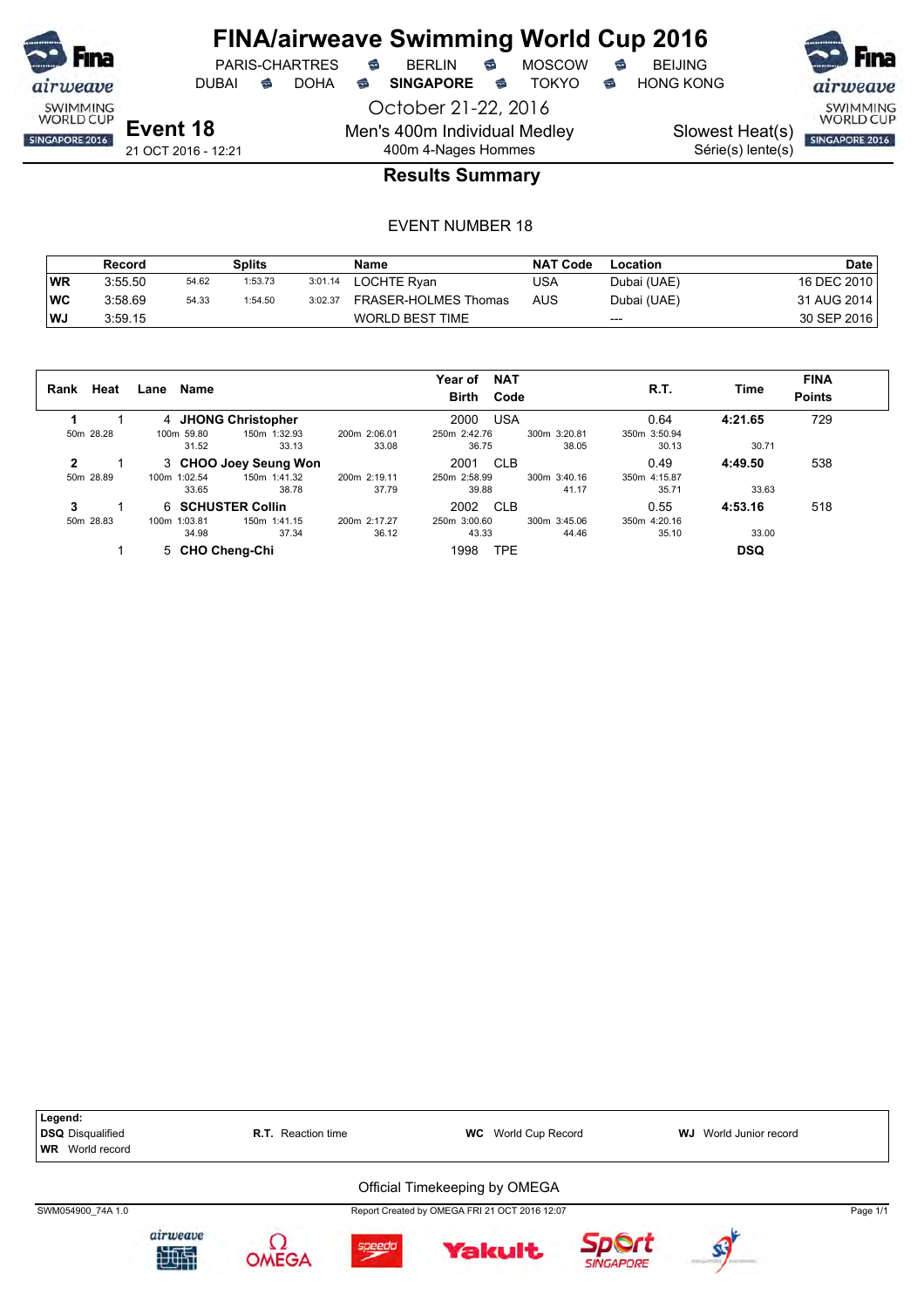# FINA/airweave Swimming World Cup 2016

PARIS-CHARTRES · BERLIN · MOSCOW · BEIJING
DUBAI · DOHA · **SINGAPORE** · TOKYO · HONG KONG

October 21-22, 2016

**Event 18**
21 OCT 2016 - 12:21

Men's 400m Individual Medley
400m 4-Nages Hommes

Slowest Heat(s)
Série(s) lente(s)

## Results Summary

EVENT NUMBER 18

| | Record | Splits | | | Name | NAT Code | Location | Date |
|---|---|---|---|---|---|---|---|---|
| WR | 3:55.50 | 54.62 | 1:53.73 | 3:01.14 | LOCHTE Ryan | USA | Dubai (UAE) | 16 DEC 2010 |
| WC | 3:58.69 | 54.33 | 1:54.50 | 3:02.37 | FRASER-HOLMES Thomas | AUS | Dubai (UAE) | 31 AUG 2014 |
| WJ | 3:59.15 | | | | WORLD BEST TIME | | --- | 30 SEP 2016 |

| Rank | Heat | Lane | Name | Year of Birth | NAT Code | R.T. | Time | FINA Points |
|---|---|---|---|---|---|---|---|---|
| 1 | 1 | 4 | JHONG Christopher | 2000 | USA | 0.64 | 4:21.65 | 729 |
| | | | 50m 28.28 / 100m 59.80 (31.52) / 150m 1:32.93 (33.13) / 200m 2:06.01 (33.08) / 250m 2:42.76 (36.75) / 300m 3:20.81 (38.05) / 350m 3:50.94 (30.13) / (30.71) | | | | | |
| 2 | 1 | 3 | CHOO Joey Seung Won | 2001 | CLB | 0.49 | 4:49.50 | 538 |
| | | | 50m 28.89 / 100m 1:02.54 (33.65) / 150m 1:41.32 (38.78) / 200m 2:19.11 (37.79) / 250m 2:58.99 (39.88) / 300m 3:40.16 (41.17) / 350m 4:15.87 (35.71) / (33.63) | | | | | |
| 3 | 1 | 6 | SCHUSTER Collin | 2002 | CLB | 0.55 | 4:53.16 | 518 |
| | | | 50m 28.83 / 100m 1:03.81 (34.98) / 150m 1:41.15 (37.34) / 200m 2:17.27 (36.12) / 250m 3:00.60 (43.33) / 300m 3:45.06 (44.46) / 350m 4:20.16 (35.10) / (33.00) | | | | | |
| | 1 | 5 | CHO Cheng-Chi | 1998 | TPE | | DSQ | |

**Legend:**
**DSQ** Disqualified
**R.T.** Reaction time
**WC** World Cup Record
**WJ** World Junior record
**WR** World record

Official Timekeeping by OMEGA

SWM054900_74A 1.0 — Report Created by OMEGA FRI 21 OCT 2016 12:07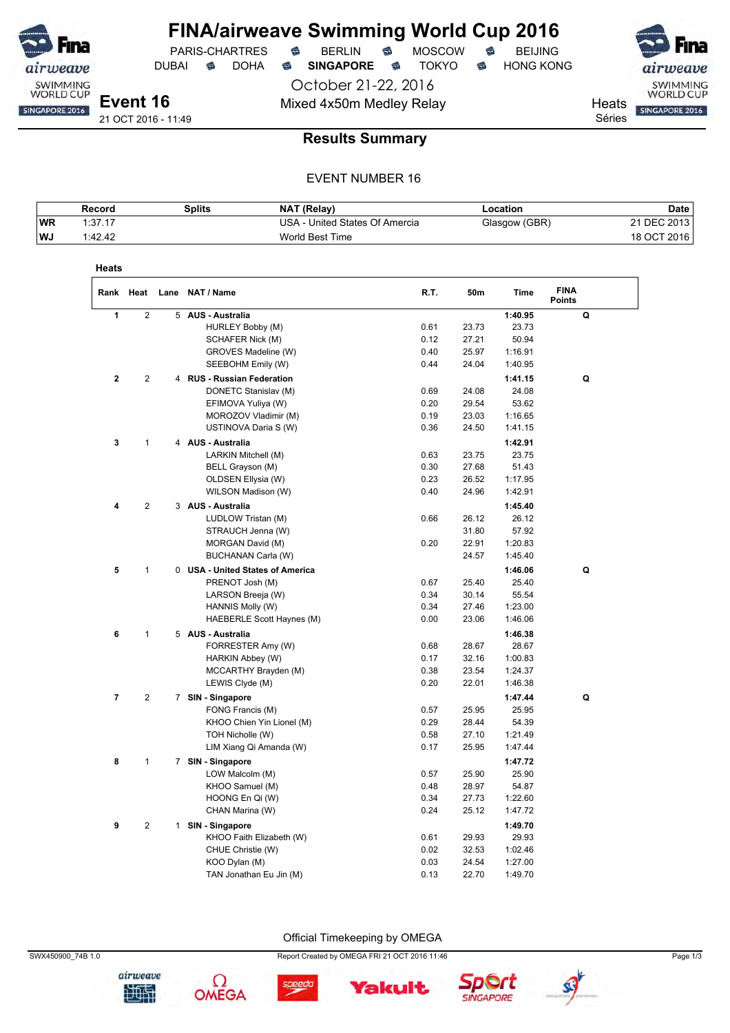# FINA/airweave Swimming World Cup 2016

PARIS-CHARTRES · BERLIN · MOSCOW · BEIJING
DUBAI · DOHA · **SINGAPORE** · TOKYO · HONG KONG

October 21-22, 2016

**Event 16**
21 OCT 2016 - 11:49

Mixed 4x50m Medley Relay

Heats
Séries

## Results Summary

EVENT NUMBER 16

| | Record | Splits | NAT (Relay) | Location | Date |
|---|---|---|---|---|---|
| WR | 1:37.17 | | USA - United States Of Amercia | Glasgow (GBR) | 21 DEC 2013 |
| WJ | 1:42.42 | | World Best Time | | 18 OCT 2016 |

**Heats**

| Rank | Heat | Lane | NAT / Name | R.T. | 50m | Time | FINA Points | |
|---|---|---|---|---|---|---|---|---|
| 1 | 2 | 5 | **AUS - Australia** | | | **1:40.95** | | Q |
| | | | HURLEY Bobby (M) | 0.61 | 23.73 | 23.73 | | |
| | | | SCHAFER Nick (M) | 0.12 | 27.21 | 50.94 | | |
| | | | GROVES Madeline (W) | 0.40 | 25.97 | 1:16.91 | | |
| | | | SEEBOHM Emily (W) | 0.44 | 24.04 | 1:40.95 | | |
| 2 | 2 | 4 | **RUS - Russian Federation** | | | **1:41.15** | | Q |
| | | | DONETC Stanislav (M) | 0.69 | 24.08 | 24.08 | | |
| | | | EFIMOVA Yuliya (W) | 0.20 | 29.54 | 53.62 | | |
| | | | MOROZOV Vladimir (M) | 0.19 | 23.03 | 1:16.65 | | |
| | | | USTINOVA Daria S (W) | 0.36 | 24.50 | 1:41.15 | | |
| 3 | 1 | 4 | **AUS - Australia** | | | **1:42.91** | | |
| | | | LARKIN Mitchell (M) | 0.63 | 23.75 | 23.75 | | |
| | | | BELL Grayson (M) | 0.30 | 27.68 | 51.43 | | |
| | | | OLDSEN Ellysia (W) | 0.23 | 26.52 | 1:17.95 | | |
| | | | WILSON Madison (W) | 0.40 | 24.96 | 1:42.91 | | |
| 4 | 2 | 3 | **AUS - Australia** | | | **1:45.40** | | |
| | | | LUDLOW Tristan (M) | 0.66 | 26.12 | 26.12 | | |
| | | | STRAUCH Jenna (W) | | 31.80 | 57.92 | | |
| | | | MORGAN David (M) | 0.20 | 22.91 | 1:20.83 | | |
| | | | BUCHANAN Carla (W) | | 24.57 | 1:45.40 | | |
| 5 | 1 | 0 | **USA - United States of America** | | | **1:46.06** | | Q |
| | | | PRENOT Josh (M) | 0.67 | 25.40 | 25.40 | | |
| | | | LARSON Breeja (W) | 0.34 | 30.14 | 55.54 | | |
| | | | HANNIS Molly (W) | 0.34 | 27.46 | 1:23.00 | | |
| | | | HAEBERLE Scott Haynes (M) | 0.00 | 23.06 | 1:46.06 | | |
| 6 | 1 | 5 | **AUS - Australia** | | | **1:46.38** | | |
| | | | FORRESTER Amy (W) | 0.68 | 28.67 | 28.67 | | |
| | | | HARKIN Abbey (W) | 0.17 | 32.16 | 1:00.83 | | |
| | | | MCCARTHY Brayden (M) | 0.38 | 23.54 | 1:24.37 | | |
| | | | LEWIS Clyde (M) | 0.20 | 22.01 | 1:46.38 | | |
| 7 | 2 | 7 | **SIN - Singapore** | | | **1:47.44** | | Q |
| | | | FONG Francis (M) | 0.57 | 25.95 | 25.95 | | |
| | | | KHOO Chien Yin Lionel (M) | 0.29 | 28.44 | 54.39 | | |
| | | | TOH Nicholle (W) | 0.58 | 27.10 | 1:21.49 | | |
| | | | LIM Xiang Qi Amanda (W) | 0.17 | 25.95 | 1:47.44 | | |
| 8 | 1 | 7 | **SIN - Singapore** | | | **1:47.72** | | |
| | | | LOW Malcolm (M) | 0.57 | 25.90 | 25.90 | | |
| | | | KHOO Samuel (M) | 0.48 | 28.97 | 54.87 | | |
| | | | HOONG En Qi (W) | 0.34 | 27.73 | 1:22.60 | | |
| | | | CHAN Marina (W) | 0.24 | 25.12 | 1:47.72 | | |
| 9 | 2 | 1 | **SIN - Singapore** | | | **1:49.70** | | |
| | | | KHOO Faith Elizabeth (W) | 0.61 | 29.93 | 29.93 | | |
| | | | CHUE Christie (W) | 0.02 | 32.53 | 1:02.46 | | |
| | | | KOO Dylan (M) | 0.03 | 24.54 | 1:27.00 | | |
| | | | TAN Jonathan Eu Jin (M) | 0.13 | 22.70 | 1:49.70 | | |

Official Timekeeping by OMEGA

SWX450900_74B 1.0 — Report Created by OMEGA FRI 21 OCT 2016 11:46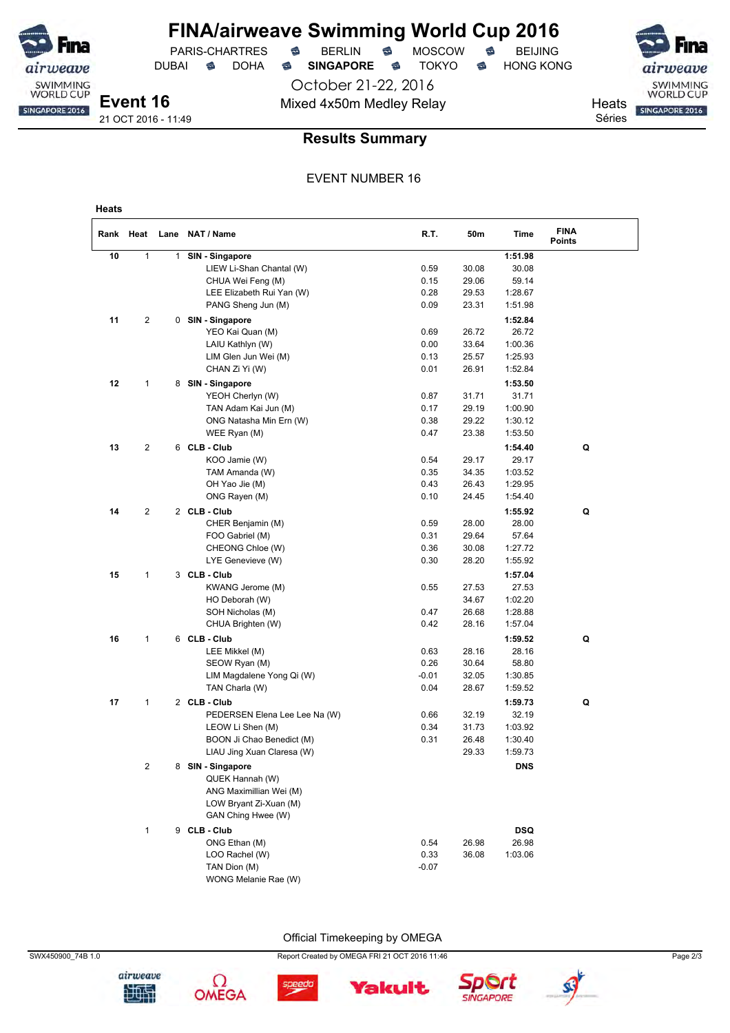# FINA/airweave Swimming World Cup 2016

PARIS-CHARTRES · BERLIN · MOSCOW · BEIJING
DUBAI · DOHA · **SINGAPORE** · TOKYO · HONG KONG

October 21-22, 2016

**Event 16**
21 OCT 2016 - 11:49

Mixed 4x50m Medley Relay

Heats
Séries

## Results Summary

EVENT NUMBER 16

### Heats

| Rank | Heat | Lane | NAT / Name | R.T. | 50m | Time | FINA Points | |
|---|---|---|---|---|---|---|---|---|
| 10 | 1 | 1 | **SIN - Singapore** | | | **1:51.98** | | |
| | | | LIEW Li-Shan Chantal (W) | 0.59 | 30.08 | 30.08 | | |
| | | | CHUA Wei Feng (M) | 0.15 | 29.06 | 59.14 | | |
| | | | LEE Elizabeth Rui Yan (W) | 0.28 | 29.53 | 1:28.67 | | |
| | | | PANG Sheng Jun (M) | 0.09 | 23.31 | 1:51.98 | | |
| 11 | 2 | 0 | **SIN - Singapore** | | | **1:52.84** | | |
| | | | YEO Kai Quan (M) | 0.69 | 26.72 | 26.72 | | |
| | | | LAIU Kathlyn (W) | 0.00 | 33.64 | 1:00.36 | | |
| | | | LIM Glen Jun Wei (M) | 0.13 | 25.57 | 1:25.93 | | |
| | | | CHAN Zi Yi (W) | 0.01 | 26.91 | 1:52.84 | | |
| 12 | 1 | 8 | **SIN - Singapore** | | | **1:53.50** | | |
| | | | YEOH Cherlyn (W) | 0.87 | 31.71 | 31.71 | | |
| | | | TAN Adam Kai Jun (M) | 0.17 | 29.19 | 1:00.90 | | |
| | | | ONG Natasha Min Ern (W) | 0.38 | 29.22 | 1:30.12 | | |
| | | | WEE Ryan (M) | 0.47 | 23.38 | 1:53.50 | | |
| 13 | 2 | 6 | **CLB - Club** | | | **1:54.40** | | **Q** |
| | | | KOO Jamie (W) | 0.54 | 29.17 | 29.17 | | |
| | | | TAM Amanda (W) | 0.35 | 34.35 | 1:03.52 | | |
| | | | OH Yao Jie (M) | 0.43 | 26.43 | 1:29.95 | | |
| | | | ONG Rayen (M) | 0.10 | 24.45 | 1:54.40 | | |
| 14 | 2 | 2 | **CLB - Club** | | | **1:55.92** | | **Q** |
| | | | CHER Benjamin (M) | 0.59 | 28.00 | 28.00 | | |
| | | | FOO Gabriel (M) | 0.31 | 29.64 | 57.64 | | |
| | | | CHEONG Chloe (W) | 0.36 | 30.08 | 1:27.72 | | |
| | | | LYE Genevieve (W) | 0.30 | 28.20 | 1:55.92 | | |
| 15 | 1 | 3 | **CLB - Club** | | | **1:57.04** | | |
| | | | KWANG Jerome (M) | 0.55 | 27.53 | 27.53 | | |
| | | | HO Deborah (W) | | 34.67 | 1:02.20 | | |
| | | | SOH Nicholas (M) | 0.47 | 26.68 | 1:28.88 | | |
| | | | CHUA Brighten (W) | 0.42 | 28.16 | 1:57.04 | | |
| 16 | 1 | 6 | **CLB - Club** | | | **1:59.52** | | **Q** |
| | | | LEE Mikkel (M) | 0.63 | 28.16 | 28.16 | | |
| | | | SEOW Ryan (M) | 0.26 | 30.64 | 58.80 | | |
| | | | LIM Magdalene Yong Qi (W) | -0.01 | 32.05 | 1:30.85 | | |
| | | | TAN Charla (W) | 0.04 | 28.67 | 1:59.52 | | |
| 17 | 1 | 2 | **CLB - Club** | | | **1:59.73** | | **Q** |
| | | | PEDERSEN Elena Lee Lee Na (W) | 0.66 | 32.19 | 32.19 | | |
| | | | LEOW Li Shen (M) | 0.34 | 31.73 | 1:03.92 | | |
| | | | BOON Ji Chao Benedict (M) | 0.31 | 26.48 | 1:30.40 | | |
| | | | LIAU Jing Xuan Claresa (W) | | 29.33 | 1:59.73 | | |
| | 2 | 8 | **SIN - Singapore** | | | **DNS** | | |
| | | | QUEK Hannah (W) | | | | | |
| | | | ANG Maximillian Wei (M) | | | | | |
| | | | LOW Bryant Zi-Xuan (M) | | | | | |
| | | | GAN Ching Hwee (W) | | | | | |
| | 1 | 9 | **CLB - Club** | | | **DSQ** | | |
| | | | ONG Ethan (M) | 0.54 | 26.98 | 26.98 | | |
| | | | LOO Rachel (W) | 0.33 | 36.08 | 1:03.06 | | |
| | | | TAN Dion (M) | -0.07 | | | | |
| | | | WONG Melanie Rae (W) | | | | | |

Official Timekeeping by OMEGA

SWX450900_74B 1.0 — Report Created by OMEGA FRI 21 OCT 2016 11:46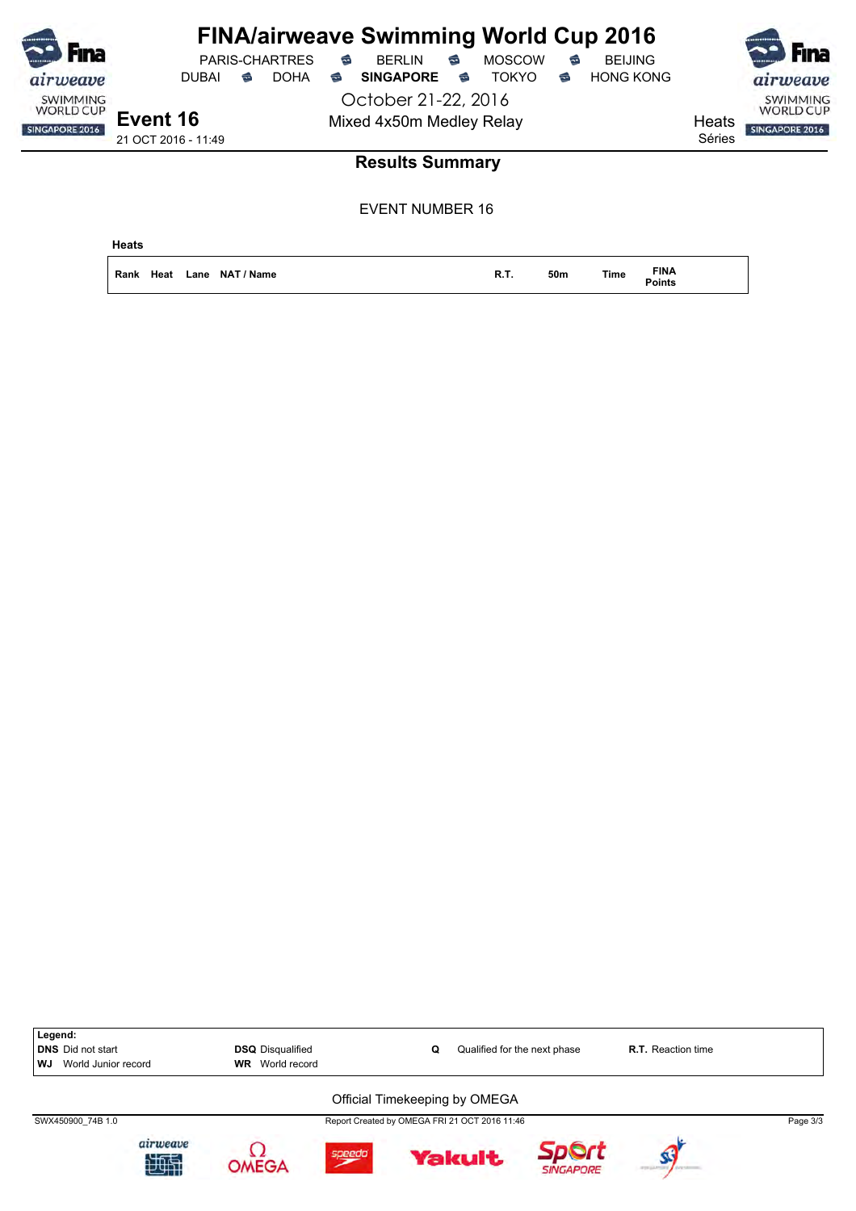# FINA/airweave Swimming World Cup 2016

PARIS-CHARTRES · BERLIN · MOSCOW · BEIJING
DUBAI · DOHA · **SINGAPORE** · TOKYO · HONG KONG

October 21-22, 2016

## Event 16

21 OCT 2016 - 11:49

Mixed 4x50m Medley Relay

Heats
Séries

## Results Summary

EVENT NUMBER 16

**Heats**

| Rank | Heat | Lane | NAT / Name | R.T. | 50m | Time | FINA Points |
|---|---|---|---|---|---|---|---|

**Legend:**

| | | | |
|---|---|---|---|
| **DNS** Did not start | **DSQ** Disqualified | **Q** Qualified for the next phase | **R.T.** Reaction time |
| **WJ** World Junior record | **WR** World record | | |

Official Timekeeping by OMEGA

SWX450900_74B 1.0 · Report Created by OMEGA FRI 21 OCT 2016 11:46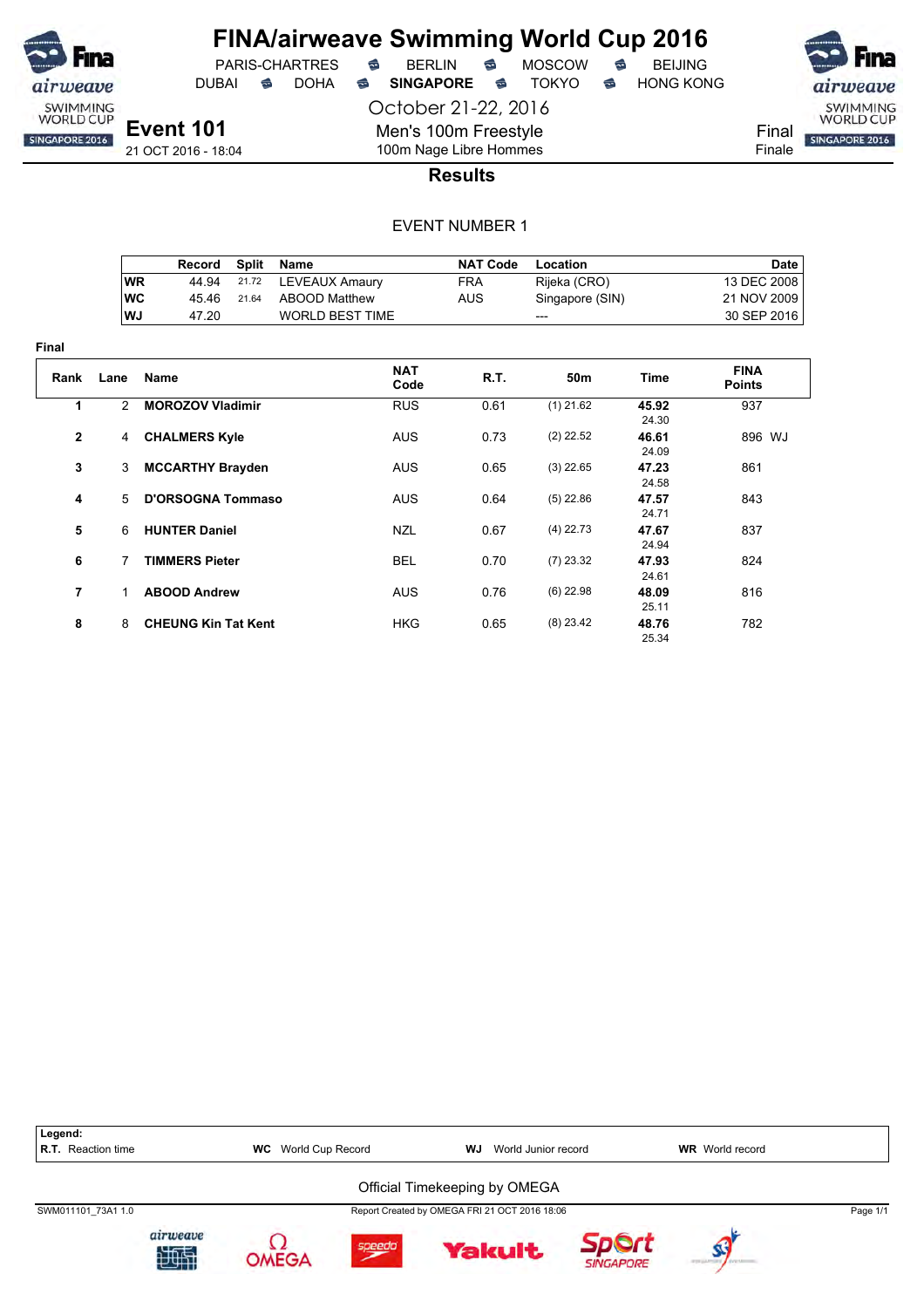# FINA/airweave Swimming World Cup 2016

PARIS-CHARTRES · BERLIN · MOSCOW · BEIJING
DUBAI · DOHA · **SINGAPORE** · TOKYO · HONG KONG

October 21-22, 2016

## Event 101

21 OCT 2016 - 18:04

Men's 100m Freestyle
100m Nage Libre Hommes

Final
Finale

### Results

EVENT NUMBER 1

| | Record | Split | Name | NAT Code | Location | Date |
|---|---|---|---|---|---|---|
| WR | 44.94 | 21.72 | LEVEAUX Amaury | FRA | Rijeka (CRO) | 13 DEC 2008 |
| WC | 45.46 | 21.64 | ABOOD Matthew | AUS | Singapore (SIN) | 21 NOV 2009 |
| WJ | 47.20 | | WORLD BEST TIME | | --- | 30 SEP 2016 |

**Final**

| Rank | Lane | Name | NAT Code | R.T. | 50m | Time | FINA Points |
|---|---|---|---|---|---|---|---|
| 1 | 2 | **MOROZOV Vladimir** | RUS | 0.61 | (1) 21.62 | **45.92** 24.30 | 937 |
| 2 | 4 | **CHALMERS Kyle** | AUS | 0.73 | (2) 22.52 | **46.61** 24.09 | 896 WJ |
| 3 | 3 | **MCCARTHY Brayden** | AUS | 0.65 | (3) 22.65 | **47.23** 24.58 | 861 |
| 4 | 5 | **D'ORSOGNA Tommaso** | AUS | 0.64 | (5) 22.86 | **47.57** 24.71 | 843 |
| 5 | 6 | **HUNTER Daniel** | NZL | 0.67 | (4) 22.73 | **47.67** 24.94 | 837 |
| 6 | 7 | **TIMMERS Pieter** | BEL | 0.70 | (7) 23.32 | **47.93** 24.61 | 824 |
| 7 | 1 | **ABOOD Andrew** | AUS | 0.76 | (6) 22.98 | **48.09** 25.11 | 816 |
| 8 | 8 | **CHEUNG Kin Tat Kent** | HKG | 0.65 | (8) 23.42 | **48.76** 25.34 | 782 |

**Legend:**
**R.T.** Reaction time · **WC** World Cup Record · **WJ** World Junior record · **WR** World record

Official Timekeeping by OMEGA

SWM011101_73A1 1.0 · Report Created by OMEGA FRI 21 OCT 2016 18:06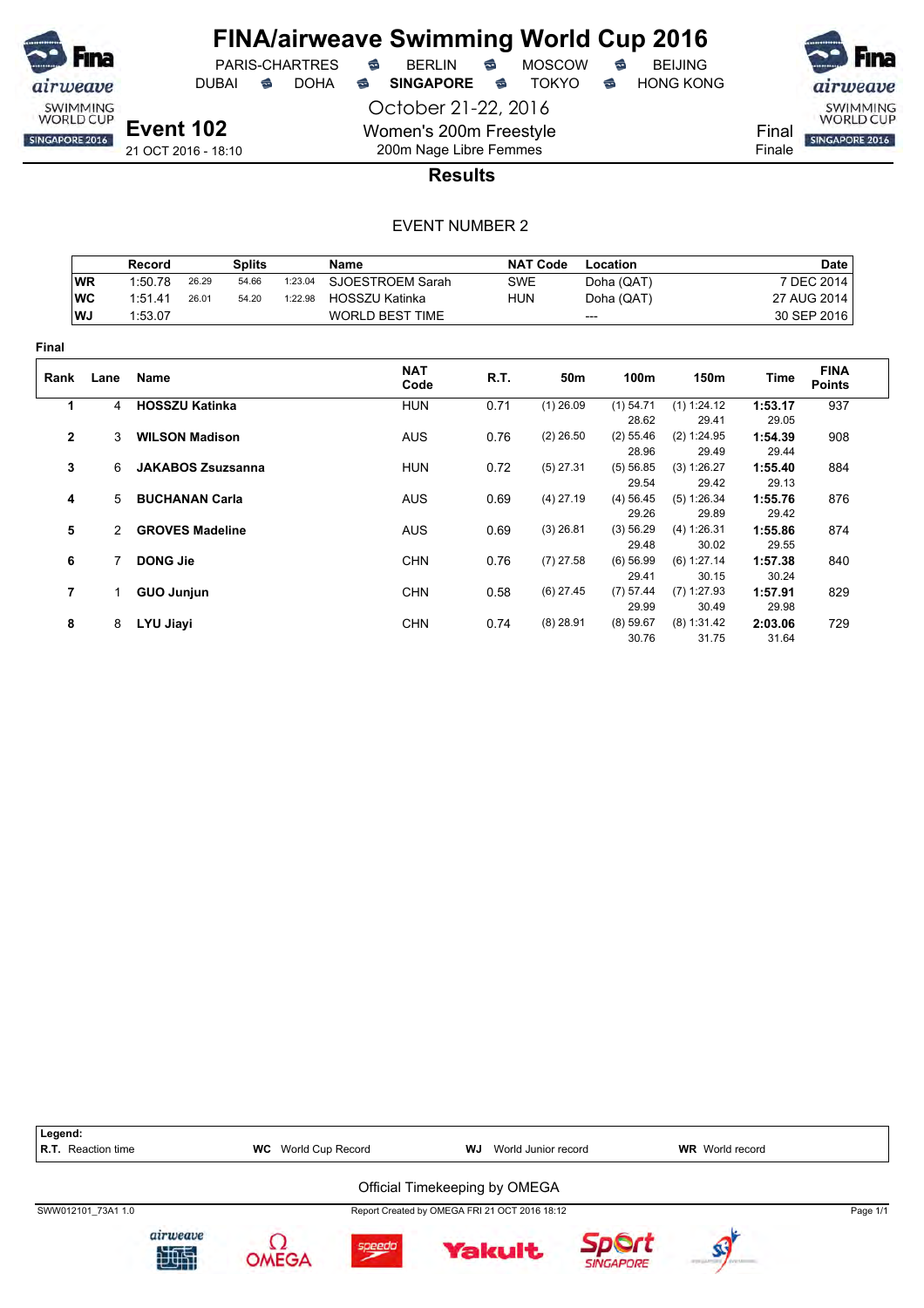# FINA/airweave Swimming World Cup 2016

PARIS-CHARTRES · BERLIN · MOSCOW · BEIJING
DUBAI · DOHA · **SINGAPORE** · TOKYO · HONG KONG

October 21-22, 2016

## Event 102

21 OCT 2016 - 18:10

Women's 200m Freestyle
200m Nage Libre Femmes

Final
Finale

### Results

EVENT NUMBER 2

| | Record | Splits | | | Name | NAT Code | Location | Date |
|---|---|---|---|---|---|---|---|---|
| WR | 1:50.78 | 26.29 | 54.66 | 1:23.04 | SJOESTROEM Sarah | SWE | Doha (QAT) | 7 DEC 2014 |
| WC | 1:51.41 | 26.01 | 54.20 | 1:22.98 | HOSSZU Katinka | HUN | Doha (QAT) | 27 AUG 2014 |
| WJ | 1:53.07 | | | | WORLD BEST TIME | | --- | 30 SEP 2016 |

**Final**

| Rank | Lane | Name | NAT Code | R.T. | 50m | 100m | 150m | Time | FINA Points |
|---|---|---|---|---|---|---|---|---|---|
| 1 | 4 | **HOSSZU Katinka** | HUN | 0.71 | (1) 26.09 | (1) 54.71 | (1) 1:24.12 | **1:53.17** | 937 |
| | | | | | | 28.62 | 29.41 | 29.05 | |
| 2 | 3 | **WILSON Madison** | AUS | 0.76 | (2) 26.50 | (2) 55.46 | (2) 1:24.95 | **1:54.39** | 908 |
| | | | | | | 28.96 | 29.49 | 29.44 | |
| 3 | 6 | **JAKABOS Zsuzsanna** | HUN | 0.72 | (5) 27.31 | (5) 56.85 | (3) 1:26.27 | **1:55.40** | 884 |
| | | | | | | 29.54 | 29.42 | 29.13 | |
| 4 | 5 | **BUCHANAN Carla** | AUS | 0.69 | (4) 27.19 | (4) 56.45 | (5) 1:26.34 | **1:55.76** | 876 |
| | | | | | | 29.26 | 29.89 | 29.42 | |
| 5 | 2 | **GROVES Madeline** | AUS | 0.69 | (3) 26.81 | (3) 56.29 | (4) 1:26.31 | **1:55.86** | 874 |
| | | | | | | 29.48 | 30.02 | 29.55 | |
| 6 | 7 | **DONG Jie** | CHN | 0.76 | (7) 27.58 | (6) 56.99 | (6) 1:27.14 | **1:57.38** | 840 |
| | | | | | | 29.41 | 30.15 | 30.24 | |
| 7 | 1 | **GUO Junjun** | CHN | 0.58 | (6) 27.45 | (7) 57.44 | (7) 1:27.93 | **1:57.91** | 829 |
| | | | | | | 29.99 | 30.49 | 29.98 | |
| 8 | 8 | **LYU Jiayi** | CHN | 0.74 | (8) 28.91 | (8) 59.67 | (8) 1:31.42 | **2:03.06** | 729 |
| | | | | | | 30.76 | 31.75 | 31.64 | |

**Legend:**
**R.T.** Reaction time · **WC** World Cup Record · **WJ** World Junior record · **WR** World record

Official Timekeeping by OMEGA

SWW012101_73A1 1.0 · Report Created by OMEGA FRI 21 OCT 2016 18:12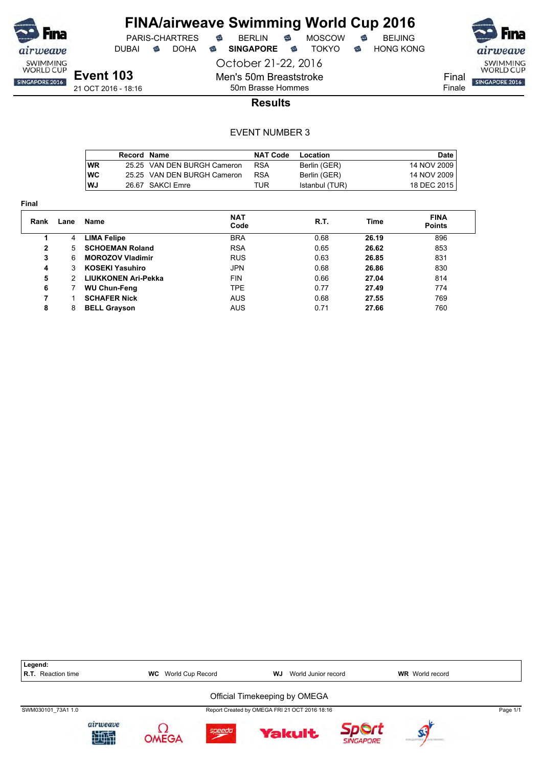# FINA/airweave Swimming World Cup 2016

PARIS-CHARTRES · BERLIN · MOSCOW · BEIJING
DUBAI · DOHA · **SINGAPORE** · TOKYO · HONG KONG

October 21-22, 2016

## Event 103

21 OCT 2016 - 18:16

Men's 50m Breaststroke
50m Brasse Hommes

Final
Finale

### Results

EVENT NUMBER 3

| | Record | Name | NAT Code | Location | Date |
|---|---|---|---|---|---|
| **WR** | 25.25 | VAN DEN BURGH Cameron | RSA | Berlin (GER) | 14 NOV 2009 |
| **WC** | 25.25 | VAN DEN BURGH Cameron | RSA | Berlin (GER) | 14 NOV 2009 |
| **WJ** | 26.67 | SAKCI Emre | TUR | Istanbul (TUR) | 18 DEC 2015 |

**Final**

| Rank | Lane | Name | NAT Code | R.T. | Time | FINA Points |
|---|---|---|---|---|---|---|
| 1 | 4 | **LIMA Felipe** | BRA | 0.68 | **26.19** | 896 |
| 2 | 5 | **SCHOEMAN Roland** | RSA | 0.65 | **26.62** | 853 |
| 3 | 6 | **MOROZOV Vladimir** | RUS | 0.63 | **26.85** | 831 |
| 4 | 3 | **KOSEKI Yasuhiro** | JPN | 0.68 | **26.86** | 830 |
| 5 | 2 | **LIUKKONEN Ari-Pekka** | FIN | 0.66 | **27.04** | 814 |
| 6 | 7 | **WU Chun-Feng** | TPE | 0.77 | **27.49** | 774 |
| 7 | 1 | **SCHAFER Nick** | AUS | 0.68 | **27.55** | 769 |
| 8 | 8 | **BELL Grayson** | AUS | 0.71 | **27.66** | 760 |

**Legend:**
**R.T.** Reaction time · **WC** World Cup Record · **WJ** World Junior record · **WR** World record

Official Timekeeping by OMEGA

SWM030101_73A1 1.0 · Report Created by OMEGA FRI 21 OCT 2016 18:16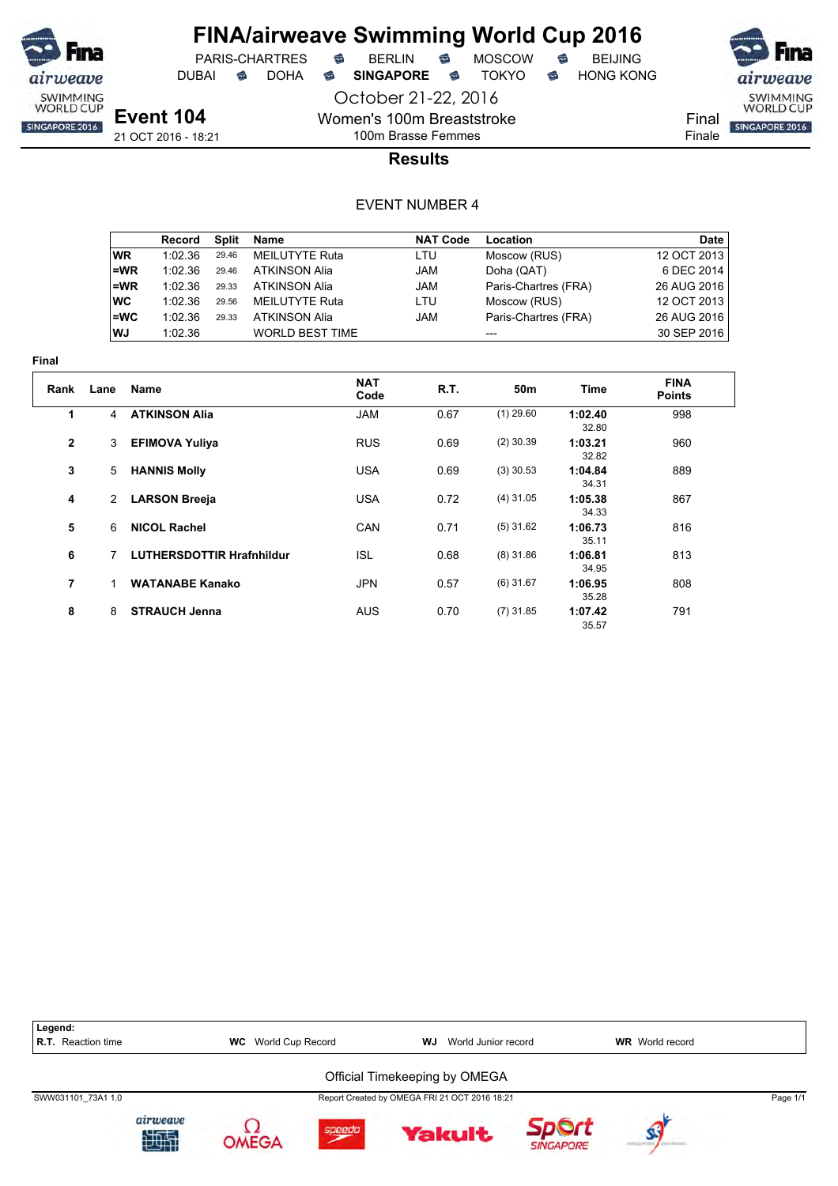# FINA/airweave Swimming World Cup 2016

PARIS-CHARTRES · BERLIN · MOSCOW · BEIJING
DUBAI · DOHA · **SINGAPORE** · TOKYO · HONG KONG

October 21-22, 2016

## Event 104

21 OCT 2016 - 18:21

Women's 100m Breaststroke
100m Brasse Femmes

Final
Finale

### Results

EVENT NUMBER 4

| | Record | Split | Name | NAT Code | Location | Date |
|---|---|---|---|---|---|---|
| WR | 1:02.36 | 29.46 | MEILUTYTE Ruta | LTU | Moscow (RUS) | 12 OCT 2013 |
| =WR | 1:02.36 | 29.46 | ATKINSON Alia | JAM | Doha (QAT) | 6 DEC 2014 |
| =WR | 1:02.36 | 29.33 | ATKINSON Alia | JAM | Paris-Chartres (FRA) | 26 AUG 2016 |
| WC | 1:02.36 | 29.56 | MEILUTYTE Ruta | LTU | Moscow (RUS) | 12 OCT 2013 |
| =WC | 1:02.36 | 29.33 | ATKINSON Alia | JAM | Paris-Chartres (FRA) | 26 AUG 2016 |
| WJ | 1:02.36 | | WORLD BEST TIME | | --- | 30 SEP 2016 |

**Final**

| Rank | Lane | Name | NAT Code | R.T. | 50m | Time | FINA Points |
|---|---|---|---|---|---|---|---|
| 1 | 4 | **ATKINSON Alia** | JAM | 0.67 | (1) 29.60 | **1:02.40** 32.80 | 998 |
| 2 | 3 | **EFIMOVA Yuliya** | RUS | 0.69 | (2) 30.39 | **1:03.21** 32.82 | 960 |
| 3 | 5 | **HANNIS Molly** | USA | 0.69 | (3) 30.53 | **1:04.84** 34.31 | 889 |
| 4 | 2 | **LARSON Breeja** | USA | 0.72 | (4) 31.05 | **1:05.38** 34.33 | 867 |
| 5 | 6 | **NICOL Rachel** | CAN | 0.71 | (5) 31.62 | **1:06.73** 35.11 | 816 |
| 6 | 7 | **LUTHERSDOTTIR Hrafnhildur** | ISL | 0.68 | (8) 31.86 | **1:06.81** 34.95 | 813 |
| 7 | 1 | **WATANABE Kanako** | JPN | 0.57 | (6) 31.67 | **1:06.95** 35.28 | 808 |
| 8 | 8 | **STRAUCH Jenna** | AUS | 0.70 | (7) 31.85 | **1:07.42** 35.57 | 791 |

**Legend:**
**R.T.** Reaction time · **WC** World Cup Record · **WJ** World Junior record · **WR** World record

Official Timekeeping by OMEGA

SWW031101_73A1 1.0 · Report Created by OMEGA FRI 21 OCT 2016 18:21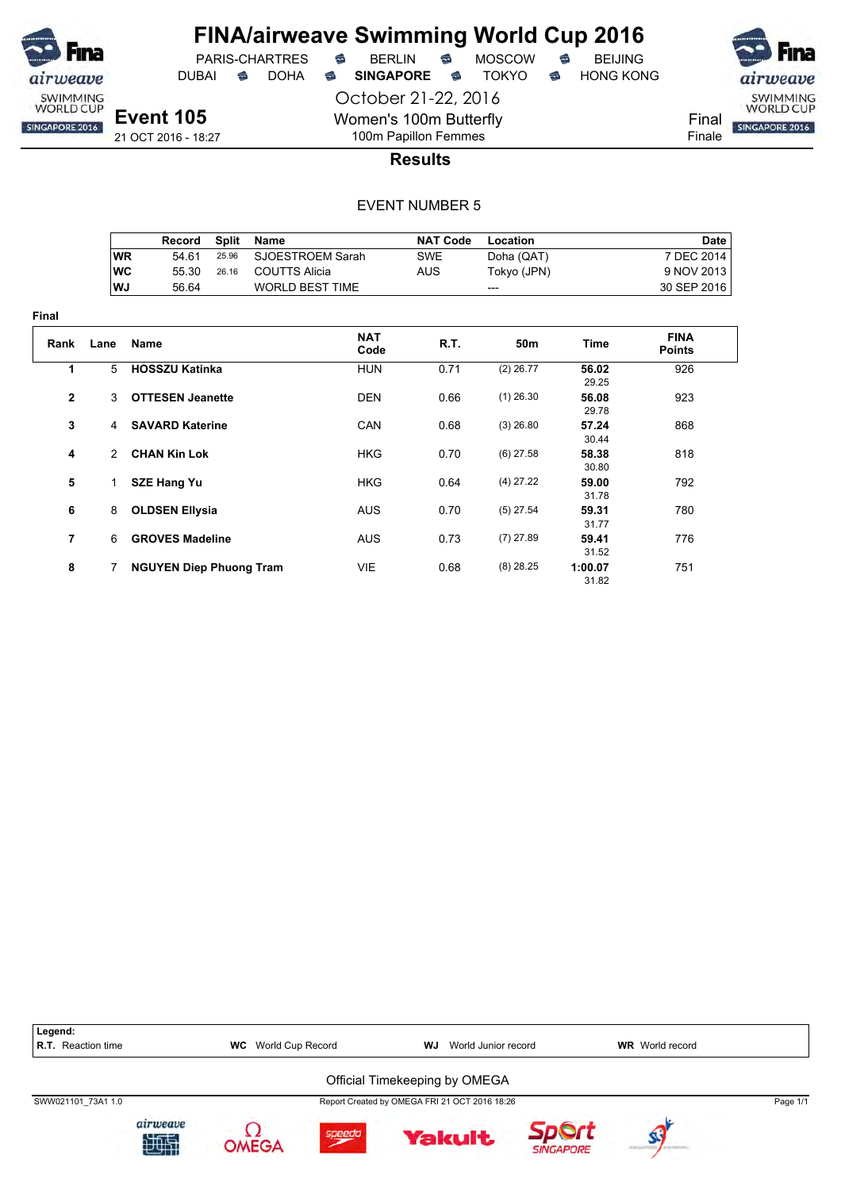# FINA/airweave Swimming World Cup 2016

PARIS-CHARTRES · BERLIN · MOSCOW · BEIJING
DUBAI · DOHA · **SINGAPORE** · TOKYO · HONG KONG

October 21-22, 2016

## Event 105

21 OCT 2016 - 18:27

Women's 100m Butterfly
100m Papillon Femmes

Final
Finale

### Results

EVENT NUMBER 5

| | Record | Split | Name | NAT Code | Location | Date |
|---|---|---|---|---|---|---|
| WR | 54.61 | 25.96 | SJOESTROEM Sarah | SWE | Doha (QAT) | 7 DEC 2014 |
| WC | 55.30 | 26.16 | COUTTS Alicia | AUS | Tokyo (JPN) | 9 NOV 2013 |
| WJ | 56.64 | | WORLD BEST TIME | | --- | 30 SEP 2016 |

**Final**

| Rank | Lane | Name | NAT Code | R.T. | 50m | Time | FINA Points |
|---|---|---|---|---|---|---|---|
| 1 | 5 | **HOSSZU Katinka** | HUN | 0.71 | (2) 26.77 | **56.02** 29.25 | 926 |
| 2 | 3 | **OTTESEN Jeanette** | DEN | 0.66 | (1) 26.30 | **56.08** 29.78 | 923 |
| 3 | 4 | **SAVARD Katerine** | CAN | 0.68 | (3) 26.80 | **57.24** 30.44 | 868 |
| 4 | 2 | **CHAN Kin Lok** | HKG | 0.70 | (6) 27.58 | **58.38** 30.80 | 818 |
| 5 | 1 | **SZE Hang Yu** | HKG | 0.64 | (4) 27.22 | **59.00** 31.78 | 792 |
| 6 | 8 | **OLDSEN Ellysia** | AUS | 0.70 | (5) 27.54 | **59.31** 31.77 | 780 |
| 7 | 6 | **GROVES Madeline** | AUS | 0.73 | (7) 27.89 | **59.41** 31.52 | 776 |
| 8 | 7 | **NGUYEN Diep Phuong Tram** | VIE | 0.68 | (8) 28.25 | **1:00.07** 31.82 | 751 |

**Legend:**
**R.T.** Reaction time · **WC** World Cup Record · **WJ** World Junior record · **WR** World record

Official Timekeeping by OMEGA

SWW021101_73A1 1.0 · Report Created by OMEGA FRI 21 OCT 2016 18:26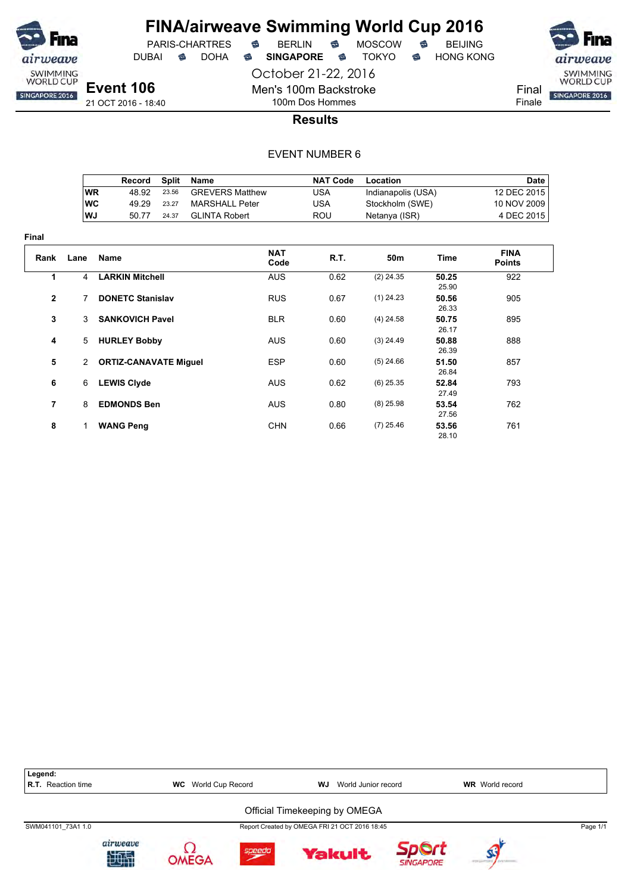# FINA/airweave Swimming World Cup 2016

PARIS-CHARTRES · BERLIN · MOSCOW · BEIJING
DUBAI · DOHA · **SINGAPORE** · TOKYO · HONG KONG

October 21-22, 2016

## Event 106

21 OCT 2016 - 18:40

Men's 100m Backstroke
100m Dos Hommes

Final
Finale

### Results

EVENT NUMBER 6

| | Record | Split | Name | NAT Code | Location | Date |
|---|---|---|---|---|---|---|
| **WR** | 48.92 | 23.56 | GREVERS Matthew | USA | Indianapolis (USA) | 12 DEC 2015 |
| **WC** | 49.29 | 23.27 | MARSHALL Peter | USA | Stockholm (SWE) | 10 NOV 2009 |
| **WJ** | 50.77 | 24.37 | GLINTA Robert | ROU | Netanya (ISR) | 4 DEC 2015 |

**Final**

| Rank | Lane | Name | NAT Code | R.T. | 50m | Time | FINA Points |
|---|---|---|---|---|---|---|---|
| 1 | 4 | **LARKIN Mitchell** | AUS | 0.62 | (2) 24.35 | **50.25** 25.90 | 922 |
| 2 | 7 | **DONETC Stanislav** | RUS | 0.67 | (1) 24.23 | **50.56** 26.33 | 905 |
| 3 | 3 | **SANKOVICH Pavel** | BLR | 0.60 | (4) 24.58 | **50.75** 26.17 | 895 |
| 4 | 5 | **HURLEY Bobby** | AUS | 0.60 | (3) 24.49 | **50.88** 26.39 | 888 |
| 5 | 2 | **ORTIZ-CANAVATE Miguel** | ESP | 0.60 | (5) 24.66 | **51.50** 26.84 | 857 |
| 6 | 6 | **LEWIS Clyde** | AUS | 0.62 | (6) 25.35 | **52.84** 27.49 | 793 |
| 7 | 8 | **EDMONDS Ben** | AUS | 0.80 | (8) 25.98 | **53.54** 27.56 | 762 |
| 8 | 1 | **WANG Peng** | CHN | 0.66 | (7) 25.46 | **53.56** 28.10 | 761 |

**Legend:**
**R.T.** Reaction time · **WC** World Cup Record · **WJ** World Junior record · **WR** World record

Official Timekeeping by OMEGA

SWM041101_73A1 1.0 · Report Created by OMEGA FRI 21 OCT 2016 18:45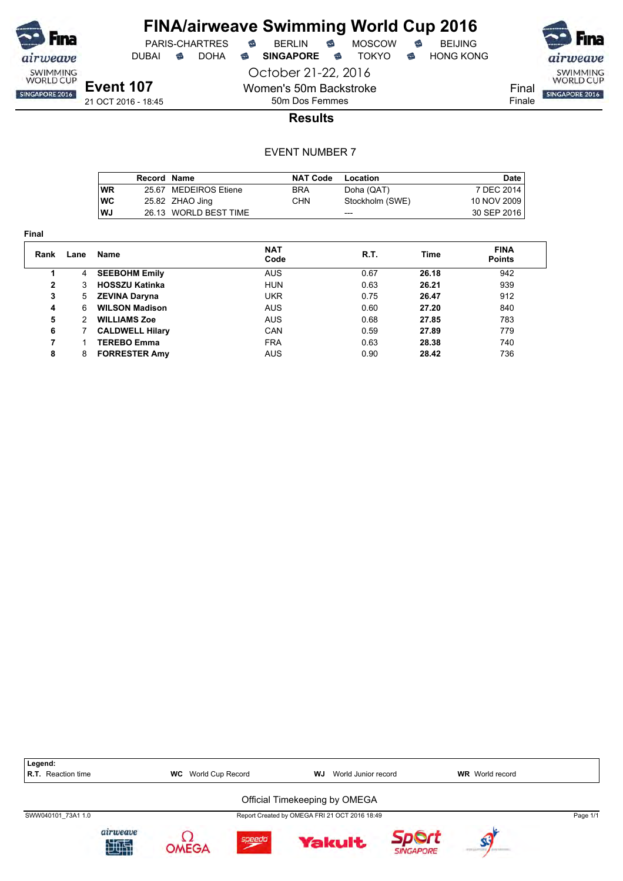# FINA/airweave Swimming World Cup 2016

PARIS-CHARTRES · BERLIN · MOSCOW · BEIJING
DUBAI · DOHA · **SINGAPORE** · TOKYO · HONG KONG

October 21-22, 2016

## Event 107

21 OCT 2016 - 18:45

Women's 50m Backstroke
50m Dos Femmes

Final
Finale

## Results

EVENT NUMBER 7

| | Record | Name | NAT Code | Location | Date |
|---|---|---|---|---|---|
| WR | 25.67 | MEDEIROS Etiene | BRA | Doha (QAT) | 7 DEC 2014 |
| WC | 25.82 | ZHAO Jing | CHN | Stockholm (SWE) | 10 NOV 2009 |
| WJ | 26.13 | WORLD BEST TIME | | --- | 30 SEP 2016 |

**Final**

| Rank | Lane | Name | NAT Code | R.T. | Time | FINA Points |
|---|---|---|---|---|---|---|
| 1 | 4 | **SEEBOHM Emily** | AUS | 0.67 | **26.18** | 942 |
| 2 | 3 | **HOSSZU Katinka** | HUN | 0.63 | **26.21** | 939 |
| 3 | 5 | **ZEVINA Daryna** | UKR | 0.75 | **26.47** | 912 |
| 4 | 6 | **WILSON Madison** | AUS | 0.60 | **27.20** | 840 |
| 5 | 2 | **WILLIAMS Zoe** | AUS | 0.68 | **27.85** | 783 |
| 6 | 7 | **CALDWELL Hilary** | CAN | 0.59 | **27.89** | 779 |
| 7 | 1 | **TEREBO Emma** | FRA | 0.63 | **28.38** | 740 |
| 8 | 8 | **FORRESTER Amy** | AUS | 0.90 | **28.42** | 736 |

**Legend:**
**R.T.** Reaction time · **WC** World Cup Record · **WJ** World Junior record · **WR** World record

Official Timekeeping by OMEGA

SWW040101_73A1 1.0 · Report Created by OMEGA FRI 21 OCT 2016 18:49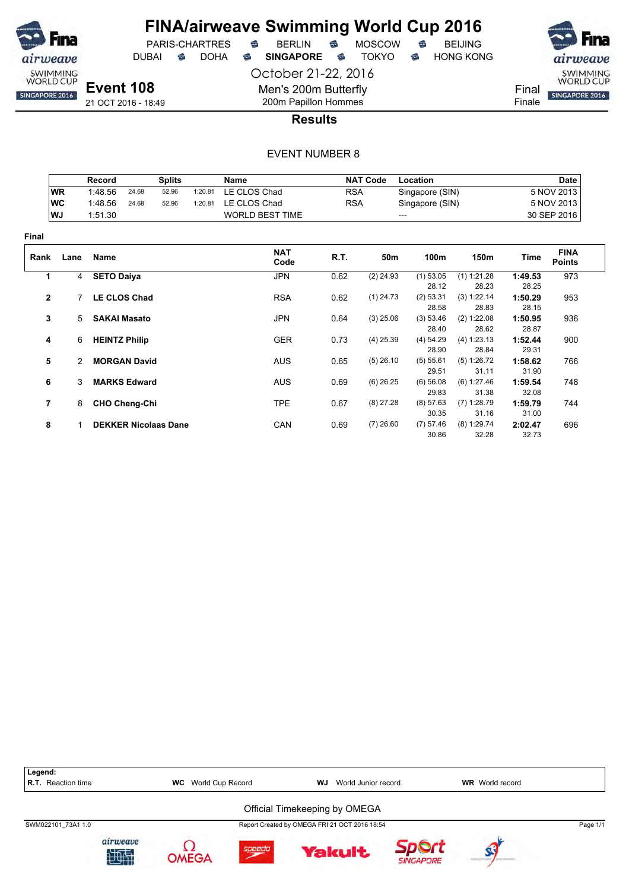# FINA/airweave Swimming World Cup 2016

PARIS-CHARTRES · BERLIN · MOSCOW · BEIJING
DUBAI · DOHA · **SINGAPORE** · TOKYO · HONG KONG

October 21-22, 2016

## Event 108

21 OCT 2016 - 18:49

Men's 200m Butterfly
200m Papillon Hommes

Final
Finale

### Results

EVENT NUMBER 8

| | Record | Splits | | | Name | NAT Code | Location | Date |
|---|---|---|---|---|---|---|---|---|
| WR | 1:48.56 | 24.68 | 52.96 | 1:20.81 | LE CLOS Chad | RSA | Singapore (SIN) | 5 NOV 2013 |
| WC | 1:48.56 | 24.68 | 52.96 | 1:20.81 | LE CLOS Chad | RSA | Singapore (SIN) | 5 NOV 2013 |
| WJ | 1:51.30 | | | | WORLD BEST TIME | | --- | 30 SEP 2016 |

**Final**

| Rank | Lane | Name | NAT Code | R.T. | 50m | 100m | 150m | Time | FINA Points |
|---|---|---|---|---|---|---|---|---|---|
| 1 | 4 | **SETO Daiya** | JPN | 0.62 | (2) 24.93 | (1) 53.05<br>28.12 | (1) 1:21.28<br>28.23 | **1:49.53**<br>28.25 | 973 |
| 2 | 7 | **LE CLOS Chad** | RSA | 0.62 | (1) 24.73 | (2) 53.31<br>28.58 | (3) 1:22.14<br>28.83 | **1:50.29**<br>28.15 | 953 |
| 3 | 5 | **SAKAI Masato** | JPN | 0.64 | (3) 25.06 | (3) 53.46<br>28.40 | (2) 1:22.08<br>28.62 | **1:50.95**<br>28.87 | 936 |
| 4 | 6 | **HEINTZ Philip** | GER | 0.73 | (4) 25.39 | (4) 54.29<br>28.90 | (4) 1:23.13<br>28.84 | **1:52.44**<br>29.31 | 900 |
| 5 | 2 | **MORGAN David** | AUS | 0.65 | (5) 26.10 | (5) 55.61<br>29.51 | (5) 1:26.72<br>31.11 | **1:58.62**<br>31.90 | 766 |
| 6 | 3 | **MARKS Edward** | AUS | 0.69 | (6) 26.25 | (6) 56.08<br>29.83 | (6) 1:27.46<br>31.38 | **1:59.54**<br>32.08 | 748 |
| 7 | 8 | **CHO Cheng-Chi** | TPE | 0.67 | (8) 27.28 | (8) 57.63<br>30.35 | (7) 1:28.79<br>31.16 | **1:59.79**<br>31.00 | 744 |
| 8 | 1 | **DEKKER Nicolaas Dane** | CAN | 0.69 | (7) 26.60 | (7) 57.46<br>30.86 | (8) 1:29.74<br>32.28 | **2:02.47**<br>32.73 | 696 |

**Legend:**
**R.T.** Reaction time · **WC** World Cup Record · **WJ** World Junior record · **WR** World record

Official Timekeeping by OMEGA

SWM022101_73A1 1.0 · Report Created by OMEGA FRI 21 OCT 2016 18:54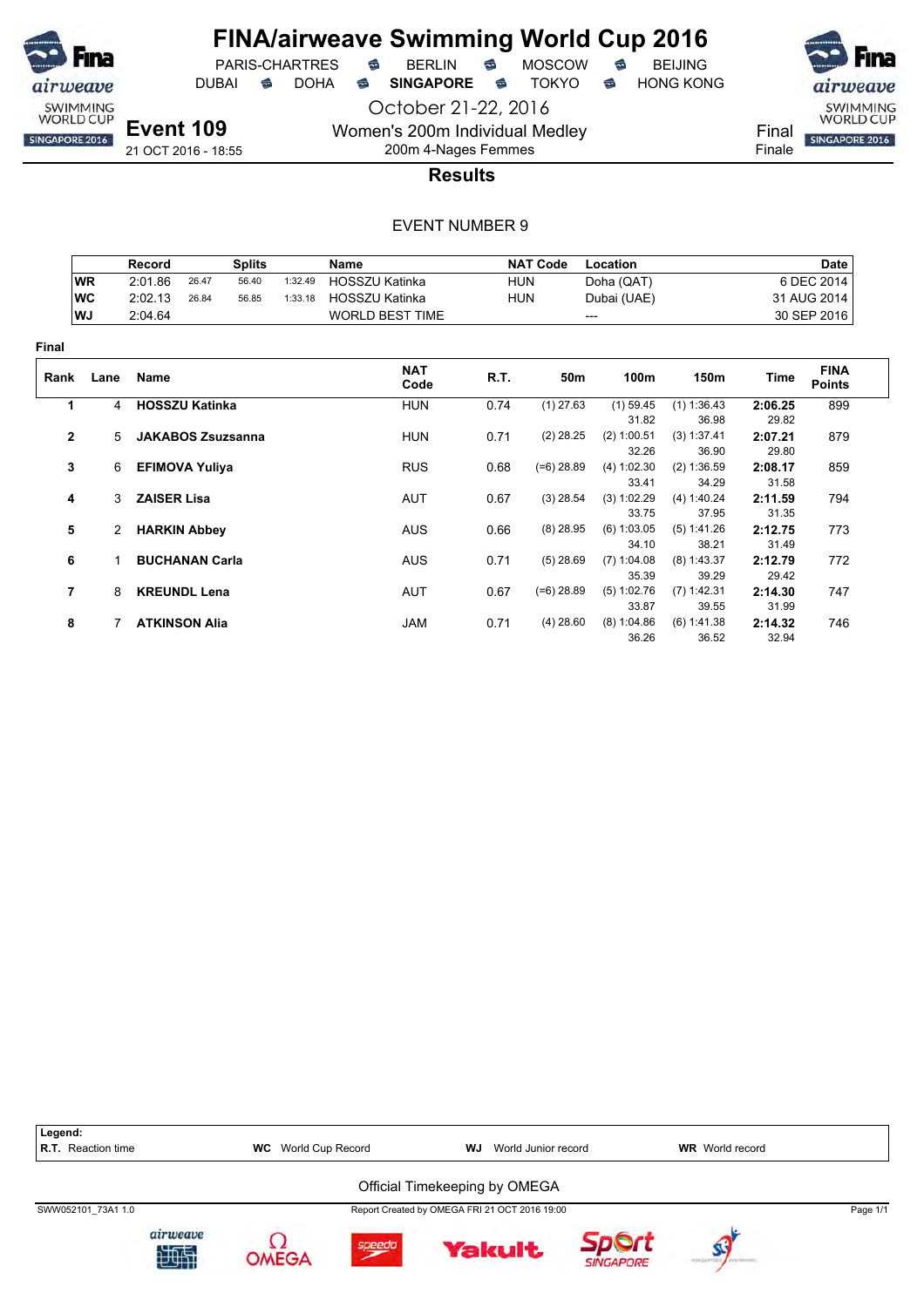# FINA/airweave Swimming World Cup 2016

PARIS-CHARTRES · BERLIN · MOSCOW · BEIJING
DUBAI · DOHA · **SINGAPORE** · TOKYO · HONG KONG

October 21-22, 2016

**Event 109**
21 OCT 2016 - 18:55

Women's 200m Individual Medley
200m 4-Nages Femmes

Final
Finale

## Results

EVENT NUMBER 9

| | Record | Splits | | | Name | NAT Code | Location | Date |
|---|---|---|---|---|---|---|---|---|
| WR | 2:01.86 | 26.47 | 56.40 | 1:32.49 | HOSSZU Katinka | HUN | Doha (QAT) | 6 DEC 2014 |
| WC | 2:02.13 | 26.84 | 56.85 | 1:33.18 | HOSSZU Katinka | HUN | Dubai (UAE) | 31 AUG 2014 |
| WJ | 2:04.64 | | | | WORLD BEST TIME | | --- | 30 SEP 2016 |

**Final**

| Rank | Lane | Name | NAT Code | R.T. | 50m | 100m | 150m | Time | FINA Points |
|---|---|---|---|---|---|---|---|---|---|
| 1 | 4 | **HOSSZU Katinka** | HUN | 0.74 | (1) 27.63 | (1) 59.45<br>31.82 | (1) 1:36.43<br>36.98 | **2:06.25**<br>29.82 | 899 |
| 2 | 5 | **JAKABOS Zsuzsanna** | HUN | 0.71 | (2) 28.25 | (2) 1:00.51<br>32.26 | (3) 1:37.41<br>36.90 | **2:07.21**<br>29.80 | 879 |
| 3 | 6 | **EFIMOVA Yuliya** | RUS | 0.68 | (=6) 28.89 | (4) 1:02.30<br>33.41 | (2) 1:36.59<br>34.29 | **2:08.17**<br>31.58 | 859 |
| 4 | 3 | **ZAISER Lisa** | AUT | 0.67 | (3) 28.54 | (3) 1:02.29<br>33.75 | (4) 1:40.24<br>37.95 | **2:11.59**<br>31.35 | 794 |
| 5 | 2 | **HARKIN Abbey** | AUS | 0.66 | (8) 28.95 | (6) 1:03.05<br>34.10 | (5) 1:41.26<br>38.21 | **2:12.75**<br>31.49 | 773 |
| 6 | 1 | **BUCHANAN Carla** | AUS | 0.71 | (5) 28.69 | (7) 1:04.08<br>35.39 | (8) 1:43.37<br>39.29 | **2:12.79**<br>29.42 | 772 |
| 7 | 8 | **KREUNDL Lena** | AUT | 0.67 | (=6) 28.89 | (5) 1:02.76<br>33.87 | (7) 1:42.31<br>39.55 | **2:14.30**<br>31.99 | 747 |
| 8 | 7 | **ATKINSON Alia** | JAM | 0.71 | (4) 28.60 | (8) 1:04.86<br>36.26 | (6) 1:41.38<br>36.52 | **2:14.32**<br>32.94 | 746 |

**Legend:**
**R.T.** Reaction time · **WC** World Cup Record · **WJ** World Junior record · **WR** World record

Official Timekeeping by OMEGA

SWW052101_73A1 1.0 · Report Created by OMEGA FRI 21 OCT 2016 19:00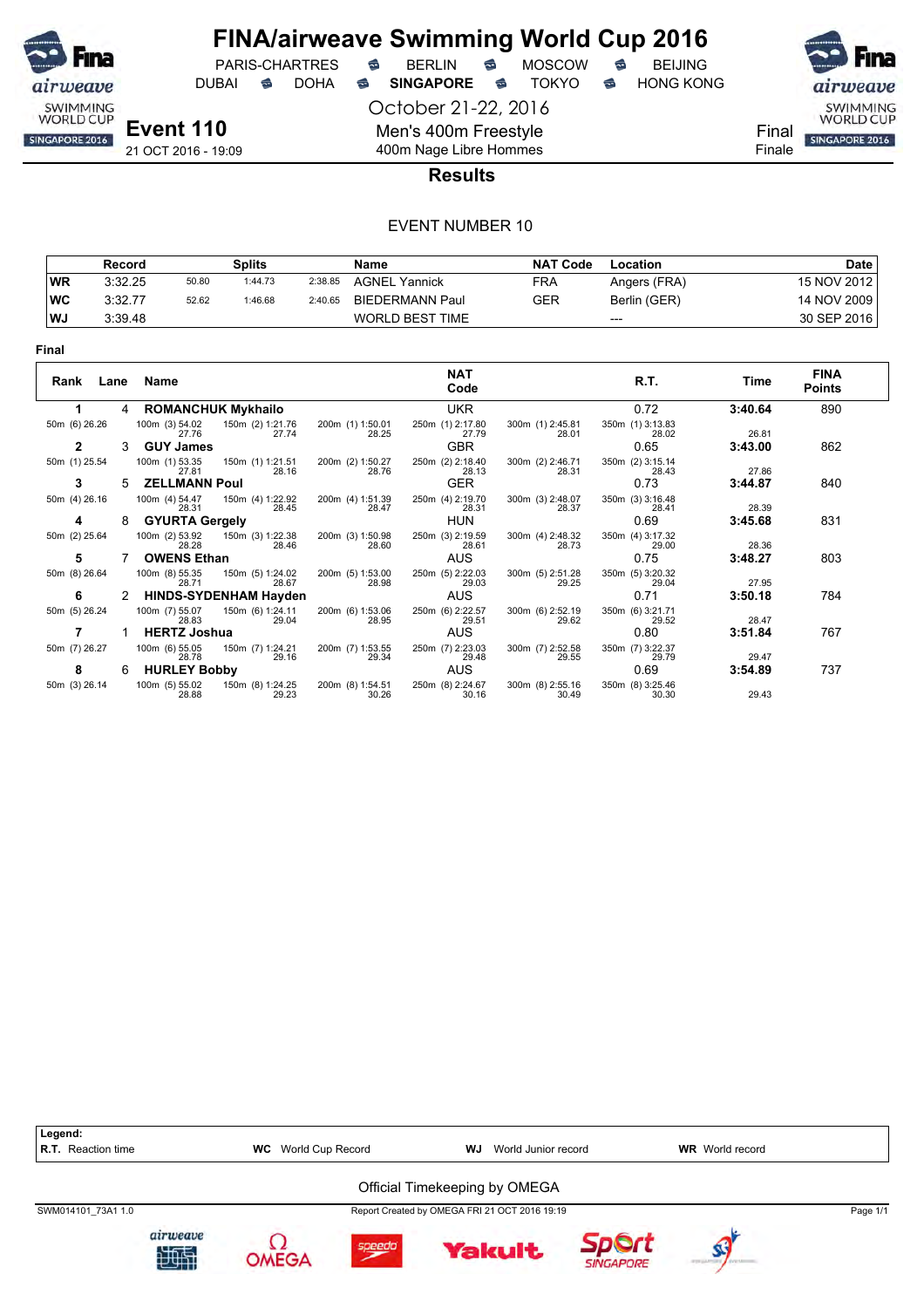# FINA/airweave Swimming World Cup 2016

PARIS-CHARTRES · BERLIN · MOSCOW · BEIJING
DUBAI · DOHA · **SINGAPORE** · TOKYO · HONG KONG

October 21-22, 2016

**Event 110**
21 OCT 2016 - 19:09

Men's 400m Freestyle
400m Nage Libre Hommes

Final
Finale

## Results

EVENT NUMBER 10

| | Record | | Splits | | Name | NAT Code | Location | Date |
|---|---|---|---|---|---|---|---|---|
| WR | 3:32.25 | 50.80 | 1:44.73 | 2:38.85 | AGNEL Yannick | FRA | Angers (FRA) | 15 NOV 2012 |
| WC | 3:32.77 | 52.62 | 1:46.68 | 2:40.65 | BIEDERMANN Paul | GER | Berlin (GER) | 14 NOV 2009 |
| WJ | 3:39.48 | | | | WORLD BEST TIME | | --- | 30 SEP 2016 |

**Final**

| Rank | Lane | Name | NAT Code | R.T. | Time | FINA Points |
|---|---|---|---|---|---|---|
| 1 | 4 | **ROMANCHUK Mykhailo** | UKR | 0.72 | **3:40.64** | 890 |
| | | 50m (6) 26.26 · 100m (3) 54.02 27.76 · 150m (2) 1:21.76 27.74 · 200m (1) 1:50.01 28.25 · 250m (1) 2:17.80 27.79 · 300m (1) 2:45.81 28.01 · 350m (1) 3:13.83 28.02 | | | 26.81 | |
| 2 | 3 | **GUY James** | GBR | 0.65 | **3:43.00** | 862 |
| | | 50m (1) 25.54 · 100m (1) 53.35 27.81 · 150m (1) 1:21.51 28.16 · 200m (2) 1:50.27 28.76 · 250m (2) 2:18.40 28.13 · 300m (2) 2:46.71 28.31 · 350m (2) 3:15.14 28.43 | | | 27.86 | |
| 3 | 5 | **ZELLMANN Poul** | GER | 0.73 | **3:44.87** | 840 |
| | | 50m (4) 26.16 · 100m (4) 54.47 28.31 · 150m (4) 1:22.92 28.45 · 200m (4) 1:51.39 28.47 · 250m (4) 2:19.70 28.31 · 300m (3) 2:48.07 28.37 · 350m (3) 3:16.48 28.41 | | | 28.39 | |
| 4 | 8 | **GYURTA Gergely** | HUN | 0.69 | **3:45.68** | 831 |
| | | 50m (2) 25.64 · 100m (2) 53.92 28.28 · 150m (3) 1:22.38 28.46 · 200m (3) 1:50.98 28.60 · 250m (3) 2:19.59 28.61 · 300m (4) 2:48.32 28.73 · 350m (4) 3:17.32 29.00 | | | 28.36 | |
| 5 | 7 | **OWENS Ethan** | AUS | 0.75 | **3:48.27** | 803 |
| | | 50m (8) 26.64 · 100m (8) 55.35 28.71 · 150m (5) 1:24.02 28.67 · 200m (5) 1:53.00 28.98 · 250m (5) 2:22.03 29.03 · 300m (5) 2:51.28 29.25 · 350m (5) 3:20.32 29.04 | | | 27.95 | |
| 6 | 2 | **HINDS-SYDENHAM Hayden** | AUS | 0.71 | **3:50.18** | 784 |
| | | 50m (5) 26.24 · 100m (7) 55.07 28.83 · 150m (6) 1:24.11 29.04 · 200m (6) 1:53.06 28.95 · 250m (6) 2:22.57 29.51 · 300m (6) 2:52.19 29.62 · 350m (6) 3:21.71 29.52 | | | 28.47 | |
| 7 | 1 | **HERTZ Joshua** | AUS | 0.80 | **3:51.84** | 767 |
| | | 50m (7) 26.27 · 100m (6) 55.05 28.78 · 150m (7) 1:24.21 29.16 · 200m (7) 1:53.55 29.34 · 250m (7) 2:23.03 29.48 · 300m (7) 2:52.58 29.55 · 350m (7) 3:22.37 29.79 | | | 29.47 | |
| 8 | 6 | **HURLEY Bobby** | AUS | 0.69 | **3:54.89** | 737 |
| | | 50m (3) 26.14 · 100m (5) 55.02 28.88 · 150m (8) 1:24.25 29.23 · 200m (8) 1:54.51 30.26 · 250m (8) 2:24.67 30.16 · 300m (8) 2:55.16 30.49 · 350m (8) 3:25.46 30.30 | | | 29.43 | |

**Legend:**
**R.T.** Reaction time · **WC** World Cup Record · **WJ** World Junior record · **WR** World record

Official Timekeeping by OMEGA

SWM014101_73A1 1.0 · Report Created by OMEGA FRI 21 OCT 2016 19:19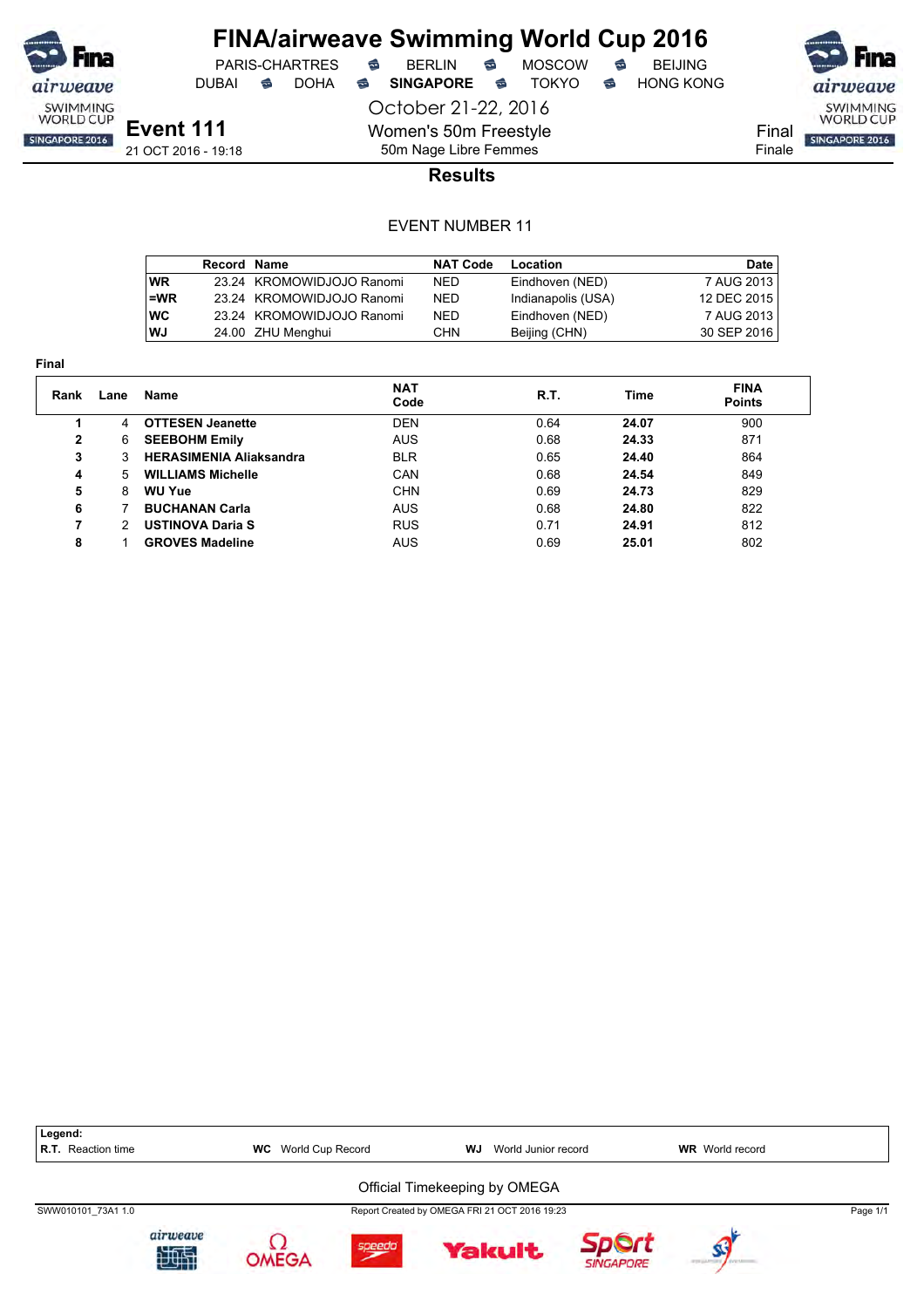# FINA/airweave Swimming World Cup 2016

PARIS-CHARTRES · BERLIN · MOSCOW · BEIJING
DUBAI · DOHA · **SINGAPORE** · TOKYO · HONG KONG

October 21-22, 2016

**Event 111**
21 OCT 2016 - 19:18

Women's 50m Freestyle
50m Nage Libre Femmes

Final
Finale

## Results

EVENT NUMBER 11

| | Record | Name | NAT Code | Location | Date |
|---|---|---|---|---|---|
| WR | 23.24 | KROMOWIDJOJO Ranomi | NED | Eindhoven (NED) | 7 AUG 2013 |
| =WR | 23.24 | KROMOWIDJOJO Ranomi | NED | Indianapolis (USA) | 12 DEC 2015 |
| WC | 23.24 | KROMOWIDJOJO Ranomi | NED | Eindhoven (NED) | 7 AUG 2013 |
| WJ | 24.00 | ZHU Menghui | CHN | Beijing (CHN) | 30 SEP 2016 |

**Final**

| Rank | Lane | Name | NAT Code | R.T. | Time | FINA Points |
|---|---|---|---|---|---|---|
| 1 | 4 | **OTTESEN Jeanette** | DEN | 0.64 | **24.07** | 900 |
| 2 | 6 | **SEEBOHM Emily** | AUS | 0.68 | **24.33** | 871 |
| 3 | 3 | **HERASIMENIA Aliaksandra** | BLR | 0.65 | **24.40** | 864 |
| 4 | 5 | **WILLIAMS Michelle** | CAN | 0.68 | **24.54** | 849 |
| 5 | 8 | **WU Yue** | CHN | 0.69 | **24.73** | 829 |
| 6 | 7 | **BUCHANAN Carla** | AUS | 0.68 | **24.80** | 822 |
| 7 | 2 | **USTINOVA Daria S** | RUS | 0.71 | **24.91** | 812 |
| 8 | 1 | **GROVES Madeline** | AUS | 0.69 | **25.01** | 802 |

**Legend:**
**R.T.** Reaction time · **WC** World Cup Record · **WJ** World Junior record · **WR** World record

Official Timekeeping by OMEGA

SWW010101_73A1 1.0 · Report Created by OMEGA FRI 21 OCT 2016 19:23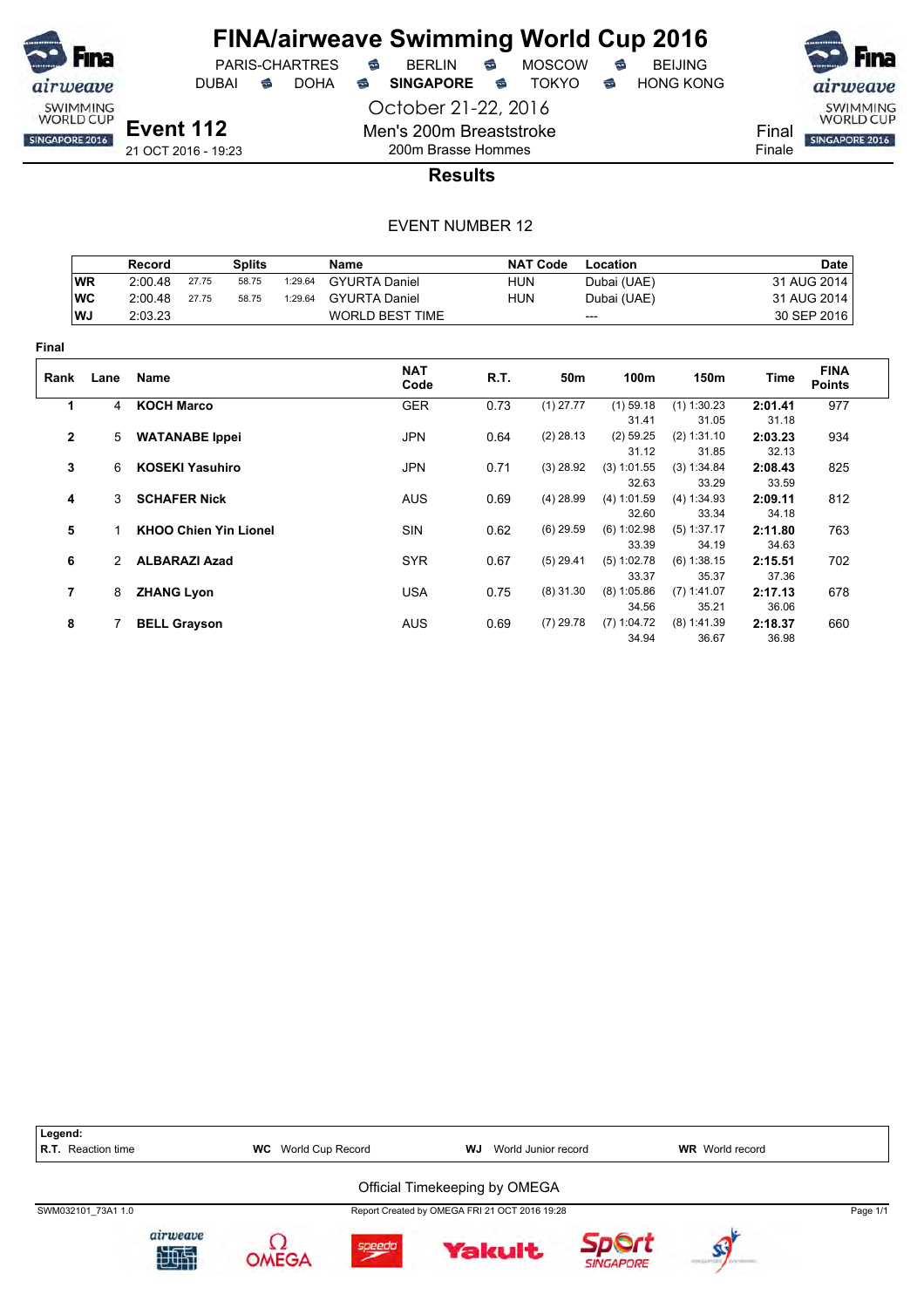# FINA/airweave Swimming World Cup 2016

PARIS-CHARTRES · BERLIN · MOSCOW · BEIJING
DUBAI · DOHA · **SINGAPORE** · TOKYO · HONG KONG

October 21-22, 2016

**Event 112**
21 OCT 2016 - 19:23

Men's 200m Breaststroke
200m Brasse Hommes

Final
Finale

## Results

EVENT NUMBER 12

| | Record | Splits | | | Name | NAT Code | Location | Date |
|---|---|---|---|---|---|---|---|---|
| WR | 2:00.48 | 27.75 | 58.75 | 1:29.64 | GYURTA Daniel | HUN | Dubai (UAE) | 31 AUG 2014 |
| WC | 2:00.48 | 27.75 | 58.75 | 1:29.64 | GYURTA Daniel | HUN | Dubai (UAE) | 31 AUG 2014 |
| WJ | 2:03.23 | | | | WORLD BEST TIME | | --- | 30 SEP 2016 |

**Final**

| Rank | Lane | Name | NAT Code | R.T. | 50m | 100m | 150m | Time | FINA Points |
|---|---|---|---|---|---|---|---|---|---|
| 1 | 4 | **KOCH Marco** | GER | 0.73 | (1) 27.77 | (1) 59.18 | (1) 1:30.23 | **2:01.41** | 977 |
| | | | | | | 31.41 | 31.05 | 31.18 | |
| 2 | 5 | **WATANABE Ippei** | JPN | 0.64 | (2) 28.13 | (2) 59.25 | (2) 1:31.10 | **2:03.23** | 934 |
| | | | | | | 31.12 | 31.85 | 32.13 | |
| 3 | 6 | **KOSEKI Yasuhiro** | JPN | 0.71 | (3) 28.92 | (3) 1:01.55 | (3) 1:34.84 | **2:08.43** | 825 |
| | | | | | | 32.63 | 33.29 | 33.59 | |
| 4 | 3 | **SCHAFER Nick** | AUS | 0.69 | (4) 28.99 | (4) 1:01.59 | (4) 1:34.93 | **2:09.11** | 812 |
| | | | | | | 32.60 | 33.34 | 34.18 | |
| 5 | 1 | **KHOO Chien Yin Lionel** | SIN | 0.62 | (6) 29.59 | (6) 1:02.98 | (5) 1:37.17 | **2:11.80** | 763 |
| | | | | | | 33.39 | 34.19 | 34.63 | |
| 6 | 2 | **ALBARAZI Azad** | SYR | 0.67 | (5) 29.41 | (5) 1:02.78 | (6) 1:38.15 | **2:15.51** | 702 |
| | | | | | | 33.37 | 35.37 | 37.36 | |
| 7 | 8 | **ZHANG Lyon** | USA | 0.75 | (8) 31.30 | (8) 1:05.86 | (7) 1:41.07 | **2:17.13** | 678 |
| | | | | | | 34.56 | 35.21 | 36.06 | |
| 8 | 7 | **BELL Grayson** | AUS | 0.69 | (7) 29.78 | (7) 1:04.72 | (8) 1:41.39 | **2:18.37** | 660 |
| | | | | | | 34.94 | 36.67 | 36.98 | |

**Legend:**
**R.T.** Reaction time · **WC** World Cup Record · **WJ** World Junior record · **WR** World record

Official Timekeeping by OMEGA

SWM032101_73A1 1.0 · Report Created by OMEGA FRI 21 OCT 2016 19:28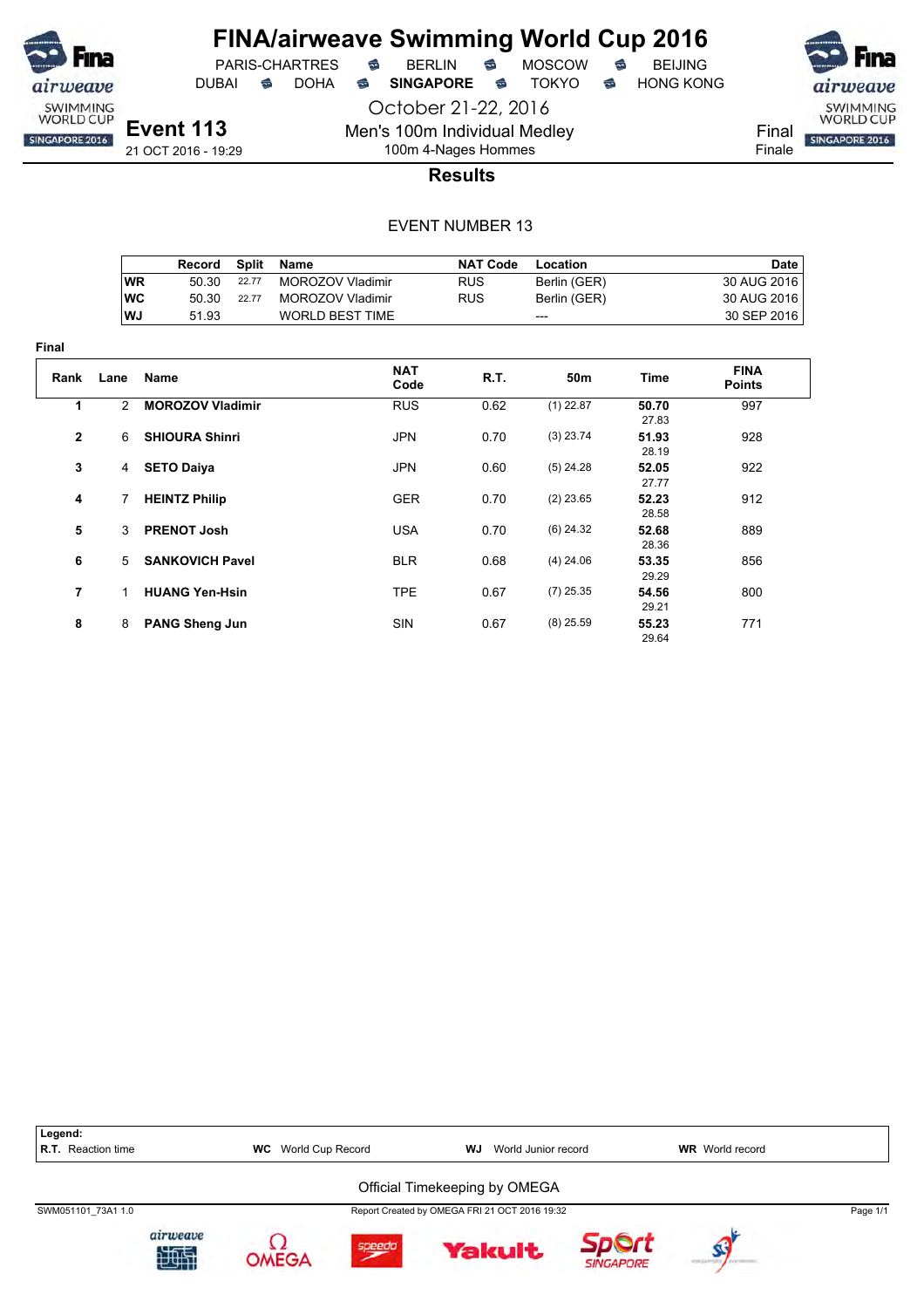# FINA/airweave Swimming World Cup 2016

PARIS-CHARTRES · BERLIN · MOSCOW · BEIJING
DUBAI · DOHA · **SINGAPORE** · TOKYO · HONG KONG

October 21-22, 2016

## Event 113

21 OCT 2016 - 19:29

Men's 100m Individual Medley
100m 4-Nages Hommes

Final
Finale

### Results

EVENT NUMBER 13

| | Record | Split | Name | NAT Code | Location | Date |
|---|---|---|---|---|---|---|
| WR | 50.30 | 22.77 | MOROZOV Vladimir | RUS | Berlin (GER) | 30 AUG 2016 |
| WC | 50.30 | 22.77 | MOROZOV Vladimir | RUS | Berlin (GER) | 30 AUG 2016 |
| WJ | 51.93 | | WORLD BEST TIME | | --- | 30 SEP 2016 |

**Final**

| Rank | Lane | Name | NAT Code | R.T. | 50m | Time | FINA Points |
|---|---|---|---|---|---|---|---|
| 1 | 2 | **MOROZOV Vladimir** | RUS | 0.62 | (1) 22.87 | **50.70** 27.83 | 997 |
| 2 | 6 | **SHIOURA Shinri** | JPN | 0.70 | (3) 23.74 | **51.93** 28.19 | 928 |
| 3 | 4 | **SETO Daiya** | JPN | 0.60 | (5) 24.28 | **52.05** 27.77 | 922 |
| 4 | 7 | **HEINTZ Philip** | GER | 0.70 | (2) 23.65 | **52.23** 28.58 | 912 |
| 5 | 3 | **PRENOT Josh** | USA | 0.70 | (6) 24.32 | **52.68** 28.36 | 889 |
| 6 | 5 | **SANKOVICH Pavel** | BLR | 0.68 | (4) 24.06 | **53.35** 29.29 | 856 |
| 7 | 1 | **HUANG Yen-Hsin** | TPE | 0.67 | (7) 25.35 | **54.56** 29.21 | 800 |
| 8 | 8 | **PANG Sheng Jun** | SIN | 0.67 | (8) 25.59 | **55.23** 29.64 | 771 |

**Legend:**
**R.T.** Reaction time · **WC** World Cup Record · **WJ** World Junior record · **WR** World record

Official Timekeeping by OMEGA

SWM051101_73A1 1.0 · Report Created by OMEGA FRI 21 OCT 2016 19:32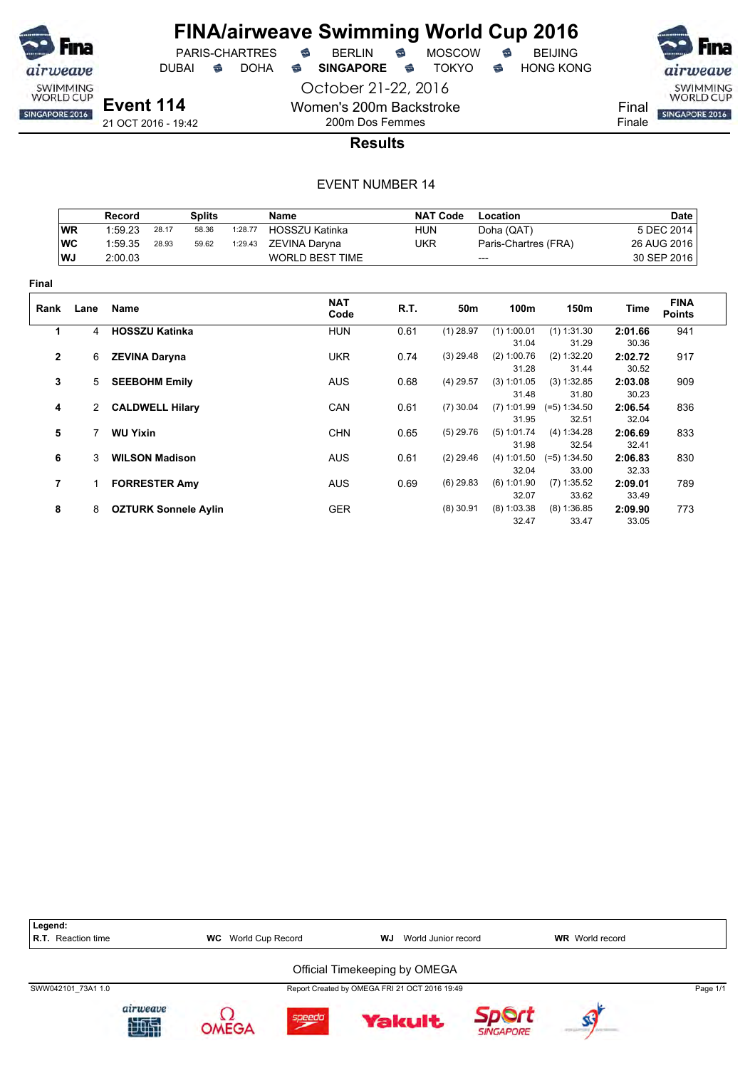# FINA/airweave Swimming World Cup 2016

PARIS-CHARTRES · BERLIN · MOSCOW · BEIJING
DUBAI · DOHA · **SINGAPORE** · TOKYO · HONG KONG

October 21-22, 2016

## Event 114

21 OCT 2016 - 19:42

Women's 200m Backstroke
200m Dos Femmes

Final
Finale

### Results

EVENT NUMBER 14

| | Record | Splits | | | Name | NAT Code | Location | Date |
|---|---|---|---|---|---|---|---|---|
| WR | 1:59.23 | 28.17 | 58.36 | 1:28.77 | HOSSZU Katinka | HUN | Doha (QAT) | 5 DEC 2014 |
| WC | 1:59.35 | 28.93 | 59.62 | 1:29.43 | ZEVINA Daryna | UKR | Paris-Chartres (FRA) | 26 AUG 2016 |
| WJ | 2:00.03 | | | | WORLD BEST TIME | | --- | 30 SEP 2016 |

**Final**

| Rank | Lane | Name | NAT Code | R.T. | 50m | 100m | 150m | Time | FINA Points |
|---|---|---|---|---|---|---|---|---|---|
| 1 | 4 | **HOSSZU Katinka** | HUN | 0.61 | (1) 28.97 | (1) 1:00.01<br>31.04 | (1) 1:31.30<br>31.29 | **2:01.66**<br>30.36 | 941 |
| 2 | 6 | **ZEVINA Daryna** | UKR | 0.74 | (3) 29.48 | (2) 1:00.76<br>31.28 | (2) 1:32.20<br>31.44 | **2:02.72**<br>30.52 | 917 |
| 3 | 5 | **SEEBOHM Emily** | AUS | 0.68 | (4) 29.57 | (3) 1:01.05<br>31.48 | (3) 1:32.85<br>31.80 | **2:03.08**<br>30.23 | 909 |
| 4 | 2 | **CALDWELL Hilary** | CAN | 0.61 | (7) 30.04 | (7) 1:01.99<br>31.95 | (=5) 1:34.50<br>32.51 | **2:06.54**<br>32.04 | 836 |
| 5 | 7 | **WU Yixin** | CHN | 0.65 | (5) 29.76 | (5) 1:01.74<br>31.98 | (4) 1:34.28<br>32.54 | **2:06.69**<br>32.41 | 833 |
| 6 | 3 | **WILSON Madison** | AUS | 0.61 | (2) 29.46 | (4) 1:01.50<br>32.04 | (=5) 1:34.50<br>33.00 | **2:06.83**<br>32.33 | 830 |
| 7 | 1 | **FORRESTER Amy** | AUS | 0.69 | (6) 29.83 | (6) 1:01.90<br>32.07 | (7) 1:35.52<br>33.62 | **2:09.01**<br>33.49 | 789 |
| 8 | 8 | **OZTURK Sonnele Aylin** | GER | | (8) 30.91 | (8) 1:03.38<br>32.47 | (8) 1:36.85<br>33.47 | **2:09.90**<br>33.05 | 773 |

**Legend:**
**R.T.** Reaction time · **WC** World Cup Record · **WJ** World Junior record · **WR** World record

Official Timekeeping by OMEGA

SWW042101_73A1 1.0 · Report Created by OMEGA FRI 21 OCT 2016 19:49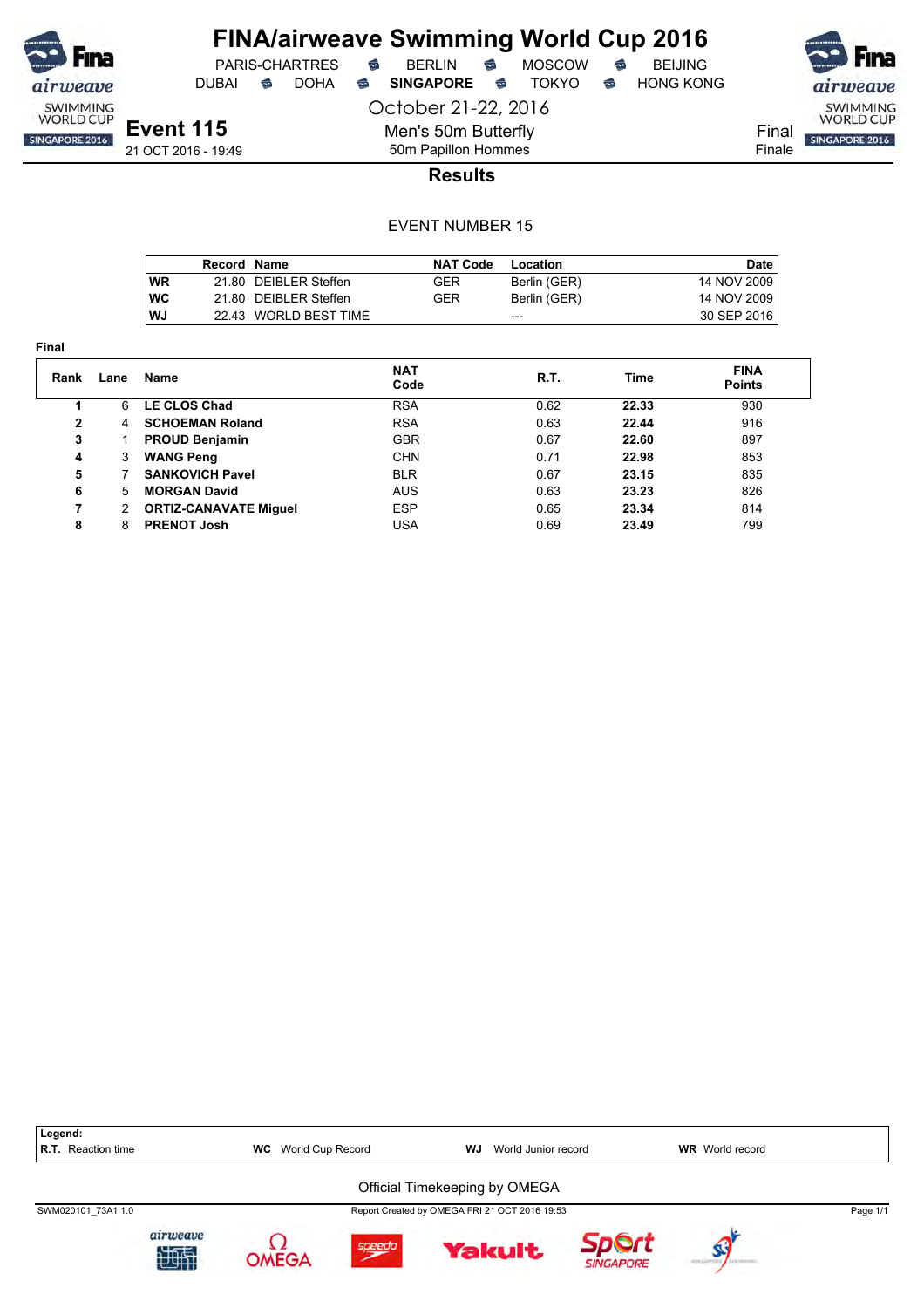# FINA/airweave Swimming World Cup 2016

PARIS-CHARTRES · BERLIN · MOSCOW · BEIJING
DUBAI · DOHA · **SINGAPORE** · TOKYO · HONG KONG

October 21-22, 2016

## Event 115

21 OCT 2016 - 19:49

Men's 50m Butterfly
50m Papillon Hommes

Final
Finale

### Results

EVENT NUMBER 15

| | Record | Name | NAT Code | Location | Date |
|---|---|---|---|---|---|
| **WR** | 21.80 | DEIBLER Steffen | GER | Berlin (GER) | 14 NOV 2009 |
| **WC** | 21.80 | DEIBLER Steffen | GER | Berlin (GER) | 14 NOV 2009 |
| **WJ** | 22.43 | WORLD BEST TIME | | --- | 30 SEP 2016 |

**Final**

| Rank | Lane | Name | NAT Code | R.T. | Time | FINA Points |
|---|---|---|---|---|---|---|
| **1** | 6 | **LE CLOS Chad** | RSA | 0.62 | **22.33** | 930 |
| **2** | 4 | **SCHOEMAN Roland** | RSA | 0.63 | **22.44** | 916 |
| **3** | 1 | **PROUD Benjamin** | GBR | 0.67 | **22.60** | 897 |
| **4** | 3 | **WANG Peng** | CHN | 0.71 | **22.98** | 853 |
| **5** | 7 | **SANKOVICH Pavel** | BLR | 0.67 | **23.15** | 835 |
| **6** | 5 | **MORGAN David** | AUS | 0.63 | **23.23** | 826 |
| **7** | 2 | **ORTIZ-CANAVATE Miguel** | ESP | 0.65 | **23.34** | 814 |
| **8** | 8 | **PRENOT Josh** | USA | 0.69 | **23.49** | 799 |

**Legend:**
**R.T.** Reaction time · **WC** World Cup Record · **WJ** World Junior record · **WR** World record

Official Timekeeping by OMEGA

SWM020101_73A1 1.0 · Report Created by OMEGA FRI 21 OCT 2016 19:53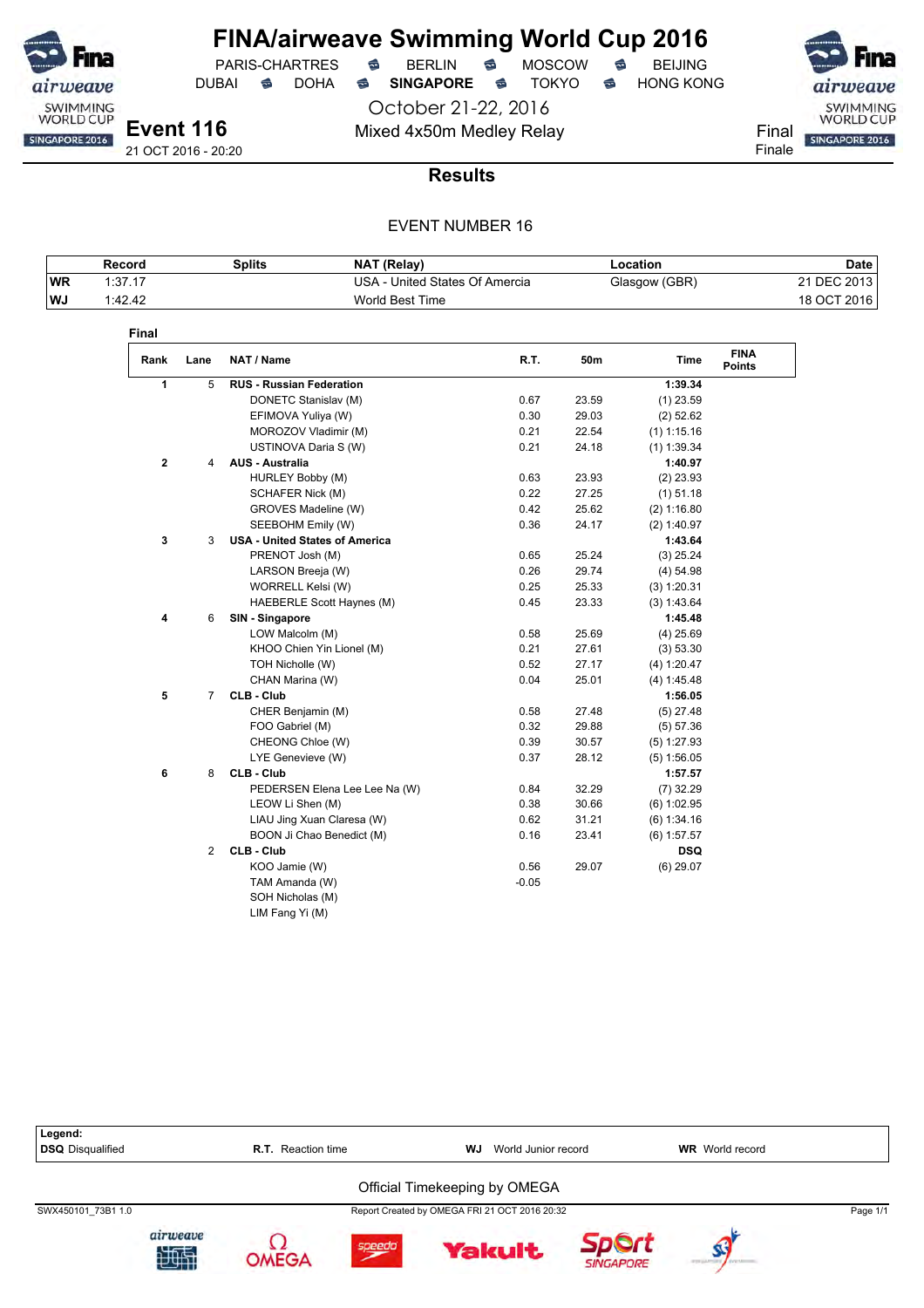# FINA/airweave Swimming World Cup 2016

PARIS-CHARTRES · BERLIN · MOSCOW · BEIJING
DUBAI · DOHA · **SINGAPORE** · TOKYO · HONG KONG

October 21-22, 2016

**Event 116**
21 OCT 2016 - 20:20

Mixed 4x50m Medley Relay

Final
Finale

## Results

EVENT NUMBER 16

| | Record | Splits | NAT (Relay) | Location | Date |
|---|---|---|---|---|---|
| WR | 1:37.17 | | USA - United States Of Amerca | Glasgow (GBR) | 21 DEC 2013 |
| WJ | 1:42.42 | | World Best Time | | 18 OCT 2016 |

### Final

| Rank | Lane | NAT / Name | R.T. | 50m | Time | FINA Points |
|---|---|---|---|---|---|---|
| **1** | 5 | **RUS - Russian Federation** | | | **1:39.34** | |
| | | DONETC Stanislav (M) | 0.67 | 23.59 | (1) 23.59 | |
| | | EFIMOVA Yuliya (W) | 0.30 | 29.03 | (2) 52.62 | |
| | | MOROZOV Vladimir (M) | 0.21 | 22.54 | (1) 1:15.16 | |
| | | USTINOVA Daria S (W) | 0.21 | 24.18 | (1) 1:39.34 | |
| **2** | 4 | **AUS - Australia** | | | **1:40.97** | |
| | | HURLEY Bobby (M) | 0.63 | 23.93 | (2) 23.93 | |
| | | SCHAFER Nick (M) | 0.22 | 27.25 | (1) 51.18 | |
| | | GROVES Madeline (W) | 0.42 | 25.62 | (2) 1:16.80 | |
| | | SEEBOHM Emily (W) | 0.36 | 24.17 | (2) 1:40.97 | |
| **3** | 3 | **USA - United States of America** | | | **1:43.64** | |
| | | PRENOT Josh (M) | 0.65 | 25.24 | (3) 25.24 | |
| | | LARSON Breeja (W) | 0.26 | 29.74 | (4) 54.98 | |
| | | WORRELL Kelsi (W) | 0.25 | 25.33 | (3) 1:20.31 | |
| | | HAEBERLE Scott Haynes (M) | 0.45 | 23.33 | (3) 1:43.64 | |
| **4** | 6 | **SIN - Singapore** | | | **1:45.48** | |
| | | LOW Malcolm (M) | 0.58 | 25.69 | (4) 25.69 | |
| | | KHOO Chien Yin Lionel (M) | 0.21 | 27.61 | (3) 53.30 | |
| | | TOH Nicholle (W) | 0.52 | 27.17 | (4) 1:20.47 | |
| | | CHAN Marina (W) | 0.04 | 25.01 | (4) 1:45.48 | |
| **5** | 7 | **CLB - Club** | | | **1:56.05** | |
| | | CHER Benjamin (M) | 0.58 | 27.48 | (5) 27.48 | |
| | | FOO Gabriel (M) | 0.32 | 29.88 | (5) 57.36 | |
| | | CHEONG Chloe (W) | 0.39 | 30.57 | (5) 1:27.93 | |
| | | LYE Genevieve (W) | 0.37 | 28.12 | (5) 1:56.05 | |
| **6** | 8 | **CLB - Club** | | | **1:57.57** | |
| | | PEDERSEN Elena Lee Lee Na (W) | 0.84 | 32.29 | (7) 32.29 | |
| | | LEOW Li Shen (M) | 0.38 | 30.66 | (6) 1:02.95 | |
| | | LIAU Jing Xuan Claresa (W) | 0.62 | 31.21 | (6) 1:34.16 | |
| | | BOON Ji Chao Benedict (M) | 0.16 | 23.41 | (6) 1:57.57 | |
| | 2 | **CLB - Club** | | | **DSQ** | |
| | | KOO Jamie (W) | 0.56 | 29.07 | (6) 29.07 | |
| | | TAM Amanda (W) | -0.05 | | | |
| | | SOH Nicholas (M) | | | | |
| | | LIM Fang Yi (M) | | | | |

**Legend:**
**DSQ** Disqualified · **R.T.** Reaction time · **WJ** World Junior record · **WR** World record

Official Timekeeping by OMEGA

SWX450101_73B1 1.0 · Report Created by OMEGA FRI 21 OCT 2016 20:32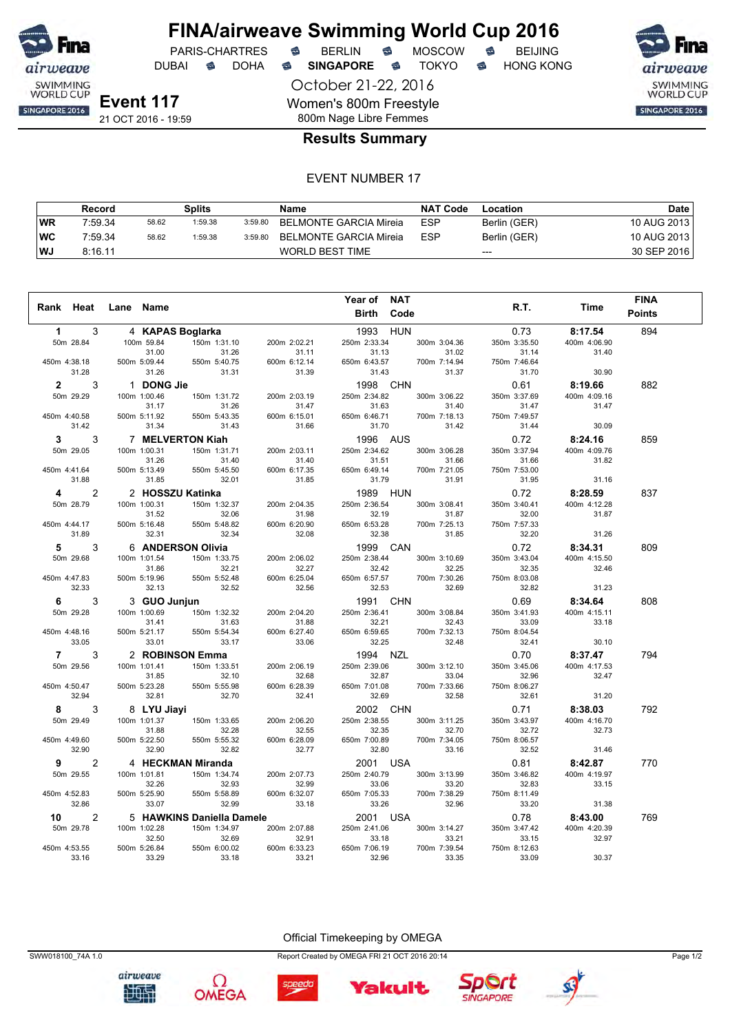# FINA/airweave Swimming World Cup 2016

PARIS-CHARTRES · BERLIN · MOSCOW · BEIJING
DUBAI · DOHA · **SINGAPORE** · TOKYO · HONG KONG

October 21-22, 2016

**Event 117**
21 OCT 2016 - 19:59

Women's 800m Freestyle
800m Nage Libre Femmes

## Results Summary

EVENT NUMBER 17

| | Record | Splits | | | Name | NAT Code | Location | Date |
|---|---|---|---|---|---|---|---|---|
| WR | 7:59.34 | 58.62 | 1:59.38 | 3:59.80 | BELMONTE GARCIA Mireia | ESP | Berlin (GER) | 10 AUG 2013 |
| WC | 7:59.34 | 58.62 | 1:59.38 | 3:59.80 | BELMONTE GARCIA Mireia | ESP | Berlin (GER) | 10 AUG 2013 |
| WJ | 8:16.11 | | | | WORLD BEST TIME | | --- | 30 SEP 2016 |

| Rank | Heat | Lane | Name | Year of Birth | NAT Code | R.T. | Time | FINA Points |
|---|---|---|---|---|---|---|---|---|
| 1 | 3 | 4 | **KAPAS Boglarka** | 1993 | HUN | 0.73 | **8:17.54** | 894 |
| | | | 50m 28.84 / 100m 59.84 (31.00) / 150m 1:31.10 (31.26) / 200m 2:02.21 (31.11) / 250m 2:33.34 (31.13) / 300m 3:04.36 (31.02) / 350m 3:35.50 (31.14) / 400m 4:06.90 (31.40) / 450m 4:38.18 (31.28) / 500m 5:09.44 (31.26) / 550m 5:40.75 (31.31) / 600m 6:12.14 (31.39) / 650m 6:43.57 (31.43) / 700m 7:14.94 (31.37) / 750m 7:46.64 (31.70) / 800m (30.90) | | | | | |
| 2 | 3 | 1 | **DONG Jie** | 1998 | CHN | 0.61 | **8:19.66** | 882 |
| | | | 50m 29.29 / 100m 1:00.46 (31.17) / 150m 1:31.72 (31.26) / 200m 2:03.19 (31.47) / 250m 2:34.82 (31.63) / 300m 3:06.22 (31.40) / 350m 3:37.69 (31.47) / 400m 4:09.16 (31.47) / 450m 4:40.58 (31.42) / 500m 5:11.92 (31.34) / 550m 5:43.35 (31.43) / 600m 6:15.01 (31.66) / 650m 6:46.71 (31.70) / 700m 7:18.13 (31.42) / 750m 7:49.57 (31.44) / 800m (30.09) | | | | | |
| 3 | 3 | 7 | **MELVERTON Kiah** | 1996 | AUS | 0.72 | **8:24.16** | 859 |
| | | | 50m 29.05 / 100m 1:00.31 (31.26) / 150m 1:31.71 (31.40) / 200m 2:03.11 (31.40) / 250m 2:34.62 (31.51) / 300m 3:06.28 (31.66) / 350m 3:37.94 (31.66) / 400m 4:09.76 (31.82) / 450m 4:41.64 (31.88) / 500m 5:13.49 (31.85) / 550m 5:45.50 (32.01) / 600m 6:17.35 (31.85) / 650m 6:49.14 (31.79) / 700m 7:21.05 (31.91) / 750m 7:53.00 (31.95) / 800m (31.16) | | | | | |
| 4 | 2 | 2 | **HOSSZU Katinka** | 1989 | HUN | 0.72 | **8:28.59** | 837 |
| | | | 50m 28.79 / 100m 1:00.31 (31.52) / 150m 1:32.37 (32.06) / 200m 2:04.35 (31.98) / 250m 2:36.54 (32.19) / 300m 3:08.41 (31.87) / 350m 3:40.41 (32.00) / 400m 4:12.28 (31.87) / 450m 4:44.17 (31.89) / 500m 5:16.48 (32.31) / 550m 5:48.82 (32.34) / 600m 6:20.90 (32.08) / 650m 6:53.28 (32.38) / 700m 7:25.13 (31.85) / 750m 7:57.33 (32.20) / 800m (31.26) | | | | | |
| 5 | 3 | 6 | **ANDERSON Olivia** | 1999 | CAN | 0.72 | **8:34.31** | 809 |
| | | | 50m 29.68 / 100m 1:01.54 (31.86) / 150m 1:33.75 (32.21) / 200m 2:06.02 (32.27) / 250m 2:38.44 (32.42) / 300m 3:10.69 (32.25) / 350m 3:43.04 (32.35) / 400m 4:15.50 (32.46) / 450m 4:47.83 (32.33) / 500m 5:19.96 (32.13) / 550m 5:52.48 (32.52) / 600m 6:25.04 (32.56) / 650m 6:57.57 (32.53) / 700m 7:30.26 (32.69) / 750m 8:03.08 (32.82) / 800m (31.23) | | | | | |
| 6 | 3 | 3 | **GUO Junjun** | 1991 | CHN | 0.69 | **8:34.64** | 808 |
| | | | 50m 29.28 / 100m 1:00.69 (31.41) / 150m 1:32.32 (31.63) / 200m 2:04.20 (31.88) / 250m 2:36.41 (32.21) / 300m 3:08.84 (32.43) / 350m 3:41.93 (33.09) / 400m 4:15.11 (33.18) / 450m 4:48.16 (33.05) / 500m 5:21.17 (33.01) / 550m 5:54.34 (33.17) / 600m 6:27.40 (33.06) / 650m 6:59.65 (32.25) / 700m 7:32.13 (32.48) / 750m 8:04.54 (32.41) / 800m (30.10) | | | | | |
| 7 | 3 | 2 | **ROBINSON Emma** | 1994 | NZL | 0.70 | **8:37.47** | 794 |
| | | | 50m 29.56 / 100m 1:01.41 (31.85) / 150m 1:33.51 (32.10) / 200m 2:06.19 (32.68) / 250m 2:39.06 (32.87) / 300m 3:12.10 (33.04) / 350m 3:45.06 (32.96) / 400m 4:17.53 (32.47) / 450m 4:50.47 (32.94) / 500m 5:23.28 (32.81) / 550m 5:55.98 (32.70) / 600m 6:28.39 (32.41) / 650m 7:01.08 (32.69) / 700m 7:33.66 (32.58) / 750m 8:06.27 (32.61) / 800m (31.20) | | | | | |
| 8 | 3 | 8 | **LYU Jiayi** | 2002 | CHN | 0.71 | **8:38.03** | 792 |
| | | | 50m 29.49 / 100m 1:01.37 (31.88) / 150m 1:33.65 (32.28) / 200m 2:06.20 (32.55) / 250m 2:38.55 (32.35) / 300m 3:11.25 (32.70) / 350m 3:43.97 (32.72) / 400m 4:16.70 (32.73) / 450m 4:49.60 (32.90) / 500m 5:22.50 (32.90) / 550m 5:55.32 (32.82) / 600m 6:28.09 (32.77) / 650m 7:00.89 (32.80) / 700m 7:34.05 (33.16) / 750m 8:06.57 (32.52) / 800m (31.46) | | | | | |
| 9 | 2 | 4 | **HECKMAN Miranda** | 2001 | USA | 0.81 | **8:42.87** | 770 |
| | | | 50m 29.55 / 100m 1:01.81 (32.26) / 150m 1:34.74 (32.93) / 200m 2:07.73 (32.99) / 250m 2:40.79 (33.06) / 300m 3:13.99 (33.20) / 350m 3:46.82 (32.83) / 400m 4:19.97 (33.15) / 450m 4:52.83 (32.86) / 500m 5:25.90 (33.07) / 550m 5:58.89 (32.99) / 600m 6:32.07 (33.18) / 650m 7:05.33 (33.26) / 700m 7:38.29 (32.96) / 750m 8:11.49 (33.20) / 800m (31.38) | | | | | |
| 10 | 2 | 5 | **HAWKINS Daniella Damele** | 2001 | USA | 0.78 | **8:43.00** | 769 |
| | | | 50m 29.78 / 100m 1:02.28 (32.50) / 150m 1:34.97 (32.69) / 200m 2:07.88 (32.91) / 250m 2:41.06 (33.18) / 300m 3:14.27 (33.21) / 350m 3:47.42 (33.15) / 400m 4:20.39 (32.97) / 450m 4:53.55 (33.16) / 500m 5:26.84 (33.29) / 550m 6:00.02 (33.18) / 600m 6:33.23 (33.21) / 650m 7:06.19 (32.96) / 700m 7:39.54 (33.35) / 750m 8:12.63 (33.09) / 800m (30.37) | | | | | |

Official Timekeeping by OMEGA

SWW018100_74A 1.0 — Report Created by OMEGA FRI 21 OCT 2016 20:14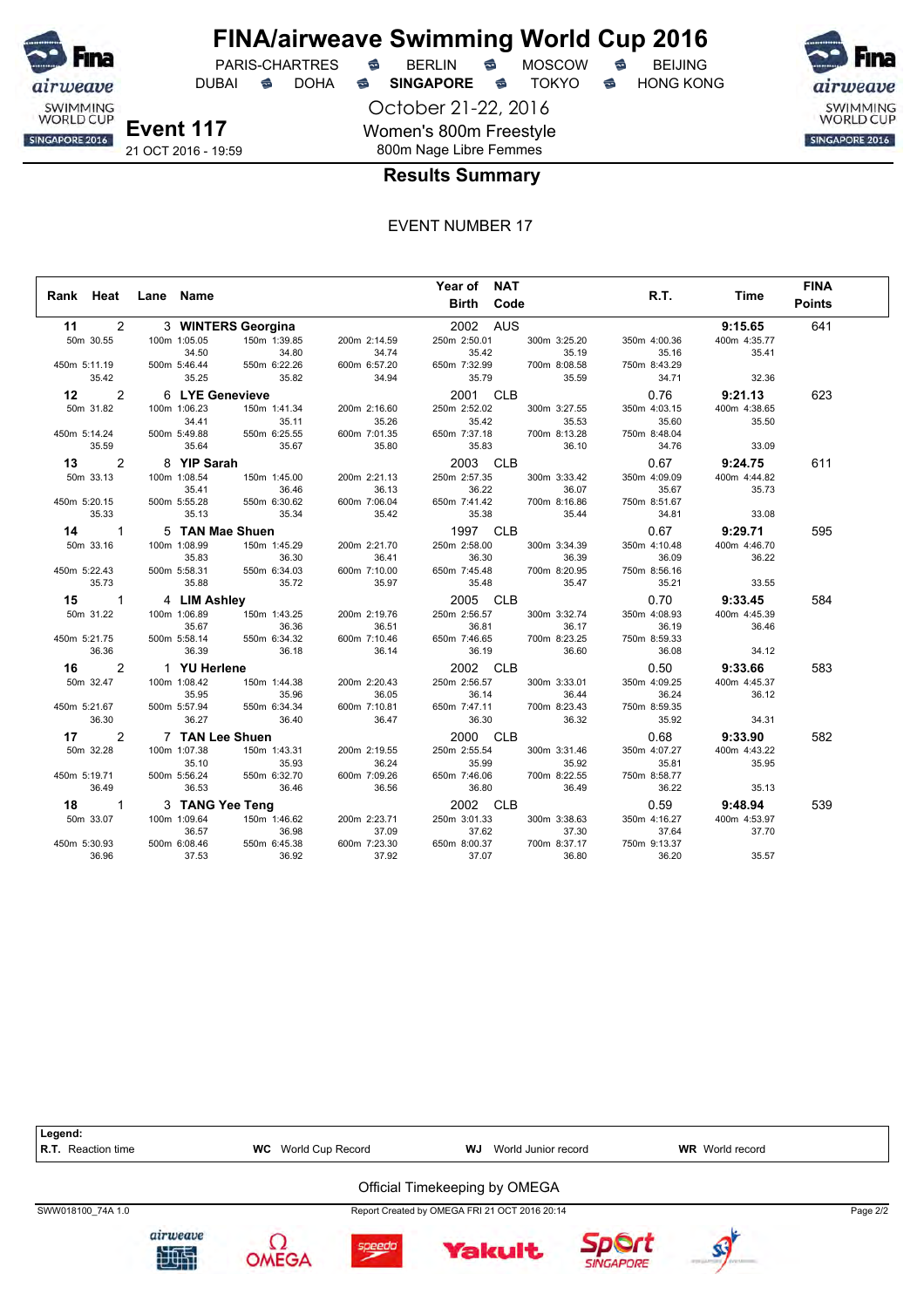# FINA/airweave Swimming World Cup 2016

PARIS-CHARTRES · BERLIN · MOSCOW · BEIJING
DUBAI · DOHA · **SINGAPORE** · TOKYO · HONG KONG

October 21-22, 2016

**Event 117**
21 OCT 2016 - 19:59

Women's 800m Freestyle
800m Nage Libre Femmes

## Results Summary

EVENT NUMBER 17

| Rank | Heat | Lane | Name | Year of Birth | NAT Code | R.T. | Time | FINA Points |
|---|---|---|---|---|---|---|---|---|
| 11 | 2 | 3 | **WINTERS Georgina** | 2002 | AUS | | **9:15.65** | 641 |
| | | | 50m 30.55 / 100m 1:05.05 (34.50) / 150m 1:39.85 (34.80) / 200m 2:14.59 (34.74) / 250m 2:50.01 (35.42) / 300m 3:25.20 (35.19) / 350m 4:00.36 (35.16) / 400m 4:35.77 (35.41) | | | | | |
| | | | 450m 5:11.19 (35.42) / 500m 5:46.44 (35.25) / 550m 6:22.26 (35.82) / 600m 6:57.20 (34.94) / 650m 7:32.99 (35.79) / 700m 8:08.58 (35.59) / 750m 8:43.29 (34.71) / (32.36) | | | | | |
| 12 | 2 | 6 | **LYE Genevieve** | 2001 | CLB | 0.76 | **9:21.13** | 623 |
| | | | 50m 31.82 / 100m 1:06.23 (34.41) / 150m 1:41.34 (35.11) / 200m 2:16.60 (35.26) / 250m 2:52.02 (35.42) / 300m 3:27.55 (35.53) / 350m 4:03.15 (35.60) / 400m 4:38.65 (35.50) | | | | | |
| | | | 450m 5:14.24 (35.59) / 500m 5:49.88 (35.64) / 550m 6:25.55 (35.67) / 600m 7:01.35 (35.80) / 650m 7:37.18 (35.83) / 700m 8:13.28 (36.10) / 750m 8:48.04 (34.76) / (33.09) | | | | | |
| 13 | 2 | 8 | **YIP Sarah** | 2003 | CLB | 0.67 | **9:24.75** | 611 |
| | | | 50m 33.13 / 100m 1:08.54 (35.41) / 150m 1:45.00 (36.46) / 200m 2:21.13 (36.13) / 250m 2:57.35 (36.22) / 300m 3:33.42 (36.07) / 350m 4:09.09 (35.67) / 400m 4:44.82 (35.73) | | | | | |
| | | | 450m 5:20.15 (35.33) / 500m 5:55.28 (35.13) / 550m 6:30.62 (35.34) / 600m 7:06.04 (35.42) / 650m 7:41.42 (35.38) / 700m 8:16.86 (35.44) / 750m 8:51.67 (34.81) / (33.08) | | | | | |
| 14 | 1 | 5 | **TAN Mae Shuen** | 1997 | CLB | 0.67 | **9:29.71** | 595 |
| | | | 50m 33.16 / 100m 1:08.99 (35.83) / 150m 1:45.29 (36.30) / 200m 2:21.70 (36.41) / 250m 2:58.00 (36.30) / 300m 3:34.39 (36.39) / 350m 4:10.48 (36.09) / 400m 4:46.70 (36.22) | | | | | |
| | | | 450m 5:22.43 (35.73) / 500m 5:58.31 (35.88) / 550m 6:34.03 (35.72) / 600m 7:10.00 (35.97) / 650m 7:45.48 (35.48) / 700m 8:20.95 (35.47) / 750m 8:56.16 (35.21) / (33.55) | | | | | |
| 15 | 1 | 4 | **LIM Ashley** | 2005 | CLB | 0.70 | **9:33.45** | 584 |
| | | | 50m 31.22 / 100m 1:06.89 (35.67) / 150m 1:43.25 (36.36) / 200m 2:19.76 (36.51) / 250m 2:56.57 (36.81) / 300m 3:32.74 (36.17) / 350m 4:08.93 (36.19) / 400m 4:45.39 (36.46) | | | | | |
| | | | 450m 5:21.75 (36.36) / 500m 5:58.14 (36.39) / 550m 6:34.32 (36.18) / 600m 7:10.46 (36.14) / 650m 7:46.65 (36.19) / 700m 8:23.25 (36.60) / 750m 8:59.33 (36.08) / (34.12) | | | | | |
| 16 | 2 | 1 | **YU Herlene** | 2002 | CLB | 0.50 | **9:33.66** | 583 |
| | | | 50m 32.47 / 100m 1:08.42 (35.95) / 150m 1:44.38 (35.96) / 200m 2:20.43 (36.05) / 250m 2:56.57 (36.14) / 300m 3:33.01 (36.44) / 350m 4:09.25 (36.24) / 400m 4:45.37 (36.12) | | | | | |
| | | | 450m 5:21.67 (36.30) / 500m 5:57.94 (36.27) / 550m 6:34.34 (36.40) / 600m 7:10.81 (36.47) / 650m 7:47.11 (36.30) / 700m 8:23.43 (36.32) / 750m 8:59.35 (35.92) / (34.31) | | | | | |
| 17 | 2 | 7 | **TAN Lee Shuen** | 2000 | CLB | 0.68 | **9:33.90** | 582 |
| | | | 50m 32.28 / 100m 1:07.38 (35.10) / 150m 1:43.31 (35.93) / 200m 2:19.55 (36.24) / 250m 2:55.54 (35.99) / 300m 3:31.46 (35.92) / 350m 4:07.27 (35.81) / 400m 4:43.22 (35.95) | | | | | |
| | | | 450m 5:19.71 (36.49) / 500m 5:56.24 (36.53) / 550m 6:32.70 (36.46) / 600m 7:09.26 (36.56) / 650m 7:46.06 (36.80) / 700m 8:22.55 (36.49) / 750m 8:58.77 (36.22) / (35.13) | | | | | |
| 18 | 1 | 3 | **TANG Yee Teng** | 2002 | CLB | 0.59 | **9:48.94** | 539 |
| | | | 50m 33.07 / 100m 1:09.64 (36.57) / 150m 1:46.62 (36.98) / 200m 2:23.71 (37.09) / 250m 3:01.33 (37.62) / 300m 3:38.63 (37.30) / 350m 4:16.27 (37.64) / 400m 4:53.97 (37.70) | | | | | |
| | | | 450m 5:30.93 (36.96) / 500m 6:08.46 (37.53) / 550m 6:45.38 (36.92) / 600m 7:23.30 (37.92) / 650m 8:00.37 (37.07) / 700m 8:37.17 (36.80) / 750m 9:13.37 (36.20) / (35.57) | | | | | |

**Legend:**
**R.T.** Reaction time · **WC** World Cup Record · **WJ** World Junior record · **WR** World record

Official Timekeeping by OMEGA

SWW018100_74A 1.0 · Report Created by OMEGA FRI 21 OCT 2016 20:14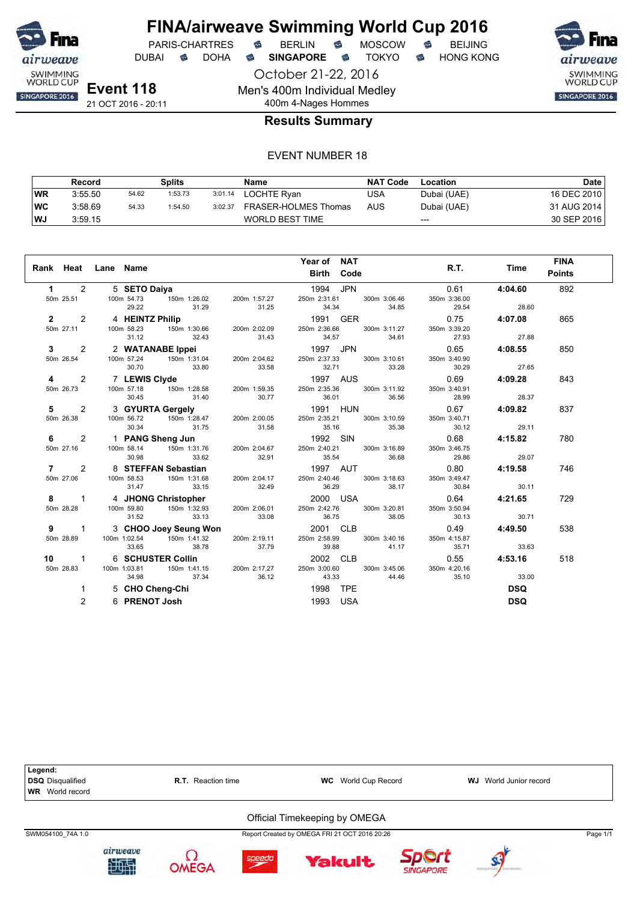# FINA/airweave Swimming World Cup 2016

PARIS-CHARTRES · BERLIN · MOSCOW · BEIJING
DUBAI · DOHA · **SINGAPORE** · TOKYO · HONG KONG

October 21-22, 2016

**Event 118**
21 OCT 2016 - 20:11

Men's 400m Individual Medley
400m 4-Nages Hommes

## Results Summary

EVENT NUMBER 18

| | Record | Splits | | | Name | NAT Code | Location | Date |
|---|---|---|---|---|---|---|---|---|
| WR | 3:55.50 | 54.62 | 1:53.73 | 3:01.14 | LOCHTE Ryan | USA | Dubai (UAE) | 16 DEC 2010 |
| WC | 3:58.69 | 54.33 | 1:54.50 | 3:02.37 | FRASER-HOLMES Thomas | AUS | Dubai (UAE) | 31 AUG 2014 |
| WJ | 3:59.15 | | | | WORLD BEST TIME | | --- | 30 SEP 2016 |

| Rank | Heat | Lane | Name | Year of Birth | NAT Code | R.T. | Time | FINA Points |
|---|---|---|---|---|---|---|---|---|
| 1 | 2 | 5 | SETO Daiya | 1994 | JPN | 0.61 | 4:04.60 | 892 |
| 50m 25.51 | | | 100m 54.73 (29.22) / 150m 1:26.02 (31.29) / 200m 1:57.27 (31.25) | 250m 2:31.61 (34.34) / 300m 3:06.46 (34.85) | | 350m 3:36.00 (29.54) | 28.60 | |
| 2 | 2 | 4 | HEINTZ Philip | 1991 | GER | 0.75 | 4:07.08 | 865 |
| 50m 27.11 | | | 100m 58.23 (31.12) / 150m 1:30.66 (32.43) / 200m 2:02.09 (31.43) | 250m 2:36.66 (34.57) / 300m 3:11.27 (34.61) | | 350m 3:39.20 (27.93) | 27.88 | |
| 3 | 2 | 2 | WATANABE Ippei | 1997 | JPN | 0.65 | 4:08.55 | 850 |
| 50m 26.54 | | | 100m 57.24 (30.70) / 150m 1:31.04 (33.80) / 200m 2:04.62 (33.58) | 250m 2:37.33 (32.71) / 300m 3:10.61 (33.28) | | 350m 3:40.90 (30.29) | 27.65 | |
| 4 | 2 | 7 | LEWIS Clyde | 1997 | AUS | 0.69 | 4:09.28 | 843 |
| 50m 26.73 | | | 100m 57.18 (30.45) / 150m 1:28.58 (31.40) / 200m 1:59.35 (30.77) | 250m 2:35.36 (36.01) / 300m 3:11.92 (36.56) | | 350m 3:40.91 (28.99) | 28.37 | |
| 5 | 2 | 3 | GYURTA Gergely | 1991 | HUN | 0.67 | 4:09.82 | 837 |
| 50m 26.38 | | | 100m 56.72 (30.34) / 150m 1:28.47 (31.75) / 200m 2:00.05 (31.58) | 250m 2:35.21 (35.16) / 300m 3:10.59 (35.38) | | 350m 3:40.71 (30.12) | 29.11 | |
| 6 | 2 | 1 | PANG Sheng Jun | 1992 | SIN | 0.68 | 4:15.82 | 780 |
| 50m 27.16 | | | 100m 58.14 (30.98) / 150m 1:31.76 (33.62) / 200m 2:04.67 (32.91) | 250m 2:40.21 (35.54) / 300m 3:16.89 (36.68) | | 350m 3:46.75 (29.86) | 29.07 | |
| 7 | 2 | 8 | STEFFAN Sebastian | 1997 | AUT | 0.80 | 4:19.58 | 746 |
| 50m 27.06 | | | 100m 58.53 (31.47) / 150m 1:31.68 (33.15) / 200m 2:04.17 (32.49) | 250m 2:40.46 (36.29) / 300m 3:18.63 (38.17) | | 350m 3:49.47 (30.84) | 30.11 | |
| 8 | 1 | 4 | JHONG Christopher | 2000 | USA | 0.64 | 4:21.65 | 729 |
| 50m 28.28 | | | 100m 59.80 (31.52) / 150m 1:32.93 (33.13) / 200m 2:06.01 (33.08) | 250m 2:42.76 (36.75) / 300m 3:20.81 (38.05) | | 350m 3:50.94 (30.13) | 30.71 | |
| 9 | 1 | 3 | CHOO Joey Seung Won | 2001 | CLB | 0.49 | 4:49.50 | 538 |
| 50m 28.89 | | | 100m 1:02.54 (33.65) / 150m 1:41.32 (38.78) / 200m 2:19.11 (37.79) | 250m 2:58.99 (39.88) / 300m 3:40.16 (41.17) | | 350m 4:15.87 (35.71) | 33.63 | |
| 10 | 1 | 6 | SCHUSTER Collin | 2002 | CLB | 0.55 | 4:53.16 | 518 |
| 50m 28.83 | | | 100m 1:03.81 (34.98) / 150m 1:41.15 (37.34) / 200m 2:17.27 (36.12) | 250m 3:00.60 (43.33) / 300m 3:45.06 (44.46) | | 350m 4:20.16 (35.10) | 33.00 | |
| | 1 | 5 | CHO Cheng-Chi | 1998 | TPE | | DSQ | |
| | 2 | 6 | PRENOT Josh | 1993 | USA | | DSQ | |

**Legend:**
**DSQ** Disqualified — **R.T.** Reaction time — **WC** World Cup Record — **WJ** World Junior record
**WR** World record

Official Timekeeping by OMEGA

SWM054100_74A 1.0 — Report Created by OMEGA FRI 21 OCT 2016 20:26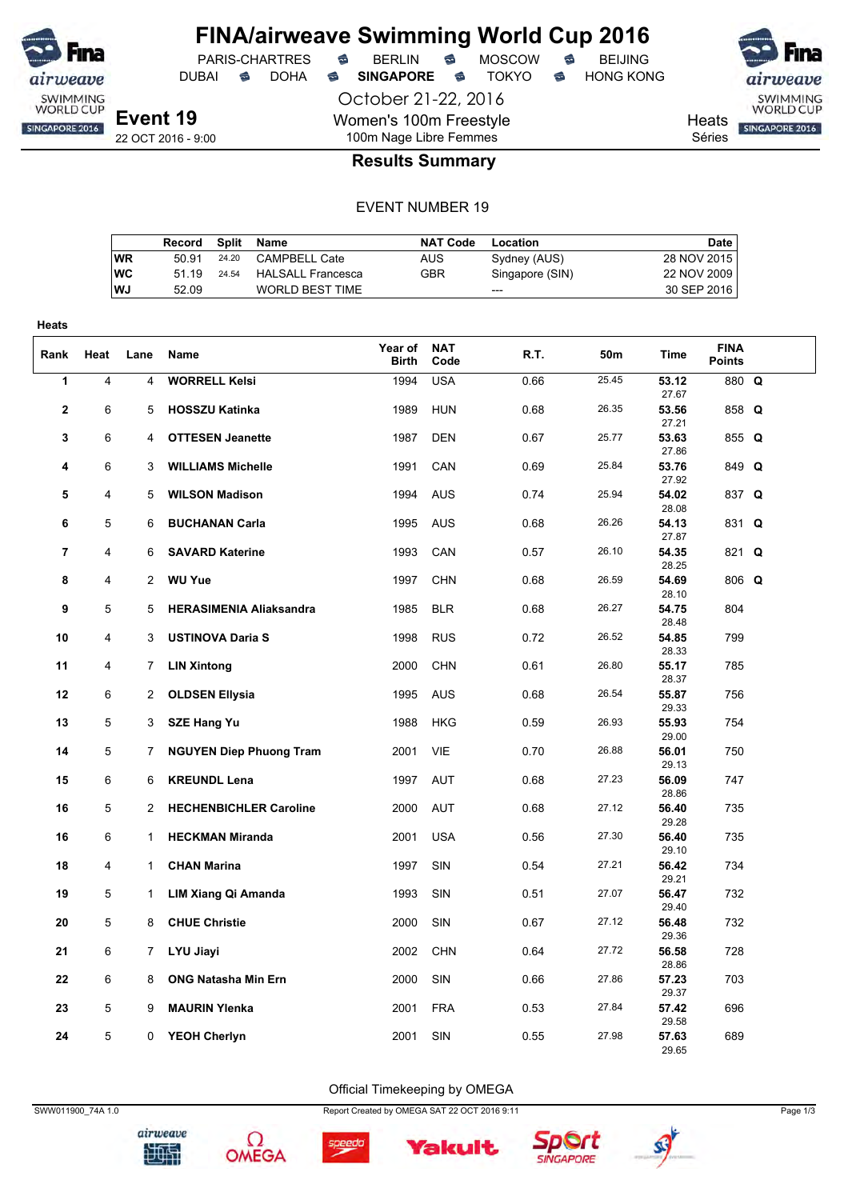# FINA/airweave Swimming World Cup 2016

PARIS-CHARTRES · BERLIN · MOSCOW · BEIJING
DUBAI · DOHA · **SINGAPORE** · TOKYO · HONG KONG

October 21-22, 2016

**Event 19**
22 OCT 2016 - 9:00

Women's 100m Freestyle
100m Nage Libre Femmes

Heats
Séries

## Results Summary

EVENT NUMBER 19

| | Record | Split | Name | NAT Code | Location | Date |
|---|---|---|---|---|---|---|
| WR | 50.91 | 24.20 | CAMPBELL Cate | AUS | Sydney (AUS) | 28 NOV 2015 |
| WC | 51.19 | 24.54 | HALSALL Francesca | GBR | Singapore (SIN) | 22 NOV 2009 |
| WJ | 52.09 | | WORLD BEST TIME | | --- | 30 SEP 2016 |

**Heats**

| Rank | Heat | Lane | Name | Year of Birth | NAT Code | R.T. | 50m | Time | FINA Points | |
|---|---|---|---|---|---|---|---|---|---|---|
| 1 | 4 | 4 | **WORRELL Kelsi** | 1994 | USA | 0.66 | 25.45 | **53.12** 27.67 | 880 | **Q** |
| 2 | 6 | 5 | **HOSSZU Katinka** | 1989 | HUN | 0.68 | 26.35 | **53.56** 27.21 | 858 | **Q** |
| 3 | 6 | 4 | **OTTESEN Jeanette** | 1987 | DEN | 0.67 | 25.77 | **53.63** 27.86 | 855 | **Q** |
| 4 | 6 | 3 | **WILLIAMS Michelle** | 1991 | CAN | 0.69 | 25.84 | **53.76** 27.92 | 849 | **Q** |
| 5 | 4 | 5 | **WILSON Madison** | 1994 | AUS | 0.74 | 25.94 | **54.02** 28.08 | 837 | **Q** |
| 6 | 5 | 6 | **BUCHANAN Carla** | 1995 | AUS | 0.68 | 26.26 | **54.13** 27.87 | 831 | **Q** |
| 7 | 4 | 6 | **SAVARD Katerine** | 1993 | CAN | 0.57 | 26.10 | **54.35** 28.25 | 821 | **Q** |
| 8 | 4 | 2 | **WU Yue** | 1997 | CHN | 0.68 | 26.59 | **54.69** 28.10 | 806 | **Q** |
| 9 | 5 | 5 | **HERASIMENIA Aliaksandra** | 1985 | BLR | 0.68 | 26.27 | **54.75** 28.48 | 804 | |
| 10 | 4 | 3 | **USTINOVA Daria S** | 1998 | RUS | 0.72 | 26.52 | **54.85** 28.33 | 799 | |
| 11 | 4 | 7 | **LIN Xintong** | 2000 | CHN | 0.61 | 26.80 | **55.17** 28.37 | 785 | |
| 12 | 6 | 2 | **OLDSEN Ellysia** | 1995 | AUS | 0.68 | 26.54 | **55.87** 29.33 | 756 | |
| 13 | 5 | 3 | **SZE Hang Yu** | 1988 | HKG | 0.59 | 26.93 | **55.93** 29.00 | 754 | |
| 14 | 5 | 7 | **NGUYEN Diep Phuong Tram** | 2001 | VIE | 0.70 | 26.88 | **56.01** 29.13 | 750 | |
| 15 | 6 | 6 | **KREUNDL Lena** | 1997 | AUT | 0.68 | 27.23 | **56.09** 28.86 | 747 | |
| 16 | 5 | 2 | **HECHENBICHLER Caroline** | 2000 | AUT | 0.68 | 27.12 | **56.40** 29.28 | 735 | |
| 16 | 6 | 1 | **HECKMAN Miranda** | 2001 | USA | 0.56 | 27.30 | **56.40** 29.10 | 735 | |
| 18 | 4 | 1 | **CHAN Marina** | 1997 | SIN | 0.54 | 27.21 | **56.42** 29.21 | 734 | |
| 19 | 5 | 1 | **LIM Xiang Qi Amanda** | 1993 | SIN | 0.51 | 27.07 | **56.47** 29.40 | 732 | |
| 20 | 5 | 8 | **CHUE Christie** | 2000 | SIN | 0.67 | 27.12 | **56.48** 29.36 | 732 | |
| 21 | 6 | 7 | **LYU Jiayi** | 2002 | CHN | 0.64 | 27.72 | **56.58** 28.86 | 728 | |
| 22 | 6 | 8 | **ONG Natasha Min Ern** | 2000 | SIN | 0.66 | 27.86 | **57.23** 29.37 | 703 | |
| 23 | 5 | 9 | **MAURIN Ylenka** | 2001 | FRA | 0.53 | 27.84 | **57.42** 29.58 | 696 | |
| 24 | 5 | 0 | **YEOH Cherlyn** | 2001 | SIN | 0.55 | 27.98 | **57.63** 29.65 | 689 | |

Official Timekeeping by OMEGA

SWW011900_74A 1.0 · Report Created by OMEGA SAT 22 OCT 2016 9:11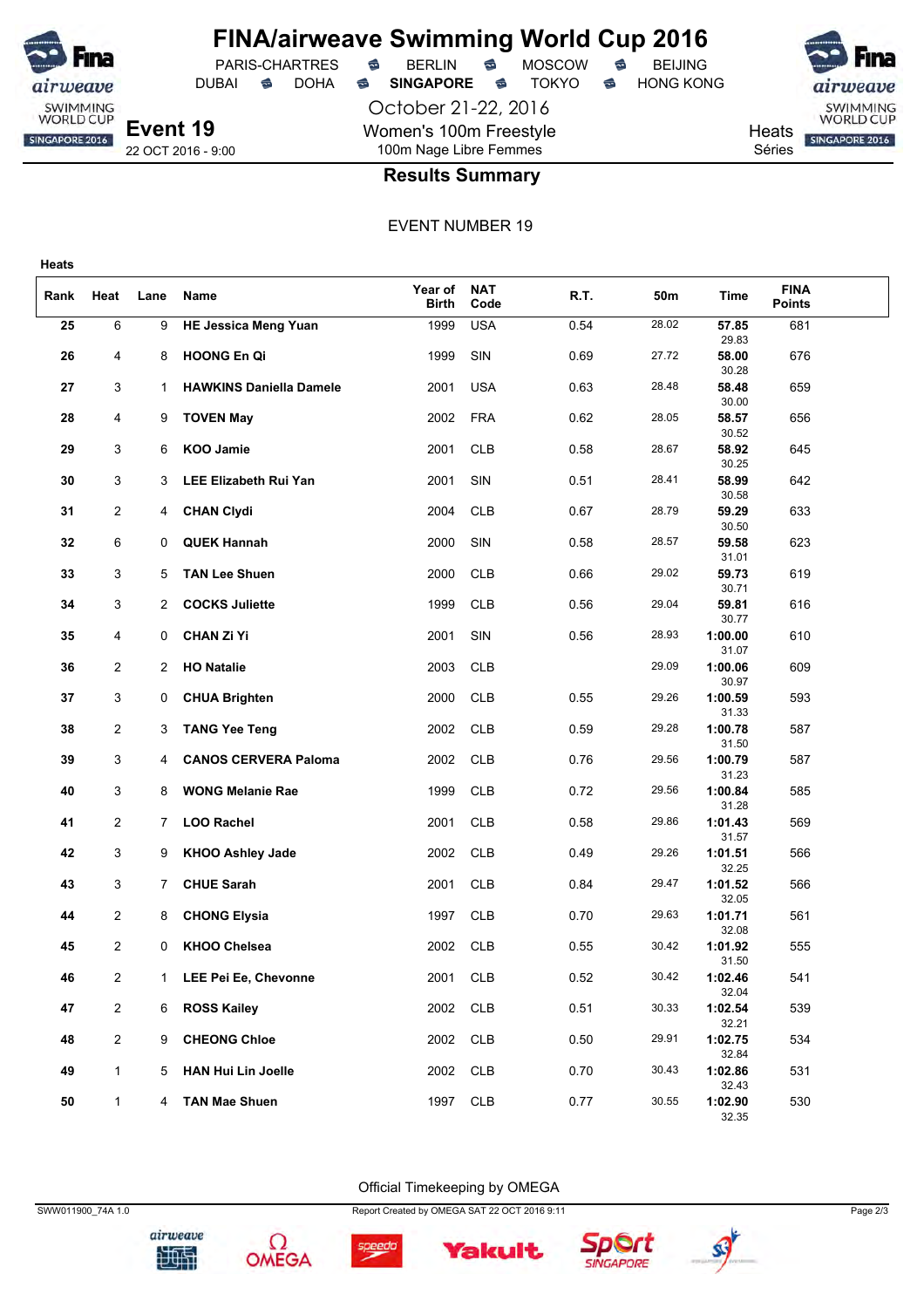# FINA/airweave Swimming World Cup 2016

PARIS-CHARTRES · BERLIN · MOSCOW · BEIJING
DUBAI · DOHA · **SINGAPORE** · TOKYO · HONG KONG

October 21-22, 2016

**Event 19**
22 OCT 2016 - 9:00

Women's 100m Freestyle
100m Nage Libre Femmes

Heats
Séries

## Results Summary

EVENT NUMBER 19

**Heats**

| Rank | Heat | Lane | Name | Year of Birth | NAT Code | R.T. | 50m | Time | FINA Points |
|---|---|---|---|---|---|---|---|---|---|
| 25 | 6 | 9 | HE Jessica Meng Yuan | 1999 | USA | 0.54 | 28.02 | 57.85 (29.83) | 681 |
| 26 | 4 | 8 | HOONG En Qi | 1999 | SIN | 0.69 | 27.72 | 58.00 (30.28) | 676 |
| 27 | 3 | 1 | HAWKINS Daniella Damele | 2001 | USA | 0.63 | 28.48 | 58.48 (30.00) | 659 |
| 28 | 4 | 9 | TOVEN May | 2002 | FRA | 0.62 | 28.05 | 58.57 (30.52) | 656 |
| 29 | 3 | 6 | KOO Jamie | 2001 | CLB | 0.58 | 28.67 | 58.92 (30.25) | 645 |
| 30 | 3 | 3 | LEE Elizabeth Rui Yan | 2001 | SIN | 0.51 | 28.41 | 58.99 (30.58) | 642 |
| 31 | 2 | 4 | CHAN Clydi | 2004 | CLB | 0.67 | 28.79 | 59.29 (30.50) | 633 |
| 32 | 6 | 0 | QUEK Hannah | 2000 | SIN | 0.58 | 28.57 | 59.58 (31.01) | 623 |
| 33 | 3 | 5 | TAN Lee Shuen | 2000 | CLB | 0.66 | 29.02 | 59.73 (30.71) | 619 |
| 34 | 3 | 2 | COCKS Juliette | 1999 | CLB | 0.56 | 29.04 | 59.81 (30.77) | 616 |
| 35 | 4 | 0 | CHAN Zi Yi | 2001 | SIN | 0.56 | 28.93 | 1:00.00 (31.07) | 610 |
| 36 | 2 | 2 | HO Natalie | 2003 | CLB | | 29.09 | 1:00.06 (30.97) | 609 |
| 37 | 3 | 0 | CHUA Brighten | 2000 | CLB | 0.55 | 29.26 | 1:00.59 (31.33) | 593 |
| 38 | 2 | 3 | TANG Yee Teng | 2002 | CLB | 0.59 | 29.28 | 1:00.78 (31.50) | 587 |
| 39 | 3 | 4 | CANOS CERVERA Paloma | 2002 | CLB | 0.76 | 29.56 | 1:00.79 (31.23) | 587 |
| 40 | 3 | 8 | WONG Melanie Rae | 1999 | CLB | 0.72 | 29.56 | 1:00.84 (31.28) | 585 |
| 41 | 2 | 7 | LOO Rachel | 2001 | CLB | 0.58 | 29.86 | 1:01.43 (31.57) | 569 |
| 42 | 3 | 9 | KHOO Ashley Jade | 2002 | CLB | 0.49 | 29.26 | 1:01.51 (32.25) | 566 |
| 43 | 3 | 7 | CHUE Sarah | 2001 | CLB | 0.84 | 29.47 | 1:01.52 (32.05) | 566 |
| 44 | 2 | 8 | CHONG Elysia | 1997 | CLB | 0.70 | 29.63 | 1:01.71 (32.08) | 561 |
| 45 | 2 | 0 | KHOO Chelsea | 2002 | CLB | 0.55 | 30.42 | 1:01.92 (31.50) | 555 |
| 46 | 2 | 1 | LEE Pei Ee, Chevonne | 2001 | CLB | 0.52 | 30.42 | 1:02.46 (32.04) | 541 |
| 47 | 2 | 6 | ROSS Kailey | 2002 | CLB | 0.51 | 30.33 | 1:02.54 (32.21) | 539 |
| 48 | 2 | 9 | CHEONG Chloe | 2002 | CLB | 0.50 | 29.91 | 1:02.75 (32.84) | 534 |
| 49 | 1 | 5 | HAN Hui Lin Joelle | 2002 | CLB | 0.70 | 30.43 | 1:02.86 (32.43) | 531 |
| 50 | 1 | 4 | TAN Mae Shuen | 1997 | CLB | 0.77 | 30.55 | 1:02.90 (32.35) | 530 |

Official Timekeeping by OMEGA

SWW011900_74A 1.0 · Report Created by OMEGA SAT 22 OCT 2016 9:11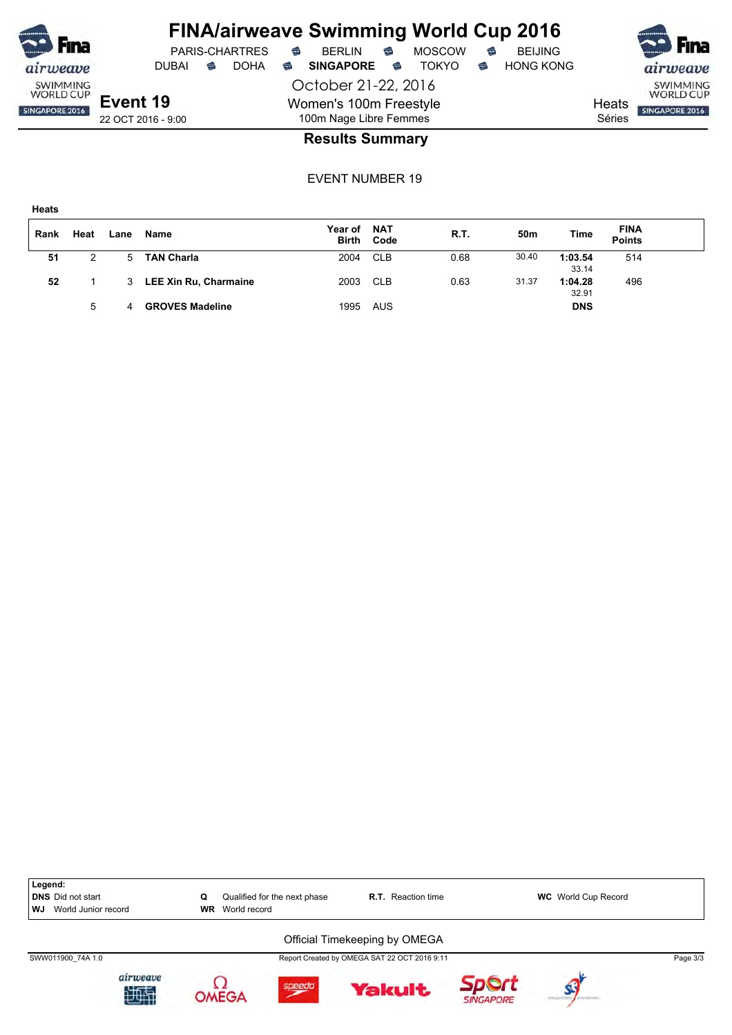# FINA/airweave Swimming World Cup 2016

PARIS-CHARTRES • BERLIN • MOSCOW • BEIJING
DUBAI • DOHA • **SINGAPORE** • TOKYO • HONG KONG

October 21-22, 2016

**Event 19**
22 OCT 2016 - 9:00

Women's 100m Freestyle
100m Nage Libre Femmes

Heats
Séries

## Results Summary

EVENT NUMBER 19

**Heats**

| Rank | Heat | Lane | Name | Year of Birth | NAT Code | R.T. | 50m | Time | FINA Points |
|---|---|---|---|---|---|---|---|---|---|
| **51** | 2 | 5 | **TAN Charla** | 2004 | CLB | 0.68 | 30.40 | **1:03.54** 33.14 | 514 |
| **52** | 1 | 3 | **LEE Xin Ru, Charmaine** | 2003 | CLB | 0.63 | 31.37 | **1:04.28** 32.91 | 496 |
| | 5 | 4 | **GROVES Madeline** | 1995 | AUS | | | **DNS** | |

**Legend:**
**DNS** Did not start
**WJ** World Junior record
**Q** Qualified for the next phase
**WR** World record
**R.T.** Reaction time
**WC** World Cup Record

Official Timekeeping by OMEGA

SWW011900_74A 1.0 — Report Created by OMEGA SAT 22 OCT 2016 9:11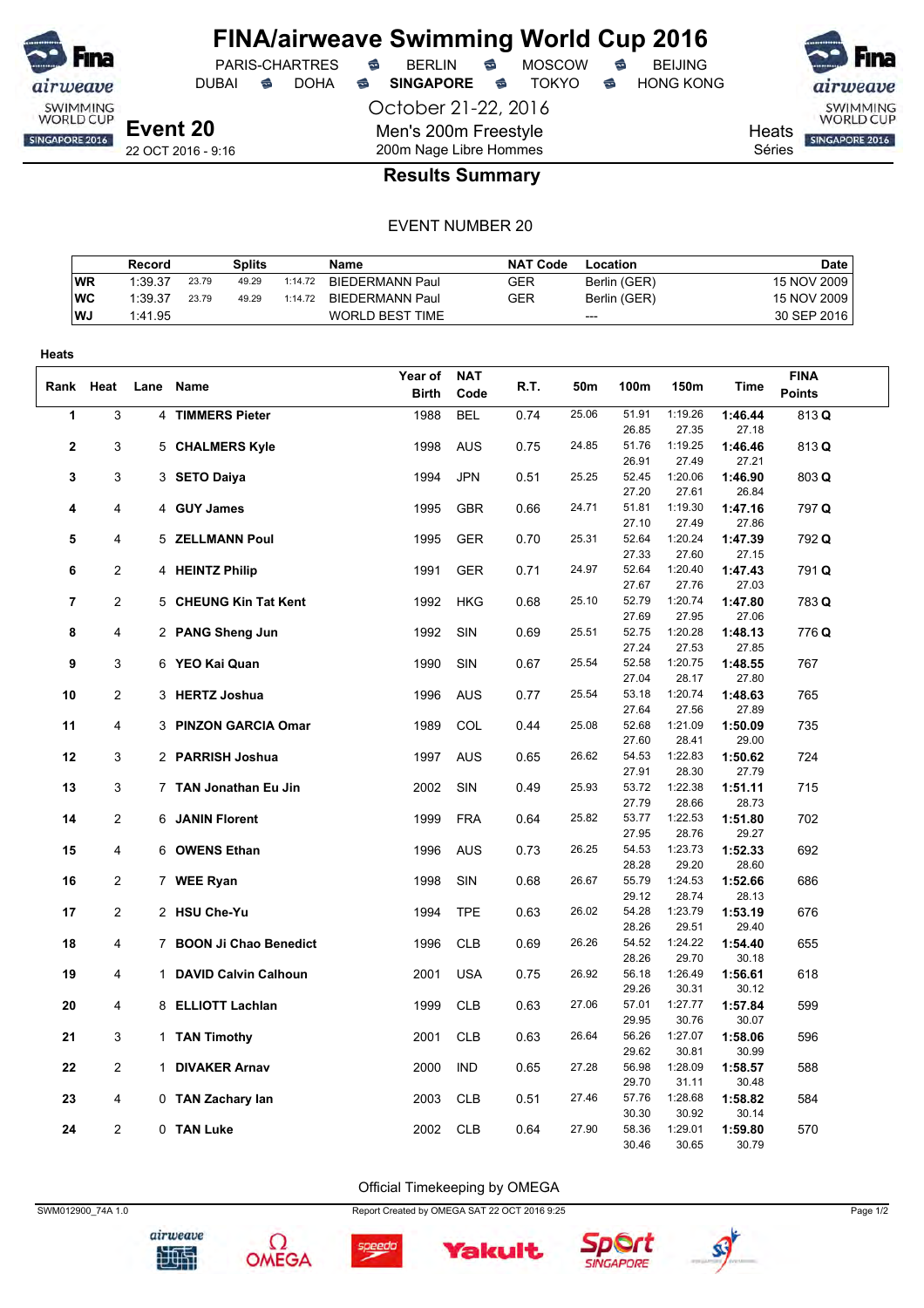# FINA/airweave Swimming World Cup 2016

PARIS-CHARTRES · BERLIN · MOSCOW · BEIJING
DUBAI · DOHA · **SINGAPORE** · TOKYO · HONG KONG

October 21-22, 2016

**Event 20**
22 OCT 2016 - 9:16

Men's 200m Freestyle
200m Nage Libre Hommes

Heats
Séries

## Results Summary

EVENT NUMBER 20

| | Record | Splits | | | Name | NAT Code | Location | Date |
|---|---|---|---|---|---|---|---|---|
| WR | 1:39.37 | 23.79 | 49.29 | 1:14.72 | BIEDERMANN Paul | GER | Berlin (GER) | 15 NOV 2009 |
| WC | 1:39.37 | 23.79 | 49.29 | 1:14.72 | BIEDERMANN Paul | GER | Berlin (GER) | 15 NOV 2009 |
| WJ | 1:41.95 | | | | WORLD BEST TIME | | --- | 30 SEP 2016 |

**Heats**

| Rank | Heat | Lane | Name | Year of Birth | NAT Code | R.T. | 50m | 100m | 150m | Time | FINA Points |
|---|---|---|---|---|---|---|---|---|---|---|---|
| 1 | 3 | 4 | **TIMMERS Pieter** | 1988 | BEL | 0.74 | 25.06 | 51.91 | 1:19.26 | **1:46.44** | 813 **Q** |
| | | | | | | | | 26.85 | 27.35 | 27.18 | |
| 2 | 3 | 5 | **CHALMERS Kyle** | 1998 | AUS | 0.75 | 24.85 | 51.76 | 1:19.25 | **1:46.46** | 813 **Q** |
| | | | | | | | | 26.91 | 27.49 | 27.21 | |
| 3 | 3 | 3 | **SETO Daiya** | 1994 | JPN | 0.51 | 25.25 | 52.45 | 1:20.06 | **1:46.90** | 803 **Q** |
| | | | | | | | | 27.20 | 27.61 | 26.84 | |
| 4 | 4 | 4 | **GUY James** | 1995 | GBR | 0.66 | 24.71 | 51.81 | 1:19.30 | **1:47.16** | 797 **Q** |
| | | | | | | | | 27.10 | 27.49 | 27.86 | |
| 5 | 4 | 5 | **ZELLMANN Poul** | 1995 | GER | 0.70 | 25.31 | 52.64 | 1:20.24 | **1:47.39** | 792 **Q** |
| | | | | | | | | 27.33 | 27.60 | 27.15 | |
| 6 | 2 | 4 | **HEINTZ Philip** | 1991 | GER | 0.71 | 24.97 | 52.64 | 1:20.40 | **1:47.43** | 791 **Q** |
| | | | | | | | | 27.67 | 27.76 | 27.03 | |
| 7 | 2 | 5 | **CHEUNG Kin Tat Kent** | 1992 | HKG | 0.68 | 25.10 | 52.79 | 1:20.74 | **1:47.80** | 783 **Q** |
| | | | | | | | | 27.69 | 27.95 | 27.06 | |
| 8 | 4 | 2 | **PANG Sheng Jun** | 1992 | SIN | 0.69 | 25.51 | 52.75 | 1:20.28 | **1:48.13** | 776 **Q** |
| | | | | | | | | 27.24 | 27.53 | 27.85 | |
| 9 | 3 | 6 | **YEO Kai Quan** | 1990 | SIN | 0.67 | 25.54 | 52.58 | 1:20.75 | **1:48.55** | 767 |
| | | | | | | | | 27.04 | 28.17 | 27.80 | |
| 10 | 2 | 3 | **HERTZ Joshua** | 1996 | AUS | 0.77 | 25.54 | 53.18 | 1:20.74 | **1:48.63** | 765 |
| | | | | | | | | 27.64 | 27.56 | 27.89 | |
| 11 | 4 | 3 | **PINZON GARCIA Omar** | 1989 | COL | 0.44 | 25.08 | 52.68 | 1:21.09 | **1:50.09** | 735 |
| | | | | | | | | 27.60 | 28.41 | 29.00 | |
| 12 | 3 | 2 | **PARRISH Joshua** | 1997 | AUS | 0.65 | 26.62 | 54.53 | 1:22.83 | **1:50.62** | 724 |
| | | | | | | | | 27.91 | 28.30 | 27.79 | |
| 13 | 3 | 7 | **TAN Jonathan Eu Jin** | 2002 | SIN | 0.49 | 25.93 | 53.72 | 1:22.38 | **1:51.11** | 715 |
| | | | | | | | | 27.79 | 28.66 | 28.73 | |
| 14 | 2 | 6 | **JANIN Florent** | 1999 | FRA | 0.64 | 25.82 | 53.77 | 1:22.53 | **1:51.80** | 702 |
| | | | | | | | | 27.95 | 28.76 | 29.27 | |
| 15 | 4 | 6 | **OWENS Ethan** | 1996 | AUS | 0.73 | 26.25 | 54.53 | 1:23.73 | **1:52.33** | 692 |
| | | | | | | | | 28.28 | 29.20 | 28.60 | |
| 16 | 2 | 7 | **WEE Ryan** | 1998 | SIN | 0.68 | 26.67 | 55.79 | 1:24.53 | **1:52.66** | 686 |
| | | | | | | | | 29.12 | 28.74 | 28.13 | |
| 17 | 2 | 2 | **HSU Che-Yu** | 1994 | TPE | 0.63 | 26.02 | 54.28 | 1:23.79 | **1:53.19** | 676 |
| | | | | | | | | 28.26 | 29.51 | 29.40 | |
| 18 | 4 | 7 | **BOON Ji Chao Benedict** | 1996 | CLB | 0.69 | 26.26 | 54.52 | 1:24.22 | **1:54.40** | 655 |
| | | | | | | | | 28.26 | 29.70 | 30.18 | |
| 19 | 4 | 1 | **DAVID Calvin Calhoun** | 2001 | USA | 0.75 | 26.92 | 56.18 | 1:26.49 | **1:56.61** | 618 |
| | | | | | | | | 29.26 | 30.31 | 30.12 | |
| 20 | 4 | 8 | **ELLIOTT Lachlan** | 1999 | CLB | 0.63 | 27.06 | 57.01 | 1:27.77 | **1:57.84** | 599 |
| | | | | | | | | 29.95 | 30.76 | 30.07 | |
| 21 | 3 | 1 | **TAN Timothy** | 2001 | CLB | 0.63 | 26.64 | 56.26 | 1:27.07 | **1:58.06** | 596 |
| | | | | | | | | 29.62 | 30.81 | 30.99 | |
| 22 | 2 | 1 | **DIVAKER Arnav** | 2000 | IND | 0.65 | 27.28 | 56.98 | 1:28.09 | **1:58.57** | 588 |
| | | | | | | | | 29.70 | 31.11 | 30.48 | |
| 23 | 4 | 0 | **TAN Zachary Ian** | 2003 | CLB | 0.51 | 27.46 | 57.76 | 1:28.68 | **1:58.82** | 584 |
| | | | | | | | | 30.30 | 30.92 | 30.14 | |
| 24 | 2 | 0 | **TAN Luke** | 2002 | CLB | 0.64 | 27.90 | 58.36 | 1:29.01 | **1:59.80** | 570 |
| | | | | | | | | 30.46 | 30.65 | 30.79 | |

Official Timekeeping by OMEGA

SWM012900_74A 1.0 · Report Created by OMEGA SAT 22 OCT 2016 9:25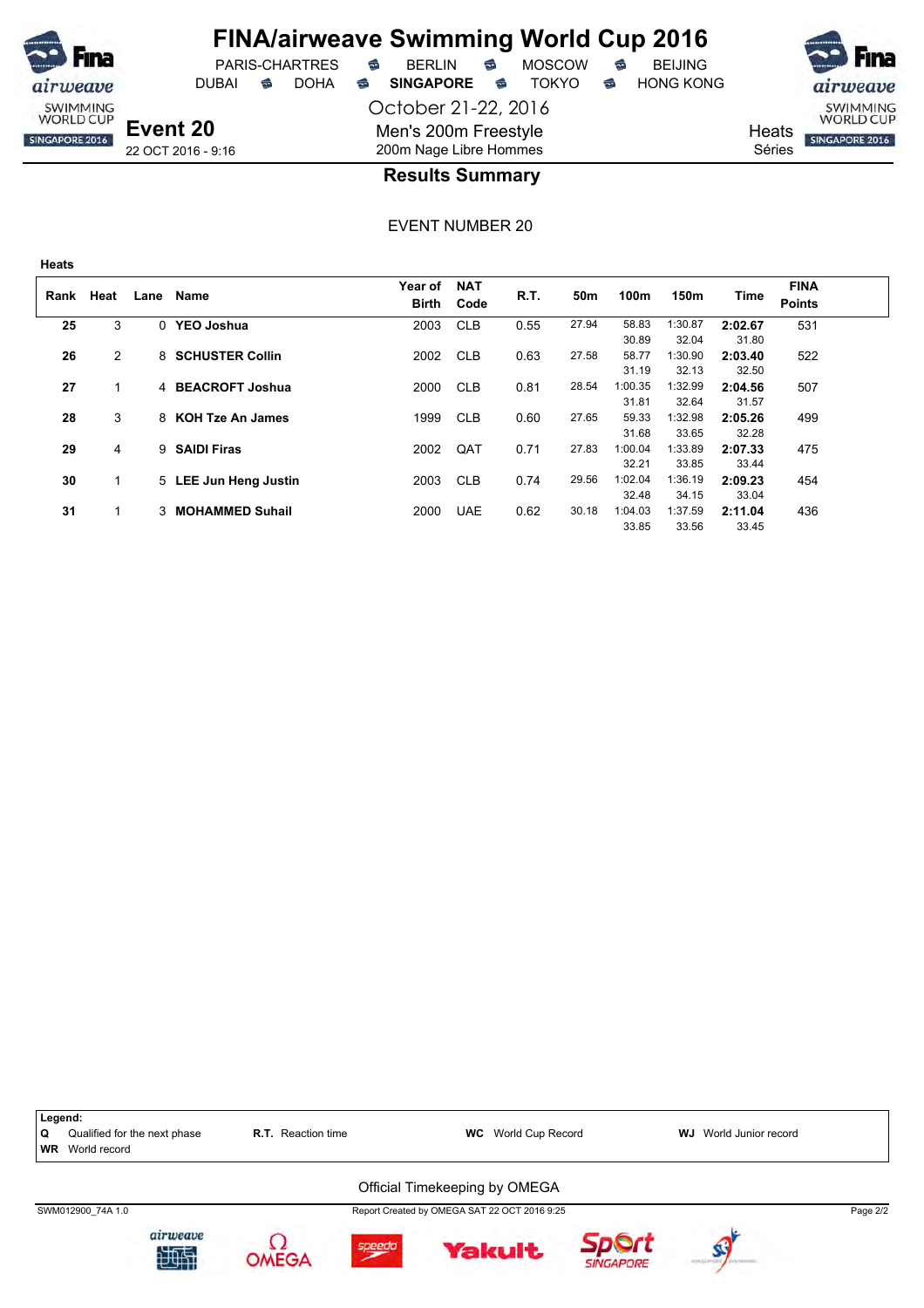# FINA/airweave Swimming World Cup 2016

PARIS-CHARTRES · BERLIN · MOSCOW · BEIJING
DUBAI · DOHA · **SINGAPORE** · TOKYO · HONG KONG

October 21-22, 2016

**Event 20**
22 OCT 2016 - 9:16

Men's 200m Freestyle
200m Nage Libre Hommes

Heats
Séries

## Results Summary

EVENT NUMBER 20

**Heats**

| Rank | Heat | Lane | Name | Year of Birth | NAT Code | R.T. | 50m | 100m | 150m | Time | FINA Points |
|---|---|---|---|---|---|---|---|---|---|---|---|
| **25** | 3 | 0 | **YEO Joshua** | 2003 | CLB | 0.55 | 27.94 | 58.83 | 1:30.87 | **2:02.67** | 531 |
| | | | | | | | | 30.89 | 32.04 | 31.80 | |
| **26** | 2 | 8 | **SCHUSTER Collin** | 2002 | CLB | 0.63 | 27.58 | 58.77 | 1:30.90 | **2:03.40** | 522 |
| | | | | | | | | 31.19 | 32.13 | 32.50 | |
| **27** | 1 | 4 | **BEACROFT Joshua** | 2000 | CLB | 0.81 | 28.54 | 1:00.35 | 1:32.99 | **2:04.56** | 507 |
| | | | | | | | | 31.81 | 32.64 | 31.57 | |
| **28** | 3 | 8 | **KOH Tze An James** | 1999 | CLB | 0.60 | 27.65 | 59.33 | 1:32.98 | **2:05.26** | 499 |
| | | | | | | | | 31.68 | 33.65 | 32.28 | |
| **29** | 4 | 9 | **SAIDI Firas** | 2002 | QAT | 0.71 | 27.83 | 1:00.04 | 1:33.89 | **2:07.33** | 475 |
| | | | | | | | | 32.21 | 33.85 | 33.44 | |
| **30** | 1 | 5 | **LEE Jun Heng Justin** | 2003 | CLB | 0.74 | 29.56 | 1:02.04 | 1:36.19 | **2:09.23** | 454 |
| | | | | | | | | 32.48 | 34.15 | 33.04 | |
| **31** | 1 | 3 | **MOHAMMED Suhail** | 2000 | UAE | 0.62 | 30.18 | 1:04.03 | 1:37.59 | **2:11.04** | 436 |
| | | | | | | | | 33.85 | 33.56 | 33.45 | |

**Legend:**

| | | | |
|---|---|---|---|
| **Q** Qualified for the next phase | **R.T.** Reaction time | **WC** World Cup Record | **WJ** World Junior record |
| **WR** World record | | | |

Official Timekeeping by OMEGA

SWM012900_74A 1.0 · Report Created by OMEGA SAT 22 OCT 2016 9:25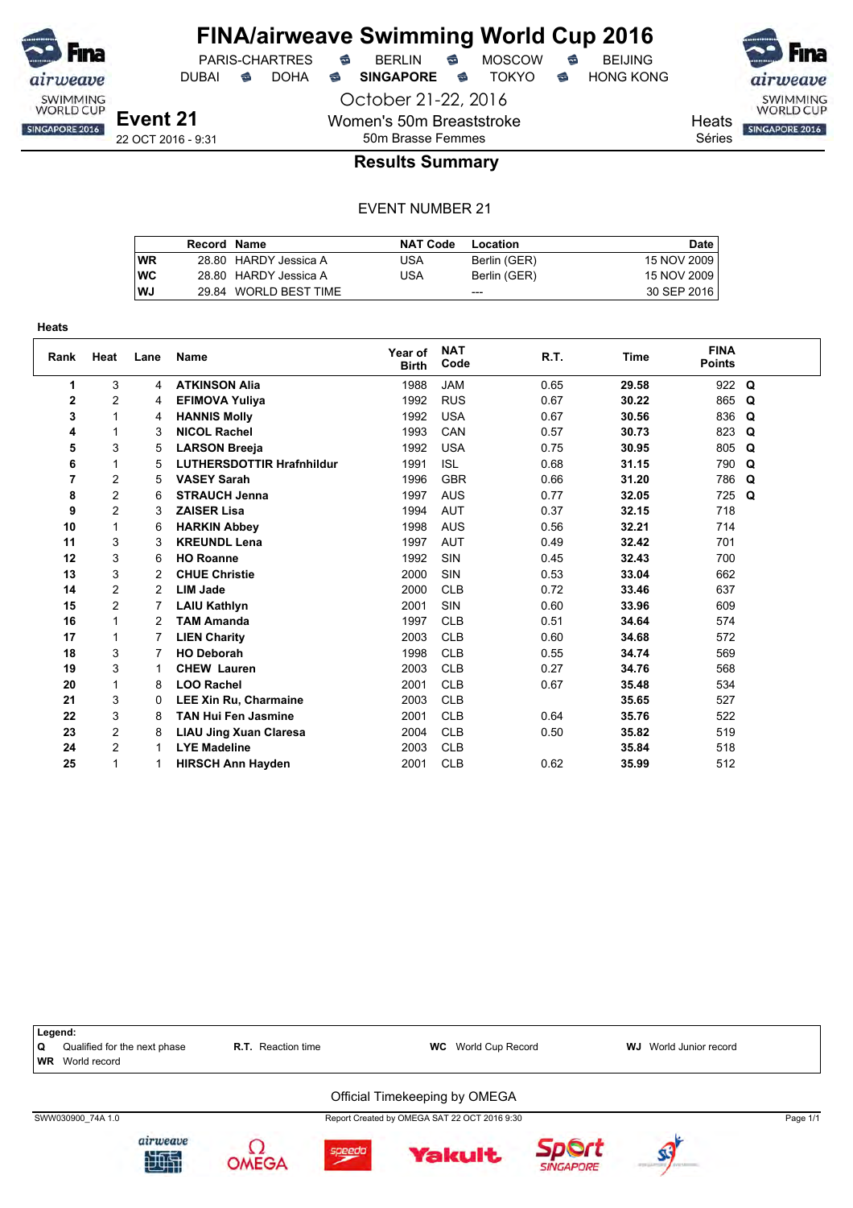# FINA/airweave Swimming World Cup 2016

PARIS-CHARTRES · BERLIN · MOSCOW · BEIJING
DUBAI · DOHA · **SINGAPORE** · TOKYO · HONG KONG

October 21-22, 2016

## Event 21

22 OCT 2016 - 9:31

Women's 50m Breaststroke
50m Brasse Femmes

Heats
Séries

### Results Summary

EVENT NUMBER 21

| | Record | Name | NAT Code | Location | Date |
|---|---|---|---|---|---|
| WR | 28.80 | HARDY Jessica A | USA | Berlin (GER) | 15 NOV 2009 |
| WC | 28.80 | HARDY Jessica A | USA | Berlin (GER) | 15 NOV 2009 |
| WJ | 29.84 | WORLD BEST TIME | | --- | 30 SEP 2016 |

**Heats**

| Rank | Heat | Lane | Name | Year of Birth | NAT Code | R.T. | Time | FINA Points | |
|---|---|---|---|---|---|---|---|---|---|
| 1 | 3 | 4 | **ATKINSON Alia** | 1988 | JAM | 0.65 | **29.58** | 922 | **Q** |
| 2 | 2 | 4 | **EFIMOVA Yuliya** | 1992 | RUS | 0.67 | **30.22** | 865 | **Q** |
| 3 | 1 | 4 | **HANNIS Molly** | 1992 | USA | 0.67 | **30.56** | 836 | **Q** |
| 4 | 1 | 3 | **NICOL Rachel** | 1993 | CAN | 0.57 | **30.73** | 823 | **Q** |
| 5 | 3 | 5 | **LARSON Breeja** | 1992 | USA | 0.75 | **30.95** | 805 | **Q** |
| 6 | 1 | 5 | **LUTHERSDOTTIR Hrafnhildur** | 1991 | ISL | 0.68 | **31.15** | 790 | **Q** |
| 7 | 2 | 5 | **VASEY Sarah** | 1996 | GBR | 0.66 | **31.20** | 786 | **Q** |
| 8 | 2 | 6 | **STRAUCH Jenna** | 1997 | AUS | 0.77 | **32.05** | 725 | **Q** |
| 9 | 2 | 3 | **ZAISER Lisa** | 1994 | AUT | 0.37 | **32.15** | 718 | |
| 10 | 1 | 6 | **HARKIN Abbey** | 1998 | AUS | 0.56 | **32.21** | 714 | |
| 11 | 3 | 3 | **KREUNDL Lena** | 1997 | AUT | 0.49 | **32.42** | 701 | |
| 12 | 3 | 6 | **HO Roanne** | 1992 | SIN | 0.45 | **32.43** | 700 | |
| 13 | 3 | 2 | **CHUE Christie** | 2000 | SIN | 0.53 | **33.04** | 662 | |
| 14 | 2 | 2 | **LIM Jade** | 2000 | CLB | 0.72 | **33.46** | 637 | |
| 15 | 2 | 7 | **LAIU Kathlyn** | 2001 | SIN | 0.60 | **33.96** | 609 | |
| 16 | 1 | 2 | **TAM Amanda** | 1997 | CLB | 0.51 | **34.64** | 574 | |
| 17 | 1 | 7 | **LIEN Charity** | 2003 | CLB | 0.60 | **34.68** | 572 | |
| 18 | 3 | 7 | **HO Deborah** | 1998 | CLB | 0.55 | **34.74** | 569 | |
| 19 | 3 | 1 | **CHEW Lauren** | 2003 | CLB | 0.27 | **34.76** | 568 | |
| 20 | 1 | 8 | **LOO Rachel** | 2001 | CLB | 0.67 | **35.48** | 534 | |
| 21 | 3 | 0 | **LEE Xin Ru, Charmaine** | 2003 | CLB | | **35.65** | 527 | |
| 22 | 3 | 8 | **TAN Hui Fen Jasmine** | 2001 | CLB | 0.64 | **35.76** | 522 | |
| 23 | 2 | 8 | **LIAU Jing Xuan Claresa** | 2004 | CLB | 0.50 | **35.82** | 519 | |
| 24 | 2 | 1 | **LYE Madeline** | 2003 | CLB | | **35.84** | 518 | |
| 25 | 1 | 1 | **HIRSCH Ann Hayden** | 2001 | CLB | 0.62 | **35.99** | 512 | |

**Legend:**
**Q** Qualified for the next phase · **R.T.** Reaction time · **WC** World Cup Record · **WJ** World Junior record
**WR** World record

Official Timekeeping by OMEGA

SWW030900_74A 1.0 · Report Created by OMEGA SAT 22 OCT 2016 9:30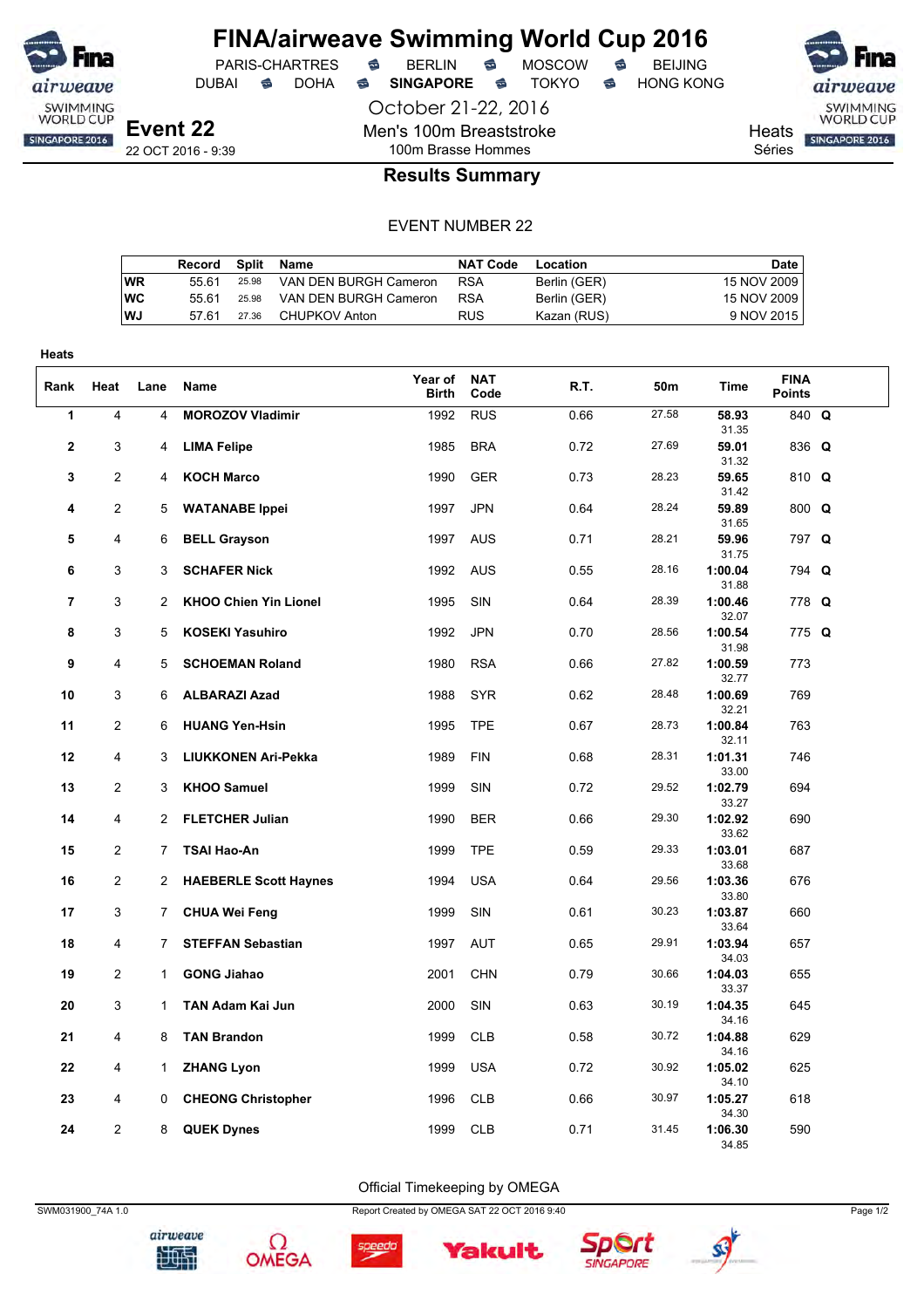# FINA/airweave Swimming World Cup 2016

PARIS-CHARTRES · BERLIN · MOSCOW · BEIJING
DUBAI · DOHA · **SINGAPORE** · TOKYO · HONG KONG

October 21-22, 2016

**Event 22**
22 OCT 2016 - 9:39

Men's 100m Breaststroke
100m Brasse Hommes

Heats
Séries

## Results Summary

EVENT NUMBER 22

| | Record | Split | Name | NAT Code | Location | Date |
|---|---|---|---|---|---|---|
| WR | 55.61 | 25.98 | VAN DEN BURGH Cameron | RSA | Berlin (GER) | 15 NOV 2009 |
| WC | 55.61 | 25.98 | VAN DEN BURGH Cameron | RSA | Berlin (GER) | 15 NOV 2009 |
| WJ | 57.61 | 27.36 | CHUPKOV Anton | RUS | Kazan (RUS) | 9 NOV 2015 |

**Heats**

| Rank | Heat | Lane | Name | Year of Birth | NAT Code | R.T. | 50m | Time | FINA Points | |
|---|---|---|---|---|---|---|---|---|---|---|
| 1 | 4 | 4 | **MOROZOV Vladimir** | 1992 | RUS | 0.66 | 27.58 | **58.93** 31.35 | 840 | **Q** |
| 2 | 3 | 4 | **LIMA Felipe** | 1985 | BRA | 0.72 | 27.69 | **59.01** 31.32 | 836 | **Q** |
| 3 | 2 | 4 | **KOCH Marco** | 1990 | GER | 0.73 | 28.23 | **59.65** 31.42 | 810 | **Q** |
| 4 | 2 | 5 | **WATANABE Ippei** | 1997 | JPN | 0.64 | 28.24 | **59.89** 31.65 | 800 | **Q** |
| 5 | 4 | 6 | **BELL Grayson** | 1997 | AUS | 0.71 | 28.21 | **59.96** 31.75 | 797 | **Q** |
| 6 | 3 | 3 | **SCHAFER Nick** | 1992 | AUS | 0.55 | 28.16 | **1:00.04** 31.88 | 794 | **Q** |
| 7 | 3 | 2 | **KHOO Chien Yin Lionel** | 1995 | SIN | 0.64 | 28.39 | **1:00.46** 32.07 | 778 | **Q** |
| 8 | 3 | 5 | **KOSEKI Yasuhiro** | 1992 | JPN | 0.70 | 28.56 | **1:00.54** 31.98 | 775 | **Q** |
| 9 | 4 | 5 | **SCHOEMAN Roland** | 1980 | RSA | 0.66 | 27.82 | **1:00.59** 32.77 | 773 | |
| 10 | 3 | 6 | **ALBARAZI Azad** | 1988 | SYR | 0.62 | 28.48 | **1:00.69** 32.21 | 769 | |
| 11 | 2 | 6 | **HUANG Yen-Hsin** | 1995 | TPE | 0.67 | 28.73 | **1:00.84** 32.11 | 763 | |
| 12 | 4 | 3 | **LIUKKONEN Ari-Pekka** | 1989 | FIN | 0.68 | 28.31 | **1:01.31** 33.00 | 746 | |
| 13 | 2 | 3 | **KHOO Samuel** | 1999 | SIN | 0.72 | 29.52 | **1:02.79** 33.27 | 694 | |
| 14 | 4 | 2 | **FLETCHER Julian** | 1990 | BER | 0.66 | 29.30 | **1:02.92** 33.62 | 690 | |
| 15 | 2 | 7 | **TSAI Hao-An** | 1999 | TPE | 0.59 | 29.33 | **1:03.01** 33.68 | 687 | |
| 16 | 2 | 2 | **HAEBERLE Scott Haynes** | 1994 | USA | 0.64 | 29.56 | **1:03.36** 33.80 | 676 | |
| 17 | 3 | 7 | **CHUA Wei Feng** | 1999 | SIN | 0.61 | 30.23 | **1:03.87** 33.64 | 660 | |
| 18 | 4 | 7 | **STEFFAN Sebastian** | 1997 | AUT | 0.65 | 29.91 | **1:03.94** 34.03 | 657 | |
| 19 | 2 | 1 | **GONG Jiahao** | 2001 | CHN | 0.79 | 30.66 | **1:04.03** 33.37 | 655 | |
| 20 | 3 | 1 | **TAN Adam Kai Jun** | 2000 | SIN | 0.63 | 30.19 | **1:04.35** 34.16 | 645 | |
| 21 | 4 | 8 | **TAN Brandon** | 1999 | CLB | 0.58 | 30.72 | **1:04.88** 34.16 | 629 | |
| 22 | 4 | 1 | **ZHANG Lyon** | 1999 | USA | 0.72 | 30.92 | **1:05.02** 34.10 | 625 | |
| 23 | 4 | 0 | **CHEONG Christopher** | 1996 | CLB | 0.66 | 30.97 | **1:05.27** 34.30 | 618 | |
| 24 | 2 | 8 | **QUEK Dynes** | 1999 | CLB | 0.71 | 31.45 | **1:06.30** 34.85 | 590 | |

Official Timekeeping by OMEGA

SWM031900_74A 1.0 — Report Created by OMEGA SAT 22 OCT 2016 9:40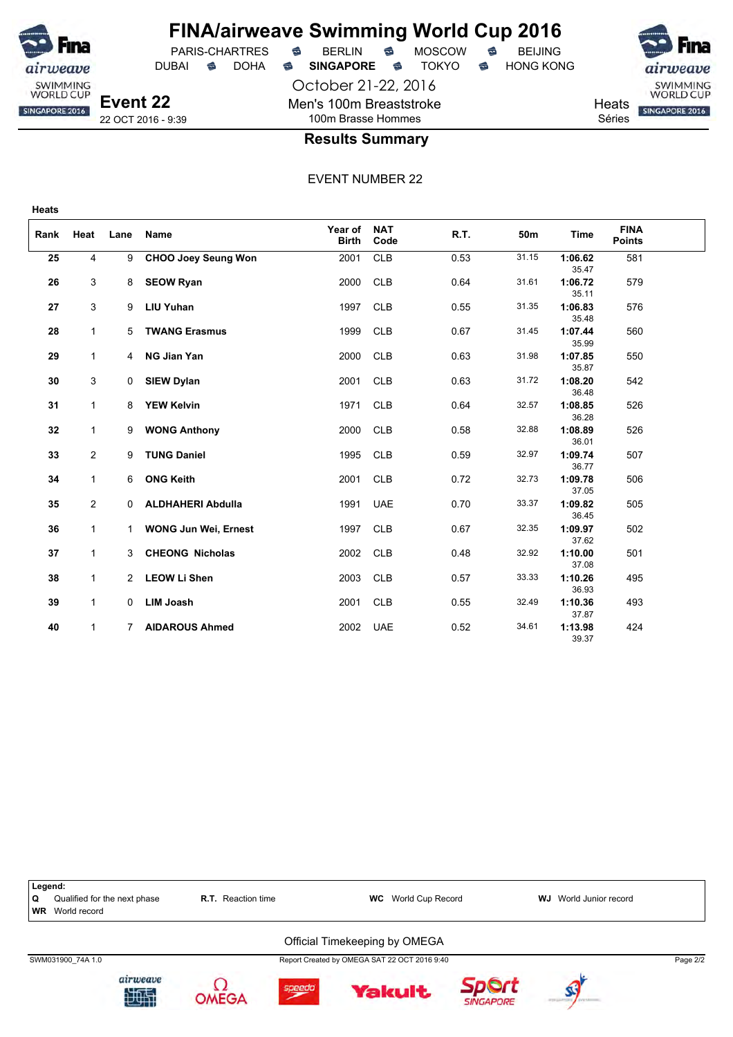# FINA/airweave Swimming World Cup 2016

PARIS-CHARTRES · BERLIN · MOSCOW · BEIJING
DUBAI · DOHA · **SINGAPORE** · TOKYO · HONG KONG

October 21-22, 2016

**Event 22**
22 OCT 2016 - 9:39

Men's 100m Breaststroke
100m Brasse Hommes

Heats
Séries

## Results Summary

EVENT NUMBER 22

**Heats**

| Rank | Heat | Lane | Name | Year of Birth | NAT Code | R.T. | 50m | Time | FINA Points |
|---|---|---|---|---|---|---|---|---|---|
| **25** | 4 | 9 | **CHOO Joey Seung Won** | 2001 | CLB | 0.53 | 31.15 | **1:06.62** 35.47 | 581 |
| **26** | 3 | 8 | **SEOW Ryan** | 2000 | CLB | 0.64 | 31.61 | **1:06.72** 35.11 | 579 |
| **27** | 3 | 9 | **LIU Yuhan** | 1997 | CLB | 0.55 | 31.35 | **1:06.83** 35.48 | 576 |
| **28** | 1 | 5 | **TWANG Erasmus** | 1999 | CLB | 0.67 | 31.45 | **1:07.44** 35.99 | 560 |
| **29** | 1 | 4 | **NG Jian Yan** | 2000 | CLB | 0.63 | 31.98 | **1:07.85** 35.87 | 550 |
| **30** | 3 | 0 | **SIEW Dylan** | 2001 | CLB | 0.63 | 31.72 | **1:08.20** 36.48 | 542 |
| **31** | 1 | 8 | **YEW Kelvin** | 1971 | CLB | 0.64 | 32.57 | **1:08.85** 36.28 | 526 |
| **32** | 1 | 9 | **WONG Anthony** | 2000 | CLB | 0.58 | 32.88 | **1:08.89** 36.01 | 526 |
| **33** | 2 | 9 | **TUNG Daniel** | 1995 | CLB | 0.59 | 32.97 | **1:09.74** 36.77 | 507 |
| **34** | 1 | 6 | **ONG Keith** | 2001 | CLB | 0.72 | 32.73 | **1:09.78** 37.05 | 506 |
| **35** | 2 | 0 | **ALDHAHERI Abdulla** | 1991 | UAE | 0.70 | 33.37 | **1:09.82** 36.45 | 505 |
| **36** | 1 | 1 | **WONG Jun Wei, Ernest** | 1997 | CLB | 0.67 | 32.35 | **1:09.97** 37.62 | 502 |
| **37** | 1 | 3 | **CHEONG Nicholas** | 2002 | CLB | 0.48 | 32.92 | **1:10.00** 37.08 | 501 |
| **38** | 1 | 2 | **LEOW Li Shen** | 2003 | CLB | 0.57 | 33.33 | **1:10.26** 36.93 | 495 |
| **39** | 1 | 0 | **LIM Joash** | 2001 | CLB | 0.55 | 32.49 | **1:10.36** 37.87 | 493 |
| **40** | 1 | 7 | **AIDAROUS Ahmed** | 2002 | UAE | 0.52 | 34.61 | **1:13.98** 39.37 | 424 |

**Legend:**

| | | | |
|---|---|---|---|
| **Q** Qualified for the next phase | **R.T.** Reaction time | **WC** World Cup Record | **WJ** World Junior record |
| **WR** World record | | | |

Official Timekeeping by OMEGA

SWM031900_74A 1.0 — Report Created by OMEGA SAT 22 OCT 2016 9:40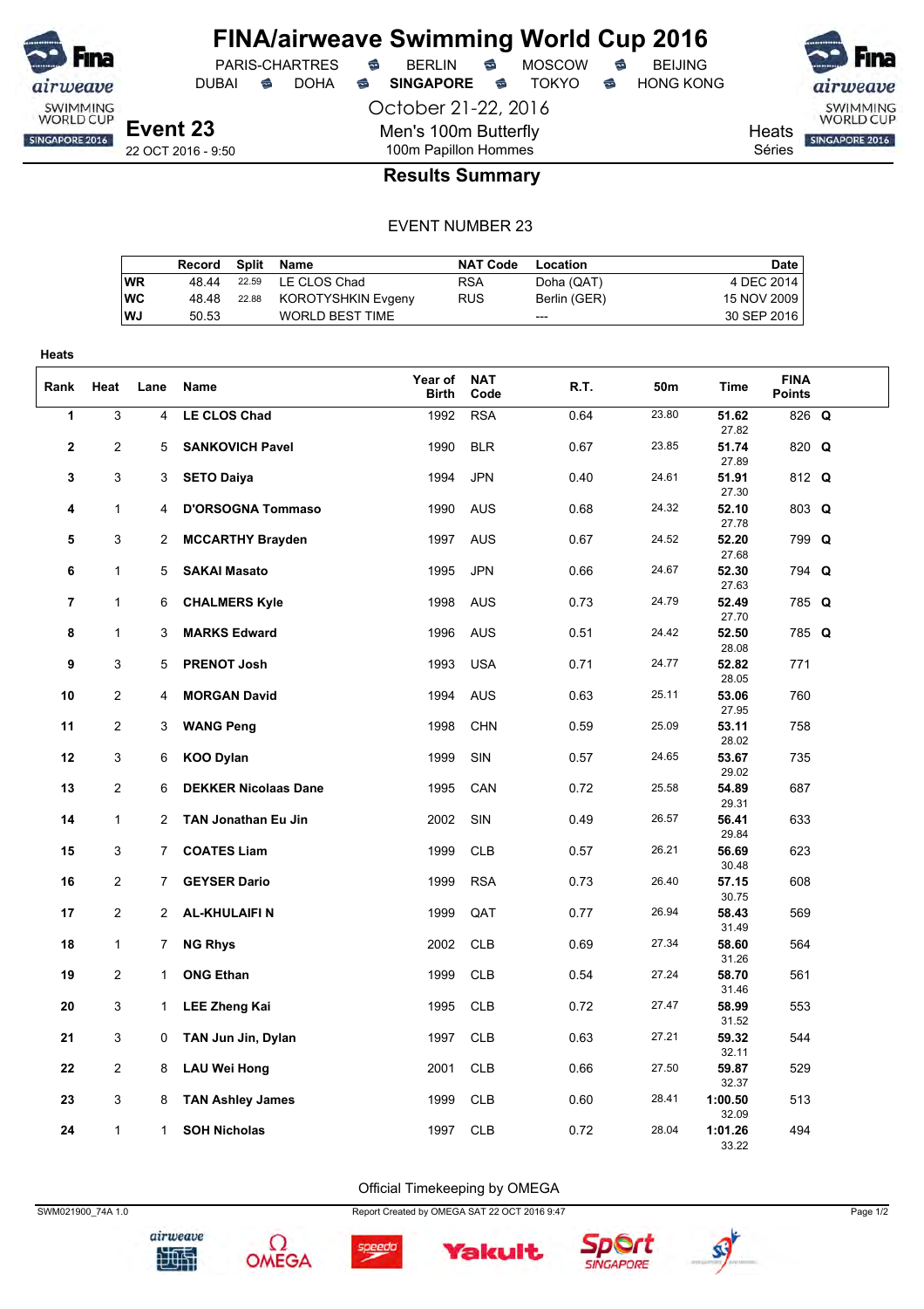# FINA/airweave Swimming World Cup 2016

PARIS-CHARTRES · BERLIN · MOSCOW · BEIJING
DUBAI · DOHA · **SINGAPORE** · TOKYO · HONG KONG

October 21-22, 2016

**Event 23**
22 OCT 2016 - 9:50

Men's 100m Butterfly
100m Papillon Hommes

Heats
Séries

## Results Summary

EVENT NUMBER 23

| | Record | Split | Name | NAT Code | Location | Date |
|---|---|---|---|---|---|---|
| WR | 48.44 | 22.59 | LE CLOS Chad | RSA | Doha (QAT) | 4 DEC 2014 |
| WC | 48.48 | 22.88 | KOROTYSHKIN Evgeny | RUS | Berlin (GER) | 15 NOV 2009 |
| WJ | 50.53 | | WORLD BEST TIME | | --- | 30 SEP 2016 |

**Heats**

| Rank | Heat | Lane | Name | Year of Birth | NAT Code | R.T. | 50m | Time | FINA Points | |
|---|---|---|---|---|---|---|---|---|---|---|
| 1 | 3 | 4 | **LE CLOS Chad** | 1992 | RSA | 0.64 | 23.80 | **51.62** 27.82 | 826 | **Q** |
| 2 | 2 | 5 | **SANKOVICH Pavel** | 1990 | BLR | 0.67 | 23.85 | **51.74** 27.89 | 820 | **Q** |
| 3 | 3 | 3 | **SETO Daiya** | 1994 | JPN | 0.40 | 24.61 | **51.91** 27.30 | 812 | **Q** |
| 4 | 1 | 4 | **D'ORSOGNA Tommaso** | 1990 | AUS | 0.68 | 24.32 | **52.10** 27.78 | 803 | **Q** |
| 5 | 3 | 2 | **MCCARTHY Brayden** | 1997 | AUS | 0.67 | 24.52 | **52.20** 27.68 | 799 | **Q** |
| 6 | 1 | 5 | **SAKAI Masato** | 1995 | JPN | 0.66 | 24.67 | **52.30** 27.63 | 794 | **Q** |
| 7 | 1 | 6 | **CHALMERS Kyle** | 1998 | AUS | 0.73 | 24.79 | **52.49** 27.70 | 785 | **Q** |
| 8 | 1 | 3 | **MARKS Edward** | 1996 | AUS | 0.51 | 24.42 | **52.50** 28.08 | 785 | **Q** |
| 9 | 3 | 5 | **PRENOT Josh** | 1993 | USA | 0.71 | 24.77 | **52.82** 28.05 | 771 | |
| 10 | 2 | 4 | **MORGAN David** | 1994 | AUS | 0.63 | 25.11 | **53.06** 27.95 | 760 | |
| 11 | 2 | 3 | **WANG Peng** | 1998 | CHN | 0.59 | 25.09 | **53.11** 28.02 | 758 | |
| 12 | 3 | 6 | **KOO Dylan** | 1999 | SIN | 0.57 | 24.65 | **53.67** 29.02 | 735 | |
| 13 | 2 | 6 | **DEKKER Nicolaas Dane** | 1995 | CAN | 0.72 | 25.58 | **54.89** 29.31 | 687 | |
| 14 | 1 | 2 | **TAN Jonathan Eu Jin** | 2002 | SIN | 0.49 | 26.57 | **56.41** 29.84 | 633 | |
| 15 | 3 | 7 | **COATES Liam** | 1999 | CLB | 0.57 | 26.21 | **56.69** 30.48 | 623 | |
| 16 | 2 | 7 | **GEYSER Dario** | 1999 | RSA | 0.73 | 26.40 | **57.15** 30.75 | 608 | |
| 17 | 2 | 2 | **AL-KHULAIFI N** | 1999 | QAT | 0.77 | 26.94 | **58.43** 31.49 | 569 | |
| 18 | 1 | 7 | **NG Rhys** | 2002 | CLB | 0.69 | 27.34 | **58.60** 31.26 | 564 | |
| 19 | 2 | 1 | **ONG Ethan** | 1999 | CLB | 0.54 | 27.24 | **58.70** 31.46 | 561 | |
| 20 | 3 | 1 | **LEE Zheng Kai** | 1995 | CLB | 0.72 | 27.47 | **58.99** 31.52 | 553 | |
| 21 | 3 | 0 | **TAN Jun Jin, Dylan** | 1997 | CLB | 0.63 | 27.21 | **59.32** 32.11 | 544 | |
| 22 | 2 | 8 | **LAU Wei Hong** | 2001 | CLB | 0.66 | 27.50 | **59.87** 32.37 | 529 | |
| 23 | 3 | 8 | **TAN Ashley James** | 1999 | CLB | 0.60 | 28.41 | **1:00.50** 32.09 | 513 | |
| 24 | 1 | 1 | **SOH Nicholas** | 1997 | CLB | 0.72 | 28.04 | **1:01.26** 33.22 | 494 | |

Official Timekeeping by OMEGA

SWM021900_74A 1.0 Report Created by OMEGA SAT 22 OCT 2016 9:47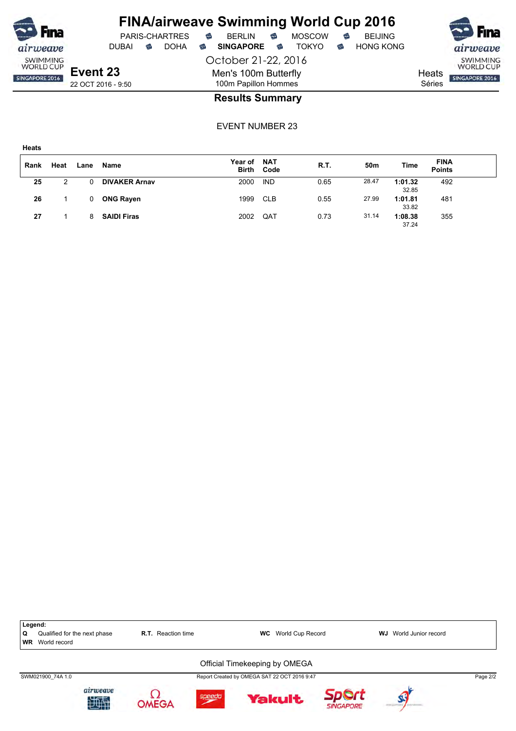# FINA/airweave Swimming World Cup 2016

PARIS-CHARTRES · BERLIN · MOSCOW · BEIJING
DUBAI · DOHA · **SINGAPORE** · TOKYO · HONG KONG

October 21-22, 2016

**Event 23**
22 OCT 2016 - 9:50

Men's 100m Butterfly
100m Papillon Hommes

Heats
Séries

## Results Summary

EVENT NUMBER 23

**Heats**

| Rank | Heat | Lane | Name | Year of Birth | NAT Code | R.T. | 50m | Time | FINA Points |
|---|---|---|---|---|---|---|---|---|---|
| **25** | 2 | 0 | **DIVAKER Arnav** | 2000 | IND | 0.65 | 28.47 | **1:01.32** 32.85 | 492 |
| **26** | 1 | 0 | **ONG Rayen** | 1999 | CLB | 0.55 | 27.99 | **1:01.81** 33.82 | 481 |
| **27** | 1 | 8 | **SAIDI Firas** | 2002 | QAT | 0.73 | 31.14 | **1:08.38** 37.24 | 355 |

**Legend:**
**Q** Qualified for the next phase · **R.T.** Reaction time · **WC** World Cup Record · **WJ** World Junior record
**WR** World record

Official Timekeeping by OMEGA

SWM021900_74A 1.0 · Report Created by OMEGA SAT 22 OCT 2016 9:47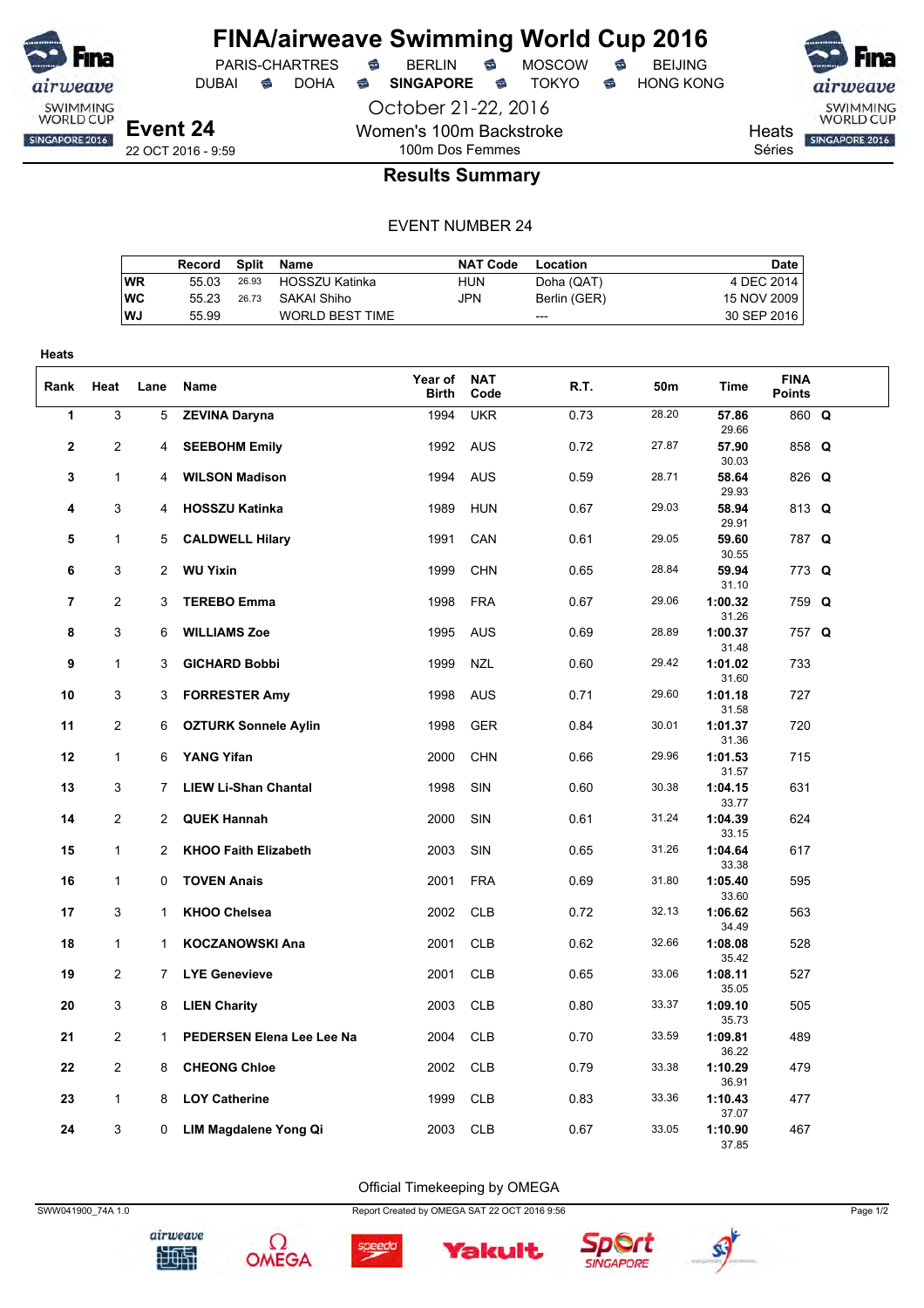# FINA/airweave Swimming World Cup 2016

PARIS-CHARTRES · BERLIN · MOSCOW · BEIJING
DUBAI · DOHA · **SINGAPORE** · TOKYO · HONG KONG

October 21-22, 2016

**Event 24**
22 OCT 2016 - 9:59

Women's 100m Backstroke
100m Dos Femmes

Heats
Séries

## Results Summary

EVENT NUMBER 24

| | Record | Split | Name | NAT Code | Location | Date |
|---|---|---|---|---|---|---|
| WR | 55.03 | 26.93 | HOSSZU Katinka | HUN | Doha (QAT) | 4 DEC 2014 |
| WC | 55.23 | 26.73 | SAKAI Shiho | JPN | Berlin (GER) | 15 NOV 2009 |
| WJ | 55.99 | | WORLD BEST TIME | | --- | 30 SEP 2016 |

**Heats**

| Rank | Heat | Lane | Name | Year of Birth | NAT Code | R.T. | 50m | Time | FINA Points | |
|---|---|---|---|---|---|---|---|---|---|---|
| 1 | 3 | 5 | **ZEVINA Daryna** | 1994 | UKR | 0.73 | 28.20 | **57.86** 29.66 | 860 | **Q** |
| 2 | 2 | 4 | **SEEBOHM Emily** | 1992 | AUS | 0.72 | 27.87 | **57.90** 30.03 | 858 | **Q** |
| 3 | 1 | 4 | **WILSON Madison** | 1994 | AUS | 0.59 | 28.71 | **58.64** 29.93 | 826 | **Q** |
| 4 | 3 | 4 | **HOSSZU Katinka** | 1989 | HUN | 0.67 | 29.03 | **58.94** 29.91 | 813 | **Q** |
| 5 | 1 | 5 | **CALDWELL Hilary** | 1991 | CAN | 0.61 | 29.05 | **59.60** 30.55 | 787 | **Q** |
| 6 | 3 | 2 | **WU Yixin** | 1999 | CHN | 0.65 | 28.84 | **59.94** 31.10 | 773 | **Q** |
| 7 | 2 | 3 | **TEREBO Emma** | 1998 | FRA | 0.67 | 29.06 | **1:00.32** 31.26 | 759 | **Q** |
| 8 | 3 | 6 | **WILLIAMS Zoe** | 1995 | AUS | 0.69 | 28.89 | **1:00.37** 31.48 | 757 | **Q** |
| 9 | 1 | 3 | **GICHARD Bobbi** | 1999 | NZL | 0.60 | 29.42 | **1:01.02** 31.60 | 733 | |
| 10 | 3 | 3 | **FORRESTER Amy** | 1998 | AUS | 0.71 | 29.60 | **1:01.18** 31.58 | 727 | |
| 11 | 2 | 6 | **OZTURK Sonnele Aylin** | 1998 | GER | 0.84 | 30.01 | **1:01.37** 31.36 | 720 | |
| 12 | 1 | 6 | **YANG Yifan** | 2000 | CHN | 0.66 | 29.96 | **1:01.53** 31.57 | 715 | |
| 13 | 3 | 7 | **LIEW Li-Shan Chantal** | 1998 | SIN | 0.60 | 30.38 | **1:04.15** 33.77 | 631 | |
| 14 | 2 | 2 | **QUEK Hannah** | 2000 | SIN | 0.61 | 31.24 | **1:04.39** 33.15 | 624 | |
| 15 | 1 | 2 | **KHOO Faith Elizabeth** | 2003 | SIN | 0.65 | 31.26 | **1:04.64** 33.38 | 617 | |
| 16 | 1 | 0 | **TOVEN Anais** | 2001 | FRA | 0.69 | 31.80 | **1:05.40** 33.60 | 595 | |
| 17 | 3 | 1 | **KHOO Chelsea** | 2002 | CLB | 0.72 | 32.13 | **1:06.62** 34.49 | 563 | |
| 18 | 1 | 1 | **KOCZANOWSKI Ana** | 2001 | CLB | 0.62 | 32.66 | **1:08.08** 35.42 | 528 | |
| 19 | 2 | 7 | **LYE Genevieve** | 2001 | CLB | 0.65 | 33.06 | **1:08.11** 35.05 | 527 | |
| 20 | 3 | 8 | **LIEN Charity** | 2003 | CLB | 0.80 | 33.37 | **1:09.10** 35.73 | 505 | |
| 21 | 2 | 1 | **PEDERSEN Elena Lee Lee Na** | 2004 | CLB | 0.70 | 33.59 | **1:09.81** 36.22 | 489 | |
| 22 | 2 | 8 | **CHEONG Chloe** | 2002 | CLB | 0.79 | 33.38 | **1:10.29** 36.91 | 479 | |
| 23 | 1 | 8 | **LOY Catherine** | 1999 | CLB | 0.83 | 33.36 | **1:10.43** 37.07 | 477 | |
| 24 | 3 | 0 | **LIM Magdalene Yong Qi** | 2003 | CLB | 0.67 | 33.05 | **1:10.90** 37.85 | 467 | |

Official Timekeeping by OMEGA

SWW041900_74A 1.0 · Report Created by OMEGA SAT 22 OCT 2016 9:56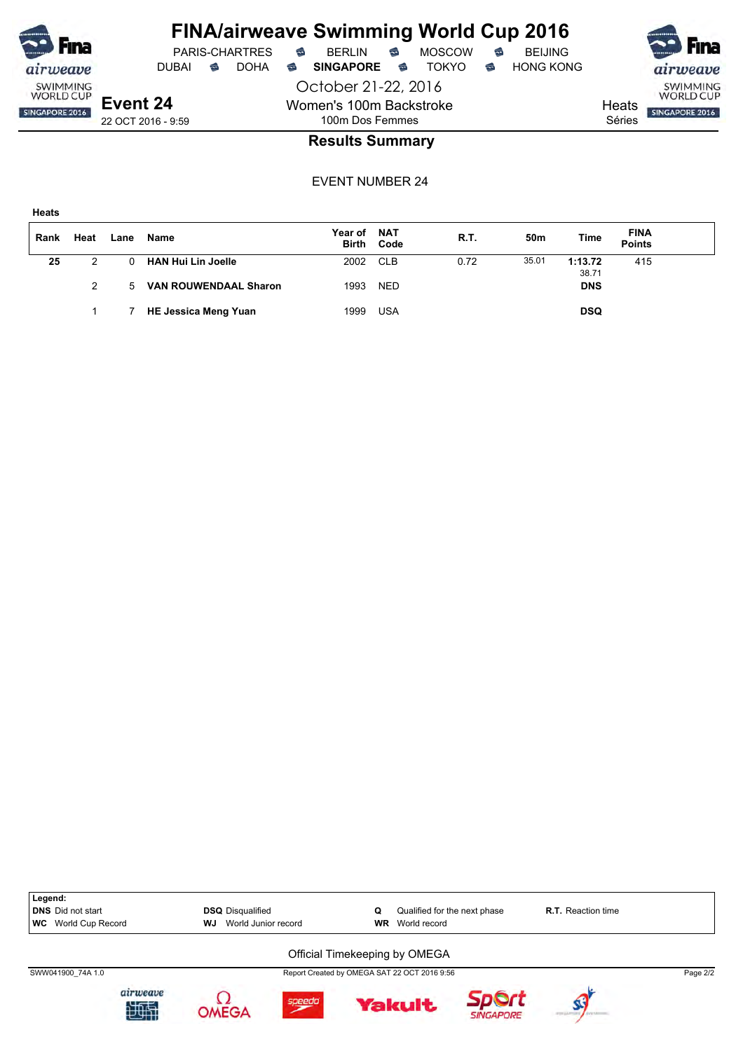# FINA/airweave Swimming World Cup 2016

PARIS-CHARTRES · BERLIN · MOSCOW · BEIJING
DUBAI · DOHA · **SINGAPORE** · TOKYO · HONG KONG

October 21-22, 2016

**Event 24**
22 OCT 2016 - 9:59

Women's 100m Backstroke
100m Dos Femmes

Heats
Séries

## Results Summary

EVENT NUMBER 24

**Heats**

| Rank | Heat | Lane | Name | Year of Birth | NAT Code | R.T. | 50m | Time | FINA Points |
|---|---|---|---|---|---|---|---|---|---|
| **25** | 2 | 0 | **HAN Hui Lin Joelle** | 2002 | CLB | 0.72 | 35.01 | **1:13.72** | 415 |
| | | | | | | | | 38.71 | |
| | 2 | 5 | **VAN ROUWENDAAL Sharon** | 1993 | NED | | | **DNS** | |
| | 1 | 7 | **HE Jessica Meng Yuan** | 1999 | USA | | | **DSQ** | |

**Legend:**

| | | | |
|---|---|---|---|
| **DNS** Did not start | **DSQ** Disqualified | **Q** Qualified for the next phase | **R.T.** Reaction time |
| **WC** World Cup Record | **WJ** World Junior record | **WR** World record | |

Official Timekeeping by OMEGA

SWW041900_74A 1.0 · Report Created by OMEGA SAT 22 OCT 2016 9:56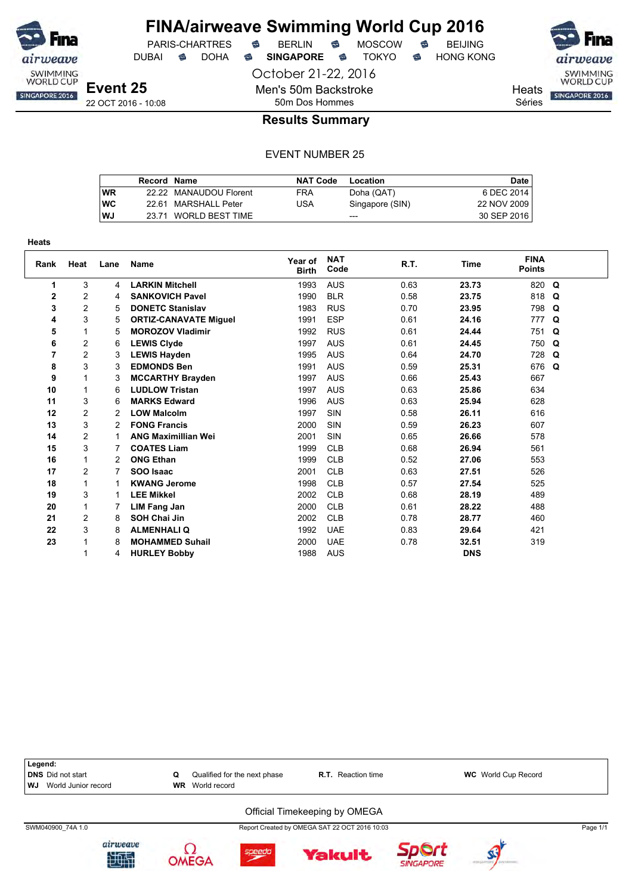# FINA/airweave Swimming World Cup 2016

PARIS-CHARTRES · BERLIN · MOSCOW · BEIJING
DUBAI · DOHA · **SINGAPORE** · TOKYO · HONG KONG

October 21-22, 2016

## Event 25

22 OCT 2016 - 10:08

Men's 50m Backstroke
50m Dos Hommes

Heats
Séries

### Results Summary

EVENT NUMBER 25

| | Record | Name | NAT Code | Location | Date |
|---|---|---|---|---|---|
| WR | 22.22 | MANAUDOU Florent | FRA | Doha (QAT) | 6 DEC 2014 |
| WC | 22.61 | MARSHALL Peter | USA | Singapore (SIN) | 22 NOV 2009 |
| WJ | 23.71 | WORLD BEST TIME | | --- | 30 SEP 2016 |

**Heats**

| Rank | Heat | Lane | Name | Year of Birth | NAT Code | R.T. | Time | FINA Points | |
|---|---|---|---|---|---|---|---|---|---|
| 1 | 3 | 4 | **LARKIN Mitchell** | 1993 | AUS | 0.63 | **23.73** | 820 | **Q** |
| 2 | 2 | 4 | **SANKOVICH Pavel** | 1990 | BLR | 0.58 | **23.75** | 818 | **Q** |
| 3 | 2 | 5 | **DONETC Stanislav** | 1983 | RUS | 0.70 | **23.95** | 798 | **Q** |
| 4 | 3 | 5 | **ORTIZ-CANAVATE Miguel** | 1991 | ESP | 0.61 | **24.16** | 777 | **Q** |
| 5 | 1 | 5 | **MOROZOV Vladimir** | 1992 | RUS | 0.61 | **24.44** | 751 | **Q** |
| 6 | 2 | 6 | **LEWIS Clyde** | 1997 | AUS | 0.61 | **24.45** | 750 | **Q** |
| 7 | 2 | 3 | **LEWIS Hayden** | 1995 | AUS | 0.64 | **24.70** | 728 | **Q** |
| 8 | 3 | 3 | **EDMONDS Ben** | 1991 | AUS | 0.59 | **25.31** | 676 | **Q** |
| 9 | 1 | 3 | **MCCARTHY Brayden** | 1997 | AUS | 0.66 | **25.43** | 667 | |
| 10 | 1 | 6 | **LUDLOW Tristan** | 1997 | AUS | 0.63 | **25.86** | 634 | |
| 11 | 3 | 6 | **MARKS Edward** | 1996 | AUS | 0.63 | **25.94** | 628 | |
| 12 | 2 | 2 | **LOW Malcolm** | 1997 | SIN | 0.58 | **26.11** | 616 | |
| 13 | 3 | 2 | **FONG Francis** | 2000 | SIN | 0.59 | **26.23** | 607 | |
| 14 | 2 | 1 | **ANG Maximillian Wei** | 2001 | SIN | 0.65 | **26.66** | 578 | |
| 15 | 3 | 7 | **COATES Liam** | 1999 | CLB | 0.68 | **26.94** | 561 | |
| 16 | 1 | 2 | **ONG Ethan** | 1999 | CLB | 0.52 | **27.06** | 553 | |
| 17 | 2 | 7 | **SOO Isaac** | 2001 | CLB | 0.63 | **27.51** | 526 | |
| 18 | 1 | 1 | **KWANG Jerome** | 1998 | CLB | 0.57 | **27.54** | 525 | |
| 19 | 3 | 1 | **LEE Mikkel** | 2002 | CLB | 0.68 | **28.19** | 489 | |
| 20 | 1 | 7 | **LIM Fang Jan** | 2000 | CLB | 0.61 | **28.22** | 488 | |
| 21 | 2 | 8 | **SOH Chai Jin** | 2002 | CLB | 0.78 | **28.77** | 460 | |
| 22 | 3 | 8 | **ALMENHALI Q** | 1992 | UAE | 0.83 | **29.64** | 421 | |
| 23 | 1 | 8 | **MOHAMMED Suhail** | 2000 | UAE | 0.78 | **32.51** | 319 | |
| | 1 | 4 | **HURLEY Bobby** | 1988 | AUS | | **DNS** | | |

**Legend:**

| | | | |
|---|---|---|---|
| **DNS** Did not start | **Q** Qualified for the next phase | **R.T.** Reaction time | **WC** World Cup Record |
| **WJ** World Junior record | **WR** World record | | |

Official Timekeeping by OMEGA

SWM040900_74A 1.0 — Report Created by OMEGA SAT 22 OCT 2016 10:03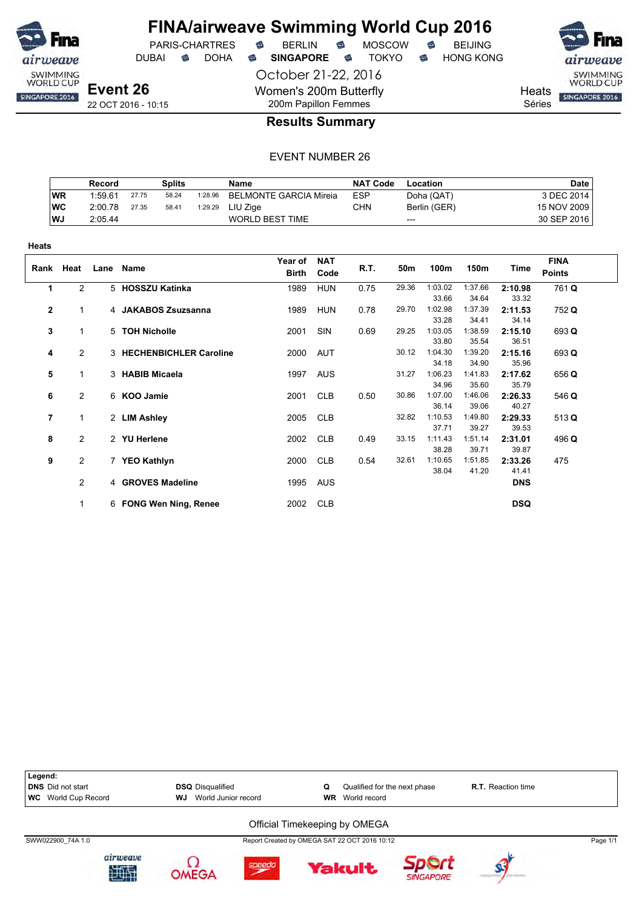# FINA/airweave Swimming World Cup 2016

PARIS-CHARTRES · BERLIN · MOSCOW · BEIJING
DUBAI · DOHA · **SINGAPORE** · TOKYO · HONG KONG

October 21-22, 2016

**Event 26**
22 OCT 2016 - 10:15

Women's 200m Butterfly
200m Papillon Femmes

Heats
Séries

## Results Summary

EVENT NUMBER 26

| | Record | | Splits | | Name | NAT Code | Location | Date |
|---|---|---|---|---|---|---|---|---|
| **WR** | 1:59.61 | 27.75 | 58.24 | 1:28.96 | BELMONTE GARCIA Mireia | ESP | Doha (QAT) | 3 DEC 2014 |
| **WC** | 2:00.78 | 27.35 | 58.41 | 1:29.29 | LIU Zige | CHN | Berlin (GER) | 15 NOV 2009 |
| **WJ** | 2:05.44 | | | | WORLD BEST TIME | | --- | 30 SEP 2016 |

**Heats**

| Rank | Heat | Lane | Name | Year of Birth | NAT Code | R.T. | 50m | 100m | 150m | Time | FINA Points |
|---|---|---|---|---|---|---|---|---|---|---|---|
| **1** | 2 | 5 | **HOSSZU Katinka** | 1989 | HUN | 0.75 | 29.36 | 1:03.02<br>33.66 | 1:37.66<br>34.64 | **2:10.98**<br>33.32 | 761 **Q** |
| **2** | 1 | 4 | **JAKABOS Zsuzsanna** | 1989 | HUN | 0.78 | 29.70 | 1:02.98<br>33.28 | 1:37.39<br>34.41 | **2:11.53**<br>34.14 | 752 **Q** |
| **3** | 1 | 5 | **TOH Nicholle** | 2001 | SIN | 0.69 | 29.25 | 1:03.05<br>33.80 | 1:38.59<br>35.54 | **2:15.10**<br>36.51 | 693 **Q** |
| **4** | 2 | 3 | **HECHENBICHLER Caroline** | 2000 | AUT | | 30.12 | 1:04.30<br>34.18 | 1:39.20<br>34.90 | **2:15.16**<br>35.96 | 693 **Q** |
| **5** | 1 | 3 | **HABIB Micaela** | 1997 | AUS | | 31.27 | 1:06.23<br>34.96 | 1:41.83<br>35.60 | **2:17.62**<br>35.79 | 656 **Q** |
| **6** | 2 | 6 | **KOO Jamie** | 2001 | CLB | 0.50 | 30.86 | 1:07.00<br>36.14 | 1:46.06<br>39.06 | **2:26.33**<br>40.27 | 546 **Q** |
| **7** | 1 | 2 | **LIM Ashley** | 2005 | CLB | | 32.82 | 1:10.53<br>37.71 | 1:49.80<br>39.27 | **2:29.33**<br>39.53 | 513 **Q** |
| **8** | 2 | 2 | **YU Herlene** | 2002 | CLB | 0.49 | 33.15 | 1:11.43<br>38.28 | 1:51.14<br>39.71 | **2:31.01**<br>39.87 | 496 **Q** |
| **9** | 2 | 7 | **YEO Kathlyn** | 2000 | CLB | 0.54 | 32.61 | 1:10.65<br>38.04 | 1:51.85<br>41.20 | **2:33.26**<br>41.41 | 475 |
| | 2 | 4 | **GROVES Madeline** | 1995 | AUS | | | | | **DNS** | |
| | 1 | 6 | **FONG Wen Ning, Renee** | 2002 | CLB | | | | | **DSQ** | |

**Legend:**
**DNS** Did not start · **DSQ** Disqualified · **Q** Qualified for the next phase · **R.T.** Reaction time
**WC** World Cup Record · **WJ** World Junior record · **WR** World record

Official Timekeeping by OMEGA

SWW022900_74A 1.0 · Report Created by OMEGA SAT 22 OCT 2016 10:12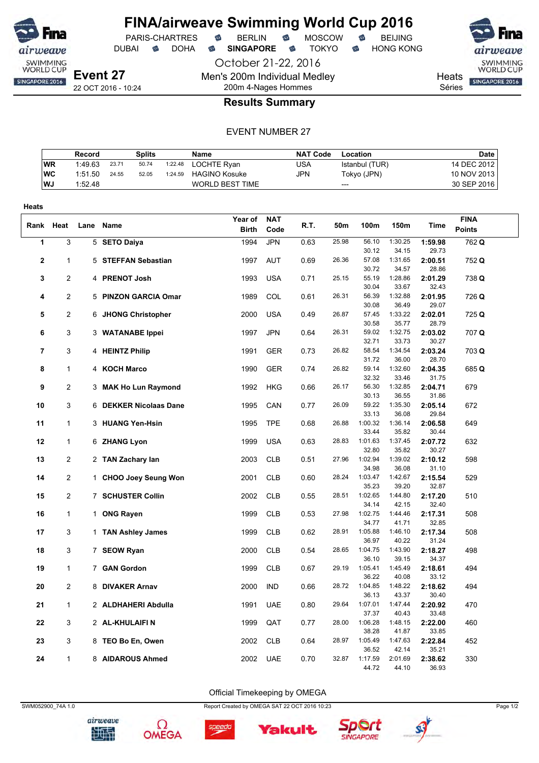# FINA/airweave Swimming World Cup 2016

PARIS-CHARTRES · BERLIN · MOSCOW · BEIJING
DUBAI · DOHA · **SINGAPORE** · TOKYO · HONG KONG

October 21-22, 2016

**Event 27**
22 OCT 2016 - 10:24

Men's 200m Individual Medley
200m 4-Nages Hommes

Heats
Séries

## Results Summary

EVENT NUMBER 27

| | Record | Splits | | | Name | NAT Code | Location | Date |
|---|---|---|---|---|---|---|---|---|
| WR | 1:49.63 | 23.71 | 50.74 | 1:22.48 | LOCHTE Ryan | USA | Istanbul (TUR) | 14 DEC 2012 |
| WC | 1:51.50 | 24.55 | 52.05 | 1:24.59 | HAGINO Kosuke | JPN | Tokyo (JPN) | 10 NOV 2013 |
| WJ | 1:52.48 | | | | WORLD BEST TIME | | --- | 30 SEP 2016 |

**Heats**

| Rank | Heat | Lane | Name | Year of Birth | NAT Code | R.T. | 50m | 100m | 150m | Time | FINA Points |
|---|---|---|---|---|---|---|---|---|---|---|---|
| 1 | 3 | 5 | **SETO Daiya** | 1994 | JPN | 0.63 | 25.98 | 56.10 | 1:30.25 | **1:59.98** | 762 **Q** |
| | | | | | | | | 30.12 | 34.15 | 29.73 | |
| 2 | 1 | 5 | **STEFFAN Sebastian** | 1997 | AUT | 0.69 | 26.36 | 57.08 | 1:31.65 | **2:00.51** | 752 **Q** |
| | | | | | | | | 30.72 | 34.57 | 28.86 | |
| 3 | 2 | 4 | **PRENOT Josh** | 1993 | USA | 0.71 | 25.15 | 55.19 | 1:28.86 | **2:01.29** | 738 **Q** |
| | | | | | | | | 30.04 | 33.67 | 32.43 | |
| 4 | 2 | 5 | **PINZON GARCIA Omar** | 1989 | COL | 0.61 | 26.31 | 56.39 | 1:32.88 | **2:01.95** | 726 **Q** |
| | | | | | | | | 30.08 | 36.49 | 29.07 | |
| 5 | 2 | 6 | **JHONG Christopher** | 2000 | USA | 0.49 | 26.87 | 57.45 | 1:33.22 | **2:02.01** | 725 **Q** |
| | | | | | | | | 30.58 | 35.77 | 28.79 | |
| 6 | 3 | 3 | **WATANABE Ippei** | 1997 | JPN | 0.64 | 26.31 | 59.02 | 1:32.75 | **2:03.02** | 707 **Q** |
| | | | | | | | | 32.71 | 33.73 | 30.27 | |
| 7 | 3 | 4 | **HEINTZ Philip** | 1991 | GER | 0.73 | 26.82 | 58.54 | 1:34.54 | **2:03.24** | 703 **Q** |
| | | | | | | | | 31.72 | 36.00 | 28.70 | |
| 8 | 1 | 4 | **KOCH Marco** | 1990 | GER | 0.74 | 26.82 | 59.14 | 1:32.60 | **2:04.35** | 685 **Q** |
| | | | | | | | | 32.32 | 33.46 | 31.75 | |
| 9 | 2 | 3 | **MAK Ho Lun Raymond** | 1992 | HKG | 0.66 | 26.17 | 56.30 | 1:32.85 | **2:04.71** | 679 |
| | | | | | | | | 30.13 | 36.55 | 31.86 | |
| 10 | 3 | 6 | **DEKKER Nicolaas Dane** | 1995 | CAN | 0.77 | 26.09 | 59.22 | 1:35.30 | **2:05.14** | 672 |
| | | | | | | | | 33.13 | 36.08 | 29.84 | |
| 11 | 1 | 3 | **HUANG Yen-Hsin** | 1995 | TPE | 0.68 | 26.88 | 1:00.32 | 1:36.14 | **2:06.58** | 649 |
| | | | | | | | | 33.44 | 35.82 | 30.44 | |
| 12 | 1 | 6 | **ZHANG Lyon** | 1999 | USA | 0.63 | 28.83 | 1:01.63 | 1:37.45 | **2:07.72** | 632 |
| | | | | | | | | 32.80 | 35.82 | 30.27 | |
| 13 | 2 | 2 | **TAN Zachary Ian** | 2003 | CLB | 0.51 | 27.96 | 1:02.94 | 1:39.02 | **2:10.12** | 598 |
| | | | | | | | | 34.98 | 36.08 | 31.10 | |
| 14 | 2 | 1 | **CHOO Joey Seung Won** | 2001 | CLB | 0.60 | 28.24 | 1:03.47 | 1:42.67 | **2:15.54** | 529 |
| | | | | | | | | 35.23 | 39.20 | 32.87 | |
| 15 | 2 | 7 | **SCHUSTER Collin** | 2002 | CLB | 0.55 | 28.51 | 1:02.65 | 1:44.80 | **2:17.20** | 510 |
| | | | | | | | | 34.14 | 42.15 | 32.40 | |
| 16 | 1 | 1 | **ONG Rayen** | 1999 | CLB | 0.53 | 27.98 | 1:02.75 | 1:44.46 | **2:17.31** | 508 |
| | | | | | | | | 34.77 | 41.71 | 32.85 | |
| 17 | 3 | 1 | **TAN Ashley James** | 1999 | CLB | 0.62 | 28.91 | 1:05.88 | 1:46.10 | **2:17.34** | 508 |
| | | | | | | | | 36.97 | 40.22 | 31.24 | |
| 18 | 3 | 7 | **SEOW Ryan** | 2000 | CLB | 0.54 | 28.65 | 1:04.75 | 1:43.90 | **2:18.27** | 498 |
| | | | | | | | | 36.10 | 39.15 | 34.37 | |
| 19 | 1 | 7 | **GAN Gordon** | 1999 | CLB | 0.67 | 29.19 | 1:05.41 | 1:45.49 | **2:18.61** | 494 |
| | | | | | | | | 36.22 | 40.08 | 33.12 | |
| 20 | 2 | 8 | **DIVAKER Arnav** | 2000 | IND | 0.66 | 28.72 | 1:04.85 | 1:48.22 | **2:18.62** | 494 |
| | | | | | | | | 36.13 | 43.37 | 30.40 | |
| 21 | 1 | 2 | **ALDHAHERI Abdulla** | 1991 | UAE | 0.80 | 29.64 | 1:07.01 | 1:47.44 | **2:20.92** | 470 |
| | | | | | | | | 37.37 | 40.43 | 33.48 | |
| 22 | 3 | 2 | **AL-KHULAIFI N** | 1999 | QAT | 0.77 | 28.00 | 1:06.28 | 1:48.15 | **2:22.00** | 460 |
| | | | | | | | | 38.28 | 41.87 | 33.85 | |
| 23 | 3 | 8 | **TEO Bo En, Owen** | 2002 | CLB | 0.64 | 28.97 | 1:05.49 | 1:47.63 | **2:22.84** | 452 |
| | | | | | | | | 36.52 | 42.14 | 35.21 | |
| 24 | 1 | 8 | **AIDAROUS Ahmed** | 2002 | UAE | 0.70 | 32.87 | 1:17.59 | 2:01.69 | **2:38.62** | 330 |
| | | | | | | | | 44.72 | 44.10 | 36.93 | |

Official Timekeeping by OMEGA

SWM052900_74A 1.0 · Report Created by OMEGA SAT 22 OCT 2016 10:23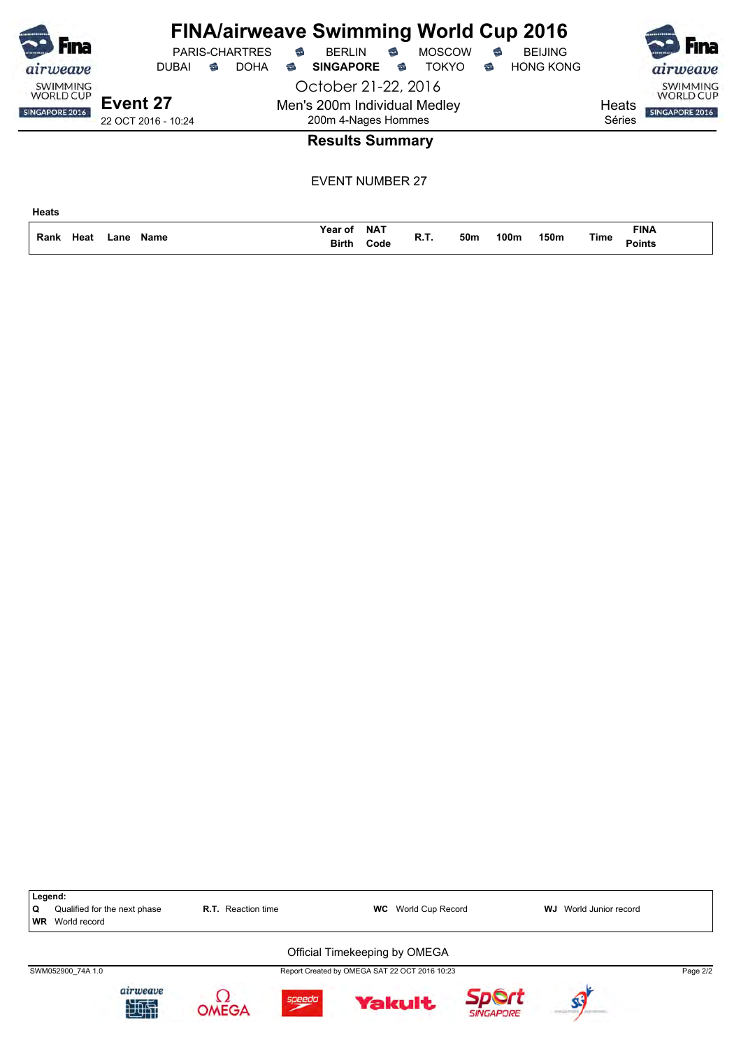# FINA/airweave Swimming World Cup 2016

PARIS-CHARTRES · BERLIN · MOSCOW · BEIJING
DUBAI · DOHA · **SINGAPORE** · TOKYO · HONG KONG

October 21-22, 2016

**Event 27**
22 OCT 2016 - 10:24

Men's 200m Individual Medley
200m 4-Nages Hommes

Heats
Séries

## Results Summary

EVENT NUMBER 27

**Heats**

| Rank | Heat | Lane | Name | Year of Birth | NAT Code | R.T. | 50m | 100m | 150m | Time | FINA Points |
|---|---|---|---|---|---|---|---|---|---|---|---|

**Legend:**

| | | | |
|---|---|---|---|
| **Q** Qualified for the next phase | **R.T.** Reaction time | **WC** World Cup Record | **WJ** World Junior record |
| **WR** World record | | | |

Official Timekeeping by OMEGA

SWM052900_74A 1.0 — Report Created by OMEGA SAT 22 OCT 2016 10:23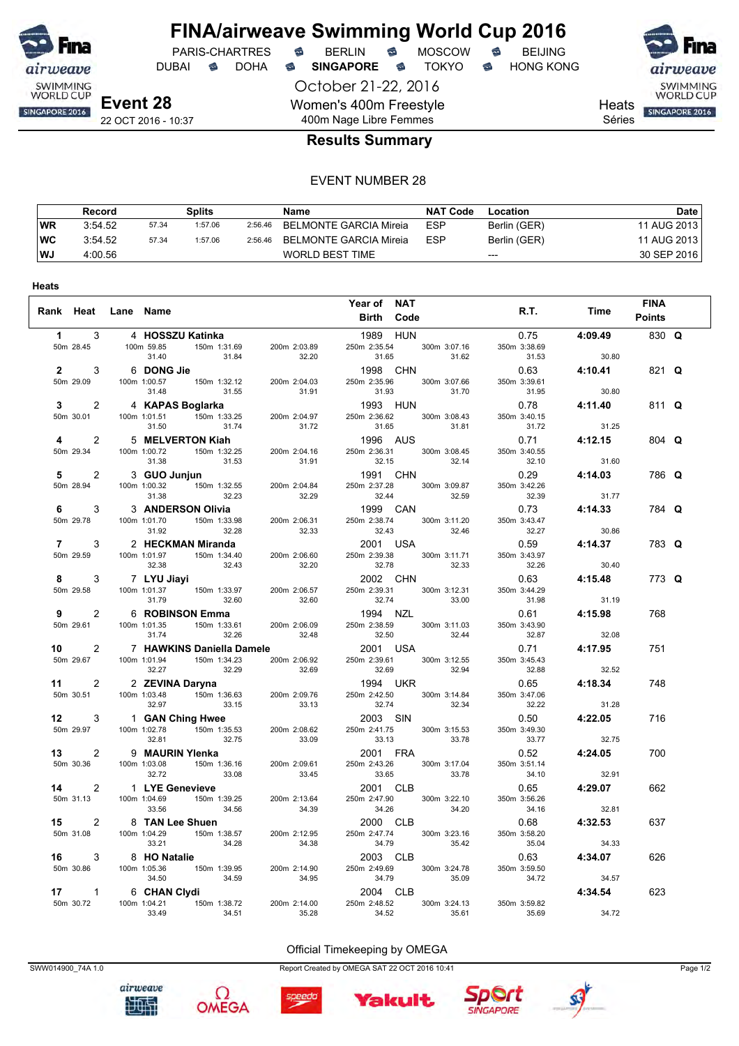# FINA/airweave Swimming World Cup 2016

PARIS-CHARTRES · BERLIN · MOSCOW · BEIJING
DUBAI · DOHA · **SINGAPORE** · TOKYO · HONG KONG

October 21-22, 2016

**Event 28**
22 OCT 2016 - 10:37

Women's 400m Freestyle
400m Nage Libre Femmes

Heats
Séries

## Results Summary

EVENT NUMBER 28

| | Record | Splits | | | Name | NAT Code | Location | Date |
|---|---|---|---|---|---|---|---|---|
| WR | 3:54.52 | 57.34 | 1:57.06 | 2:56.46 | BELMONTE GARCIA Mireia | ESP | Berlin (GER) | 11 AUG 2013 |
| WC | 3:54.52 | 57.34 | 1:57.06 | 2:56.46 | BELMONTE GARCIA Mireia | ESP | Berlin (GER) | 11 AUG 2013 |
| WJ | 4:00.56 | | | | WORLD BEST TIME | | --- | 30 SEP 2016 |

### Heats

| Rank | Heat | Lane | Name | Year of Birth | NAT Code | R.T. | Time | FINA Points | |
|---|---|---|---|---|---|---|---|---|---|
| 1 | 3 | 4 | HOSSZU Katinka | 1989 | HUN | 0.75 | 4:09.49 | 830 | Q |
| | 50m 28.45 | | 100m 59.85 (31.40), 150m 1:31.69 (31.84), 200m 2:03.89 (32.20) | | 250m 2:35.54 (31.65), 300m 3:07.16 (31.62) | 350m 3:38.69 (31.53) | 30.80 | | |
| 2 | 3 | 6 | DONG Jie | 1998 | CHN | 0.63 | 4:10.41 | 821 | Q |
| | 50m 29.09 | | 100m 1:00.57 (31.48), 150m 1:32.12 (31.55), 200m 2:04.03 (31.91) | | 250m 2:35.96 (31.93), 300m 3:07.66 (31.70) | 350m 3:39.61 (31.95) | 30.80 | | |
| 3 | 2 | 4 | KAPAS Boglarka | 1993 | HUN | 0.78 | 4:11.40 | 811 | Q |
| | 50m 30.01 | | 100m 1:01.51 (31.50), 150m 1:33.25 (31.74), 200m 2:04.97 (31.72) | | 250m 2:36.62 (31.65), 300m 3:08.43 (31.81) | 350m 3:40.15 (31.72) | 31.25 | | |
| 4 | 2 | 5 | MELVERTON Kiah | 1996 | AUS | 0.71 | 4:12.15 | 804 | Q |
| | 50m 29.34 | | 100m 1:00.72 (31.38), 150m 1:32.25 (31.53), 200m 2:04.16 (31.91) | | 250m 2:36.31 (32.15), 300m 3:08.45 (32.14) | 350m 3:40.55 (32.10) | 31.60 | | |
| 5 | 2 | 3 | GUO Junjun | 1991 | CHN | 0.29 | 4:14.03 | 786 | Q |
| | 50m 28.94 | | 100m 1:00.32 (31.38), 150m 1:32.55 (32.23), 200m 2:04.84 (32.29) | | 250m 2:37.28 (32.44), 300m 3:09.87 (32.59) | 350m 3:42.26 (32.39) | 31.77 | | |
| 6 | 3 | 3 | ANDERSON Olivia | 1999 | CAN | 0.73 | 4:14.33 | 784 | Q |
| | 50m 29.78 | | 100m 1:01.70 (31.92), 150m 1:33.98 (32.28), 200m 2:06.31 (32.33) | | 250m 2:38.74 (32.43), 300m 3:11.20 (32.46) | 350m 3:43.47 (32.27) | 30.86 | | |
| 7 | 3 | 2 | HECKMAN Miranda | 2001 | USA | 0.59 | 4:14.37 | 783 | Q |
| | 50m 29.59 | | 100m 1:01.97 (32.38), 150m 1:34.40 (32.43), 200m 2:06.60 (32.20) | | 250m 2:39.38 (32.78), 300m 3:11.71 (32.33) | 350m 3:43.97 (32.26) | 30.40 | | |
| 8 | 3 | 7 | LYU Jiayi | 2002 | CHN | 0.63 | 4:15.48 | 773 | Q |
| | 50m 29.58 | | 100m 1:01.37 (31.79), 150m 1:33.97 (32.60), 200m 2:06.57 (32.60) | | 250m 2:39.31 (32.74), 300m 3:12.31 (33.00) | 350m 3:44.29 (31.98) | 31.19 | | |
| 9 | 2 | 6 | ROBINSON Emma | 1994 | NZL | 0.61 | 4:15.98 | 768 | |
| | 50m 29.61 | | 100m 1:01.35 (31.74), 150m 1:33.61 (32.26), 200m 2:06.09 (32.48) | | 250m 2:38.59 (32.50), 300m 3:11.03 (32.44) | 350m 3:43.90 (32.87) | 32.08 | | |
| 10 | 2 | 7 | HAWKINS Daniella Damele | 2001 | USA | 0.71 | 4:17.95 | 751 | |
| | 50m 29.67 | | 100m 1:01.94 (32.27), 150m 1:34.23 (32.29), 200m 2:06.92 (32.69) | | 250m 2:39.61 (32.69), 300m 3:12.55 (32.94) | 350m 3:45.43 (32.88) | 32.52 | | |
| 11 | 2 | 2 | ZEVINA Daryna | 1994 | UKR | 0.65 | 4:18.34 | 748 | |
| | 50m 30.51 | | 100m 1:03.48 (32.97), 150m 1:36.63 (33.15), 200m 2:09.76 (33.13) | | 250m 2:42.50 (32.74), 300m 3:14.84 (32.34) | 350m 3:47.06 (32.22) | 31.28 | | |
| 12 | 3 | 1 | GAN Ching Hwee | 2003 | SIN | 0.50 | 4:22.05 | 716 | |
| | 50m 29.97 | | 100m 1:02.78 (32.81), 150m 1:35.53 (32.75), 200m 2:08.62 (33.09) | | 250m 2:41.75 (33.13), 300m 3:15.53 (33.78) | 350m 3:49.30 (33.77) | 32.75 | | |
| 13 | 2 | 9 | MAURIN Ylenka | 2001 | FRA | 0.52 | 4:24.05 | 700 | |
| | 50m 30.36 | | 100m 1:03.08 (32.72), 150m 1:36.16 (33.08), 200m 2:09.61 (33.45) | | 250m 2:43.26 (33.65), 300m 3:17.04 (33.78) | 350m 3:51.14 (34.10) | 32.91 | | |
| 14 | 2 | 1 | LYE Genevieve | 2001 | CLB | 0.65 | 4:29.07 | 662 | |
| | 50m 31.13 | | 100m 1:04.69 (33.56), 150m 1:39.25 (34.56), 200m 2:13.64 (34.39) | | 250m 2:47.90 (34.26), 300m 3:22.10 (34.20) | 350m 3:56.26 (34.16) | 32.81 | | |
| 15 | 2 | 8 | TAN Lee Shuen | 2000 | CLB | 0.68 | 4:32.53 | 637 | |
| | 50m 31.08 | | 100m 1:04.29 (33.21), 150m 1:38.57 (34.28), 200m 2:12.95 (34.38) | | 250m 2:47.74 (34.79), 300m 3:23.16 (35.42) | 350m 3:58.20 (35.04) | 34.33 | | |
| 16 | 3 | 8 | HO Natalie | 2003 | CLB | 0.63 | 4:34.07 | 626 | |
| | 50m 30.86 | | 100m 1:05.36 (34.50), 150m 1:39.95 (34.59), 200m 2:14.90 (34.95) | | 250m 2:49.69 (34.79), 300m 3:24.78 (35.09) | 350m 3:59.50 (34.72) | 34.57 | | |
| 17 | 1 | 6 | CHAN Clydi | 2004 | CLB | | 4:34.54 | 623 | |
| | 50m 30.72 | | 100m 1:04.21 (33.49), 150m 1:38.72 (34.51), 200m 2:14.00 (35.28) | | 250m 2:48.52 (34.52), 300m 3:24.13 (35.61) | 350m 3:59.82 (35.69) | 34.72 | | |

Official Timekeeping by OMEGA

SWW014900_74A 1.0 — Report Created by OMEGA SAT 22 OCT 2016 10:41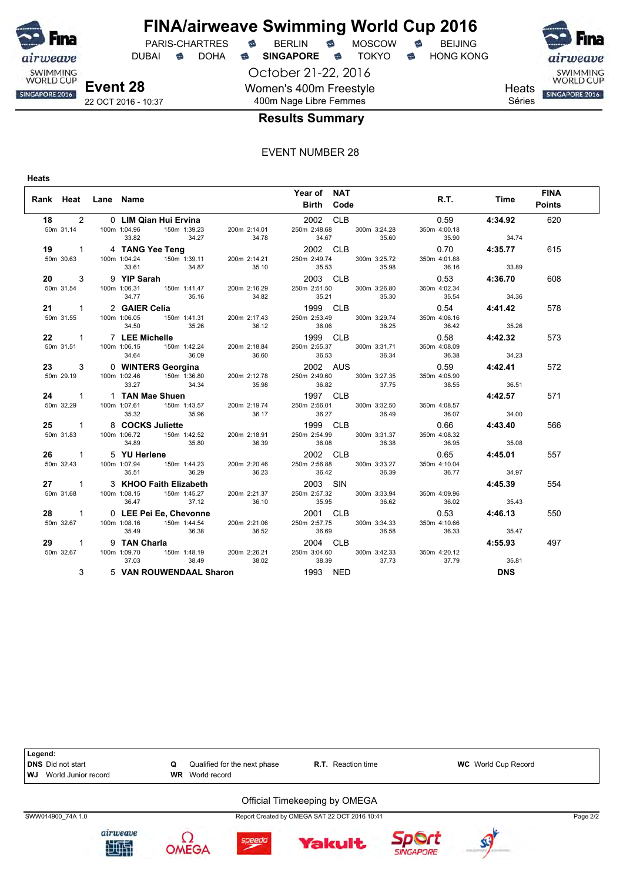# FINA/airweave Swimming World Cup 2016

PARIS-CHARTRES · BERLIN · MOSCOW · BEIJING
DUBAI · DOHA · **SINGAPORE** · TOKYO · HONG KONG

October 21-22, 2016

**Event 28**
22 OCT 2016 - 10:37

Women's 400m Freestyle
400m Nage Libre Femmes

Heats
Séries

## Results Summary

EVENT NUMBER 28

**Heats**

| Rank | Heat | Lane | Name | Year of Birth | NAT Code | R.T. | Time | FINA Points |
|---|---|---|---|---|---|---|---|---|
| 18 | 2 | 0 | **LIM Qian Hui Ervina** | 2002 | CLB | 0.59 | **4:34.92** | 620 |
| 50m 31.14 | 100m 1:04.96 (33.82) | 150m 1:39.23 (34.27) | 200m 2:14.01 (34.78) | 250m 2:48.68 (34.67) | 300m 3:24.28 (35.60) | 350m 4:00.18 (35.90) | (34.74) | |
| 19 | 1 | 4 | **TANG Yee Teng** | 2002 | CLB | 0.70 | **4:35.77** | 615 |
| 50m 30.63 | 100m 1:04.24 (33.61) | 150m 1:39.11 (34.87) | 200m 2:14.21 (35.10) | 250m 2:49.74 (35.53) | 300m 3:25.72 (35.98) | 350m 4:01.88 (36.16) | (33.89) | |
| 20 | 3 | 9 | **YIP Sarah** | 2003 | CLB | 0.53 | **4:36.70** | 608 |
| 50m 31.54 | 100m 1:06.31 (34.77) | 150m 1:41.47 (35.16) | 200m 2:16.29 (34.82) | 250m 2:51.50 (35.21) | 300m 3:26.80 (35.30) | 350m 4:02.34 (35.54) | (34.36) | |
| 21 | 1 | 2 | **GAIER Celia** | 1999 | CLB | 0.54 | **4:41.42** | 578 |
| 50m 31.55 | 100m 1:06.05 (34.50) | 150m 1:41.31 (35.26) | 200m 2:17.43 (36.12) | 250m 2:53.49 (36.06) | 300m 3:29.74 (36.25) | 350m 4:06.16 (36.42) | (35.26) | |
| 22 | 1 | 7 | **LEE Michelle** | 1999 | CLB | 0.58 | **4:42.32** | 573 |
| 50m 31.51 | 100m 1:06.15 (34.64) | 150m 1:42.24 (36.09) | 200m 2:18.84 (36.60) | 250m 2:55.37 (36.53) | 300m 3:31.71 (36.34) | 350m 4:08.09 (36.38) | (34.23) | |
| 23 | 3 | 0 | **WINTERS Georgina** | 2002 | AUS | 0.59 | **4:42.41** | 572 |
| 50m 29.19 | 100m 1:02.46 (33.27) | 150m 1:36.80 (34.34) | 200m 2:12.78 (35.98) | 250m 2:49.60 (36.82) | 300m 3:27.35 (37.75) | 350m 4:05.90 (38.55) | (36.51) | |
| 24 | 1 | 1 | **TAN Mae Shuen** | 1997 | CLB | | **4:42.57** | 571 |
| 50m 32.29 | 100m 1:07.61 (35.32) | 150m 1:43.57 (35.96) | 200m 2:19.74 (36.17) | 250m 2:56.01 (36.27) | 300m 3:32.50 (36.49) | 350m 4:08.57 (36.07) | (34.00) | |
| 25 | 1 | 8 | **COCKS Juliette** | 1999 | CLB | 0.66 | **4:43.40** | 566 |
| 50m 31.83 | 100m 1:06.72 (34.89) | 150m 1:42.52 (35.80) | 200m 2:18.91 (36.39) | 250m 2:54.99 (36.08) | 300m 3:31.37 (36.38) | 350m 4:08.32 (36.95) | (35.08) | |
| 26 | 1 | 5 | **YU Herlene** | 2002 | CLB | 0.65 | **4:45.01** | 557 |
| 50m 32.43 | 100m 1:07.94 (35.51) | 150m 1:44.23 (36.29) | 200m 2:20.46 (36.23) | 250m 2:56.88 (36.42) | 300m 3:33.27 (36.39) | 350m 4:10.04 (36.77) | (34.97) | |
| 27 | 1 | 3 | **KHOO Faith Elizabeth** | 2003 | SIN | | **4:45.39** | 554 |
| 50m 31.68 | 100m 1:08.15 (36.47) | 150m 1:45.27 (37.12) | 200m 2:21.37 (36.10) | 250m 2:57.32 (35.95) | 300m 3:33.94 (36.62) | 350m 4:09.96 (36.02) | (35.43) | |
| 28 | 1 | 0 | **LEE Pei Ee, Chevonne** | 2001 | CLB | 0.53 | **4:46.13** | 550 |
| 50m 32.67 | 100m 1:08.16 (35.49) | 150m 1:44.54 (36.38) | 200m 2:21.06 (36.52) | 250m 2:57.75 (36.69) | 300m 3:34.33 (36.58) | 350m 4:10.66 (36.33) | (35.47) | |
| 29 | 1 | 9 | **TAN Charla** | 2004 | CLB | | **4:55.93** | 497 |
| 50m 32.67 | 100m 1:09.70 (37.03) | 150m 1:48.19 (38.49) | 200m 2:26.21 (38.02) | 250m 3:04.60 (38.39) | 300m 3:42.33 (37.73) | 350m 4:20.12 (37.79) | (35.81) | |
| | 3 | 5 | **VAN ROUWENDAAL Sharon** | 1993 | NED | | **DNS** | |

**Legend:**

| | | | |
|---|---|---|---|
| **DNS** Did not start | **Q** Qualified for the next phase | **R.T.** Reaction time | **WC** World Cup Record |
| **WJ** World Junior record | **WR** World record | | |

Official Timekeeping by OMEGA

SWW014900_74A 1.0 — Report Created by OMEGA SAT 22 OCT 2016 10:41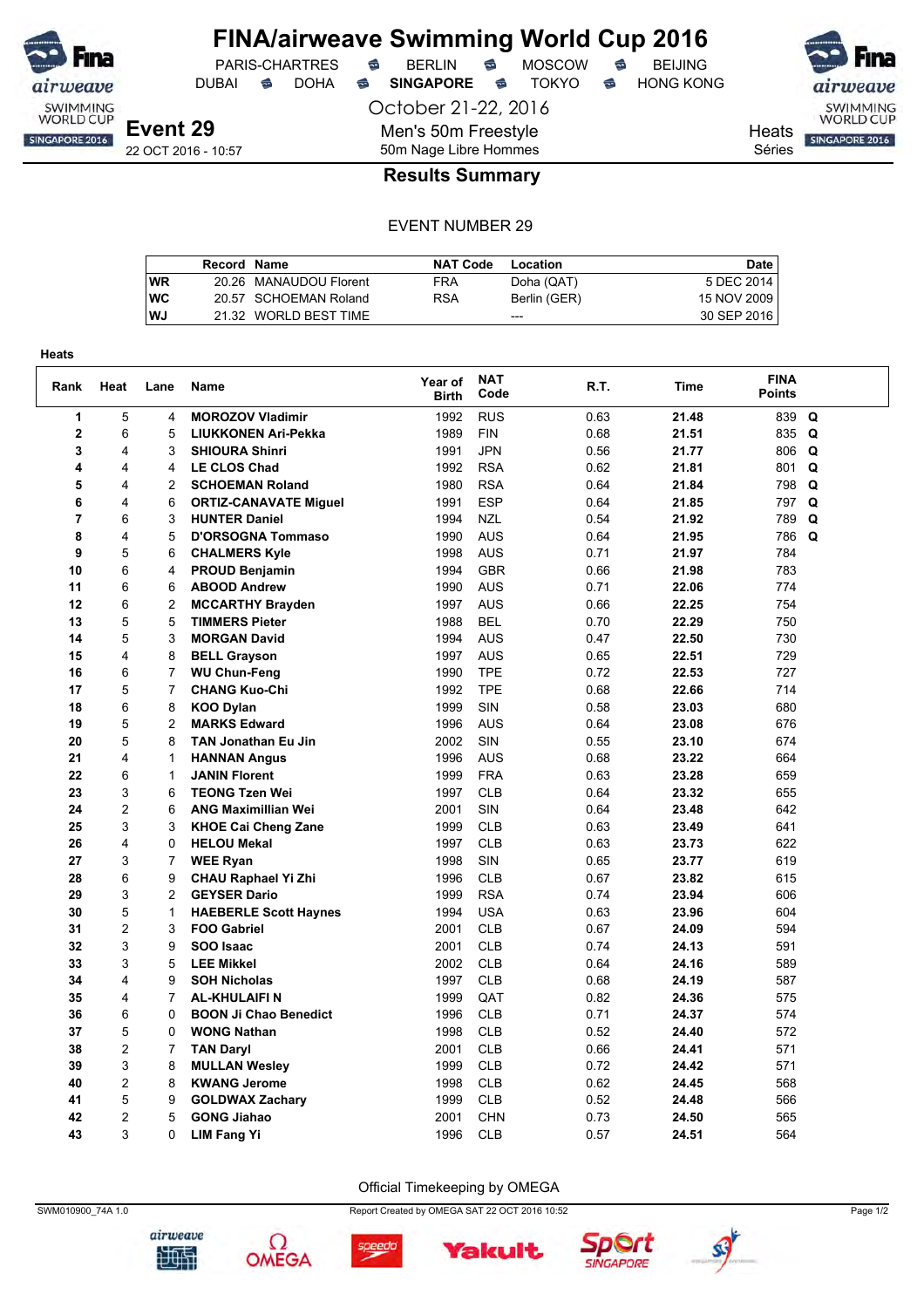# FINA/airweave Swimming World Cup 2016

PARIS-CHARTRES · BERLIN · MOSCOW · BEIJING
DUBAI · DOHA · **SINGAPORE** · TOKYO · HONG KONG

October 21-22, 2016

## Event 29

22 OCT 2016 - 10:57

Men's 50m Freestyle
50m Nage Libre Hommes

Heats
Séries

### Results Summary

EVENT NUMBER 29

| | Record | Name | NAT Code | Location | Date |
|---|---|---|---|---|---|
| WR | 20.26 | MANAUDOU Florent | FRA | Doha (QAT) | 5 DEC 2014 |
| WC | 20.57 | SCHOEMAN Roland | RSA | Berlin (GER) | 15 NOV 2009 |
| WJ | 21.32 | WORLD BEST TIME | | --- | 30 SEP 2016 |

**Heats**

| Rank | Heat | Lane | Name | Year of Birth | NAT Code | R.T. | Time | FINA Points | |
|---|---|---|---|---|---|---|---|---|---|
| 1 | 5 | 4 | **MOROZOV Vladimir** | 1992 | RUS | 0.63 | **21.48** | 839 | **Q** |
| 2 | 6 | 5 | **LIUKKONEN Ari-Pekka** | 1989 | FIN | 0.68 | **21.51** | 835 | **Q** |
| 3 | 4 | 3 | **SHIOURA Shinri** | 1991 | JPN | 0.56 | **21.77** | 806 | **Q** |
| 4 | 4 | 4 | **LE CLOS Chad** | 1992 | RSA | 0.62 | **21.81** | 801 | **Q** |
| 5 | 4 | 2 | **SCHOEMAN Roland** | 1980 | RSA | 0.64 | **21.84** | 798 | **Q** |
| 6 | 4 | 6 | **ORTIZ-CANAVATE Miguel** | 1991 | ESP | 0.64 | **21.85** | 797 | **Q** |
| 7 | 6 | 3 | **HUNTER Daniel** | 1994 | NZL | 0.54 | **21.92** | 789 | **Q** |
| 8 | 4 | 5 | **D'ORSOGNA Tommaso** | 1990 | AUS | 0.64 | **21.95** | 786 | **Q** |
| 9 | 5 | 6 | **CHALMERS Kyle** | 1998 | AUS | 0.71 | **21.97** | 784 | |
| 10 | 6 | 4 | **PROUD Benjamin** | 1994 | GBR | 0.66 | **21.98** | 783 | |
| 11 | 6 | 6 | **ABOOD Andrew** | 1990 | AUS | 0.71 | **22.06** | 774 | |
| 12 | 6 | 2 | **MCCARTHY Brayden** | 1997 | AUS | 0.66 | **22.25** | 754 | |
| 13 | 5 | 5 | **TIMMERS Pieter** | 1988 | BEL | 0.70 | **22.29** | 750 | |
| 14 | 5 | 3 | **MORGAN David** | 1994 | AUS | 0.47 | **22.50** | 730 | |
| 15 | 4 | 8 | **BELL Grayson** | 1997 | AUS | 0.65 | **22.51** | 729 | |
| 16 | 6 | 7 | **WU Chun-Feng** | 1990 | TPE | 0.72 | **22.53** | 727 | |
| 17 | 5 | 7 | **CHANG Kuo-Chi** | 1992 | TPE | 0.68 | **22.66** | 714 | |
| 18 | 6 | 8 | **KOO Dylan** | 1999 | SIN | 0.58 | **23.03** | 680 | |
| 19 | 5 | 2 | **MARKS Edward** | 1996 | AUS | 0.64 | **23.08** | 676 | |
| 20 | 5 | 8 | **TAN Jonathan Eu Jin** | 2002 | SIN | 0.55 | **23.10** | 674 | |
| 21 | 4 | 1 | **HANNAN Angus** | 1996 | AUS | 0.68 | **23.22** | 664 | |
| 22 | 6 | 1 | **JANIN Florent** | 1999 | FRA | 0.63 | **23.28** | 659 | |
| 23 | 3 | 6 | **TEONG Tzen Wei** | 1997 | CLB | 0.64 | **23.32** | 655 | |
| 24 | 2 | 6 | **ANG Maximillian Wei** | 2001 | SIN | 0.64 | **23.48** | 642 | |
| 25 | 3 | 3 | **KHOE Cai Cheng Zane** | 1999 | CLB | 0.63 | **23.49** | 641 | |
| 26 | 4 | 0 | **HELOU Mekal** | 1997 | CLB | 0.63 | **23.73** | 622 | |
| 27 | 3 | 7 | **WEE Ryan** | 1998 | SIN | 0.65 | **23.77** | 619 | |
| 28 | 6 | 9 | **CHAU Raphael Yi Zhi** | 1996 | CLB | 0.67 | **23.82** | 615 | |
| 29 | 3 | 2 | **GEYSER Dario** | 1999 | RSA | 0.74 | **23.94** | 606 | |
| 30 | 5 | 1 | **HAEBERLE Scott Haynes** | 1994 | USA | 0.63 | **23.96** | 604 | |
| 31 | 2 | 3 | **FOO Gabriel** | 2001 | CLB | 0.67 | **24.09** | 594 | |
| 32 | 3 | 9 | **SOO Isaac** | 2001 | CLB | 0.74 | **24.13** | 591 | |
| 33 | 3 | 5 | **LEE Mikkel** | 2002 | CLB | 0.64 | **24.16** | 589 | |
| 34 | 4 | 9 | **SOH Nicholas** | 1997 | CLB | 0.68 | **24.19** | 587 | |
| 35 | 4 | 7 | **AL-KHULAIFI N** | 1999 | QAT | 0.82 | **24.36** | 575 | |
| 36 | 6 | 0 | **BOON Ji Chao Benedict** | 1996 | CLB | 0.71 | **24.37** | 574 | |
| 37 | 5 | 0 | **WONG Nathan** | 1998 | CLB | 0.52 | **24.40** | 572 | |
| 38 | 2 | 7 | **TAN Daryl** | 2001 | CLB | 0.66 | **24.41** | 571 | |
| 39 | 3 | 8 | **MULLAN Wesley** | 1999 | CLB | 0.72 | **24.42** | 571 | |
| 40 | 2 | 8 | **KWANG Jerome** | 1998 | CLB | 0.62 | **24.45** | 568 | |
| 41 | 5 | 9 | **GOLDWAX Zachary** | 1999 | CLB | 0.52 | **24.48** | 566 | |
| 42 | 2 | 5 | **GONG Jiahao** | 2001 | CHN | 0.73 | **24.50** | 565 | |
| 43 | 3 | 0 | **LIM Fang Yi** | 1996 | CLB | 0.57 | **24.51** | 564 | |

Official Timekeeping by OMEGA

SWM010900_74A 1.0 — Report Created by OMEGA SAT 22 OCT 2016 10:52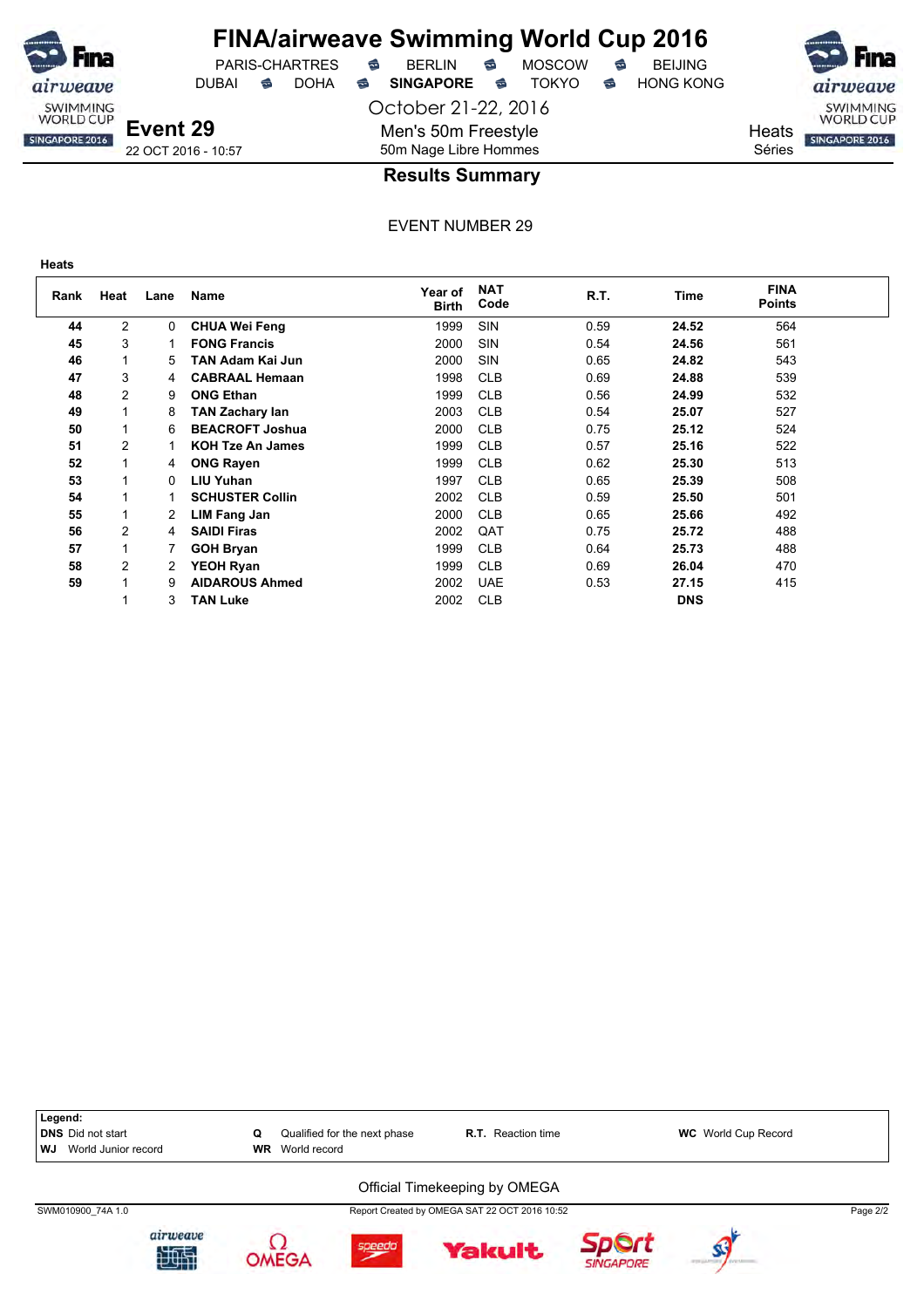# FINA/airweave Swimming World Cup 2016

PARIS-CHARTRES · BERLIN · MOSCOW · BEIJING
DUBAI · DOHA · **SINGAPORE** · TOKYO · HONG KONG

October 21-22, 2016

**Event 29**
22 OCT 2016 - 10:57

Men's 50m Freestyle
50m Nage Libre Hommes

Heats
Séries

## Results Summary

EVENT NUMBER 29

**Heats**

| Rank | Heat | Lane | Name | Year of Birth | NAT Code | R.T. | Time | FINA Points |
|---|---|---|---|---|---|---|---|---|
| **44** | 2 | 0 | **CHUA Wei Feng** | 1999 | SIN | 0.59 | **24.52** | 564 |
| **45** | 3 | 1 | **FONG Francis** | 2000 | SIN | 0.54 | **24.56** | 561 |
| **46** | 1 | 5 | **TAN Adam Kai Jun** | 2000 | SIN | 0.65 | **24.82** | 543 |
| **47** | 3 | 4 | **CABRAAL Hemaan** | 1998 | CLB | 0.69 | **24.88** | 539 |
| **48** | 2 | 9 | **ONG Ethan** | 1999 | CLB | 0.56 | **24.99** | 532 |
| **49** | 1 | 8 | **TAN Zachary Ian** | 2003 | CLB | 0.54 | **25.07** | 527 |
| **50** | 1 | 6 | **BEACROFT Joshua** | 2000 | CLB | 0.75 | **25.12** | 524 |
| **51** | 2 | 1 | **KOH Tze An James** | 1999 | CLB | 0.57 | **25.16** | 522 |
| **52** | 1 | 4 | **ONG Rayen** | 1999 | CLB | 0.62 | **25.30** | 513 |
| **53** | 1 | 0 | **LIU Yuhan** | 1997 | CLB | 0.65 | **25.39** | 508 |
| **54** | 1 | 1 | **SCHUSTER Collin** | 2002 | CLB | 0.59 | **25.50** | 501 |
| **55** | 1 | 2 | **LIM Fang Jan** | 2000 | CLB | 0.65 | **25.66** | 492 |
| **56** | 2 | 4 | **SAIDI Firas** | 2002 | QAT | 0.75 | **25.72** | 488 |
| **57** | 1 | 7 | **GOH Bryan** | 1999 | CLB | 0.64 | **25.73** | 488 |
| **58** | 2 | 2 | **YEOH Ryan** | 1999 | CLB | 0.69 | **26.04** | 470 |
| **59** | 1 | 9 | **AIDAROUS Ahmed** | 2002 | UAE | 0.53 | **27.15** | 415 |
| | 1 | 3 | **TAN Luke** | 2002 | CLB | | **DNS** | |

**Legend:**
**DNS** Did not start — **Q** Qualified for the next phase — **R.T.** Reaction time — **WC** World Cup Record
**WJ** World Junior record — **WR** World record

Official Timekeeping by OMEGA

SWM010900_74A 1.0 — Report Created by OMEGA SAT 22 OCT 2016 10:52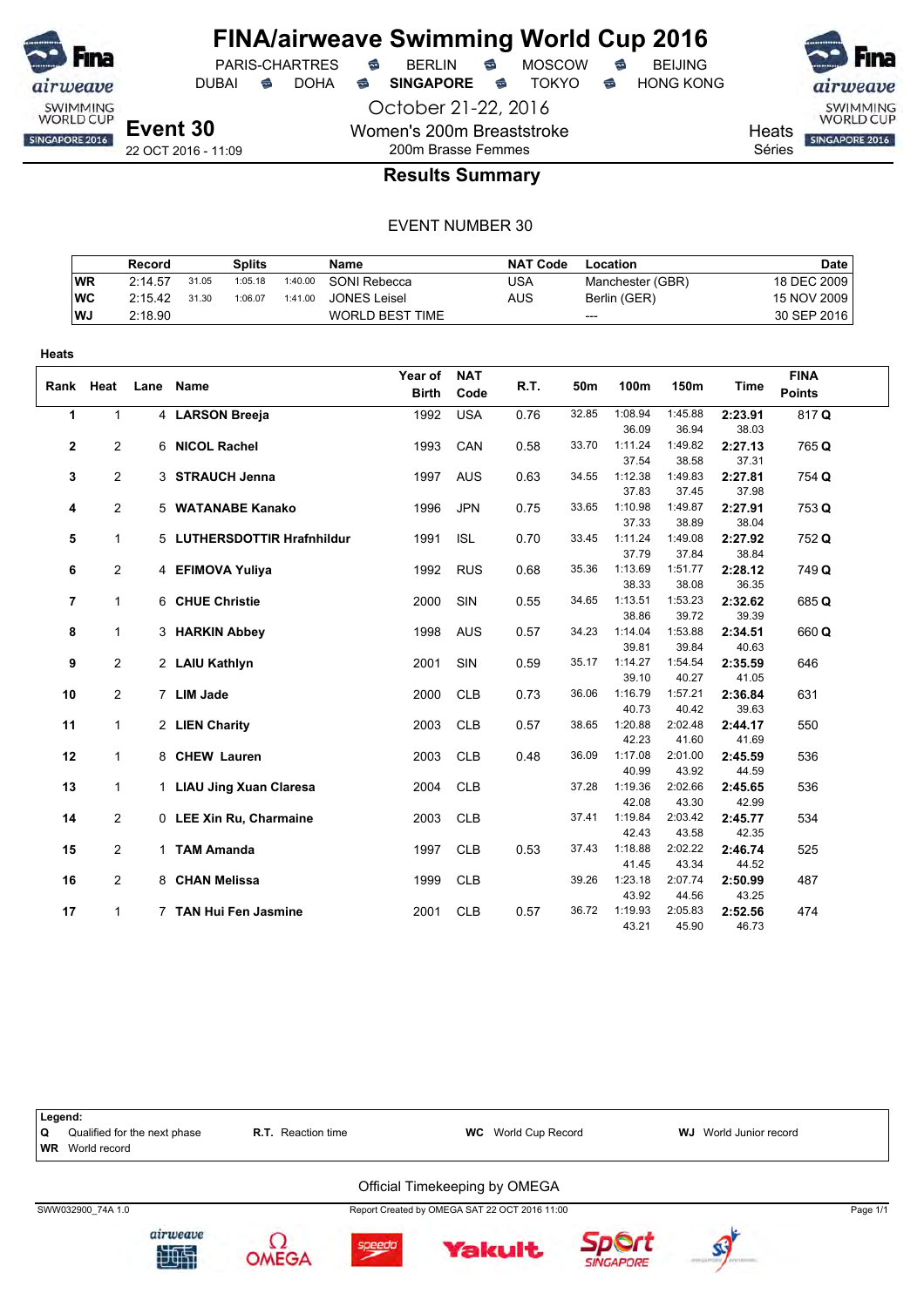# FINA/airweave Swimming World Cup 2016

PARIS-CHARTRES · BERLIN · MOSCOW · BEIJING
DUBAI · DOHA · **SINGAPORE** · TOKYO · HONG KONG

October 21-22, 2016

**Event 30**
22 OCT 2016 - 11:09

Women's 200m Breaststroke
200m Brasse Femmes

Heats
Séries

## Results Summary

EVENT NUMBER 30

| | Record | Splits | | | Name | NAT Code | Location | Date |
|---|---|---|---|---|---|---|---|---|
| WR | 2:14.57 | 31.05 | 1:05.18 | 1:40.00 | SONI Rebecca | USA | Manchester (GBR) | 18 DEC 2009 |
| WC | 2:15.42 | 31.30 | 1:06.07 | 1:41.00 | JONES Leisel | AUS | Berlin (GER) | 15 NOV 2009 |
| WJ | 2:18.90 | | | | WORLD BEST TIME | | --- | 30 SEP 2016 |

**Heats**

| Rank | Heat | Lane | Name | Year of Birth | NAT Code | R.T. | 50m | 100m | 150m | Time | FINA Points |
|---|---|---|---|---|---|---|---|---|---|---|---|
| 1 | 1 | 4 | **LARSON Breeja** | 1992 | USA | 0.76 | 32.85 | 1:08.94 | 1:45.88 | **2:23.91** | 817 **Q** |
| | | | | | | | | 36.09 | 36.94 | 38.03 | |
| 2 | 2 | 6 | **NICOL Rachel** | 1993 | CAN | 0.58 | 33.70 | 1:11.24 | 1:49.82 | **2:27.13** | 765 **Q** |
| | | | | | | | | 37.54 | 38.58 | 37.31 | |
| 3 | 2 | 3 | **STRAUCH Jenna** | 1997 | AUS | 0.63 | 34.55 | 1:12.38 | 1:49.83 | **2:27.81** | 754 **Q** |
| | | | | | | | | 37.83 | 37.45 | 37.98 | |
| 4 | 2 | 5 | **WATANABE Kanako** | 1996 | JPN | 0.75 | 33.65 | 1:10.98 | 1:49.87 | **2:27.91** | 753 **Q** |
| | | | | | | | | 37.33 | 38.89 | 38.04 | |
| 5 | 1 | 5 | **LUTHERSDOTTIR Hrafnhildur** | 1991 | ISL | 0.70 | 33.45 | 1:11.24 | 1:49.08 | **2:27.92** | 752 **Q** |
| | | | | | | | | 37.79 | 37.84 | 38.84 | |
| 6 | 2 | 4 | **EFIMOVA Yuliya** | 1992 | RUS | 0.68 | 35.36 | 1:13.69 | 1:51.77 | **2:28.12** | 749 **Q** |
| | | | | | | | | 38.33 | 38.08 | 36.35 | |
| 7 | 1 | 6 | **CHUE Christie** | 2000 | SIN | 0.55 | 34.65 | 1:13.51 | 1:53.23 | **2:32.62** | 685 **Q** |
| | | | | | | | | 38.86 | 39.72 | 39.39 | |
| 8 | 1 | 3 | **HARKIN Abbey** | 1998 | AUS | 0.57 | 34.23 | 1:14.04 | 1:53.88 | **2:34.51** | 660 **Q** |
| | | | | | | | | 39.81 | 39.84 | 40.63 | |
| 9 | 2 | 2 | **LAIU Kathlyn** | 2001 | SIN | 0.59 | 35.17 | 1:14.27 | 1:54.54 | **2:35.59** | 646 |
| | | | | | | | | 39.10 | 40.27 | 41.05 | |
| 10 | 2 | 7 | **LIM Jade** | 2000 | CLB | 0.73 | 36.06 | 1:16.79 | 1:57.21 | **2:36.84** | 631 |
| | | | | | | | | 40.73 | 40.42 | 39.63 | |
| 11 | 1 | 2 | **LIEN Charity** | 2003 | CLB | 0.57 | 38.65 | 1:20.88 | 2:02.48 | **2:44.17** | 550 |
| | | | | | | | | 42.23 | 41.60 | 41.69 | |
| 12 | 1 | 8 | **CHEW Lauren** | 2003 | CLB | 0.48 | 36.09 | 1:17.08 | 2:01.00 | **2:45.59** | 536 |
| | | | | | | | | 40.99 | 43.92 | 44.59 | |
| 13 | 1 | 1 | **LIAU Jing Xuan Claresa** | 2004 | CLB | | 37.28 | 1:19.36 | 2:02.66 | **2:45.65** | 536 |
| | | | | | | | | 42.08 | 43.30 | 42.99 | |
| 14 | 2 | 0 | **LEE Xin Ru, Charmaine** | 2003 | CLB | | 37.41 | 1:19.84 | 2:03.42 | **2:45.77** | 534 |
| | | | | | | | | 42.43 | 43.58 | 42.35 | |
| 15 | 2 | 1 | **TAM Amanda** | 1997 | CLB | 0.53 | 37.43 | 1:18.88 | 2:02.22 | **2:46.74** | 525 |
| | | | | | | | | 41.45 | 43.34 | 44.52 | |
| 16 | 2 | 8 | **CHAN Melissa** | 1999 | CLB | | 39.26 | 1:23.18 | 2:07.74 | **2:50.99** | 487 |
| | | | | | | | | 43.92 | 44.56 | 43.25 | |
| 17 | 1 | 7 | **TAN Hui Fen Jasmine** | 2001 | CLB | 0.57 | 36.72 | 1:19.93 | 2:05.83 | **2:52.56** | 474 |
| | | | | | | | | 43.21 | 45.90 | 46.73 | |

**Legend:**

| | | | |
|---|---|---|---|
| **Q** Qualified for the next phase | **R.T.** Reaction time | **WC** World Cup Record | **WJ** World Junior record |
| **WR** World record | | | |

Official Timekeeping by OMEGA

SWW032900_74A 1.0 — Report Created by OMEGA SAT 22 OCT 2016 11:00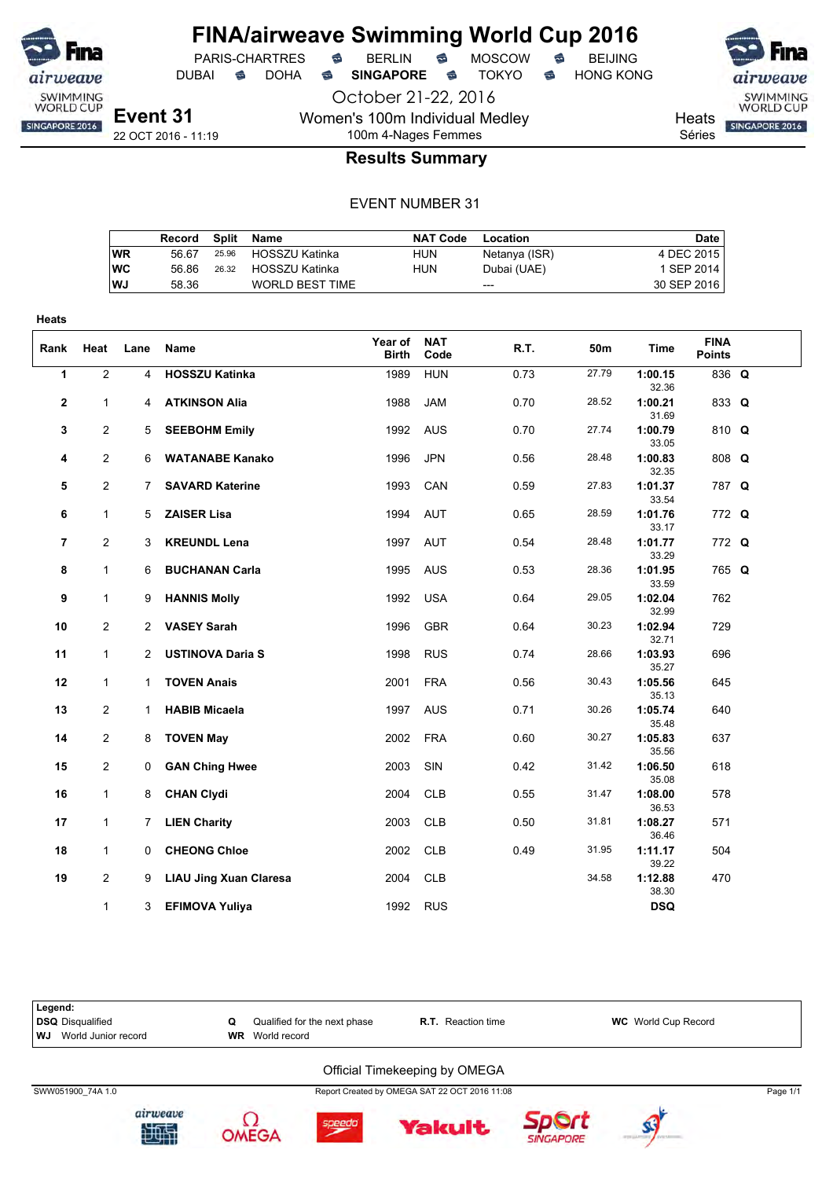# FINA/airweave Swimming World Cup 2016

PARIS-CHARTRES · BERLIN · MOSCOW · BEIJING
DUBAI · DOHA · **SINGAPORE** · TOKYO · HONG KONG

October 21-22, 2016

**Event 31**
22 OCT 2016 - 11:19

Women's 100m Individual Medley
100m 4-Nages Femmes

Heats
Séries

## Results Summary

EVENT NUMBER 31

| | Record | Split | Name | NAT Code | Location | Date |
|---|---|---|---|---|---|---|
| WR | 56.67 | 25.96 | HOSSZU Katinka | HUN | Netanya (ISR) | 4 DEC 2015 |
| WC | 56.86 | 26.32 | HOSSZU Katinka | HUN | Dubai (UAE) | 1 SEP 2014 |
| WJ | 58.36 | | WORLD BEST TIME | | --- | 30 SEP 2016 |

**Heats**

| Rank | Heat | Lane | Name | Year of Birth | NAT Code | R.T. | 50m | Time | FINA Points | |
|---|---|---|---|---|---|---|---|---|---|---|
| 1 | 2 | 4 | **HOSSZU Katinka** | 1989 | HUN | 0.73 | 27.79 | **1:00.15** 32.36 | 836 | **Q** |
| 2 | 1 | 4 | **ATKINSON Alia** | 1988 | JAM | 0.70 | 28.52 | **1:00.21** 31.69 | 833 | **Q** |
| 3 | 2 | 5 | **SEEBOHM Emily** | 1992 | AUS | 0.70 | 27.74 | **1:00.79** 33.05 | 810 | **Q** |
| 4 | 2 | 6 | **WATANABE Kanako** | 1996 | JPN | 0.56 | 28.48 | **1:00.83** 32.35 | 808 | **Q** |
| 5 | 2 | 7 | **SAVARD Katerine** | 1993 | CAN | 0.59 | 27.83 | **1:01.37** 33.54 | 787 | **Q** |
| 6 | 1 | 5 | **ZAISER Lisa** | 1994 | AUT | 0.65 | 28.59 | **1:01.76** 33.17 | 772 | **Q** |
| 7 | 2 | 3 | **KREUNDL Lena** | 1997 | AUT | 0.54 | 28.48 | **1:01.77** 33.29 | 772 | **Q** |
| 8 | 1 | 6 | **BUCHANAN Carla** | 1995 | AUS | 0.53 | 28.36 | **1:01.95** 33.59 | 765 | **Q** |
| 9 | 1 | 9 | **HANNIS Molly** | 1992 | USA | 0.64 | 29.05 | **1:02.04** 32.99 | 762 | |
| 10 | 2 | 2 | **VASEY Sarah** | 1996 | GBR | 0.64 | 30.23 | **1:02.94** 32.71 | 729 | |
| 11 | 1 | 2 | **USTINOVA Daria S** | 1998 | RUS | 0.74 | 28.66 | **1:03.93** 35.27 | 696 | |
| 12 | 1 | 1 | **TOVEN Anais** | 2001 | FRA | 0.56 | 30.43 | **1:05.56** 35.13 | 645 | |
| 13 | 2 | 1 | **HABIB Micaela** | 1997 | AUS | 0.71 | 30.26 | **1:05.74** 35.48 | 640 | |
| 14 | 2 | 8 | **TOVEN May** | 2002 | FRA | 0.60 | 30.27 | **1:05.83** 35.56 | 637 | |
| 15 | 2 | 0 | **GAN Ching Hwee** | 2003 | SIN | 0.42 | 31.42 | **1:06.50** 35.08 | 618 | |
| 16 | 1 | 8 | **CHAN Clydi** | 2004 | CLB | 0.55 | 31.47 | **1:08.00** 36.53 | 578 | |
| 17 | 1 | 7 | **LIEN Charity** | 2003 | CLB | 0.50 | 31.81 | **1:08.27** 36.46 | 571 | |
| 18 | 1 | 0 | **CHEONG Chloe** | 2002 | CLB | 0.49 | 31.95 | **1:11.17** 39.22 | 504 | |
| 19 | 2 | 9 | **LIAU Jing Xuan Claresa** | 2004 | CLB | | 34.58 | **1:12.88** 38.30 | 470 | |
| | 1 | 3 | **EFIMOVA Yuliya** | 1992 | RUS | | | **DSQ** | | |

**Legend:**

| | | | |
|---|---|---|---|
| **DSQ** Disqualified | **Q** Qualified for the next phase | **R.T.** Reaction time | **WC** World Cup Record |
| **WJ** World Junior record | **WR** World record | | |

Official Timekeeping by OMEGA

SWW051900_74A 1.0 · Report Created by OMEGA SAT 22 OCT 2016 11:08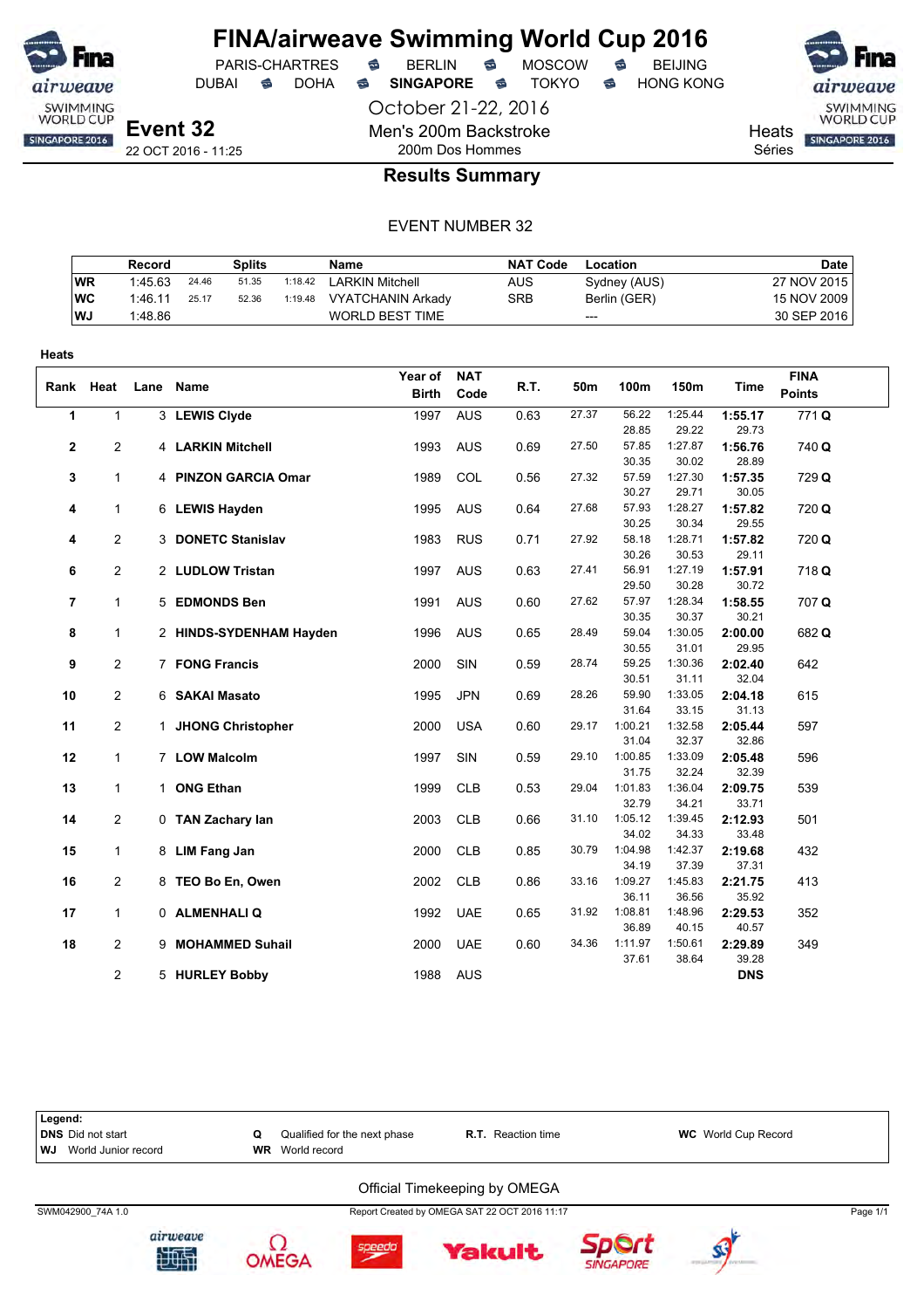# FINA/airweave Swimming World Cup 2016

PARIS-CHARTRES · BERLIN · MOSCOW · BEIJING
DUBAI · DOHA · **SINGAPORE** · TOKYO · HONG KONG

October 21-22, 2016

**Event 32**
22 OCT 2016 - 11:25

Men's 200m Backstroke
200m Dos Hommes

Heats
Séries

## Results Summary

EVENT NUMBER 32

| | Record | Splits | | | Name | NAT Code | Location | Date |
|---|---|---|---|---|---|---|---|---|
| WR | 1:45.63 | 24.46 | 51.35 | 1:18.42 | LARKIN Mitchell | AUS | Sydney (AUS) | 27 NOV 2015 |
| WC | 1:46.11 | 25.17 | 52.36 | 1:19.48 | VYATCHANIN Arkady | SRB | Berlin (GER) | 15 NOV 2009 |
| WJ | 1:48.86 | | | | WORLD BEST TIME | | --- | 30 SEP 2016 |

**Heats**

| Rank | Heat | Lane | Name | Year of Birth | NAT Code | R.T. | 50m | 100m | 150m | Time | FINA Points |
|---|---|---|---|---|---|---|---|---|---|---|---|
| 1 | 1 | 3 | **LEWIS Clyde** | 1997 | AUS | 0.63 | 27.37 | 56.22 | 1:25.44 | **1:55.17** | 771 **Q** |
| | | | | | | | | 28.85 | 29.22 | 29.73 | |
| 2 | 2 | 4 | **LARKIN Mitchell** | 1993 | AUS | 0.69 | 27.50 | 57.85 | 1:27.87 | **1:56.76** | 740 **Q** |
| | | | | | | | | 30.35 | 30.02 | 28.89 | |
| 3 | 1 | 4 | **PINZON GARCIA Omar** | 1989 | COL | 0.56 | 27.32 | 57.59 | 1:27.30 | **1:57.35** | 729 **Q** |
| | | | | | | | | 30.27 | 29.71 | 30.05 | |
| 4 | 1 | 6 | **LEWIS Hayden** | 1995 | AUS | 0.64 | 27.68 | 57.93 | 1:28.27 | **1:57.82** | 720 **Q** |
| | | | | | | | | 30.25 | 30.34 | 29.55 | |
| 4 | 2 | 3 | **DONETC Stanislav** | 1983 | RUS | 0.71 | 27.92 | 58.18 | 1:28.71 | **1:57.82** | 720 **Q** |
| | | | | | | | | 30.26 | 30.53 | 29.11 | |
| 6 | 2 | 2 | **LUDLOW Tristan** | 1997 | AUS | 0.63 | 27.41 | 56.91 | 1:27.19 | **1:57.91** | 718 **Q** |
| | | | | | | | | 29.50 | 30.28 | 30.72 | |
| 7 | 1 | 5 | **EDMONDS Ben** | 1991 | AUS | 0.60 | 27.62 | 57.97 | 1:28.34 | **1:58.55** | 707 **Q** |
| | | | | | | | | 30.35 | 30.37 | 30.21 | |
| 8 | 1 | 2 | **HINDS-SYDENHAM Hayden** | 1996 | AUS | 0.65 | 28.49 | 59.04 | 1:30.05 | **2:00.00** | 682 **Q** |
| | | | | | | | | 30.55 | 31.01 | 29.95 | |
| 9 | 2 | 7 | **FONG Francis** | 2000 | SIN | 0.59 | 28.74 | 59.25 | 1:30.36 | **2:02.40** | 642 |
| | | | | | | | | 30.51 | 31.11 | 32.04 | |
| 10 | 2 | 6 | **SAKAI Masato** | 1995 | JPN | 0.69 | 28.26 | 59.90 | 1:33.05 | **2:04.18** | 615 |
| | | | | | | | | 31.64 | 33.15 | 31.13 | |
| 11 | 2 | 1 | **JHONG Christopher** | 2000 | USA | 0.60 | 29.17 | 1:00.21 | 1:32.58 | **2:05.44** | 597 |
| | | | | | | | | 31.04 | 32.37 | 32.86 | |
| 12 | 1 | 7 | **LOW Malcolm** | 1997 | SIN | 0.59 | 29.10 | 1:00.85 | 1:33.09 | **2:05.48** | 596 |
| | | | | | | | | 31.75 | 32.24 | 32.39 | |
| 13 | 1 | 1 | **ONG Ethan** | 1999 | CLB | 0.53 | 29.04 | 1:01.83 | 1:36.04 | **2:09.75** | 539 |
| | | | | | | | | 32.79 | 34.21 | 33.71 | |
| 14 | 2 | 0 | **TAN Zachary Ian** | 2003 | CLB | 0.66 | 31.10 | 1:05.12 | 1:39.45 | **2:12.93** | 501 |
| | | | | | | | | 34.02 | 34.33 | 33.48 | |
| 15 | 1 | 8 | **LIM Fang Jan** | 2000 | CLB | 0.85 | 30.79 | 1:04.98 | 1:42.37 | **2:19.68** | 432 |
| | | | | | | | | 34.19 | 37.39 | 37.31 | |
| 16 | 2 | 8 | **TEO Bo En, Owen** | 2002 | CLB | 0.86 | 33.16 | 1:09.27 | 1:45.83 | **2:21.75** | 413 |
| | | | | | | | | 36.11 | 36.56 | 35.92 | |
| 17 | 1 | 0 | **ALMENHALI Q** | 1992 | UAE | 0.65 | 31.92 | 1:08.81 | 1:48.96 | **2:29.53** | 352 |
| | | | | | | | | 36.89 | 40.15 | 40.57 | |
| 18 | 2 | 9 | **MOHAMMED Suhail** | 2000 | UAE | 0.60 | 34.36 | 1:11.97 | 1:50.61 | **2:29.89** | 349 |
| | | | | | | | | 37.61 | 38.64 | 39.28 | |
| | 2 | 5 | **HURLEY Bobby** | 1988 | AUS | | | | | **DNS** | |

**Legend:**
**DNS** Did not start · **Q** Qualified for the next phase · **R.T.** Reaction time · **WC** World Cup Record
**WJ** World Junior record · **WR** World record

Official Timekeeping by OMEGA

SWM042900_74A 1.0 · Report Created by OMEGA SAT 22 OCT 2016 11:17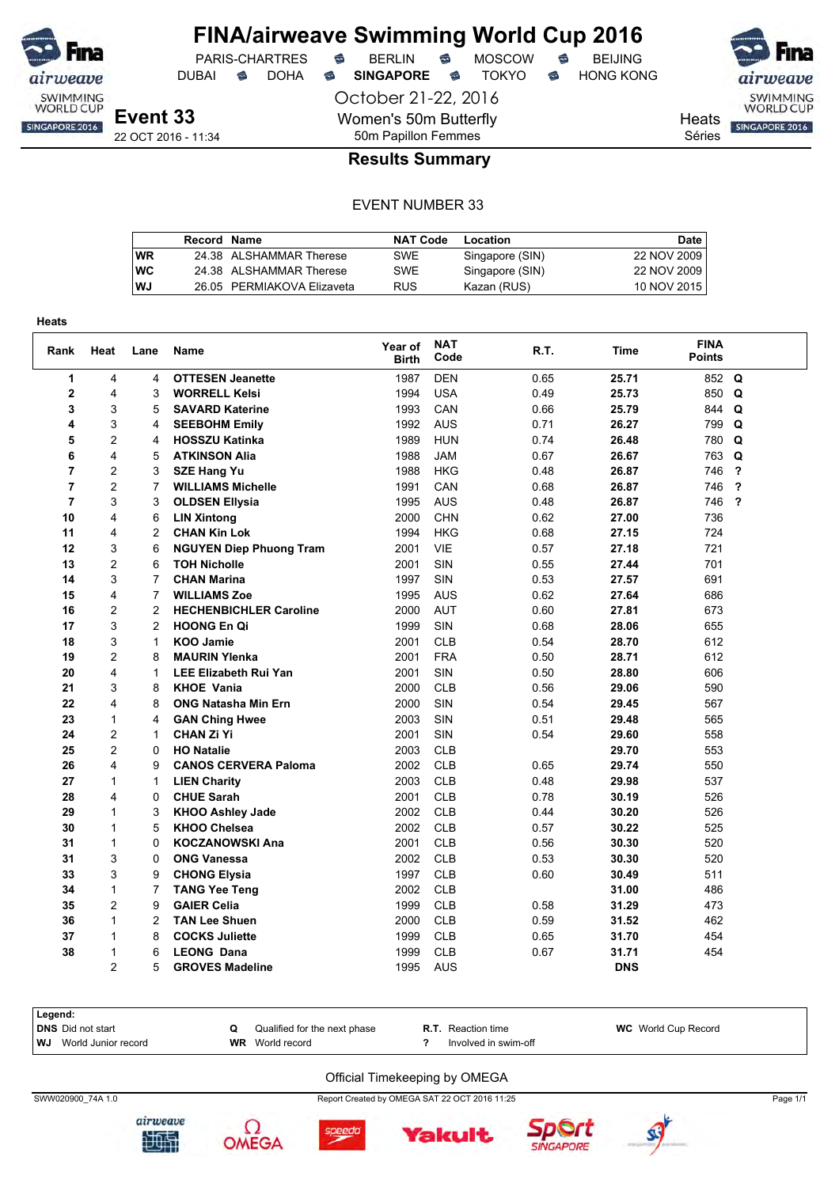# FINA/airweave Swimming World Cup 2016

PARIS-CHARTRES · BERLIN · MOSCOW · BEIJING
DUBAI · DOHA · **SINGAPORE** · TOKYO · HONG KONG

October 21-22, 2016

**Event 33**
22 OCT 2016 - 11:34

Women's 50m Butterfly
50m Papillon Femmes

Heats
Séries

## Results Summary

EVENT NUMBER 33

| | Record | Name | NAT Code | Location | Date |
|---|---|---|---|---|---|
| WR | 24.38 | ALSHAMMAR Therese | SWE | Singapore (SIN) | 22 NOV 2009 |
| WC | 24.38 | ALSHAMMAR Therese | SWE | Singapore (SIN) | 22 NOV 2009 |
| WJ | 26.05 | PERMIAKOVA Elizaveta | RUS | Kazan (RUS) | 10 NOV 2015 |

**Heats**

| Rank | Heat | Lane | Name | Year of Birth | NAT Code | R.T. | Time | FINA Points | |
|---|---|---|---|---|---|---|---|---|---|
| 1 | 4 | 4 | **OTTESEN Jeanette** | 1987 | DEN | 0.65 | **25.71** | 852 | **Q** |
| 2 | 4 | 3 | **WORRELL Kelsi** | 1994 | USA | 0.49 | **25.73** | 850 | **Q** |
| 3 | 3 | 5 | **SAVARD Katerine** | 1993 | CAN | 0.66 | **25.79** | 844 | **Q** |
| 4 | 3 | 4 | **SEEBOHM Emily** | 1992 | AUS | 0.71 | **26.27** | 799 | **Q** |
| 5 | 2 | 4 | **HOSSZU Katinka** | 1989 | HUN | 0.74 | **26.48** | 780 | **Q** |
| 6 | 4 | 5 | **ATKINSON Alia** | 1988 | JAM | 0.67 | **26.67** | 763 | **Q** |
| 7 | 2 | 3 | **SZE Hang Yu** | 1988 | HKG | 0.48 | **26.87** | 746 | **?** |
| 7 | 2 | 7 | **WILLIAMS Michelle** | 1991 | CAN | 0.68 | **26.87** | 746 | **?** |
| 7 | 3 | 3 | **OLDSEN Ellysia** | 1995 | AUS | 0.48 | **26.87** | 746 | **?** |
| 10 | 4 | 6 | **LIN Xintong** | 2000 | CHN | 0.62 | **27.00** | 736 | |
| 11 | 4 | 2 | **CHAN Kin Lok** | 1994 | HKG | 0.68 | **27.15** | 724 | |
| 12 | 3 | 6 | **NGUYEN Diep Phuong Tram** | 2001 | VIE | 0.57 | **27.18** | 721 | |
| 13 | 2 | 6 | **TOH Nicholle** | 2001 | SIN | 0.55 | **27.44** | 701 | |
| 14 | 3 | 7 | **CHAN Marina** | 1997 | SIN | 0.53 | **27.57** | 691 | |
| 15 | 4 | 7 | **WILLIAMS Zoe** | 1995 | AUS | 0.62 | **27.64** | 686 | |
| 16 | 2 | 2 | **HECHENBICHLER Caroline** | 2000 | AUT | 0.60 | **27.81** | 673 | |
| 17 | 3 | 2 | **HOONG En Qi** | 1999 | SIN | 0.68 | **28.06** | 655 | |
| 18 | 3 | 1 | **KOO Jamie** | 2001 | CLB | 0.54 | **28.70** | 612 | |
| 19 | 2 | 8 | **MAURIN Ylenka** | 2001 | FRA | 0.50 | **28.71** | 612 | |
| 20 | 4 | 1 | **LEE Elizabeth Rui Yan** | 2001 | SIN | 0.50 | **28.80** | 606 | |
| 21 | 3 | 8 | **KHOE Vania** | 2000 | CLB | 0.56 | **29.06** | 590 | |
| 22 | 4 | 8 | **ONG Natasha Min Ern** | 2000 | SIN | 0.54 | **29.45** | 567 | |
| 23 | 1 | 4 | **GAN Ching Hwee** | 2003 | SIN | 0.51 | **29.48** | 565 | |
| 24 | 2 | 1 | **CHAN Zi Yi** | 2001 | SIN | 0.54 | **29.60** | 558 | |
| 25 | 2 | 0 | **HO Natalie** | 2003 | CLB | | **29.70** | 553 | |
| 26 | 4 | 9 | **CANOS CERVERA Paloma** | 2002 | CLB | 0.65 | **29.74** | 550 | |
| 27 | 1 | 1 | **LIEN Charity** | 2003 | CLB | 0.48 | **29.98** | 537 | |
| 28 | 4 | 0 | **CHUE Sarah** | 2001 | CLB | 0.78 | **30.19** | 526 | |
| 29 | 1 | 3 | **KHOO Ashley Jade** | 2002 | CLB | 0.44 | **30.20** | 526 | |
| 30 | 1 | 5 | **KHOO Chelsea** | 2002 | CLB | 0.57 | **30.22** | 525 | |
| 31 | 1 | 0 | **KOCZANOWSKI Ana** | 2001 | CLB | 0.56 | **30.30** | 520 | |
| 31 | 3 | 0 | **ONG Vanessa** | 2002 | CLB | 0.53 | **30.30** | 520 | |
| 33 | 3 | 9 | **CHONG Elysia** | 1997 | CLB | 0.60 | **30.49** | 511 | |
| 34 | 1 | 7 | **TANG Yee Teng** | 2002 | CLB | | **31.00** | 486 | |
| 35 | 2 | 9 | **GAIER Celia** | 1999 | CLB | 0.58 | **31.29** | 473 | |
| 36 | 1 | 2 | **TAN Lee Shuen** | 2000 | CLB | 0.59 | **31.52** | 462 | |
| 37 | 1 | 8 | **COCKS Juliette** | 1999 | CLB | 0.65 | **31.70** | 454 | |
| 38 | 1 | 6 | **LEONG Dana** | 1999 | CLB | 0.67 | **31.71** | 454 | |
| | 2 | 5 | **GROVES Madeline** | 1995 | AUS | | **DNS** | | |

**Legend:**

| | | | |
|---|---|---|---|
| **DNS** Did not start | **Q** Qualified for the next phase | **R.T.** Reaction time | **WC** World Cup Record |
| **WJ** World Junior record | **WR** World record | **?** Involved in swim-off | |

Official Timekeeping by OMEGA

SWW020900_74A 1.0 — Report Created by OMEGA SAT 22 OCT 2016 11:25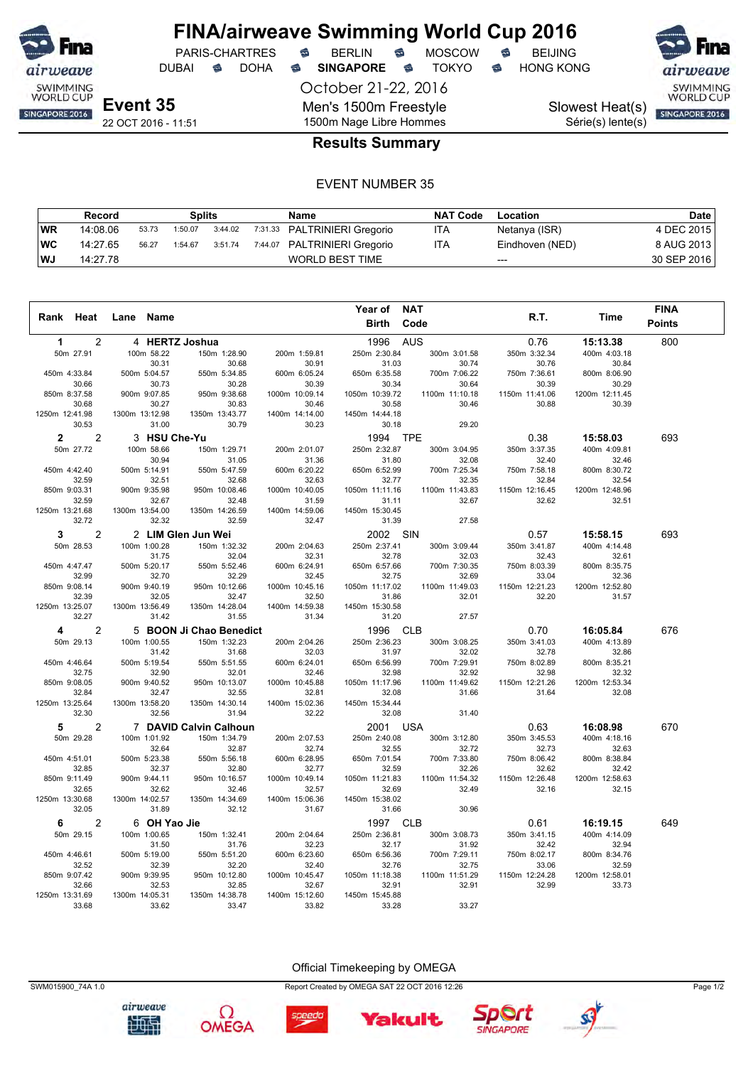# FINA/airweave Swimming World Cup 2016

PARIS-CHARTRES · BERLIN · MOSCOW · BEIJING
DUBAI · DOHA · **SINGAPORE** · TOKYO · HONG KONG

October 21-22, 2016

**Event 35**
22 OCT 2016 - 11:51

Men's 1500m Freestyle
1500m Nage Libre Hommes

Slowest Heat(s)
Série(s) lente(s)

## Results Summary

EVENT NUMBER 35

| | Record | Splits | | | | Name | NAT Code | Location | Date |
|---|---|---|---|---|---|---|---|---|---|
| WR | 14:08.06 | 53.73 | 1:50.07 | 3:44.02 | 7:31.33 | PALTRINIERI Gregorio | ITA | Netanya (ISR) | 4 DEC 2015 |
| WC | 14:27.65 | 56.27 | 1:54.67 | 3:51.74 | 7:44.07 | PALTRINIERI Gregorio | ITA | Eindhoven (NED) | 8 AUG 2013 |
| WJ | 14:27.78 | | | | | WORLD BEST TIME | | --- | 30 SEP 2016 |

| Rank | Heat | Lane | Name | Year of Birth | NAT Code | R.T. | Time | FINA Points |
|---|---|---|---|---|---|---|---|---|
| 1 | 2 | 4 | HERTZ Joshua | 1996 | AUS | 0.76 | 15:13.38 | 800 |
| 2 | 2 | 3 | HSU Che-Yu | 1994 | TPE | 0.38 | 15:58.03 | 693 |
| 3 | 2 | 2 | LIM Glen Jun Wei | 2002 | SIN | 0.57 | 15:58.15 | 693 |
| 4 | 2 | 5 | BOON Ji Chao Benedict | 1996 | CLB | 0.70 | 16:05.84 | 676 |
| 5 | 2 | 7 | DAVID Calvin Calhoun | 2001 | USA | 0.63 | 16:08.98 | 670 |
| 6 | 2 | 6 | OH Yao Jie | 1997 | CLB | 0.61 | 16:19.15 | 649 |

**Splits – 1 HERTZ Joshua**

| 50m 27.91 | 100m 58.22 | 150m 1:28.90 | 200m 1:59.81 | 250m 2:30.84 | 300m 3:01.58 | 350m 3:32.34 | 400m 4:03.18 |
|---|---|---|---|---|---|---|---|
| | 30.31 | 30.68 | 30.91 | 31.03 | 30.74 | 30.76 | 30.84 |
| 450m 4:33.84 | 500m 5:04.57 | 550m 5:34.85 | 600m 6:05.24 | 650m 6:35.58 | 700m 7:06.22 | 750m 7:36.61 | 800m 8:06.90 |
| 30.66 | 30.73 | 30.28 | 30.39 | 30.34 | 30.64 | 30.39 | 30.29 |
| 850m 8:37.58 | 900m 9:07.85 | 950m 9:38.68 | 1000m 10:09.14 | 1050m 10:39.72 | 1100m 11:10.18 | 1150m 11:41.06 | 1200m 12:11.45 |
| 30.68 | 30.27 | 30.83 | 30.46 | 30.58 | 30.46 | 30.88 | 30.39 |
| 1250m 12:41.98 | 1300m 13:12.98 | 1350m 13:43.77 | 1400m 14:14.00 | 1450m 14:44.18 | | | |
| 30.53 | 31.00 | 30.79 | 30.23 | 30.18 | 29.20 | | |

**Splits – 2 HSU Che-Yu**

| 50m 27.72 | 100m 58.66 | 150m 1:29.71 | 200m 2:01.07 | 250m 2:32.87 | 300m 3:04.95 | 350m 3:37.35 | 400m 4:09.81 |
|---|---|---|---|---|---|---|---|
| | 30.94 | 31.05 | 31.36 | 31.80 | 32.08 | 32.40 | 32.46 |
| 450m 4:42.40 | 500m 5:14.91 | 550m 5:47.59 | 600m 6:20.22 | 650m 6:52.99 | 700m 7:25.34 | 750m 7:58.18 | 800m 8:30.72 |
| 32.59 | 32.51 | 32.68 | 32.63 | 32.77 | 32.35 | 32.84 | 32.54 |
| 850m 9:03.31 | 900m 9:35.98 | 950m 10:08.46 | 1000m 10:40.05 | 1050m 11:11.16 | 1100m 11:43.83 | 1150m 12:16.45 | 1200m 12:48.96 |
| 32.59 | 32.67 | 32.48 | 31.59 | 31.11 | 32.67 | 32.62 | 32.51 |
| 1250m 13:21.68 | 1300m 13:54.00 | 1350m 14:26.59 | 1400m 14:59.06 | 1450m 15:30.45 | | | |
| 32.72 | 32.32 | 32.59 | 32.47 | 31.39 | 27.58 | | |

**Splits – 3 LIM Glen Jun Wei**

| 50m 28.53 | 100m 1:00.28 | 150m 1:32.32 | 200m 2:04.63 | 250m 2:37.41 | 300m 3:09.44 | 350m 3:41.87 | 400m 4:14.48 |
|---|---|---|---|---|---|---|---|
| | 31.75 | 32.04 | 32.31 | 32.78 | 32.03 | 32.43 | 32.61 |
| 450m 4:47.47 | 500m 5:20.17 | 550m 5:52.46 | 600m 6:24.91 | 650m 6:57.66 | 700m 7:30.35 | 750m 8:03.39 | 800m 8:35.75 |
| 32.99 | 32.70 | 32.29 | 32.45 | 32.75 | 32.69 | 33.04 | 32.36 |
| 850m 9:08.14 | 900m 9:40.19 | 950m 10:12.66 | 1000m 10:45.16 | 1050m 11:17.02 | 1100m 11:49.03 | 1150m 12:21.23 | 1200m 12:52.80 |
| 32.39 | 32.05 | 32.47 | 32.50 | 31.86 | 32.01 | 32.20 | 31.57 |
| 1250m 13:25.07 | 1300m 13:56.49 | 1350m 14:28.04 | 1400m 14:59.38 | 1450m 15:30.58 | | | |
| 32.27 | 31.42 | 31.55 | 31.34 | 31.20 | 27.57 | | |

**Splits – 4 BOON Ji Chao Benedict**

| 50m 29.13 | 100m 1:00.55 | 150m 1:32.23 | 200m 2:04.26 | 250m 2:36.23 | 300m 3:08.25 | 350m 3:41.03 | 400m 4:13.89 |
|---|---|---|---|---|---|---|---|
| | 31.42 | 31.68 | 32.03 | 31.97 | 32.02 | 32.78 | 32.86 |
| 450m 4:46.64 | 500m 5:19.54 | 550m 5:51.55 | 600m 6:24.01 | 650m 6:56.99 | 700m 7:29.91 | 750m 8:02.89 | 800m 8:35.21 |
| 32.75 | 32.90 | 32.01 | 32.46 | 32.98 | 32.92 | 32.98 | 32.32 |
| 850m 9:08.05 | 900m 9:40.52 | 950m 10:13.07 | 1000m 10:45.88 | 1050m 11:17.96 | 1100m 11:49.62 | 1150m 12:21.26 | 1200m 12:53.34 |
| 32.84 | 32.47 | 32.55 | 32.81 | 32.08 | 31.66 | 31.64 | 32.08 |
| 1250m 13:25.64 | 1300m 13:58.20 | 1350m 14:30.14 | 1400m 15:02.36 | 1450m 15:34.44 | | | |
| 32.30 | 32.56 | 31.94 | 32.22 | 32.08 | 31.40 | | |

**Splits – 5 DAVID Calvin Calhoun**

| 50m 29.28 | 100m 1:01.92 | 150m 1:34.79 | 200m 2:07.53 | 250m 2:40.08 | 300m 3:12.80 | 350m 3:45.53 | 400m 4:18.16 |
|---|---|---|---|---|---|---|---|
| | 32.64 | 32.87 | 32.74 | 32.55 | 32.72 | 32.73 | 32.63 |
| 450m 4:51.01 | 500m 5:23.38 | 550m 5:56.18 | 600m 6:28.95 | 650m 7:01.54 | 700m 7:33.80 | 750m 8:06.42 | 800m 8:38.84 |
| 32.85 | 32.37 | 32.80 | 32.77 | 32.59 | 32.26 | 32.62 | 32.42 |
| 850m 9:11.49 | 900m 9:44.11 | 950m 10:16.57 | 1000m 10:49.14 | 1050m 11:21.83 | 1100m 11:54.32 | 1150m 12:26.48 | 1200m 12:58.63 |
| 32.65 | 32.62 | 32.46 | 32.57 | 32.69 | 32.49 | 32.16 | 32.15 |
| 1250m 13:30.68 | 1300m 14:02.57 | 1350m 14:34.69 | 1400m 15:06.36 | 1450m 15:38.02 | | | |
| 32.05 | 31.89 | 32.12 | 31.67 | 31.66 | 30.96 | | |

**Splits – 6 OH Yao Jie**

| 50m 29.15 | 100m 1:00.65 | 150m 1:32.41 | 200m 2:04.64 | 250m 2:36.81 | 300m 3:08.73 | 350m 3:41.15 | 400m 4:14.09 |
|---|---|---|---|---|---|---|---|
| | 31.50 | 31.76 | 32.23 | 32.17 | 31.92 | 32.42 | 32.94 |
| 450m 4:46.61 | 500m 5:19.00 | 550m 5:51.20 | 600m 6:23.60 | 650m 6:56.36 | 700m 7:29.11 | 750m 8:02.17 | 800m 8:34.76 |
| 32.52 | 32.39 | 32.20 | 32.40 | 32.76 | 32.75 | 33.06 | 32.59 |
| 850m 9:07.42 | 900m 9:39.95 | 950m 10:12.80 | 1000m 10:45.47 | 1050m 11:18.38 | 1100m 11:51.29 | 1150m 12:24.28 | 1200m 12:58.01 |
| 32.66 | 32.53 | 32.85 | 32.67 | 32.91 | 32.91 | 32.99 | 33.73 |
| 1250m 13:31.69 | 1300m 14:05.31 | 1350m 14:38.78 | 1400m 15:12.60 | 1450m 15:45.88 | | | |
| 33.68 | 33.62 | 33.47 | 33.82 | 33.28 | 33.27 | | |

Official Timekeeping by OMEGA

SWM015900_74A 1.0 — Report Created by OMEGA SAT 22 OCT 2016 12:26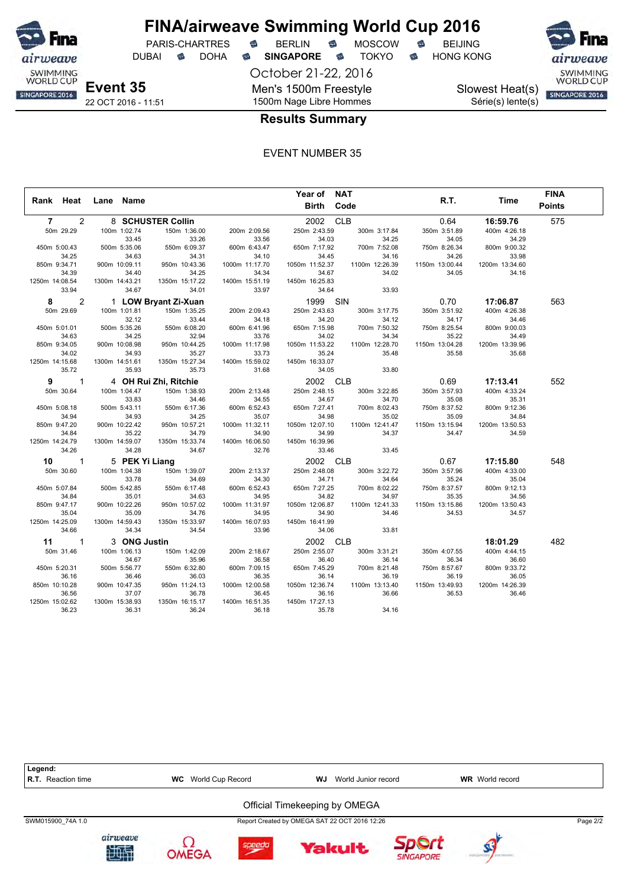# FINA/airweave Swimming World Cup 2016

PARIS-CHARTRES · BERLIN · MOSCOW · BEIJING
DUBAI · DOHA · **SINGAPORE** · TOKYO · HONG KONG

October 21-22, 2016

**Event 35**
22 OCT 2016 - 11:51

Men's 1500m Freestyle
1500m Nage Libre Hommes

Slowest Heat(s)
Série(s) lente(s)

## Results Summary

EVENT NUMBER 35

| Rank | Heat | Lane | Name | Year of Birth | NAT Code | R.T. | Time | FINA Points |
|---|---|---|---|---|---|---|---|---|
| 7 | 2 | 8 | **SCHUSTER Collin** | 2002 | CLB | 0.64 | **16:59.76** | 575 |
| 8 | 2 | 1 | **LOW Bryant Zi-Xuan** | 1999 | SIN | 0.70 | **17:06.87** | 563 |
| 9 | 1 | 4 | **OH Rui Zhi, Ritchie** | 2002 | CLB | 0.69 | **17:13.41** | 552 |
| 10 | 1 | 5 | **PEK Yi Liang** | 2002 | CLB | 0.67 | **17:15.80** | 548 |
| 11 | 1 | 3 | **ONG Justin** | 2002 | CLB | | **18:01.29** | 482 |

### Splits

**SCHUSTER Collin**

| Distance | Time | Split |
|---|---|---|
| 50m | 29.29 | |
| 100m | 1:02.74 | 33.45 |
| 150m | 1:36.00 | 33.26 |
| 200m | 2:09.56 | 33.56 |
| 250m | 2:43.59 | 34.03 |
| 300m | 3:17.84 | 34.25 |
| 350m | 3:51.89 | 34.05 |
| 400m | 4:26.18 | 34.29 |
| 450m | 5:00.43 | 34.25 |
| 500m | 5:35.06 | 34.63 |
| 550m | 6:09.37 | 34.31 |
| 600m | 6:43.47 | 34.10 |
| 650m | 7:17.92 | 34.45 |
| 700m | 7:52.08 | 34.16 |
| 750m | 8:26.34 | 34.26 |
| 800m | 9:00.32 | 33.98 |
| 850m | 9:34.71 | 34.39 |
| 900m | 10:09.11 | 34.40 |
| 950m | 10:43.36 | 34.25 |
| 1000m | 11:17.70 | 34.34 |
| 1050m | 11:52.37 | 34.67 |
| 1100m | 12:26.39 | 34.02 |
| 1150m | 13:00.44 | 34.05 |
| 1200m | 13:34.60 | 34.16 |
| 1250m | 14:08.54 | 33.94 |
| 1300m | 14:43.21 | 34.67 |
| 1350m | 15:17.22 | 34.01 |
| 1400m | 15:51.19 | 33.97 |
| 1450m | 16:25.83 | 34.64 |
| 1500m | 16:59.76 | 33.93 |

**LOW Bryant Zi-Xuan**

| Distance | Time | Split |
|---|---|---|
| 50m | 29.69 | |
| 100m | 1:01.81 | 32.12 |
| 150m | 1:35.25 | 33.44 |
| 200m | 2:09.43 | 34.18 |
| 250m | 2:43.63 | 34.20 |
| 300m | 3:17.75 | 34.12 |
| 350m | 3:51.92 | 34.17 |
| 400m | 4:26.38 | 34.46 |
| 450m | 5:01.01 | 34.63 |
| 500m | 5:35.26 | 34.25 |
| 550m | 6:08.20 | 32.94 |
| 600m | 6:41.96 | 33.76 |
| 650m | 7:15.98 | 34.02 |
| 700m | 7:50.32 | 34.34 |
| 750m | 8:25.54 | 35.22 |
| 800m | 9:00.03 | 34.49 |
| 850m | 9:34.05 | 34.02 |
| 900m | 10:08.98 | 34.93 |
| 950m | 10:44.25 | 35.27 |
| 1000m | 11:17.98 | 33.73 |
| 1050m | 11:53.22 | 35.24 |
| 1100m | 12:28.70 | 35.48 |
| 1150m | 13:04.28 | 35.58 |
| 1200m | 13:39.96 | 35.68 |
| 1250m | 14:15.68 | 35.72 |
| 1300m | 14:51.61 | 35.93 |
| 1350m | 15:27.34 | 35.73 |
| 1400m | 15:59.02 | 31.68 |
| 1450m | 16:33.07 | 34.05 |
| 1500m | 17:06.87 | 33.80 |

**OH Rui Zhi, Ritchie**

| Distance | Time | Split |
|---|---|---|
| 50m | 30.64 | |
| 100m | 1:04.47 | 33.83 |
| 150m | 1:38.93 | 34.46 |
| 200m | 2:13.48 | 34.55 |
| 250m | 2:48.15 | 34.67 |
| 300m | 3:22.85 | 34.70 |
| 350m | 3:57.93 | 35.08 |
| 400m | 4:33.24 | 35.31 |
| 450m | 5:08.18 | 34.94 |
| 500m | 5:43.11 | 34.93 |
| 550m | 6:17.36 | 34.25 |
| 600m | 6:52.43 | 35.07 |
| 650m | 7:27.41 | 34.98 |
| 700m | 8:02.43 | 35.02 |
| 750m | 8:37.52 | 35.09 |
| 800m | 9:12.36 | 34.84 |
| 850m | 9:47.20 | 34.84 |
| 900m | 10:22.42 | 35.22 |
| 950m | 10:57.21 | 34.79 |
| 1000m | 11:32.11 | 34.90 |
| 1050m | 12:07.10 | 34.99 |
| 1100m | 12:41.47 | 34.37 |
| 1150m | 13:15.94 | 34.47 |
| 1200m | 13:50.53 | 34.59 |
| 1250m | 14:24.79 | 34.26 |
| 1300m | 14:59.07 | 34.28 |
| 1350m | 15:33.74 | 34.67 |
| 1400m | 16:06.50 | 32.76 |
| 1450m | 16:39.96 | 33.46 |
| 1500m | 17:13.41 | 33.45 |

**PEK Yi Liang**

| Distance | Time | Split |
|---|---|---|
| 50m | 30.60 | |
| 100m | 1:04.38 | 33.78 |
| 150m | 1:39.07 | 34.69 |
| 200m | 2:13.37 | 34.30 |
| 250m | 2:48.08 | 34.71 |
| 300m | 3:22.72 | 34.64 |
| 350m | 3:57.96 | 35.24 |
| 400m | 4:33.00 | 35.04 |
| 450m | 5:07.84 | 34.84 |
| 500m | 5:42.85 | 35.01 |
| 550m | 6:17.48 | 34.63 |
| 600m | 6:52.43 | 34.95 |
| 650m | 7:27.25 | 34.82 |
| 700m | 8:02.22 | 34.97 |
| 750m | 8:37.57 | 35.35 |
| 800m | 9:12.13 | 34.56 |
| 850m | 9:47.17 | 35.04 |
| 900m | 10:22.26 | 35.09 |
| 950m | 10:57.02 | 34.76 |
| 1000m | 11:31.97 | 34.95 |
| 1050m | 12:06.87 | 34.90 |
| 1100m | 12:41.33 | 34.46 |
| 1150m | 13:15.86 | 34.53 |
| 1200m | 13:50.43 | 34.57 |
| 1250m | 14:25.09 | 34.66 |
| 1300m | 14:59.43 | 34.34 |
| 1350m | 15:33.97 | 34.54 |
| 1400m | 16:07.93 | 33.96 |
| 1450m | 16:41.99 | 34.06 |
| 1500m | 17:15.80 | 33.81 |

**ONG Justin**

| Distance | Time | Split |
|---|---|---|
| 50m | 31.46 | |
| 100m | 1:06.13 | 34.67 |
| 150m | 1:42.09 | 35.96 |
| 200m | 2:18.67 | 36.58 |
| 250m | 2:55.07 | 36.40 |
| 300m | 3:31.21 | 36.14 |
| 350m | 4:07.55 | 36.34 |
| 400m | 4:44.15 | 36.60 |
| 450m | 5:20.31 | 36.16 |
| 500m | 5:56.77 | 36.46 |
| 550m | 6:32.80 | 36.03 |
| 600m | 7:09.15 | 36.35 |
| 650m | 7:45.29 | 36.14 |
| 700m | 8:21.48 | 36.19 |
| 750m | 8:57.67 | 36.19 |
| 800m | 9:33.72 | 36.05 |
| 850m | 10:10.28 | 36.56 |
| 900m | 10:47.35 | 37.07 |
| 950m | 11:24.13 | 36.78 |
| 1000m | 12:00.58 | 36.45 |
| 1050m | 12:36.74 | 36.16 |
| 1100m | 13:13.40 | 36.66 |
| 1150m | 13:49.93 | 36.53 |
| 1200m | 14:26.39 | 36.46 |
| 1250m | 15:02.62 | 36.23 |
| 1300m | 15:38.93 | 36.31 |
| 1350m | 16:15.17 | 36.24 |
| 1400m | 16:51.35 | 36.18 |
| 1450m | 17:27.13 | 35.78 |
| 1500m | 18:01.29 | 34.16 |

**Legend:**
**R.T.** Reaction time — **WC** World Cup Record — **WJ** World Junior record — **WR** World record

Official Timekeeping by OMEGA

SWM015900_74A 1.0 — Report Created by OMEGA SAT 22 OCT 2016 12:26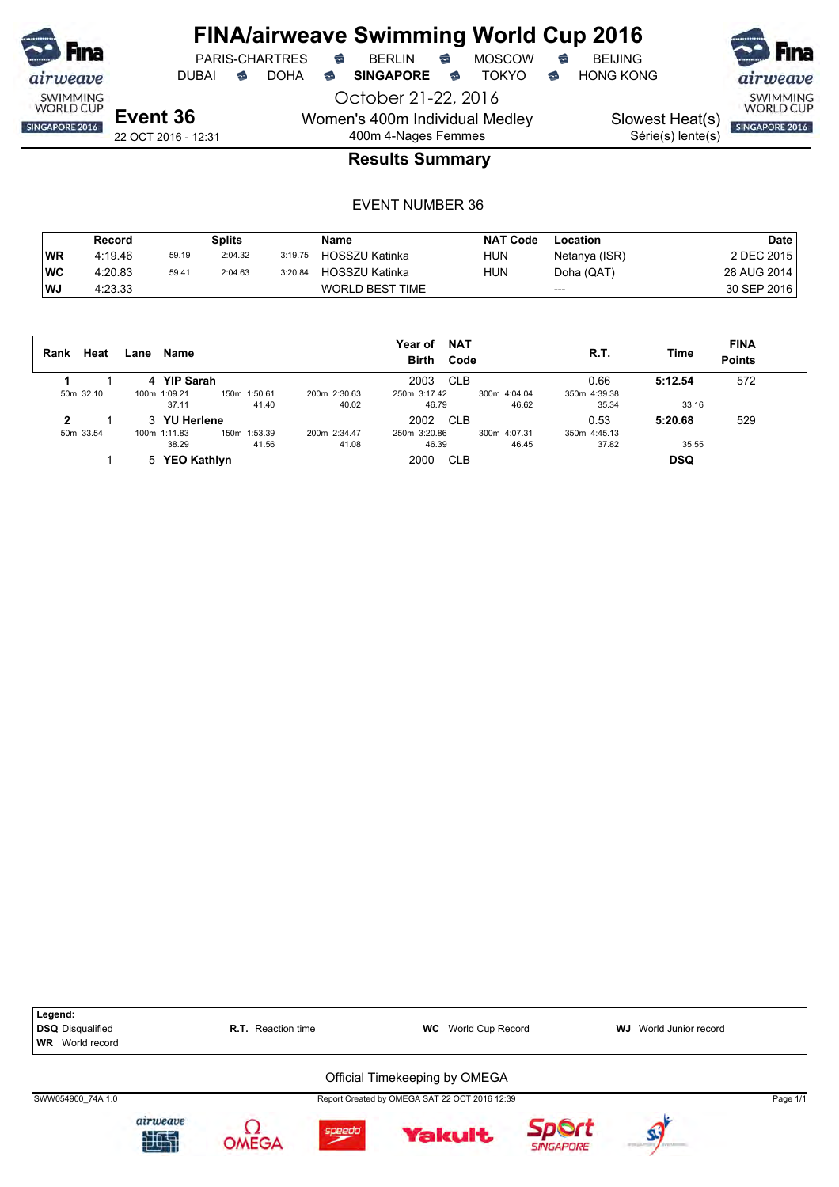# FINA/airweave Swimming World Cup 2016

PARIS-CHARTRES · BERLIN · MOSCOW · BEIJING
DUBAI · DOHA · **SINGAPORE** · TOKYO · HONG KONG

October 21-22, 2016

**Event 36**
22 OCT 2016 - 12:31

Women's 400m Individual Medley
400m 4-Nages Femmes

Slowest Heat(s)
Série(s) lente(s)

## Results Summary

EVENT NUMBER 36

| | Record | Splits | | | Name | NAT Code | Location | Date |
|---|---|---|---|---|---|---|---|---|
| WR | 4:19.46 | 59.19 | 2:04.32 | 3:19.75 | HOSSZU Katinka | HUN | Netanya (ISR) | 2 DEC 2015 |
| WC | 4:20.83 | 59.41 | 2:04.63 | 3:20.84 | HOSSZU Katinka | HUN | Doha (QAT) | 28 AUG 2014 |
| WJ | 4:23.33 | | | | WORLD BEST TIME | | --- | 30 SEP 2016 |

| Rank | Heat | Lane | Name | Year of Birth | NAT Code | R.T. | Time | FINA Points |
|---|---|---|---|---|---|---|---|---|
| **1** | 1 | 4 | **YIP Sarah** | 2003 | CLB | 0.66 | **5:12.54** | 572 |
| | | | 50m 32.10 / 100m 1:09.21 (37.11) / 150m 1:50.61 (41.40) / 200m 2:30.63 (40.02) / 250m 3:17.42 (46.79) / 300m 4:04.04 (46.62) / 350m 4:39.38 (35.34) / (33.16) | | | | | |
| **2** | 1 | 3 | **YU Herlene** | 2002 | CLB | 0.53 | **5:20.68** | 529 |
| | | | 50m 33.54 / 100m 1:11.83 (38.29) / 150m 1:53.39 (41.56) / 200m 2:34.47 (41.08) / 250m 3:20.86 (46.39) / 300m 4:07.31 (46.45) / 350m 4:45.13 (37.82) / (35.55) | | | | | |
| | 1 | 5 | **YEO Kathlyn** | 2000 | CLB | | **DSQ** | |

**Legend:**
**DSQ** Disqualified · **R.T.** Reaction time · **WC** World Cup Record · **WJ** World Junior record
**WR** World record

Official Timekeeping by OMEGA

SWW054900_74A 1.0 · Report Created by OMEGA SAT 22 OCT 2016 12:39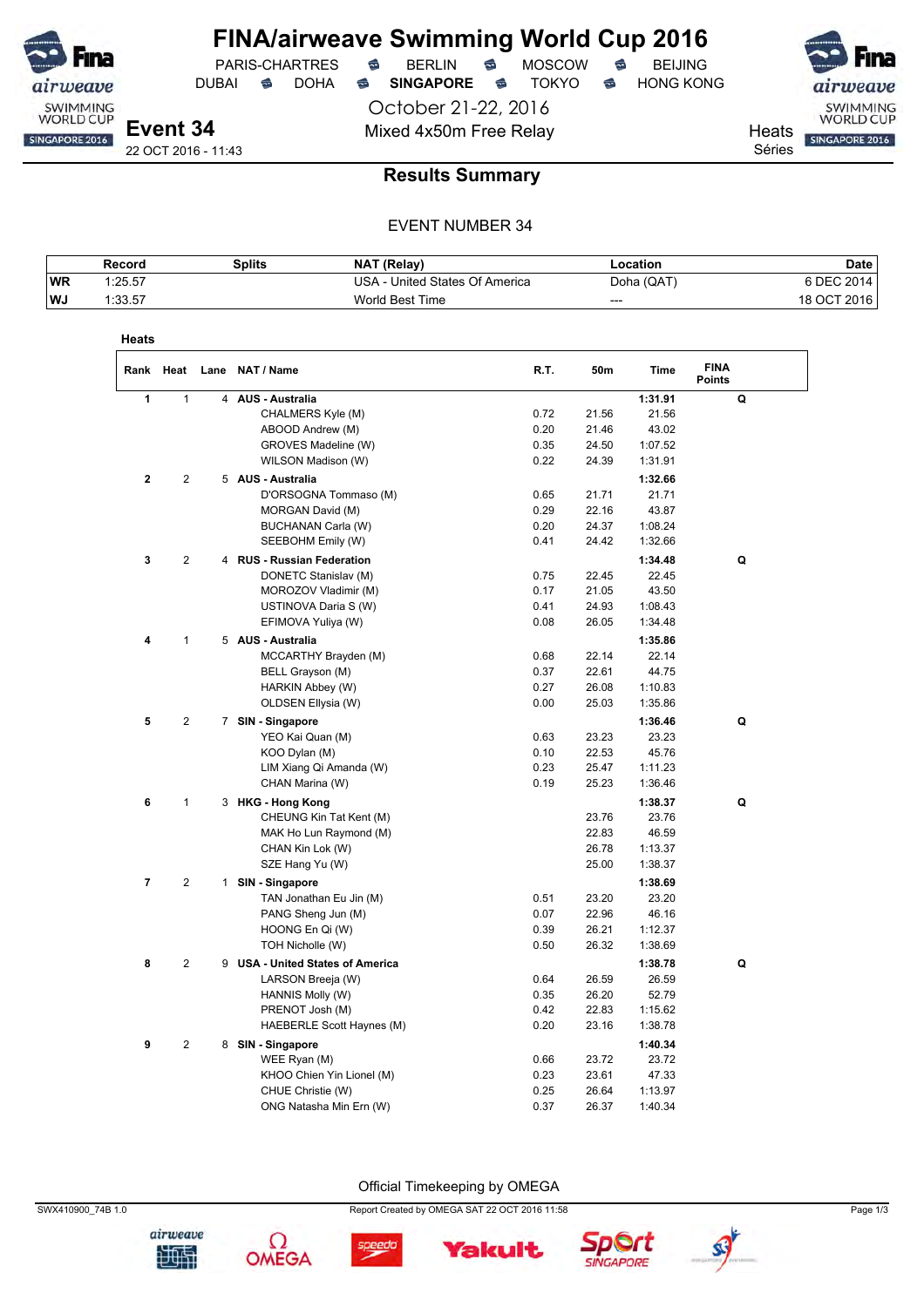# FINA/airweave Swimming World Cup 2016

PARIS-CHARTRES · BERLIN · MOSCOW · BEIJING
DUBAI · DOHA · **SINGAPORE** · TOKYO · HONG KONG

October 21-22, 2016

**Event 34**
22 OCT 2016 - 11:43

Mixed 4x50m Free Relay

Heats
Séries

## Results Summary

EVENT NUMBER 34

| | Record | Splits | NAT (Relay) | Location | Date |
|---|---|---|---|---|---|
| WR | 1:25.57 | | USA - United States Of America | Doha (QAT) | 6 DEC 2014 |
| WJ | 1:33.57 | | World Best Time | --- | 18 OCT 2016 |

### Heats

| Rank | Heat | Lane | NAT / Name | R.T. | 50m | Time | FINA Points | |
|---|---|---|---|---|---|---|---|---|
| 1 | 1 | 4 | **AUS - Australia** | | | **1:31.91** | | **Q** |
| | | | CHALMERS Kyle (M) | 0.72 | 21.56 | 21.56 | | |
| | | | ABOOD Andrew (M) | 0.20 | 21.46 | 43.02 | | |
| | | | GROVES Madeline (W) | 0.35 | 24.50 | 1:07.52 | | |
| | | | WILSON Madison (W) | 0.22 | 24.39 | 1:31.91 | | |
| 2 | 2 | 5 | **AUS - Australia** | | | **1:32.66** | | |
| | | | D'ORSOGNA Tommaso (M) | 0.65 | 21.71 | 21.71 | | |
| | | | MORGAN David (M) | 0.29 | 22.16 | 43.87 | | |
| | | | BUCHANAN Carla (W) | 0.20 | 24.37 | 1:08.24 | | |
| | | | SEEBOHM Emily (W) | 0.41 | 24.42 | 1:32.66 | | |
| 3 | 2 | 4 | **RUS - Russian Federation** | | | **1:34.48** | | **Q** |
| | | | DONETC Stanislav (M) | 0.75 | 22.45 | 22.45 | | |
| | | | MOROZOV Vladimir (M) | 0.17 | 21.05 | 43.50 | | |
| | | | USTINOVA Daria S (W) | 0.41 | 24.93 | 1:08.43 | | |
| | | | EFIMOVA Yuliya (W) | 0.08 | 26.05 | 1:34.48 | | |
| 4 | 1 | 5 | **AUS - Australia** | | | **1:35.86** | | |
| | | | MCCARTHY Brayden (M) | 0.68 | 22.14 | 22.14 | | |
| | | | BELL Grayson (M) | 0.37 | 22.61 | 44.75 | | |
| | | | HARKIN Abbey (W) | 0.27 | 26.08 | 1:10.83 | | |
| | | | OLDSEN Ellysia (W) | 0.00 | 25.03 | 1:35.86 | | |
| 5 | 2 | 7 | **SIN - Singapore** | | | **1:36.46** | | **Q** |
| | | | YEO Kai Quan (M) | 0.63 | 23.23 | 23.23 | | |
| | | | KOO Dylan (M) | 0.10 | 22.53 | 45.76 | | |
| | | | LIM Xiang Qi Amanda (W) | 0.23 | 25.47 | 1:11.23 | | |
| | | | CHAN Marina (W) | 0.19 | 25.23 | 1:36.46 | | |
| 6 | 1 | 3 | **HKG - Hong Kong** | | | **1:38.37** | | **Q** |
| | | | CHEUNG Kin Tat Kent (M) | | 23.76 | 23.76 | | |
| | | | MAK Ho Lun Raymond (M) | | 22.83 | 46.59 | | |
| | | | CHAN Kin Lok (W) | | 26.78 | 1:13.37 | | |
| | | | SZE Hang Yu (W) | | 25.00 | 1:38.37 | | |
| 7 | 2 | 1 | **SIN - Singapore** | | | **1:38.69** | | |
| | | | TAN Jonathan Eu Jin (M) | 0.51 | 23.20 | 23.20 | | |
| | | | PANG Sheng Jun (M) | 0.07 | 22.96 | 46.16 | | |
| | | | HOONG En Qi (W) | 0.39 | 26.21 | 1:12.37 | | |
| | | | TOH Nicholle (W) | 0.50 | 26.32 | 1:38.69 | | |
| 8 | 2 | 9 | **USA - United States of America** | | | **1:38.78** | | **Q** |
| | | | LARSON Breeja (W) | 0.64 | 26.59 | 26.59 | | |
| | | | HANNIS Molly (W) | 0.35 | 26.20 | 52.79 | | |
| | | | PRENOT Josh (M) | 0.42 | 22.83 | 1:15.62 | | |
| | | | HAEBERLE Scott Haynes (M) | 0.20 | 23.16 | 1:38.78 | | |
| 9 | 2 | 8 | **SIN - Singapore** | | | **1:40.34** | | |
| | | | WEE Ryan (M) | 0.66 | 23.72 | 23.72 | | |
| | | | KHOO Chien Yin Lionel (M) | 0.23 | 23.61 | 47.33 | | |
| | | | CHUE Christie (W) | 0.25 | 26.64 | 1:13.97 | | |
| | | | ONG Natasha Min Ern (W) | 0.37 | 26.37 | 1:40.34 | | |

Official Timekeeping by OMEGA

SWX410900_74B 1.0 — Report Created by OMEGA SAT 22 OCT 2016 11:58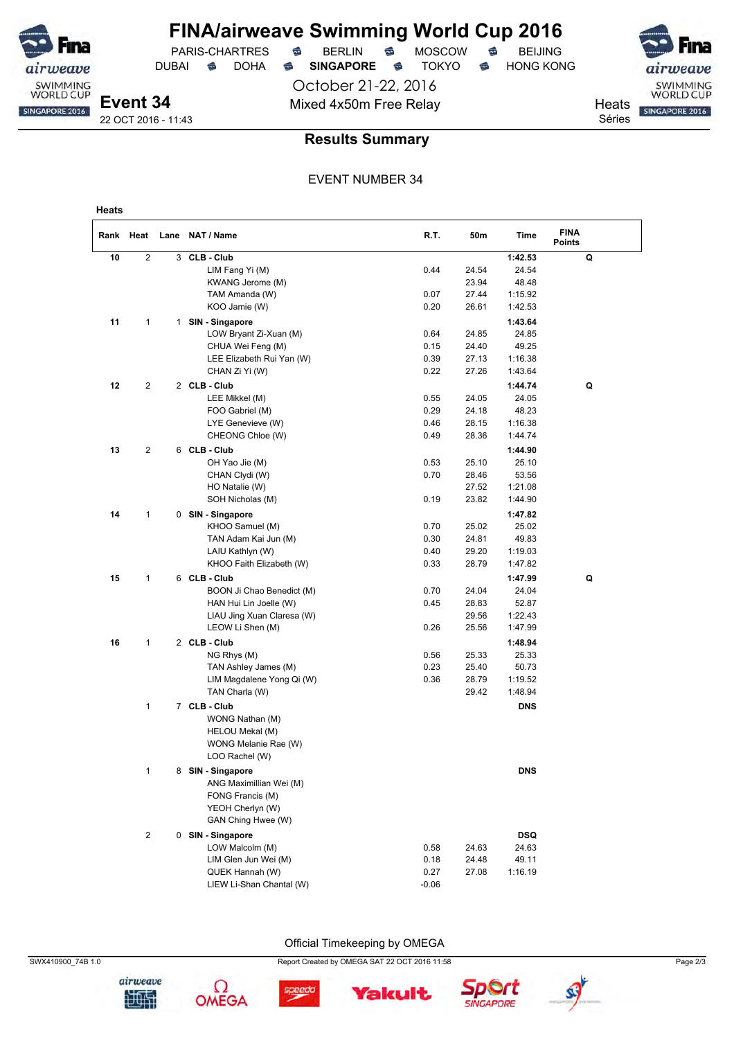# FINA/airweave Swimming World Cup 2016

PARIS-CHARTRES · BERLIN · MOSCOW · BEIJING
DUBAI · DOHA · **SINGAPORE** · TOKYO · HONG KONG

October 21-22, 2016

**Event 34** — Mixed 4x50m Free Relay — Heats / Séries

22 OCT 2016 - 11:43

## Results Summary

EVENT NUMBER 34

### Heats

| Rank | Heat | Lane | NAT / Name | R.T. | 50m | Time | FINA Points | |
|---|---|---|---|---|---|---|---|---|
| 10 | 2 | 3 | **CLB - Club** | | | **1:42.53** | | **Q** |
| | | | LIM Fang Yi (M) | 0.44 | 24.54 | 24.54 | | |
| | | | KWANG Jerome (M) | | 23.94 | 48.48 | | |
| | | | TAM Amanda (W) | 0.07 | 27.44 | 1:15.92 | | |
| | | | KOO Jamie (W) | 0.20 | 26.61 | 1:42.53 | | |
| 11 | 1 | 1 | **SIN - Singapore** | | | **1:43.64** | | |
| | | | LOW Bryant Zi-Xuan (M) | 0.64 | 24.85 | 24.85 | | |
| | | | CHUA Wei Feng (M) | 0.15 | 24.40 | 49.25 | | |
| | | | LEE Elizabeth Rui Yan (W) | 0.39 | 27.13 | 1:16.38 | | |
| | | | CHAN Zi Yi (W) | 0.22 | 27.26 | 1:43.64 | | |
| 12 | 2 | 2 | **CLB - Club** | | | **1:44.74** | | **Q** |
| | | | LEE Mikkel (M) | 0.55 | 24.05 | 24.05 | | |
| | | | FOO Gabriel (M) | 0.29 | 24.18 | 48.23 | | |
| | | | LYE Genevieve (W) | 0.46 | 28.15 | 1:16.38 | | |
| | | | CHEONG Chloe (W) | 0.49 | 28.36 | 1:44.74 | | |
| 13 | 2 | 6 | **CLB - Club** | | | **1:44.90** | | |
| | | | OH Yao Jie (M) | 0.53 | 25.10 | 25.10 | | |
| | | | CHAN Clydi (W) | 0.70 | 28.46 | 53.56 | | |
| | | | HO Natalie (W) | | 27.52 | 1:21.08 | | |
| | | | SOH Nicholas (M) | 0.19 | 23.82 | 1:44.90 | | |
| 14 | 1 | 0 | **SIN - Singapore** | | | **1:47.82** | | |
| | | | KHOO Samuel (M) | 0.70 | 25.02 | 25.02 | | |
| | | | TAN Adam Kai Jun (M) | 0.30 | 24.81 | 49.83 | | |
| | | | LAIU Kathlyn (W) | 0.40 | 29.20 | 1:19.03 | | |
| | | | KHOO Faith Elizabeth (W) | 0.33 | 28.79 | 1:47.82 | | |
| 15 | 1 | 6 | **CLB - Club** | | | **1:47.99** | | **Q** |
| | | | BOON Ji Chao Benedict (M) | 0.70 | 24.04 | 24.04 | | |
| | | | HAN Hui Lin Joelle (W) | 0.45 | 28.83 | 52.87 | | |
| | | | LIAU Jing Xuan Claresa (W) | | 29.56 | 1:22.43 | | |
| | | | LEOW Li Shen (M) | 0.26 | 25.56 | 1:47.99 | | |
| 16 | 1 | 2 | **CLB - Club** | | | **1:48.94** | | |
| | | | NG Rhys (M) | 0.56 | 25.33 | 25.33 | | |
| | | | TAN Ashley James (M) | 0.23 | 25.40 | 50.73 | | |
| | | | LIM Magdalene Yong Qi (W) | 0.36 | 28.79 | 1:19.52 | | |
| | | | TAN Charla (W) | | 29.42 | 1:48.94 | | |
| | 1 | 7 | **CLB - Club** | | | **DNS** | | |
| | | | WONG Nathan (M) | | | | | |
| | | | HELOU Mekal (M) | | | | | |
| | | | WONG Melanie Rae (W) | | | | | |
| | | | LOO Rachel (W) | | | | | |
| | 1 | 8 | **SIN - Singapore** | | | **DNS** | | |
| | | | ANG Maximillian Wei (M) | | | | | |
| | | | FONG Francis (M) | | | | | |
| | | | YEOH Cherlyn (W) | | | | | |
| | | | GAN Ching Hwee (W) | | | | | |
| | 2 | 0 | **SIN - Singapore** | | | **DSQ** | | |
| | | | LOW Malcolm (M) | 0.58 | 24.63 | 24.63 | | |
| | | | LIM Glen Jun Wei (M) | 0.18 | 24.48 | 49.11 | | |
| | | | QUEK Hannah (W) | 0.27 | 27.08 | 1:16.19 | | |
| | | | LIEW Li-Shan Chantal (W) | -0.06 | | | | |

Official Timekeeping by OMEGA

SWX410900_74B 1.0 — Report Created by OMEGA SAT 22 OCT 2016 11:58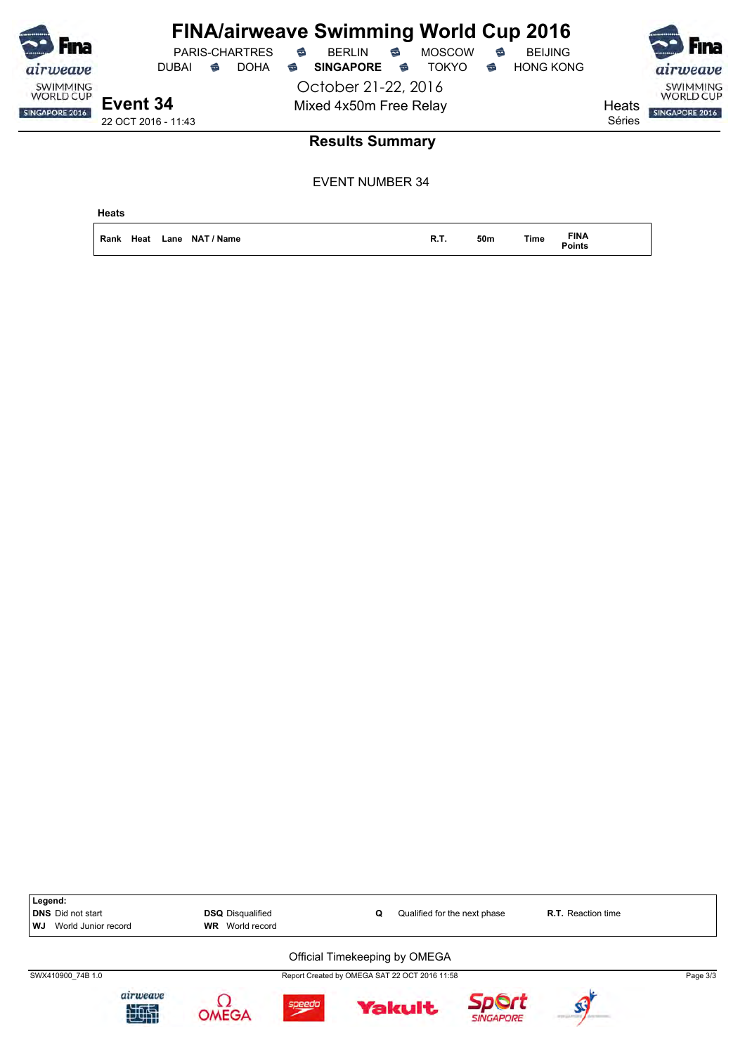# FINA/airweave Swimming World Cup 2016

PARIS-CHARTRES · BERLIN · MOSCOW · BEIJING
DUBAI · DOHA · **SINGAPORE** · TOKYO · HONG KONG

October 21-22, 2016

## Event 34

22 OCT 2016 - 11:43

Mixed 4x50m Free Relay

Heats
Séries

### Results Summary

EVENT NUMBER 34

**Heats**

| Rank | Heat | Lane | NAT / Name | R.T. | 50m | Time | FINA Points |
|---|---|---|---|---|---|---|---|

**Legend:**

| | | | |
|---|---|---|---|
| **DNS** Did not start | **DSQ** Disqualified | **Q** Qualified for the next phase | **R.T.** Reaction time |
| **WJ** World Junior record | **WR** World record | | |

Official Timekeeping by OMEGA

SWX410900_74B 1.0 · Report Created by OMEGA SAT 22 OCT 2016 11:58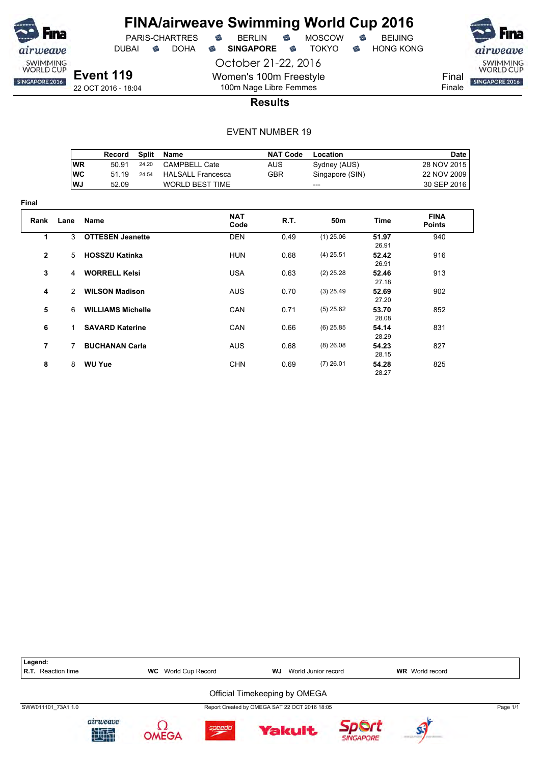# FINA/airweave Swimming World Cup 2016

PARIS-CHARTRES · BERLIN · MOSCOW · BEIJING
DUBAI · DOHA · **SINGAPORE** · TOKYO · HONG KONG

October 21-22, 2016

## Event 119

22 OCT 2016 - 18:04

Women's 100m Freestyle
100m Nage Libre Femmes

Final
Finale

### Results

EVENT NUMBER 19

| | Record | Split | Name | NAT Code | Location | Date |
|---|---|---|---|---|---|---|
| WR | 50.91 | 24.20 | CAMPBELL Cate | AUS | Sydney (AUS) | 28 NOV 2015 |
| WC | 51.19 | 24.54 | HALSALL Francesca | GBR | Singapore (SIN) | 22 NOV 2009 |
| WJ | 52.09 | | WORLD BEST TIME | | --- | 30 SEP 2016 |

**Final**

| Rank | Lane | Name | NAT Code | R.T. | 50m | Time | FINA Points |
|---|---|---|---|---|---|---|---|
| 1 | 3 | OTTESEN Jeanette | DEN | 0.49 | (1) 25.06 | **51.97** 26.91 | 940 |
| 2 | 5 | HOSSZU Katinka | HUN | 0.68 | (4) 25.51 | **52.42** 26.91 | 916 |
| 3 | 4 | WORRELL Kelsi | USA | 0.63 | (2) 25.28 | **52.46** 27.18 | 913 |
| 4 | 2 | WILSON Madison | AUS | 0.70 | (3) 25.49 | **52.69** 27.20 | 902 |
| 5 | 6 | WILLIAMS Michelle | CAN | 0.71 | (5) 25.62 | **53.70** 28.08 | 852 |
| 6 | 1 | SAVARD Katerine | CAN | 0.66 | (6) 25.85 | **54.14** 28.29 | 831 |
| 7 | 7 | BUCHANAN Carla | AUS | 0.68 | (8) 26.08 | **54.23** 28.15 | 827 |
| 8 | 8 | WU Yue | CHN | 0.69 | (7) 26.01 | **54.28** 28.27 | 825 |

**Legend:**
**R.T.** Reaction time · **WC** World Cup Record · **WJ** World Junior record · **WR** World record

Official Timekeeping by OMEGA

SWW011101_73A1 1.0 · Report Created by OMEGA SAT 22 OCT 2016 18:05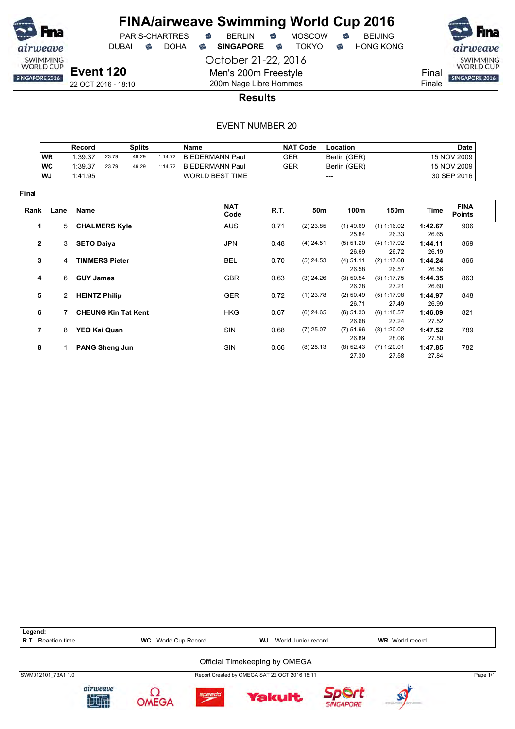# FINA/airweave Swimming World Cup 2016

PARIS-CHARTRES · BERLIN · MOSCOW · BEIJING
DUBAI · DOHA · **SINGAPORE** · TOKYO · HONG KONG

October 21-22, 2016

**Event 120**
22 OCT 2016 - 18:10

Men's 200m Freestyle
200m Nage Libre Hommes

Final
Finale

## Results

EVENT NUMBER 20

| | Record | Splits | | | Name | NAT Code | Location | Date |
|---|---|---|---|---|---|---|---|---|
| WR | 1:39.37 | 23.79 | 49.29 | 1:14.72 | BIEDERMANN Paul | GER | Berlin (GER) | 15 NOV 2009 |
| WC | 1:39.37 | 23.79 | 49.29 | 1:14.72 | BIEDERMANN Paul | GER | Berlin (GER) | 15 NOV 2009 |
| WJ | 1:41.95 | | | | WORLD BEST TIME | | --- | 30 SEP 2016 |

**Final**

| Rank | Lane | Name | NAT Code | R.T. | 50m | 100m | 150m | Time | FINA Points |
|---|---|---|---|---|---|---|---|---|---|
| 1 | 5 | **CHALMERS Kyle** | AUS | 0.71 | (2) 23.85 | (1) 49.69 | (1) 1:16.02 | **1:42.67** | 906 |
| | | | | | | 25.84 | 26.33 | 26.65 | |
| 2 | 3 | **SETO Daiya** | JPN | 0.48 | (4) 24.51 | (5) 51.20 | (4) 1:17.92 | **1:44.11** | 869 |
| | | | | | | 26.69 | 26.72 | 26.19 | |
| 3 | 4 | **TIMMERS Pieter** | BEL | 0.70 | (5) 24.53 | (4) 51.11 | (2) 1:17.68 | **1:44.24** | 866 |
| | | | | | | 26.58 | 26.57 | 26.56 | |
| 4 | 6 | **GUY James** | GBR | 0.63 | (3) 24.26 | (3) 50.54 | (3) 1:17.75 | **1:44.35** | 863 |
| | | | | | | 26.28 | 27.21 | 26.60 | |
| 5 | 2 | **HEINTZ Philip** | GER | 0.72 | (1) 23.78 | (2) 50.49 | (5) 1:17.98 | **1:44.97** | 848 |
| | | | | | | 26.71 | 27.49 | 26.99 | |
| 6 | 7 | **CHEUNG Kin Tat Kent** | HKG | 0.67 | (6) 24.65 | (6) 51.33 | (6) 1:18.57 | **1:46.09** | 821 |
| | | | | | | 26.68 | 27.24 | 27.52 | |
| 7 | 8 | **YEO Kai Quan** | SIN | 0.68 | (7) 25.07 | (7) 51.96 | (8) 1:20.02 | **1:47.52** | 789 |
| | | | | | | 26.89 | 28.06 | 27.50 | |
| 8 | 1 | **PANG Sheng Jun** | SIN | 0.66 | (8) 25.13 | (8) 52.43 | (7) 1:20.01 | **1:47.85** | 782 |
| | | | | | | 27.30 | 27.58 | 27.84 | |

**Legend:**
**R.T.** Reaction time · **WC** World Cup Record · **WJ** World Junior record · **WR** World record

Official Timekeeping by OMEGA

SWM012101_73A1 1.0 · Report Created by OMEGA SAT 22 OCT 2016 18:11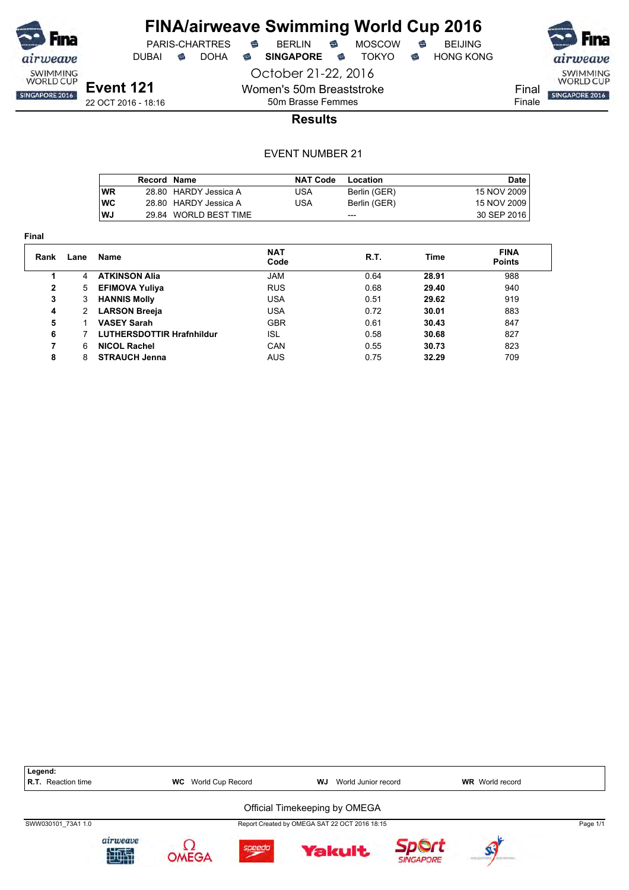# FINA/airweave Swimming World Cup 2016

PARIS-CHARTRES · BERLIN · MOSCOW · BEIJING
DUBAI · DOHA · **SINGAPORE** · TOKYO · HONG KONG

October 21-22, 2016

## Event 121

22 OCT 2016 - 18:16

Women's 50m Breaststroke
50m Brasse Femmes

Final
Finale

### Results

EVENT NUMBER 21

| | Record | Name | NAT Code | Location | Date |
|---|---|---|---|---|---|
| **WR** | 28.80 | HARDY Jessica A | USA | Berlin (GER) | 15 NOV 2009 |
| **WC** | 28.80 | HARDY Jessica A | USA | Berlin (GER) | 15 NOV 2009 |
| **WJ** | 29.84 | WORLD BEST TIME | | --- | 30 SEP 2016 |

**Final**

| Rank | Lane | Name | NAT Code | R.T. | Time | FINA Points |
|---|---|---|---|---|---|---|
| 1 | 4 | **ATKINSON Alia** | JAM | 0.64 | **28.91** | 988 |
| 2 | 5 | **EFIMOVA Yuliya** | RUS | 0.68 | **29.40** | 940 |
| 3 | 3 | **HANNIS Molly** | USA | 0.51 | **29.62** | 919 |
| 4 | 2 | **LARSON Breeja** | USA | 0.72 | **30.01** | 883 |
| 5 | 1 | **VASEY Sarah** | GBR | 0.61 | **30.43** | 847 |
| 6 | 7 | **LUTHERSDOTTIR Hrafnhildur** | ISL | 0.58 | **30.68** | 827 |
| 7 | 6 | **NICOL Rachel** | CAN | 0.55 | **30.73** | 823 |
| 8 | 8 | **STRAUCH Jenna** | AUS | 0.75 | **32.29** | 709 |

**Legend:**
**R.T.** Reaction time · **WC** World Cup Record · **WJ** World Junior record · **WR** World record

Official Timekeeping by OMEGA

SWW030101_73A1 1.0 · Report Created by OMEGA SAT 22 OCT 2016 18:15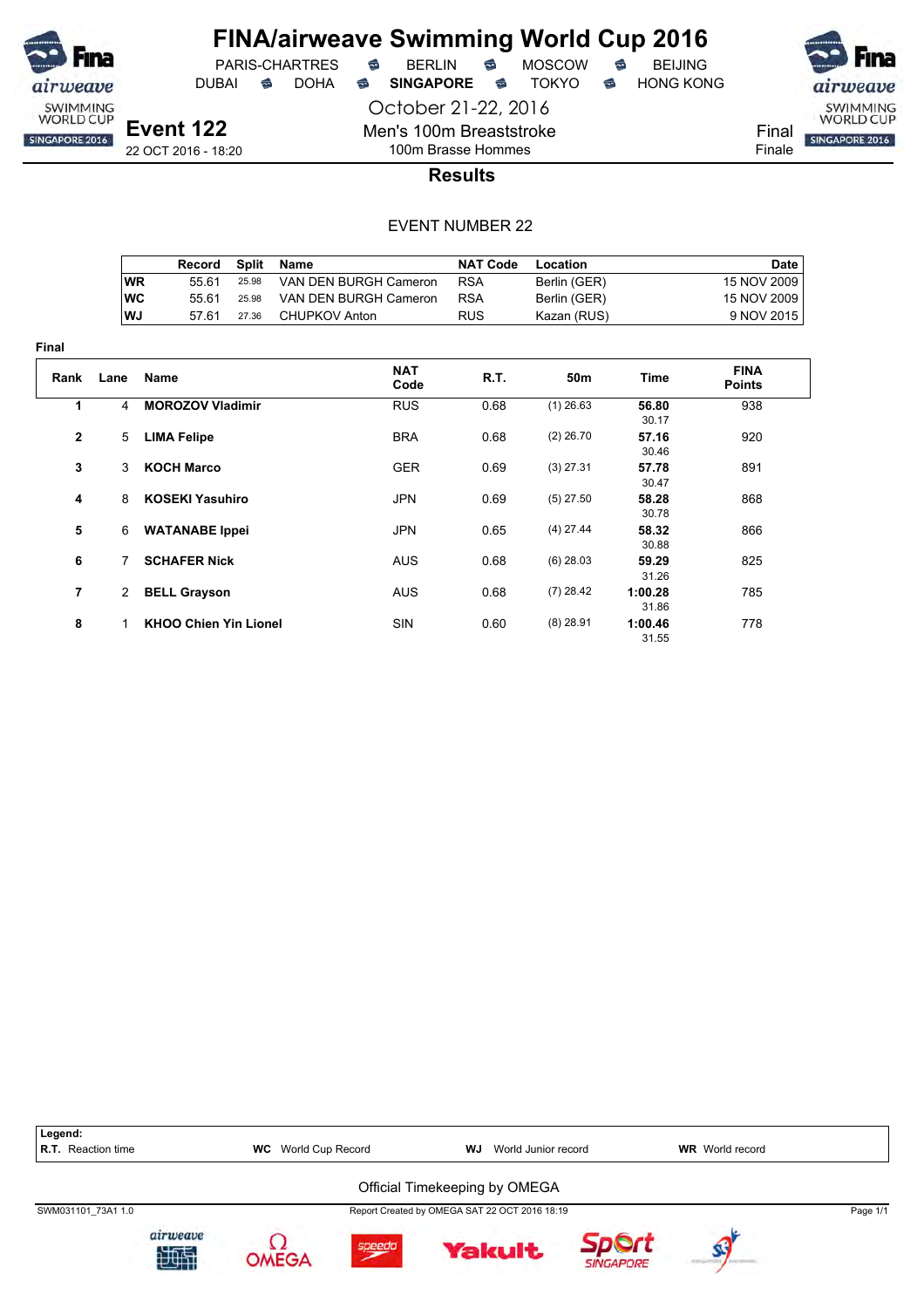# FINA/airweave Swimming World Cup 2016

PARIS-CHARTRES · BERLIN · MOSCOW · BEIJING
DUBAI · DOHA · **SINGAPORE** · TOKYO · HONG KONG

October 21-22, 2016

## Event 122

22 OCT 2016 - 18:20

Men's 100m Breaststroke
100m Brasse Hommes

Final
Finale

### Results

EVENT NUMBER 22

| | Record | Split | Name | NAT Code | Location | Date |
|---|---|---|---|---|---|---|
| WR | 55.61 | 25.98 | VAN DEN BURGH Cameron | RSA | Berlin (GER) | 15 NOV 2009 |
| WC | 55.61 | 25.98 | VAN DEN BURGH Cameron | RSA | Berlin (GER) | 15 NOV 2009 |
| WJ | 57.61 | 27.36 | CHUPKOV Anton | RUS | Kazan (RUS) | 9 NOV 2015 |

**Final**

| Rank | Lane | Name | NAT Code | R.T. | 50m | Time | FINA Points |
|---|---|---|---|---|---|---|---|
| 1 | 4 | **MOROZOV Vladimir** | RUS | 0.68 | (1) 26.63 | **56.80** 30.17 | 938 |
| 2 | 5 | **LIMA Felipe** | BRA | 0.68 | (2) 26.70 | **57.16** 30.46 | 920 |
| 3 | 3 | **KOCH Marco** | GER | 0.69 | (3) 27.31 | **57.78** 30.47 | 891 |
| 4 | 8 | **KOSEKI Yasuhiro** | JPN | 0.69 | (5) 27.50 | **58.28** 30.78 | 868 |
| 5 | 6 | **WATANABE Ippei** | JPN | 0.65 | (4) 27.44 | **58.32** 30.88 | 866 |
| 6 | 7 | **SCHAFER Nick** | AUS | 0.68 | (6) 28.03 | **59.29** 31.26 | 825 |
| 7 | 2 | **BELL Grayson** | AUS | 0.68 | (7) 28.42 | **1:00.28** 31.86 | 785 |
| 8 | 1 | **KHOO Chien Yin Lionel** | SIN | 0.60 | (8) 28.91 | **1:00.46** 31.55 | 778 |

**Legend:**
**R.T.** Reaction time · **WC** World Cup Record · **WJ** World Junior record · **WR** World record

Official Timekeeping by OMEGA

SWM031101_73A1 1.0 · Report Created by OMEGA SAT 22 OCT 2016 18:19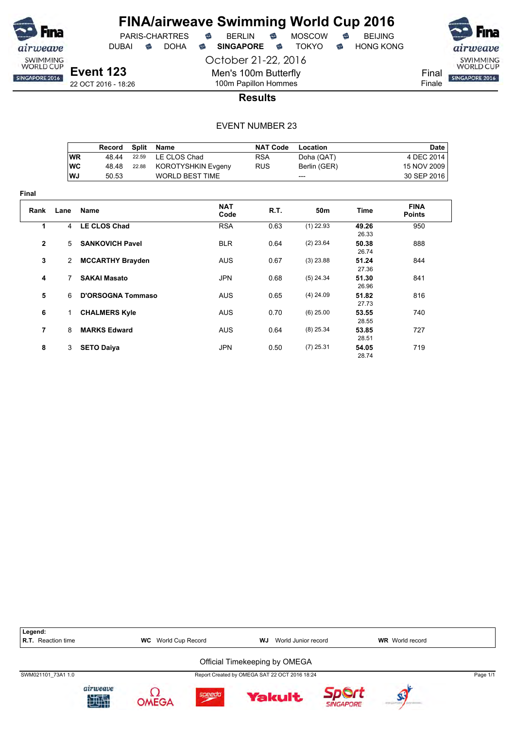# FINA/airweave Swimming World Cup 2016

PARIS-CHARTRES · BERLIN · MOSCOW · BEIJING
DUBAI · DOHA · **SINGAPORE** · TOKYO · HONG KONG

October 21-22, 2016

## Event 123

22 OCT 2016 - 18:26

Men's 100m Butterfly
100m Papillon Hommes

Final
Finale

### Results

EVENT NUMBER 23

| | Record | Split | Name | NAT Code | Location | Date |
|---|---|---|---|---|---|---|
| WR | 48.44 | 22.59 | LE CLOS Chad | RSA | Doha (QAT) | 4 DEC 2014 |
| WC | 48.48 | 22.88 | KOROTYSHKIN Evgeny | RUS | Berlin (GER) | 15 NOV 2009 |
| WJ | 50.53 | | WORLD BEST TIME | | --- | 30 SEP 2016 |

**Final**

| Rank | Lane | Name | NAT Code | R.T. | 50m | Time | FINA Points |
|---|---|---|---|---|---|---|---|
| 1 | 4 | **LE CLOS Chad** | RSA | 0.63 | (1) 22.93 | **49.26** 26.33 | 950 |
| 2 | 5 | **SANKOVICH Pavel** | BLR | 0.64 | (2) 23.64 | **50.38** 26.74 | 888 |
| 3 | 2 | **MCCARTHY Brayden** | AUS | 0.67 | (3) 23.88 | **51.24** 27.36 | 844 |
| 4 | 7 | **SAKAI Masato** | JPN | 0.68 | (5) 24.34 | **51.30** 26.96 | 841 |
| 5 | 6 | **D'ORSOGNA Tommaso** | AUS | 0.65 | (4) 24.09 | **51.82** 27.73 | 816 |
| 6 | 1 | **CHALMERS Kyle** | AUS | 0.70 | (6) 25.00 | **53.55** 28.55 | 740 |
| 7 | 8 | **MARKS Edward** | AUS | 0.64 | (8) 25.34 | **53.85** 28.51 | 727 |
| 8 | 3 | **SETO Daiya** | JPN | 0.50 | (7) 25.31 | **54.05** 28.74 | 719 |

**Legend:**
**R.T.** Reaction time · **WC** World Cup Record · **WJ** World Junior record · **WR** World record

Official Timekeeping by OMEGA

SWM021101_73A1 1.0 · Report Created by OMEGA SAT 22 OCT 2016 18:24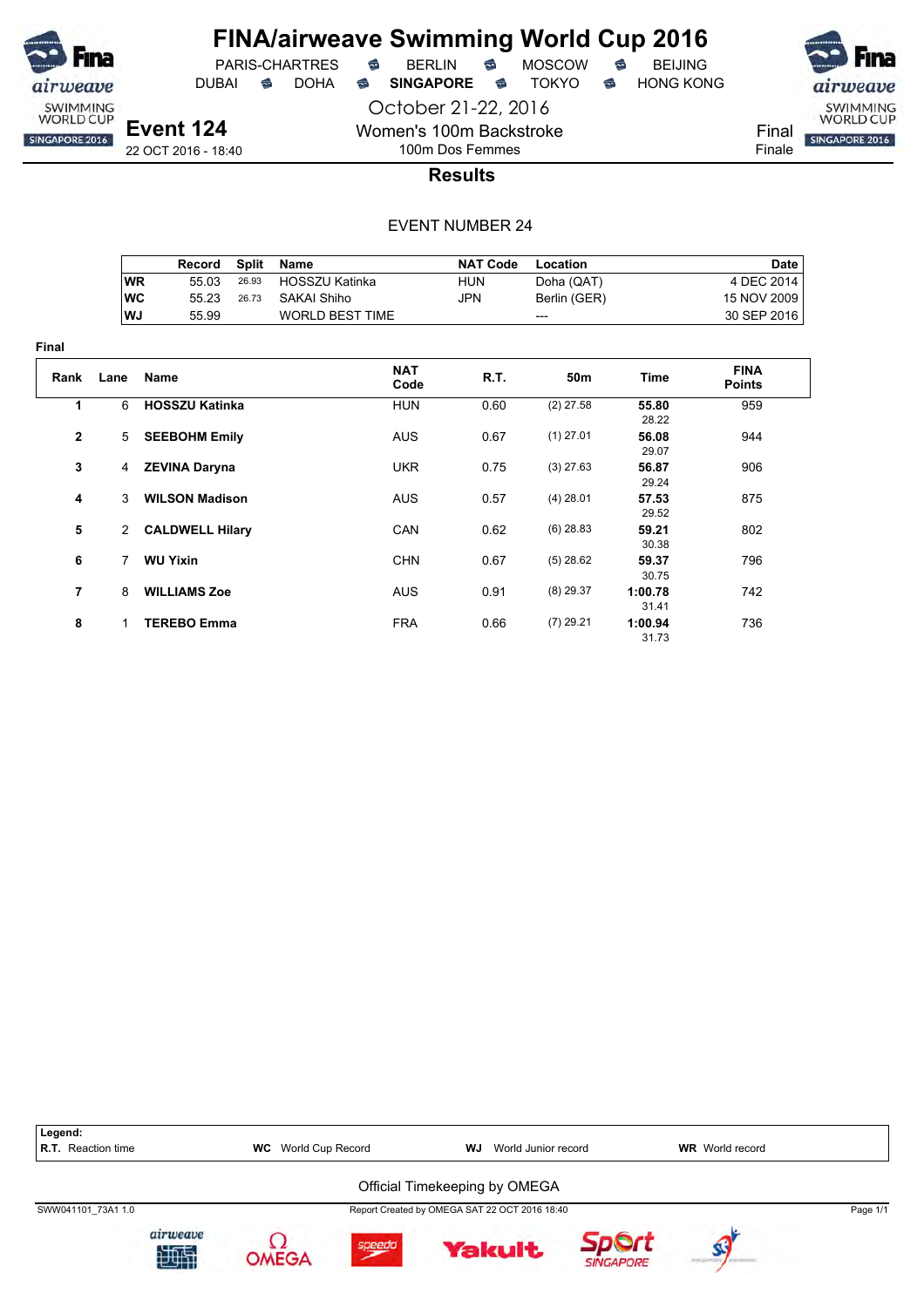# FINA/airweave Swimming World Cup 2016

PARIS-CHARTRES · BERLIN · MOSCOW · BEIJING
DUBAI · DOHA · **SINGAPORE** · TOKYO · HONG KONG

October 21-22, 2016

## Event 124

22 OCT 2016 - 18:40

Women's 100m Backstroke
100m Dos Femmes

Final
Finale

### Results

EVENT NUMBER 24

| | Record | Split | Name | NAT Code | Location | Date |
|---|---|---|---|---|---|---|
| WR | 55.03 | 26.93 | HOSSZU Katinka | HUN | Doha (QAT) | 4 DEC 2014 |
| WC | 55.23 | 26.73 | SAKAI Shiho | JPN | Berlin (GER) | 15 NOV 2009 |
| WJ | 55.99 | | WORLD BEST TIME | | --- | 30 SEP 2016 |

**Final**

| Rank | Lane | Name | NAT Code | R.T. | 50m | Time | FINA Points |
|---|---|---|---|---|---|---|---|
| 1 | 6 | **HOSSZU Katinka** | HUN | 0.60 | (2) 27.58 | **55.80** 28.22 | 959 |
| 2 | 5 | **SEEBOHM Emily** | AUS | 0.67 | (1) 27.01 | **56.08** 29.07 | 944 |
| 3 | 4 | **ZEVINA Daryna** | UKR | 0.75 | (3) 27.63 | **56.87** 29.24 | 906 |
| 4 | 3 | **WILSON Madison** | AUS | 0.57 | (4) 28.01 | **57.53** 29.52 | 875 |
| 5 | 2 | **CALDWELL Hilary** | CAN | 0.62 | (6) 28.83 | **59.21** 30.38 | 802 |
| 6 | 7 | **WU Yixin** | CHN | 0.67 | (5) 28.62 | **59.37** 30.75 | 796 |
| 7 | 8 | **WILLIAMS Zoe** | AUS | 0.91 | (8) 29.37 | **1:00.78** 31.41 | 742 |
| 8 | 1 | **TEREBO Emma** | FRA | 0.66 | (7) 29.21 | **1:00.94** 31.73 | 736 |

**Legend:**
**R.T.** Reaction time · **WC** World Cup Record · **WJ** World Junior record · **WR** World record

Official Timekeeping by OMEGA

SWW041101_73A1 1.0 · Report Created by OMEGA SAT 22 OCT 2016 18:40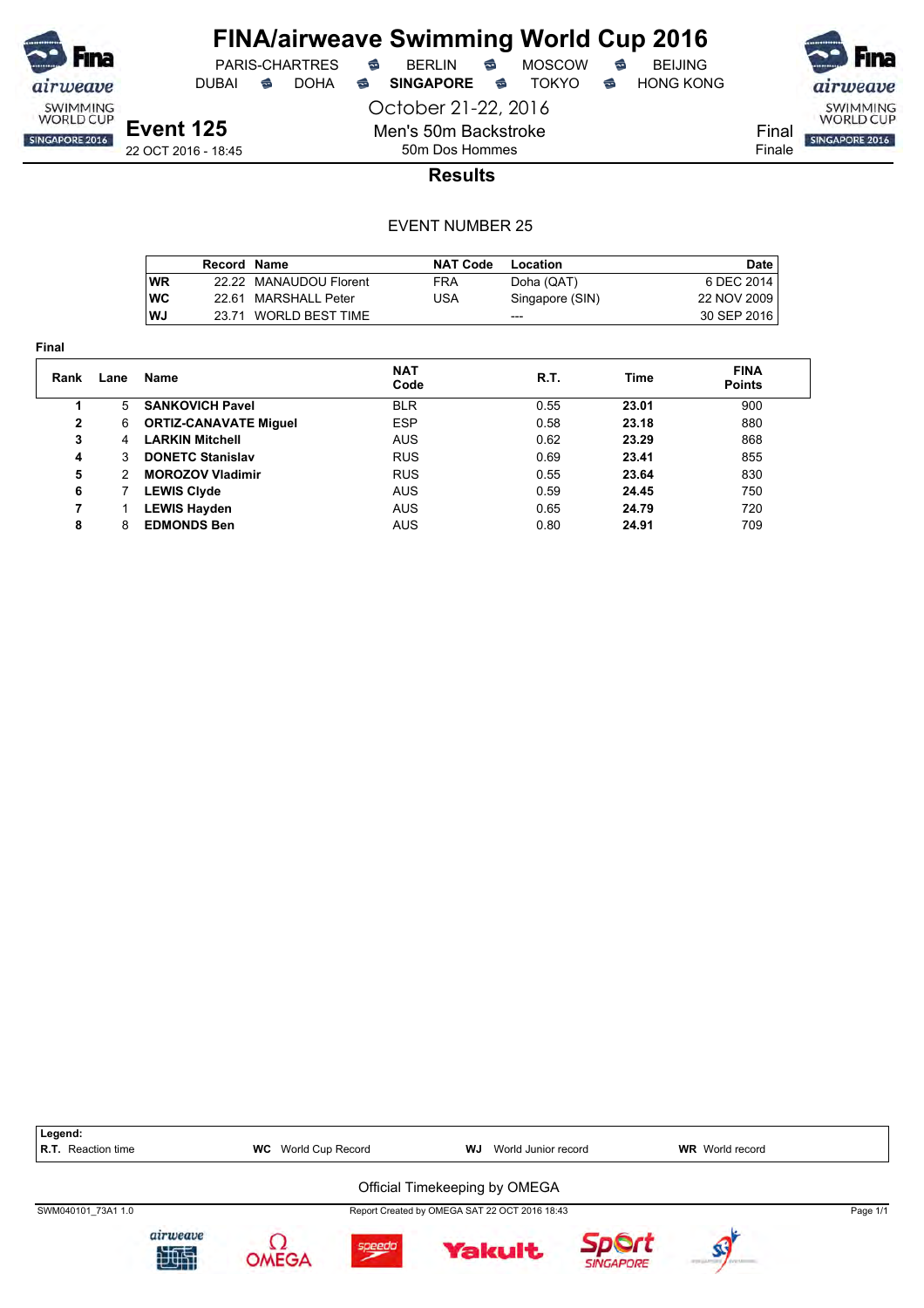# FINA/airweave Swimming World Cup 2016

PARIS-CHARTRES · BERLIN · MOSCOW · BEIJING
DUBAI · DOHA · **SINGAPORE** · TOKYO · HONG KONG

October 21-22, 2016

## Event 125

22 OCT 2016 - 18:45

Men's 50m Backstroke
50m Dos Hommes

Final
Finale

### Results

EVENT NUMBER 25

| | Record | Name | NAT Code | Location | Date |
|---|---|---|---|---|---|
| **WR** | 22.22 | MANAUDOU Florent | FRA | Doha (QAT) | 6 DEC 2014 |
| **WC** | 22.61 | MARSHALL Peter | USA | Singapore (SIN) | 22 NOV 2009 |
| **WJ** | 23.71 | WORLD BEST TIME | | --- | 30 SEP 2016 |

**Final**

| Rank | Lane | Name | NAT Code | R.T. | Time | FINA Points |
|---|---|---|---|---|---|---|
| 1 | 5 | **SANKOVICH Pavel** | BLR | 0.55 | **23.01** | 900 |
| 2 | 6 | **ORTIZ-CANAVATE Miguel** | ESP | 0.58 | **23.18** | 880 |
| 3 | 4 | **LARKIN Mitchell** | AUS | 0.62 | **23.29** | 868 |
| 4 | 3 | **DONETC Stanislav** | RUS | 0.69 | **23.41** | 855 |
| 5 | 2 | **MOROZOV Vladimir** | RUS | 0.55 | **23.64** | 830 |
| 6 | 7 | **LEWIS Clyde** | AUS | 0.59 | **24.45** | 750 |
| 7 | 1 | **LEWIS Hayden** | AUS | 0.65 | **24.79** | 720 |
| 8 | 8 | **EDMONDS Ben** | AUS | 0.80 | **24.91** | 709 |

**Legend:**
**R.T.** Reaction time · **WC** World Cup Record · **WJ** World Junior record · **WR** World record

Official Timekeeping by OMEGA

SWM040101_73A1 1.0 · Report Created by OMEGA SAT 22 OCT 2016 18:43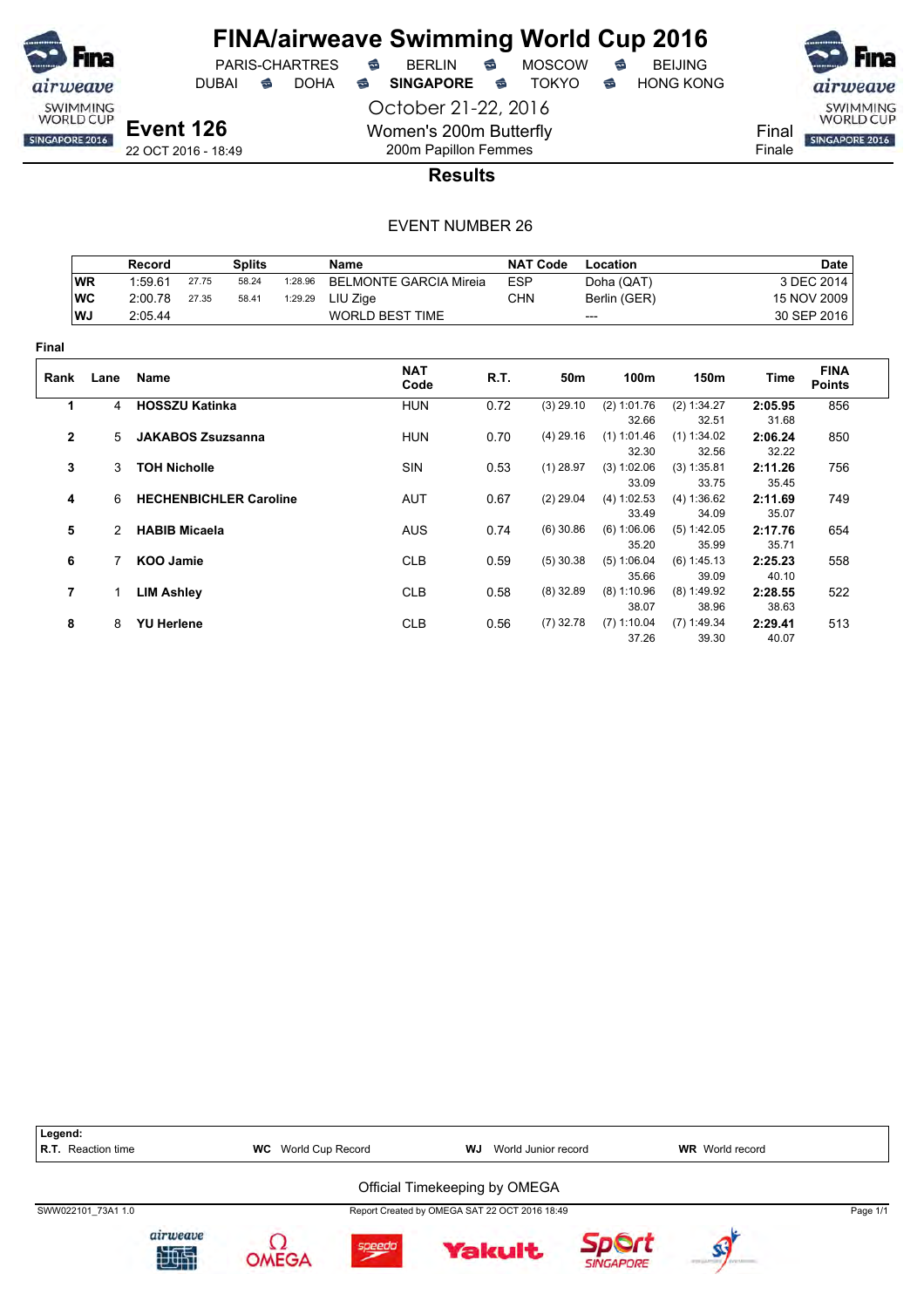# FINA/airweave Swimming World Cup 2016

PARIS-CHARTRES · BERLIN · MOSCOW · BEIJING
DUBAI · DOHA · **SINGAPORE** · TOKYO · HONG KONG

October 21-22, 2016

**Event 126**
22 OCT 2016 - 18:49

Women's 200m Butterfly
200m Papillon Femmes

Final
Finale

## Results

EVENT NUMBER 26

| | Record | Splits | | | Name | NAT Code | Location | Date |
|---|---|---|---|---|---|---|---|---|
| WR | 1:59.61 | 27.75 | 58.24 | 1:28.96 | BELMONTE GARCIA Mireia | ESP | Doha (QAT) | 3 DEC 2014 |
| WC | 2:00.78 | 27.35 | 58.41 | 1:29.29 | LIU Zige | CHN | Berlin (GER) | 15 NOV 2009 |
| WJ | 2:05.44 | | | | WORLD BEST TIME | | --- | 30 SEP 2016 |

**Final**

| Rank | Lane | Name | NAT Code | R.T. | 50m | 100m | 150m | Time | FINA Points |
|---|---|---|---|---|---|---|---|---|---|
| 1 | 4 | **HOSSZU Katinka** | HUN | 0.72 | (3) 29.10 | (2) 1:01.76<br>32.66 | (2) 1:34.27<br>32.51 | **2:05.95**<br>31.68 | 856 |
| 2 | 5 | **JAKABOS Zsuzsanna** | HUN | 0.70 | (4) 29.16 | (1) 1:01.46<br>32.30 | (1) 1:34.02<br>32.56 | **2:06.24**<br>32.22 | 850 |
| 3 | 3 | **TOH Nicholle** | SIN | 0.53 | (1) 28.97 | (3) 1:02.06<br>33.09 | (3) 1:35.81<br>33.75 | **2:11.26**<br>35.45 | 756 |
| 4 | 6 | **HECHENBICHLER Caroline** | AUT | 0.67 | (2) 29.04 | (4) 1:02.53<br>33.49 | (4) 1:36.62<br>34.09 | **2:11.69**<br>35.07 | 749 |
| 5 | 2 | **HABIB Micaela** | AUS | 0.74 | (6) 30.86 | (6) 1:06.06<br>35.20 | (5) 1:42.05<br>35.99 | **2:17.76**<br>35.71 | 654 |
| 6 | 7 | **KOO Jamie** | CLB | 0.59 | (5) 30.38 | (5) 1:06.04<br>35.66 | (6) 1:45.13<br>39.09 | **2:25.23**<br>40.10 | 558 |
| 7 | 1 | **LIM Ashley** | CLB | 0.58 | (8) 32.89 | (8) 1:10.96<br>38.07 | (8) 1:49.92<br>38.96 | **2:28.55**<br>38.63 | 522 |
| 8 | 8 | **YU Herlene** | CLB | 0.56 | (7) 32.78 | (7) 1:10.04<br>37.26 | (7) 1:49.34<br>39.30 | **2:29.41**<br>40.07 | 513 |

**Legend:**
**R.T.** Reaction time · **WC** World Cup Record · **WJ** World Junior record · **WR** World record

Official Timekeeping by OMEGA

SWW022101_73A1 1.0 — Report Created by OMEGA SAT 22 OCT 2016 18:49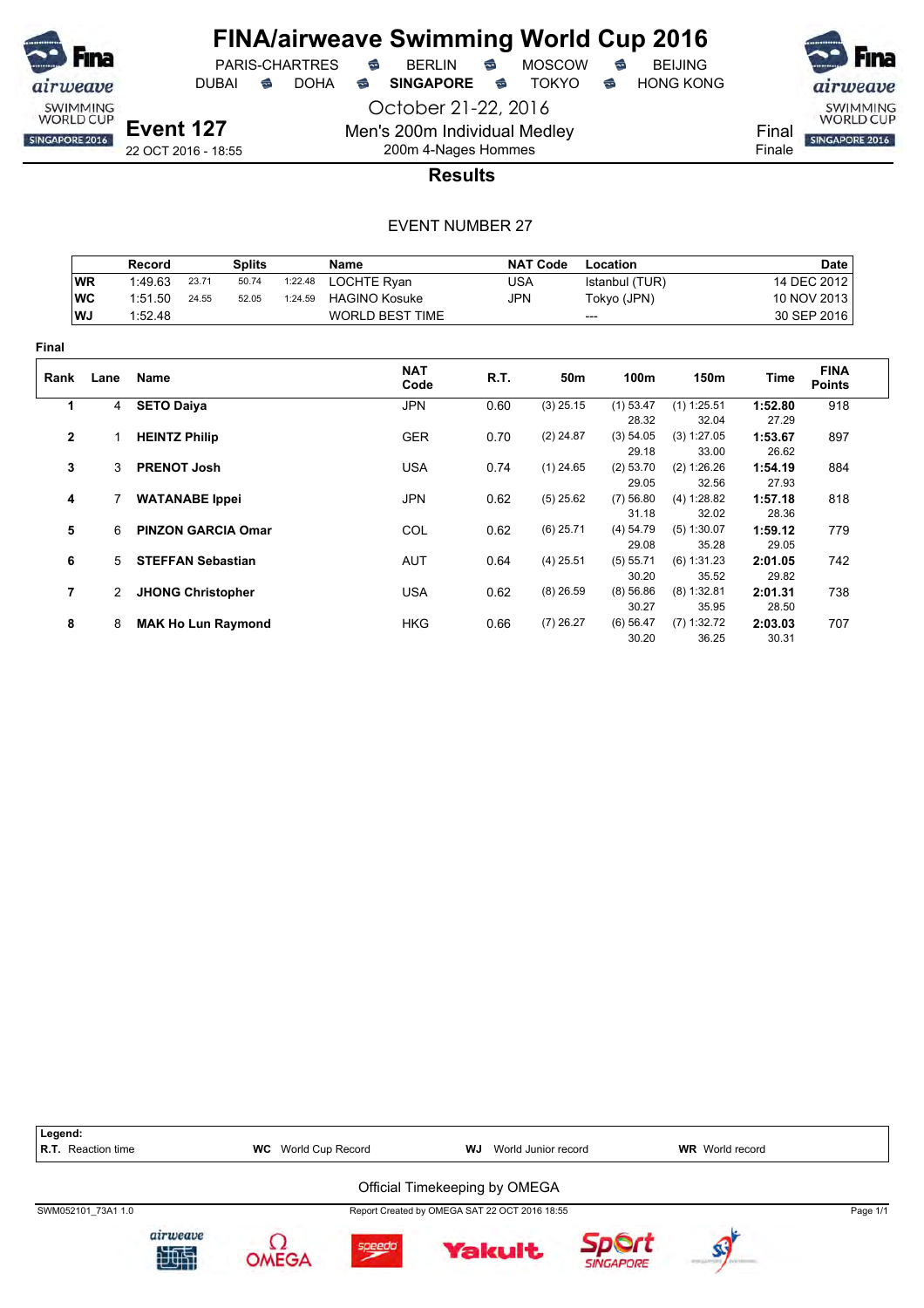# FINA/airweave Swimming World Cup 2016

PARIS-CHARTRES · BERLIN · MOSCOW · BEIJING
DUBAI · DOHA · **SINGAPORE** · TOKYO · HONG KONG

October 21-22, 2016

## Event 127

22 OCT 2016 - 18:55

Men's 200m Individual Medley
200m 4-Nages Hommes

Final
Finale

### Results

EVENT NUMBER 27

| | Record | Splits | | | Name | NAT Code | Location | Date |
|---|---|---|---|---|---|---|---|---|
| WR | 1:49.63 | 23.71 | 50.74 | 1:22.48 | LOCHTE Ryan | USA | Istanbul (TUR) | 14 DEC 2012 |
| WC | 1:51.50 | 24.55 | 52.05 | 1:24.59 | HAGINO Kosuke | JPN | Tokyo (JPN) | 10 NOV 2013 |
| WJ | 1:52.48 | | | | WORLD BEST TIME | | --- | 30 SEP 2016 |

**Final**

| Rank | Lane | Name | NAT Code | R.T. | 50m | 100m | 150m | Time | FINA Points |
|---|---|---|---|---|---|---|---|---|---|
| 1 | 4 | **SETO Daiya** | JPN | 0.60 | (3) 25.15 | (1) 53.47<br>28.32 | (1) 1:25.51<br>32.04 | **1:52.80**<br>27.29 | 918 |
| 2 | 1 | **HEINTZ Philip** | GER | 0.70 | (2) 24.87 | (3) 54.05<br>29.18 | (3) 1:27.05<br>33.00 | **1:53.67**<br>26.62 | 897 |
| 3 | 3 | **PRENOT Josh** | USA | 0.74 | (1) 24.65 | (2) 53.70<br>29.05 | (2) 1:26.26<br>32.56 | **1:54.19**<br>27.93 | 884 |
| 4 | 7 | **WATANABE Ippei** | JPN | 0.62 | (5) 25.62 | (7) 56.80<br>31.18 | (4) 1:28.82<br>32.02 | **1:57.18**<br>28.36 | 818 |
| 5 | 6 | **PINZON GARCIA Omar** | COL | 0.62 | (6) 25.71 | (4) 54.79<br>29.08 | (5) 1:30.07<br>35.28 | **1:59.12**<br>29.05 | 779 |
| 6 | 5 | **STEFFAN Sebastian** | AUT | 0.64 | (4) 25.51 | (5) 55.71<br>30.20 | (6) 1:31.23<br>35.52 | **2:01.05**<br>29.82 | 742 |
| 7 | 2 | **JHONG Christopher** | USA | 0.62 | (8) 26.59 | (8) 56.86<br>30.27 | (8) 1:32.81<br>35.95 | **2:01.31**<br>28.50 | 738 |
| 8 | 8 | **MAK Ho Lun Raymond** | HKG | 0.66 | (7) 26.27 | (6) 56.47<br>30.20 | (7) 1:32.72<br>36.25 | **2:03.03**<br>30.31 | 707 |

**Legend:**
**R.T.** Reaction time **WC** World Cup Record **WJ** World Junior record **WR** World record

Official Timekeeping by OMEGA

SWM052101_73A1 1.0 — Report Created by OMEGA SAT 22 OCT 2016 18:55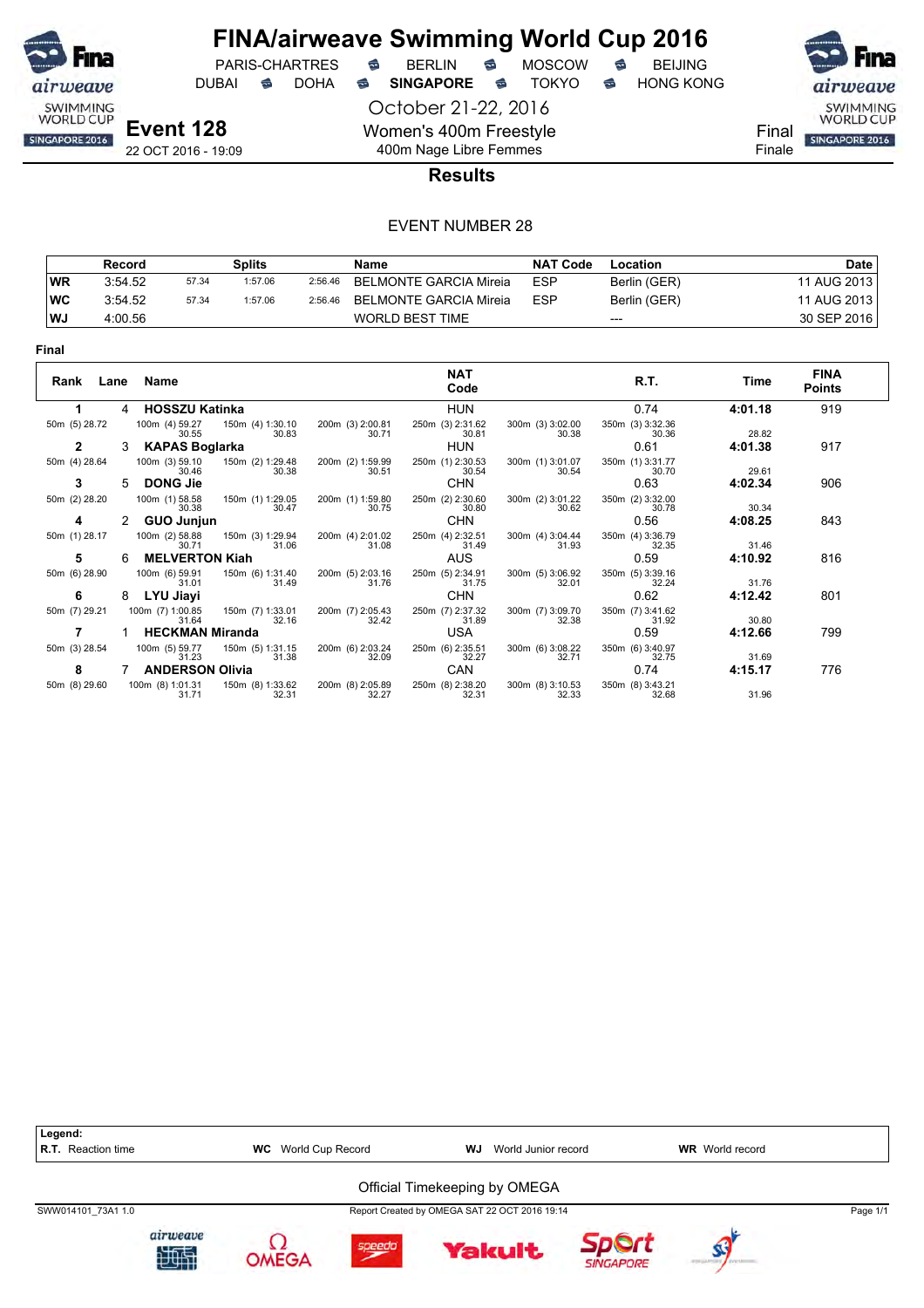# FINA/airweave Swimming World Cup 2016

PARIS-CHARTRES · BERLIN · MOSCOW · BEIJING
DUBAI · DOHA · **SINGAPORE** · TOKYO · HONG KONG

October 21-22, 2016

**Event 128**
22 OCT 2016 - 19:09

Women's 400m Freestyle
400m Nage Libre Femmes

Final
Finale

## Results

EVENT NUMBER 28

| | Record | Splits | | | Name | NAT Code | Location | Date |
|---|---|---|---|---|---|---|---|---|
| WR | 3:54.52 | 57.34 | 1:57.06 | 2:56.46 | BELMONTE GARCIA Mireia | ESP | Berlin (GER) | 11 AUG 2013 |
| WC | 3:54.52 | 57.34 | 1:57.06 | 2:56.46 | BELMONTE GARCIA Mireia | ESP | Berlin (GER) | 11 AUG 2013 |
| WJ | 4:00.56 | | | | WORLD BEST TIME | | --- | 30 SEP 2016 |

**Final**

| Rank | Lane | Name | | | | NAT Code | | R.T. | Time | FINA Points |
|---|---|---|---|---|---|---|---|---|---|---|
| **1** | 4 | **HOSSZU Katinka** | | | | HUN | | 0.74 | **4:01.18** | 919 |
| 50m (5) 28.72 | | 100m (4) 59.27  30.55 | 150m (4) 1:30.10 30.83 | 200m (3) 2:00.81 30.71 | | 250m (3) 2:31.62 30.81 | 300m (3) 3:02.00 30.38 | 350m (3) 3:32.36 30.36 | 28.82 | |
| **2** | 3 | **KAPAS Boglarka** | | | | HUN | | 0.61 | **4:01.38** | 917 |
| 50m (4) 28.64 | | 100m (3) 59.10 30.46 | 150m (2) 1:29.48 30.38 | 200m (2) 1:59.99 30.51 | | 250m (1) 2:30.53 30.54 | 300m (1) 3:01.07 30.54 | 350m (1) 3:31.77 30.70 | 29.61 | |
| **3** | 5 | **DONG Jie** | | | | CHN | | 0.63 | **4:02.34** | 906 |
| 50m (2) 28.20 | | 100m (1) 58.58 30.38 | 150m (1) 1:29.05 30.47 | 200m (1) 1:59.80 30.75 | | 250m (2) 2:30.60 30.80 | 300m (2) 3:01.22 30.62 | 350m (2) 3:32.00 30.78 | 30.34 | |
| **4** | 2 | **GUO Junjun** | | | | CHN | | 0.56 | **4:08.25** | 843 |
| 50m (1) 28.17 | | 100m (2) 58.88 30.71 | 150m (3) 1:29.94 31.06 | 200m (4) 2:01.02 31.08 | | 250m (4) 2:32.51 31.49 | 300m (4) 3:04.44 31.93 | 350m (4) 3:36.79 32.35 | 31.46 | |
| **5** | 6 | **MELVERTON Kiah** | | | | AUS | | 0.59 | **4:10.92** | 816 |
| 50m (6) 28.90 | | 100m (6) 59.91 31.01 | 150m (6) 1:31.40 31.49 | 200m (5) 2:03.16 31.76 | | 250m (5) 2:34.91 31.75 | 300m (5) 3:06.92 32.01 | 350m (5) 3:39.16 32.24 | 31.76 | |
| **6** | 8 | **LYU Jiayi** | | | | CHN | | 0.62 | **4:12.42** | 801 |
| 50m (7) 29.21 | | 100m (7) 1:00.85 31.64 | 150m (7) 1:33.01 32.16 | 200m (7) 2:05.43 32.42 | | 250m (7) 2:37.32 31.89 | 300m (7) 3:09.70 32.38 | 350m (7) 3:41.62 31.92 | 30.80 | |
| **7** | 1 | **HECKMAN Miranda** | | | | USA | | 0.59 | **4:12.66** | 799 |
| 50m (3) 28.54 | | 100m (5) 59.77 31.23 | 150m (5) 1:31.15 31.38 | 200m (6) 2:03.24 32.09 | | 250m (6) 2:35.51 32.27 | 300m (6) 3:08.22 32.71 | 350m (6) 3:40.97 32.75 | 31.69 | |
| **8** | 7 | **ANDERSON Olivia** | | | | CAN | | 0.74 | **4:15.17** | 776 |
| 50m (8) 29.60 | | 100m (8) 1:01.31 31.71 | 150m (8) 1:33.62 32.31 | 200m (8) 2:05.89 32.27 | | 250m (8) 2:38.20 32.31 | 300m (8) 3:10.53 32.33 | 350m (8) 3:43.21 32.68 | 31.96 | |

**Legend:**
**R.T.** Reaction time · **WC** World Cup Record · **WJ** World Junior record · **WR** World record

Official Timekeeping by OMEGA

SWW014101_73A1 1.0 · Report Created by OMEGA SAT 22 OCT 2016 19:14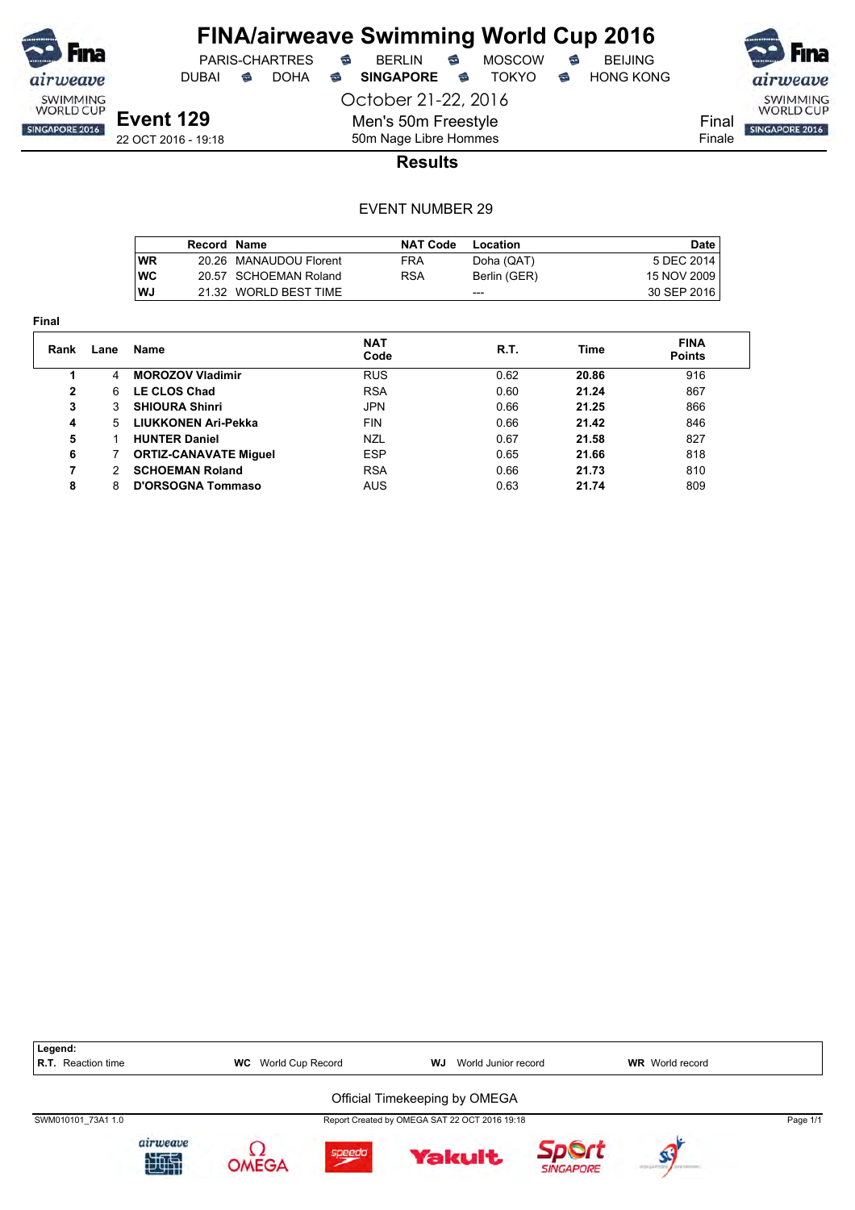# FINA/airweave Swimming World Cup 2016

PARIS-CHARTRES · BERLIN · MOSCOW · BEIJING
DUBAI · DOHA · **SINGAPORE** · TOKYO · HONG KONG

October 21-22, 2016

## Event 129

22 OCT 2016 - 19:18

Men's 50m Freestyle
50m Nage Libre Hommes

Final
Finale

### Results

EVENT NUMBER 29

| | Record | Name | NAT Code | Location | Date |
|---|---|---|---|---|---|
| WR | 20.26 | MANAUDOU Florent | FRA | Doha (QAT) | 5 DEC 2014 |
| WC | 20.57 | SCHOEMAN Roland | RSA | Berlin (GER) | 15 NOV 2009 |
| WJ | 21.32 | WORLD BEST TIME | | --- | 30 SEP 2016 |

**Final**

| Rank | Lane | Name | NAT Code | R.T. | Time | FINA Points |
|---|---|---|---|---|---|---|
| 1 | 4 | **MOROZOV Vladimir** | RUS | 0.62 | **20.86** | 916 |
| 2 | 6 | **LE CLOS Chad** | RSA | 0.60 | **21.24** | 867 |
| 3 | 3 | **SHIOURA Shinri** | JPN | 0.66 | **21.25** | 866 |
| 4 | 5 | **LIUKKONEN Ari-Pekka** | FIN | 0.66 | **21.42** | 846 |
| 5 | 1 | **HUNTER Daniel** | NZL | 0.67 | **21.58** | 827 |
| 6 | 7 | **ORTIZ-CANAVATE Miguel** | ESP | 0.65 | **21.66** | 818 |
| 7 | 2 | **SCHOEMAN Roland** | RSA | 0.66 | **21.73** | 810 |
| 8 | 8 | **D'ORSOGNA Tommaso** | AUS | 0.63 | **21.74** | 809 |

**Legend:**
**R.T.** Reaction time · **WC** World Cup Record · **WJ** World Junior record · **WR** World record

Official Timekeeping by OMEGA

SWM010101_73A1 1.0 · Report Created by OMEGA SAT 22 OCT 2016 19:18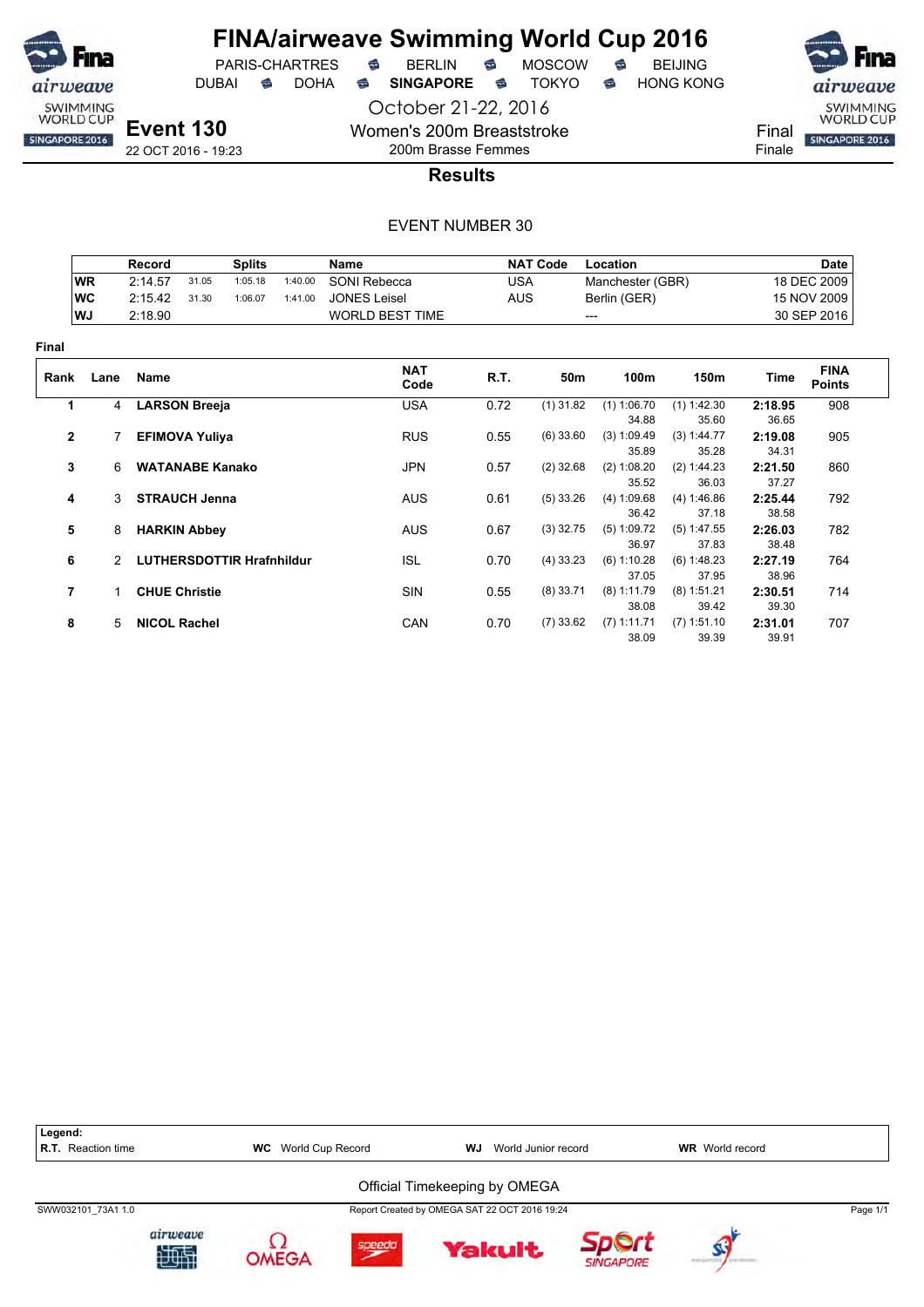# FINA/airweave Swimming World Cup 2016

PARIS-CHARTRES · BERLIN · MOSCOW · BEIJING
DUBAI · DOHA · **SINGAPORE** · TOKYO · HONG KONG

October 21-22, 2016

## Event 130

22 OCT 2016 - 19:23

Women's 200m Breaststroke
200m Brasse Femmes

Final
Finale

### Results

EVENT NUMBER 30

| | Record | Splits | | | Name | NAT Code | Location | Date |
|---|---|---|---|---|---|---|---|---|
| WR | 2:14.57 | 31.05 | 1:05.18 | 1:40.00 | SONI Rebecca | USA | Manchester (GBR) | 18 DEC 2009 |
| WC | 2:15.42 | 31.30 | 1:06.07 | 1:41.00 | JONES Leisel | AUS | Berlin (GER) | 15 NOV 2009 |
| WJ | 2:18.90 | | | | WORLD BEST TIME | | --- | 30 SEP 2016 |

**Final**

| Rank | Lane | Name | NAT Code | R.T. | 50m | 100m | 150m | Time | FINA Points |
|---|---|---|---|---|---|---|---|---|---|
| 1 | 4 | **LARSON Breeja** | USA | 0.72 | (1) 31.82 | (1) 1:06.70<br>34.88 | (1) 1:42.30<br>35.60 | **2:18.95**<br>36.65 | 908 |
| 2 | 7 | **EFIMOVA Yuliya** | RUS | 0.55 | (6) 33.60 | (3) 1:09.49<br>35.89 | (3) 1:44.77<br>35.28 | **2:19.08**<br>34.31 | 905 |
| 3 | 6 | **WATANABE Kanako** | JPN | 0.57 | (2) 32.68 | (2) 1:08.20<br>35.52 | (2) 1:44.23<br>36.03 | **2:21.50**<br>37.27 | 860 |
| 4 | 3 | **STRAUCH Jenna** | AUS | 0.61 | (5) 33.26 | (4) 1:09.68<br>36.42 | (4) 1:46.86<br>37.18 | **2:25.44**<br>38.58 | 792 |
| 5 | 8 | **HARKIN Abbey** | AUS | 0.67 | (3) 32.75 | (5) 1:09.72<br>36.97 | (5) 1:47.55<br>37.83 | **2:26.03**<br>38.48 | 782 |
| 6 | 2 | **LUTHERSDOTTIR Hrafnhildur** | ISL | 0.70 | (4) 33.23 | (6) 1:10.28<br>37.05 | (6) 1:48.23<br>37.95 | **2:27.19**<br>38.96 | 764 |
| 7 | 1 | **CHUE Christie** | SIN | 0.55 | (8) 33.71 | (8) 1:11.79<br>38.08 | (8) 1:51.21<br>39.42 | **2:30.51**<br>39.30 | 714 |
| 8 | 5 | **NICOL Rachel** | CAN | 0.70 | (7) 33.62 | (7) 1:11.71<br>38.09 | (7) 1:51.10<br>39.39 | **2:31.01**<br>39.91 | 707 |

**Legend:**
**R.T.** Reaction time · **WC** World Cup Record · **WJ** World Junior record · **WR** World record

Official Timekeeping by OMEGA

SWW032101_73A1 1.0 · Report Created by OMEGA SAT 22 OCT 2016 19:24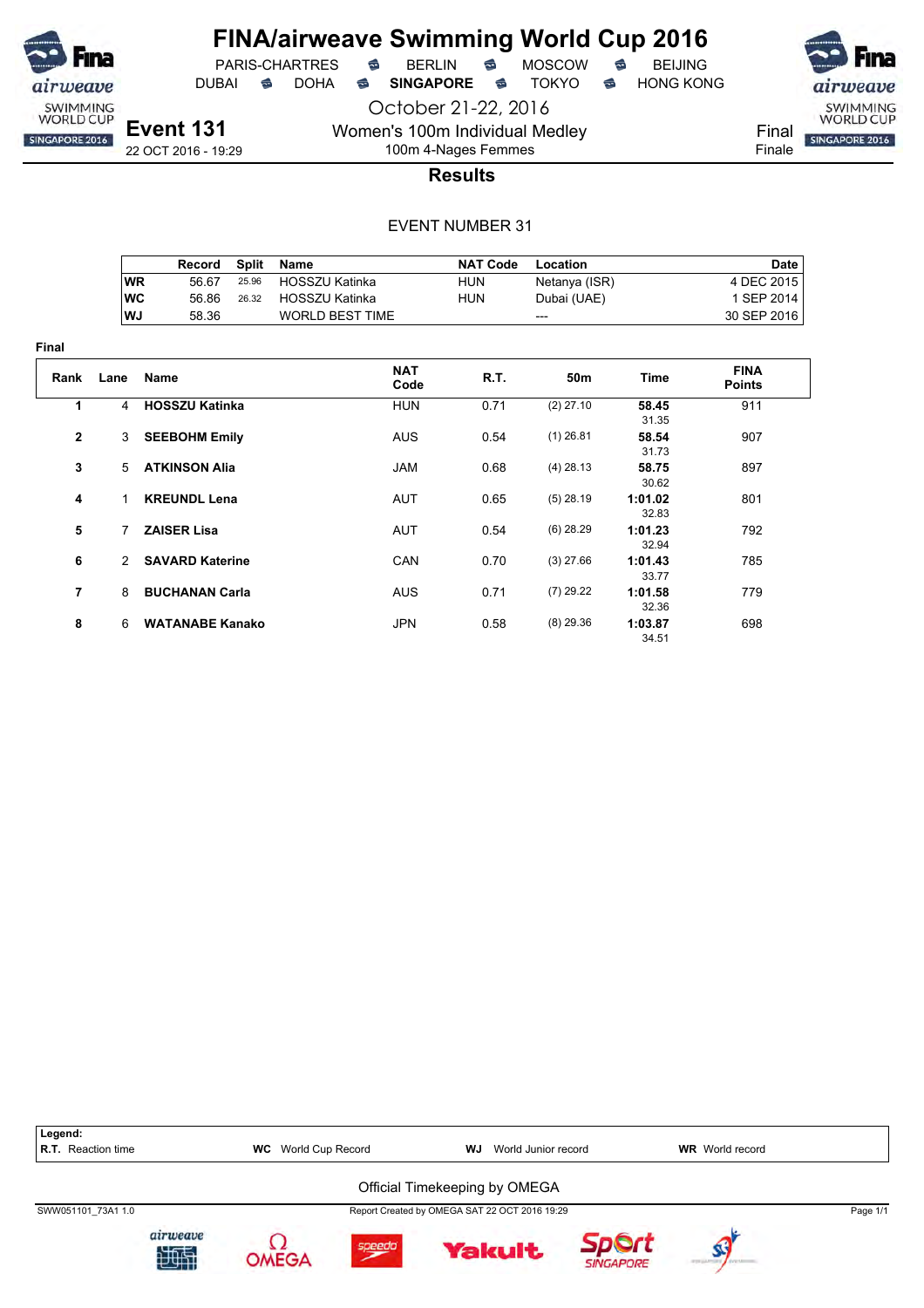# FINA/airweave Swimming World Cup 2016

PARIS-CHARTRES · BERLIN · MOSCOW · BEIJING
DUBAI · DOHA · **SINGAPORE** · TOKYO · HONG KONG

October 21-22, 2016

**Event 131**
22 OCT 2016 - 19:29

Women's 100m Individual Medley
100m 4-Nages Femmes

Final
Finale

## Results

EVENT NUMBER 31

| | Record | Split | Name | NAT Code | Location | Date |
|---|---|---|---|---|---|---|
| WR | 56.67 | 25.96 | HOSSZU Katinka | HUN | Netanya (ISR) | 4 DEC 2015 |
| WC | 56.86 | 26.32 | HOSSZU Katinka | HUN | Dubai (UAE) | 1 SEP 2014 |
| WJ | 58.36 | | WORLD BEST TIME | | --- | 30 SEP 2016 |

**Final**

| Rank | Lane | Name | NAT Code | R.T. | 50m | Time | FINA Points |
|---|---|---|---|---|---|---|---|
| 1 | 4 | **HOSSZU Katinka** | HUN | 0.71 | (2) 27.10 | **58.45** 31.35 | 911 |
| 2 | 3 | **SEEBOHM Emily** | AUS | 0.54 | (1) 26.81 | **58.54** 31.73 | 907 |
| 3 | 5 | **ATKINSON Alia** | JAM | 0.68 | (4) 28.13 | **58.75** 30.62 | 897 |
| 4 | 1 | **KREUNDL Lena** | AUT | 0.65 | (5) 28.19 | **1:01.02** 32.83 | 801 |
| 5 | 7 | **ZAISER Lisa** | AUT | 0.54 | (6) 28.29 | **1:01.23** 32.94 | 792 |
| 6 | 2 | **SAVARD Katerine** | CAN | 0.70 | (3) 27.66 | **1:01.43** 33.77 | 785 |
| 7 | 8 | **BUCHANAN Carla** | AUS | 0.71 | (7) 29.22 | **1:01.58** 32.36 | 779 |
| 8 | 6 | **WATANABE Kanako** | JPN | 0.58 | (8) 29.36 | **1:03.87** 34.51 | 698 |

**Legend:**
**R.T.** Reaction time · **WC** World Cup Record · **WJ** World Junior record · **WR** World record

Official Timekeeping by OMEGA

SWW051101_73A1 1.0 · Report Created by OMEGA SAT 22 OCT 2016 19:29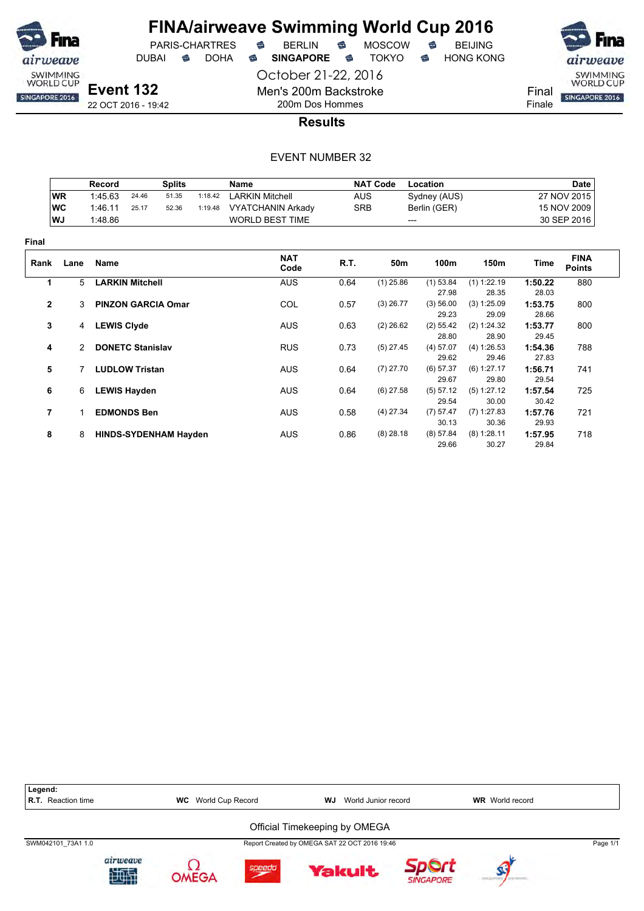# FINA/airweave Swimming World Cup 2016

PARIS-CHARTRES · BERLIN · MOSCOW · BEIJING
DUBAI · DOHA · **SINGAPORE** · TOKYO · HONG KONG

October 21-22, 2016

**Event 132**
22 OCT 2016 - 19:42

Men's 200m Backstroke
200m Dos Hommes

Final
Finale

## Results

EVENT NUMBER 32

| | Record | Splits | | | Name | NAT Code | Location | Date |
|---|---|---|---|---|---|---|---|---|
| WR | 1:45.63 | 24.46 | 51.35 | 1:18.42 | LARKIN Mitchell | AUS | Sydney (AUS) | 27 NOV 2015 |
| WC | 1:46.11 | 25.17 | 52.36 | 1:19.48 | VYATCHANIN Arkady | SRB | Berlin (GER) | 15 NOV 2009 |
| WJ | 1:48.86 | | | | WORLD BEST TIME | | --- | 30 SEP 2016 |

**Final**

| Rank | Lane | Name | NAT Code | R.T. | 50m | 100m | 150m | Time | FINA Points |
|---|---|---|---|---|---|---|---|---|---|
| 1 | 5 | **LARKIN Mitchell** | AUS | 0.64 | (1) 25.86 | (1) 53.84 | (1) 1:22.19 | **1:50.22** | 880 |
| | | | | | | 27.98 | 28.35 | 28.03 | |
| 2 | 3 | **PINZON GARCIA Omar** | COL | 0.57 | (3) 26.77 | (3) 56.00 | (3) 1:25.09 | **1:53.75** | 800 |
| | | | | | | 29.23 | 29.09 | 28.66 | |
| 3 | 4 | **LEWIS Clyde** | AUS | 0.63 | (2) 26.62 | (2) 55.42 | (2) 1:24.32 | **1:53.77** | 800 |
| | | | | | | 28.80 | 28.90 | 29.45 | |
| 4 | 2 | **DONETC Stanislav** | RUS | 0.73 | (5) 27.45 | (4) 57.07 | (4) 1:26.53 | **1:54.36** | 788 |
| | | | | | | 29.62 | 29.46 | 27.83 | |
| 5 | 7 | **LUDLOW Tristan** | AUS | 0.64 | (7) 27.70 | (6) 57.37 | (6) 1:27.17 | **1:56.71** | 741 |
| | | | | | | 29.67 | 29.80 | 29.54 | |
| 6 | 6 | **LEWIS Hayden** | AUS | 0.64 | (6) 27.58 | (5) 57.12 | (5) 1:27.12 | **1:57.54** | 725 |
| | | | | | | 29.54 | 30.00 | 30.42 | |
| 7 | 1 | **EDMONDS Ben** | AUS | 0.58 | (4) 27.34 | (7) 57.47 | (7) 1:27.83 | **1:57.76** | 721 |
| | | | | | | 30.13 | 30.36 | 29.93 | |
| 8 | 8 | **HINDS-SYDENHAM Hayden** | AUS | 0.86 | (8) 28.18 | (8) 57.84 | (8) 1:28.11 | **1:57.95** | 718 |
| | | | | | | 29.66 | 30.27 | 29.84 | |

**Legend:**
**R.T.** Reaction time · **WC** World Cup Record · **WJ** World Junior record · **WR** World record

Official Timekeeping by OMEGA

SWM042101_73A1 1.0 · Report Created by OMEGA SAT 22 OCT 2016 19:46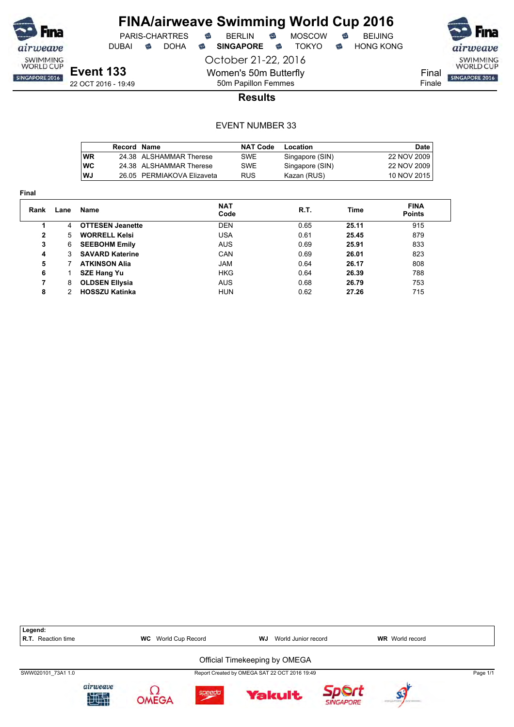# FINA/airweave Swimming World Cup 2016

PARIS-CHARTRES · BERLIN · MOSCOW · BEIJING
DUBAI · DOHA · **SINGAPORE** · TOKYO · HONG KONG

October 21-22, 2016

## Event 133

22 OCT 2016 - 19:49

Women's 50m Butterfly
50m Papillon Femmes

Final
Finale

### Results

EVENT NUMBER 33

| | Record | Name | NAT Code | Location | Date |
|---|---|---|---|---|---|
| WR | 24.38 | ALSHAMMAR Therese | SWE | Singapore (SIN) | 22 NOV 2009 |
| WC | 24.38 | ALSHAMMAR Therese | SWE | Singapore (SIN) | 22 NOV 2009 |
| WJ | 26.05 | PERMIAKOVA Elizaveta | RUS | Kazan (RUS) | 10 NOV 2015 |

**Final**

| Rank | Lane | Name | NAT Code | R.T. | Time | FINA Points |
|---|---|---|---|---|---|---|
| 1 | 4 | **OTTESEN Jeanette** | DEN | 0.65 | **25.11** | 915 |
| 2 | 5 | **WORRELL Kelsi** | USA | 0.61 | **25.45** | 879 |
| 3 | 6 | **SEEBOHM Emily** | AUS | 0.69 | **25.91** | 833 |
| 4 | 3 | **SAVARD Katerine** | CAN | 0.69 | **26.01** | 823 |
| 5 | 7 | **ATKINSON Alia** | JAM | 0.64 | **26.17** | 808 |
| 6 | 1 | **SZE Hang Yu** | HKG | 0.64 | **26.39** | 788 |
| 7 | 8 | **OLDSEN Ellysia** | AUS | 0.68 | **26.79** | 753 |
| 8 | 2 | **HOSSZU Katinka** | HUN | 0.62 | **27.26** | 715 |

**Legend:**
**R.T.** Reaction time · **WC** World Cup Record · **WJ** World Junior record · **WR** World record

Official Timekeeping by OMEGA

SWW020101_73A1 1.0 · Report Created by OMEGA SAT 22 OCT 2016 19:49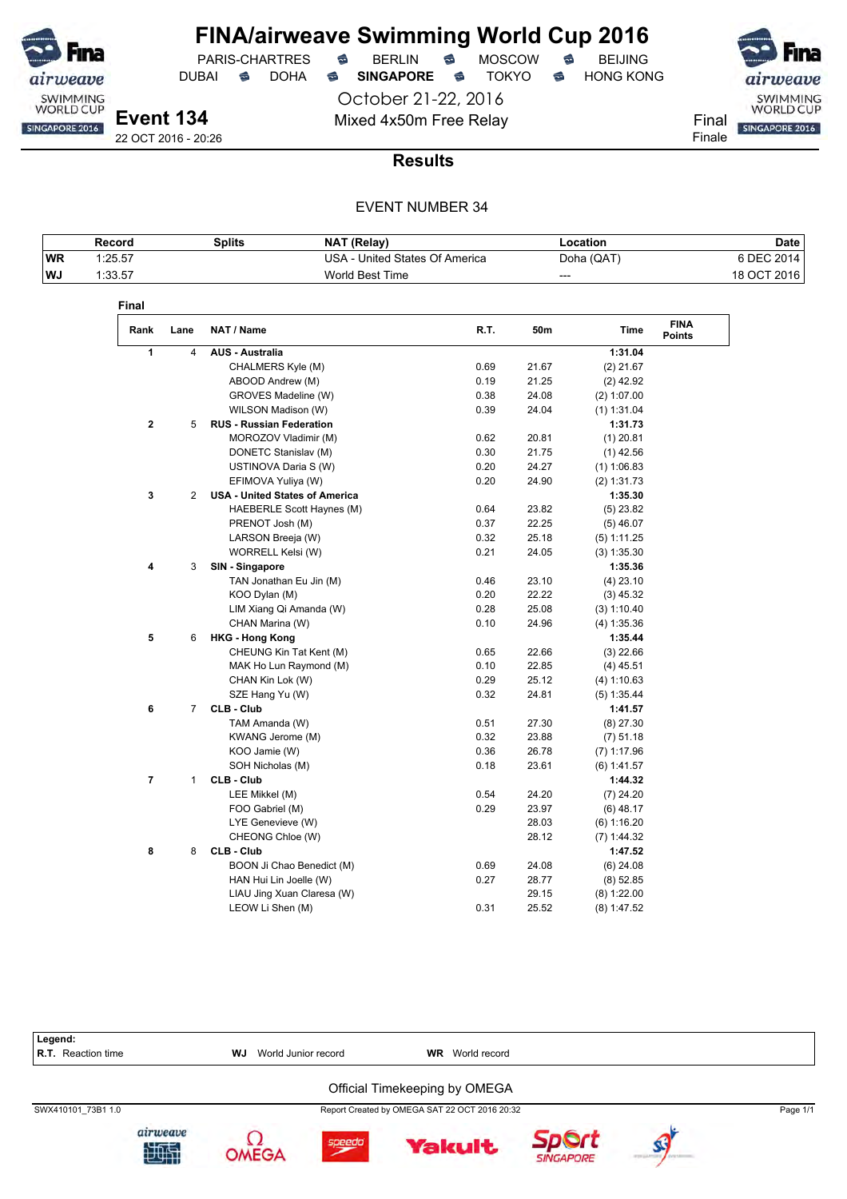# FINA/airweave Swimming World Cup 2016

PARIS-CHARTRES · BERLIN · MOSCOW · BEIJING
DUBAI · DOHA · **SINGAPORE** · TOKYO · HONG KONG

October 21-22, 2016

## Event 134

Mixed 4x50m Free Relay

22 OCT 2016 - 20:26

Final
Finale

## Results

EVENT NUMBER 34

| | Record | Splits | NAT (Relay) | Location | Date |
|---|---|---|---|---|---|
| WR | 1:25.57 | | USA - United States Of America | Doha (QAT) | 6 DEC 2014 |
| WJ | 1:33.57 | | World Best Time | --- | 18 OCT 2016 |

### Final

| Rank | Lane | NAT / Name | R.T. | 50m | Time | FINA Points |
|---|---|---|---|---|---|---|
| **1** | 4 | **AUS - Australia** | | | **1:31.04** | |
| | | CHALMERS Kyle (M) | 0.69 | 21.67 | (2) 21.67 | |
| | | ABOOD Andrew (M) | 0.19 | 21.25 | (2) 42.92 | |
| | | GROVES Madeline (W) | 0.38 | 24.08 | (2) 1:07.00 | |
| | | WILSON Madison (W) | 0.39 | 24.04 | (1) 1:31.04 | |
| **2** | 5 | **RUS - Russian Federation** | | | **1:31.73** | |
| | | MOROZOV Vladimir (M) | 0.62 | 20.81 | (1) 20.81 | |
| | | DONETC Stanislav (M) | 0.30 | 21.75 | (1) 42.56 | |
| | | USTINOVA Daria S (W) | 0.20 | 24.27 | (1) 1:06.83 | |
| | | EFIMOVA Yuliya (W) | 0.20 | 24.90 | (2) 1:31.73 | |
| **3** | 2 | **USA - United States of America** | | | **1:35.30** | |
| | | HAEBERLE Scott Haynes (M) | 0.64 | 23.82 | (5) 23.82 | |
| | | PRENOT Josh (M) | 0.37 | 22.25 | (5) 46.07 | |
| | | LARSON Breeja (W) | 0.32 | 25.18 | (5) 1:11.25 | |
| | | WORRELL Kelsi (W) | 0.21 | 24.05 | (3) 1:35.30 | |
| **4** | 3 | **SIN - Singapore** | | | **1:35.36** | |
| | | TAN Jonathan Eu Jin (M) | 0.46 | 23.10 | (4) 23.10 | |
| | | KOO Dylan (M) | 0.20 | 22.22 | (3) 45.32 | |
| | | LIM Xiang Qi Amanda (W) | 0.28 | 25.08 | (3) 1:10.40 | |
| | | CHAN Marina (W) | 0.10 | 24.96 | (4) 1:35.36 | |
| **5** | 6 | **HKG - Hong Kong** | | | **1:35.44** | |
| | | CHEUNG Kin Tat Kent (M) | 0.65 | 22.66 | (3) 22.66 | |
| | | MAK Ho Lun Raymond (M) | 0.10 | 22.85 | (4) 45.51 | |
| | | CHAN Kin Lok (W) | 0.29 | 25.12 | (4) 1:10.63 | |
| | | SZE Hang Yu (W) | 0.32 | 24.81 | (5) 1:35.44 | |
| **6** | 7 | **CLB - Club** | | | **1:41.57** | |
| | | TAM Amanda (W) | 0.51 | 27.30 | (8) 27.30 | |
| | | KWANG Jerome (M) | 0.32 | 23.88 | (7) 51.18 | |
| | | KOO Jamie (W) | 0.36 | 26.78 | (7) 1:17.96 | |
| | | SOH Nicholas (M) | 0.18 | 23.61 | (6) 1:41.57 | |
| **7** | 1 | **CLB - Club** | | | **1:44.32** | |
| | | LEE Mikkel (M) | 0.54 | 24.20 | (7) 24.20 | |
| | | FOO Gabriel (M) | 0.29 | 23.97 | (6) 48.17 | |
| | | LYE Genevieve (W) | | 28.03 | (6) 1:16.20 | |
| | | CHEONG Chloe (W) | | 28.12 | (7) 1:44.32 | |
| **8** | 8 | **CLB - Club** | | | **1:47.52** | |
| | | BOON Ji Chao Benedict (M) | 0.69 | 24.08 | (6) 24.08 | |
| | | HAN Hui Lin Joelle (W) | 0.27 | 28.77 | (8) 52.85 | |
| | | LIAU Jing Xuan Claresa (W) | | 29.15 | (8) 1:22.00 | |
| | | LEOW Li Shen (M) | 0.31 | 25.52 | (8) 1:47.52 | |

**Legend:**
**R.T.** Reaction time — **WJ** World Junior record — **WR** World record

Official Timekeeping by OMEGA

SWX410101_73B1 1.0 — Report Created by OMEGA SAT 22 OCT 2016 20:32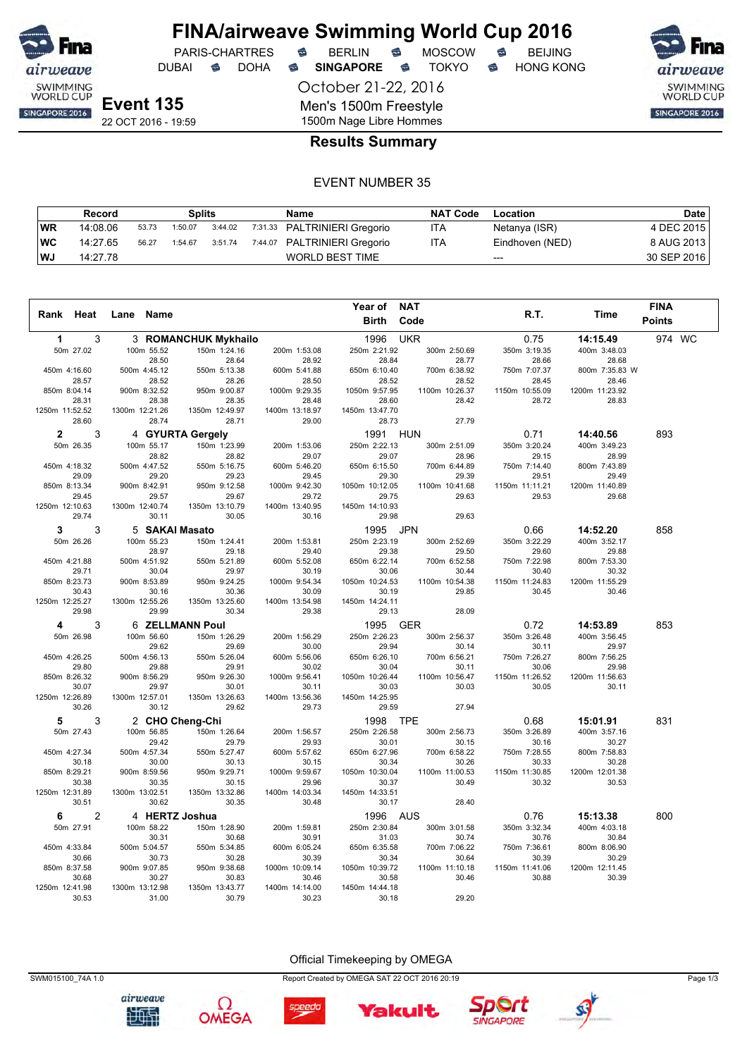# FINA/airweave Swimming World Cup 2016

PARIS-CHARTRES · BERLIN · MOSCOW · BEIJING
DUBAI · DOHA · **SINGAPORE** · TOKYO · HONG KONG

October 21-22, 2016

**Event 135**
22 OCT 2016 - 19:59

Men's 1500m Freestyle
1500m Nage Libre Hommes

## Results Summary

EVENT NUMBER 35

| | Record | Splits | | | | Name | NAT Code | Location | Date |
|---|---|---|---|---|---|---|---|---|---|
| WR | 14:08.06 | 53.73 | 1:50.07 | 3:44.02 | 7:31.33 | PALTRINIERI Gregorio | ITA | Netanya (ISR) | 4 DEC 2015 |
| WC | 14:27.65 | 56.27 | 1:54.67 | 3:51.74 | 7:44.07 | PALTRINIERI Gregorio | ITA | Eindhoven (NED) | 8 AUG 2013 |
| WJ | 14:27.78 | | | | | WORLD BEST TIME | | --- | 30 SEP 2016 |

| Rank | Heat | Lane | Name | Year of Birth | NAT Code | R.T. | Time | FINA Points |
|---|---|---|---|---|---|---|---|---|
| 1 | 3 | 3 | **ROMANCHUK Mykhailo** | 1996 | UKR | 0.75 | **14:15.49** | 974 WC |
| 2 | 3 | 4 | **GYURTA Gergely** | 1991 | HUN | 0.71 | **14:40.56** | 893 |
| 3 | 3 | 5 | **SAKAI Masato** | 1995 | JPN | 0.66 | **14:52.20** | 858 |
| 4 | 3 | 6 | **ZELLMANN Poul** | 1995 | GER | 0.72 | **14:53.89** | 853 |
| 5 | 3 | 2 | **CHO Cheng-Chi** | 1998 | TPE | 0.68 | **15:01.91** | 831 |
| 6 | 2 | 4 | **HERTZ Joshua** | 1996 | AUS | 0.76 | **15:13.38** | 800 |

**1. ROMANCHUK Mykhailo — splits**

| Distance | Time | Split |
|---|---|---|
| 50m | 27.02 | |
| 100m | 55.52 | 28.50 |
| 150m | 1:24.16 | 28.64 |
| 200m | 1:53.08 | 28.92 |
| 250m | 2:21.92 | 28.84 |
| 300m | 2:50.69 | 28.77 |
| 350m | 3:19.35 | 28.66 |
| 400m | 3:48.03 | 28.68 |
| 450m | 4:16.60 | 28.57 |
| 500m | 4:45.12 | 28.52 |
| 550m | 5:13.38 | 28.26 |
| 600m | 5:41.88 | 28.50 |
| 650m | 6:10.40 | 28.52 |
| 700m | 6:38.92 | 28.52 |
| 750m | 7:07.37 | 28.45 |
| 800m | 7:35.83 W | 28.46 |
| 850m | 8:04.14 | 28.31 |
| 900m | 8:32.52 | 28.38 |
| 950m | 9:00.87 | 28.35 |
| 1000m | 9:29.35 | 28.48 |
| 1050m | 9:57.95 | 28.60 |
| 1100m | 10:26.37 | 28.42 |
| 1150m | 10:55.09 | 28.72 |
| 1200m | 11:23.92 | 28.83 |
| 1250m | 11:52.52 | 28.60 |
| 1300m | 12:21.26 | 28.74 |
| 1350m | 12:49.97 | 28.71 |
| 1400m | 13:18.97 | 29.00 |
| 1450m | 13:47.70 | 28.73 |
| 1500m | 14:15.49 | 27.79 |

**2. GYURTA Gergely — splits**

| Distance | Time | Split |
|---|---|---|
| 50m | 26.35 | |
| 100m | 55.17 | 28.82 |
| 150m | 1:23.99 | 28.82 |
| 200m | 1:53.06 | 29.07 |
| 250m | 2:22.13 | 29.07 |
| 300m | 2:51.09 | 28.96 |
| 350m | 3:20.24 | 29.15 |
| 400m | 3:49.23 | 28.99 |
| 450m | 4:18.32 | 29.09 |
| 500m | 4:47.52 | 29.20 |
| 550m | 5:16.75 | 29.23 |
| 600m | 5:46.20 | 29.45 |
| 650m | 6:15.50 | 29.30 |
| 700m | 6:44.89 | 29.39 |
| 750m | 7:14.40 | 29.51 |
| 800m | 7:43.89 | 29.49 |
| 850m | 8:13.34 | 29.45 |
| 900m | 8:42.91 | 29.57 |
| 950m | 9:12.58 | 29.67 |
| 1000m | 9:42.30 | 29.72 |
| 1050m | 10:12.05 | 29.75 |
| 1100m | 10:41.68 | 29.63 |
| 1150m | 11:11.21 | 29.53 |
| 1200m | 11:40.89 | 29.68 |
| 1250m | 12:10.63 | 29.74 |
| 1300m | 12:40.74 | 30.11 |
| 1350m | 13:10.79 | 30.05 |
| 1400m | 13:40.95 | 30.16 |
| 1450m | 14:10.93 | 29.98 |
| 1500m | 14:40.56 | 29.63 |

**3. SAKAI Masato — splits**

| Distance | Time | Split |
|---|---|---|
| 50m | 26.26 | |
| 100m | 55.23 | 28.97 |
| 150m | 1:24.41 | 29.18 |
| 200m | 1:53.81 | 29.40 |
| 250m | 2:23.19 | 29.38 |
| 300m | 2:52.69 | 29.50 |
| 350m | 3:22.29 | 29.60 |
| 400m | 3:52.17 | 29.88 |
| 450m | 4:21.88 | 29.71 |
| 500m | 4:51.92 | 30.04 |
| 550m | 5:21.89 | 29.97 |
| 600m | 5:52.08 | 30.19 |
| 650m | 6:22.14 | 30.06 |
| 700m | 6:52.58 | 30.44 |
| 750m | 7:22.98 | 30.40 |
| 800m | 7:53.30 | 30.32 |
| 850m | 8:23.73 | 30.43 |
| 900m | 8:53.89 | 30.16 |
| 950m | 9:24.25 | 30.36 |
| 1000m | 9:54.34 | 30.09 |
| 1050m | 10:24.53 | 30.19 |
| 1100m | 10:54.38 | 29.85 |
| 1150m | 11:24.83 | 30.45 |
| 1200m | 11:55.29 | 30.46 |
| 1250m | 12:25.27 | 29.98 |
| 1300m | 12:55.26 | 29.99 |
| 1350m | 13:25.60 | 30.34 |
| 1400m | 13:54.98 | 29.38 |
| 1450m | 14:24.11 | 29.13 |
| 1500m | 14:52.20 | 28.09 |

**4. ZELLMANN Poul — splits**

| Distance | Time | Split |
|---|---|---|
| 50m | 26.98 | |
| 100m | 56.60 | 29.62 |
| 150m | 1:26.29 | 29.69 |
| 200m | 1:56.29 | 30.00 |
| 250m | 2:26.23 | 29.94 |
| 300m | 2:56.37 | 30.14 |
| 350m | 3:26.48 | 30.11 |
| 400m | 3:56.45 | 29.97 |
| 450m | 4:26.25 | 29.80 |
| 500m | 4:56.13 | 29.88 |
| 550m | 5:26.04 | 29.91 |
| 600m | 5:56.06 | 30.02 |
| 650m | 6:26.10 | 30.04 |
| 700m | 6:56.21 | 30.11 |
| 750m | 7:26.27 | 30.06 |
| 800m | 7:56.25 | 29.98 |
| 850m | 8:26.32 | 30.07 |
| 900m | 8:56.29 | 29.97 |
| 950m | 9:26.30 | 30.01 |
| 1000m | 9:56.41 | 30.11 |
| 1050m | 10:26.44 | 30.03 |
| 1100m | 10:56.47 | 30.03 |
| 1150m | 11:26.52 | 30.05 |
| 1200m | 11:56.63 | 30.11 |
| 1250m | 12:26.89 | 30.26 |
| 1300m | 12:57.01 | 30.12 |
| 1350m | 13:26.63 | 29.62 |
| 1400m | 13:56.36 | 29.73 |
| 1450m | 14:25.95 | 29.59 |
| 1500m | 14:53.89 | 27.94 |

**5. CHO Cheng-Chi — splits**

| Distance | Time | Split |
|---|---|---|
| 50m | 27.43 | |
| 100m | 56.85 | 29.42 |
| 150m | 1:26.64 | 29.79 |
| 200m | 1:56.57 | 29.93 |
| 250m | 2:26.58 | 30.01 |
| 300m | 2:56.73 | 30.15 |
| 350m | 3:26.89 | 30.16 |
| 400m | 3:57.16 | 30.27 |
| 450m | 4:27.34 | 30.18 |
| 500m | 4:57.34 | 30.00 |
| 550m | 5:27.47 | 30.13 |
| 600m | 5:57.62 | 30.15 |
| 650m | 6:27.96 | 30.34 |
| 700m | 6:58.22 | 30.26 |
| 750m | 7:28.55 | 30.33 |
| 800m | 7:58.83 | 30.28 |
| 850m | 8:29.21 | 30.38 |
| 900m | 8:59.56 | 30.35 |
| 950m | 9:29.71 | 30.15 |
| 1000m | 9:59.67 | 29.96 |
| 1050m | 10:30.04 | 30.37 |
| 1100m | 11:00.53 | 30.49 |
| 1150m | 11:30.85 | 30.32 |
| 1200m | 12:01.38 | 30.53 |
| 1250m | 12:31.89 | 30.51 |
| 1300m | 13:02.51 | 30.62 |
| 1350m | 13:32.86 | 30.35 |
| 1400m | 14:03.34 | 30.48 |
| 1450m | 14:33.51 | 30.17 |
| 1500m | 15:01.91 | 28.40 |

**6. HERTZ Joshua — splits**

| Distance | Time | Split |
|---|---|---|
| 50m | 27.91 | |
| 100m | 58.22 | 30.31 |
| 150m | 1:28.90 | 30.68 |
| 200m | 1:59.81 | 30.91 |
| 250m | 2:30.84 | 31.03 |
| 300m | 3:01.58 | 30.74 |
| 350m | 3:32.34 | 30.76 |
| 400m | 4:03.18 | 30.84 |
| 450m | 4:33.84 | 30.66 |
| 500m | 5:04.57 | 30.73 |
| 550m | 5:34.85 | 30.28 |
| 600m | 6:05.24 | 30.39 |
| 650m | 6:35.58 | 30.34 |
| 700m | 7:06.22 | 30.64 |
| 750m | 7:36.61 | 30.39 |
| 800m | 8:06.90 | 30.29 |
| 850m | 8:37.58 | 30.68 |
| 900m | 9:07.85 | 30.27 |
| 950m | 9:38.68 | 30.83 |
| 1000m | 10:09.14 | 30.46 |
| 1050m | 10:39.72 | 30.58 |
| 1100m | 11:10.18 | 30.46 |
| 1150m | 11:41.06 | 30.88 |
| 1200m | 12:11.45 | 30.39 |
| 1250m | 12:41.98 | 30.53 |
| 1300m | 13:12.98 | 31.00 |
| 1350m | 13:43.77 | 30.79 |
| 1400m | 14:14.00 | 30.23 |
| 1450m | 14:44.18 | 30.18 |
| 1500m | 15:13.38 | 29.20 |

Official Timekeeping by OMEGA

SWM015100_74A 1.0 — Report Created by OMEGA SAT 22 OCT 2016 20:19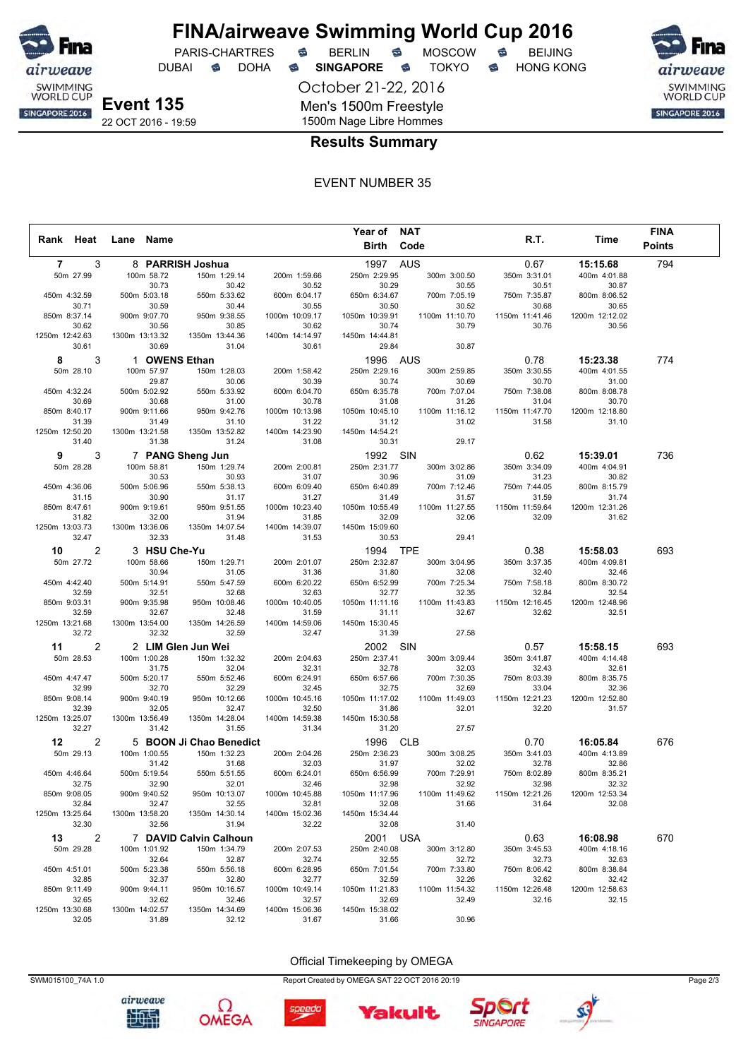# FINA/airweave Swimming World Cup 2016

PARIS-CHARTRES · BERLIN · MOSCOW · BEIJING
DUBAI · DOHA · **SINGAPORE** · TOKYO · HONG KONG

October 21-22, 2016

**Event 135**
22 OCT 2016 - 19:59

Men's 1500m Freestyle
1500m Nage Libre Hommes

## Results Summary

EVENT NUMBER 35

| Rank | Heat | Lane | Name | Year of Birth | NAT Code | R.T. | Time | FINA Points |
|---|---|---|---|---|---|---|---|---|
| 7 | 3 | 8 | PARRISH Joshua | 1997 | AUS | 0.67 | 15:15.68 | 794 |
| 8 | 3 | 1 | OWENS Ethan | 1996 | AUS | 0.78 | 15:23.38 | 774 |
| 9 | 3 | 7 | PANG Sheng Jun | 1992 | SIN | 0.62 | 15:39.01 | 736 |
| 10 | 2 | 3 | HSU Che-Yu | 1994 | TPE | 0.38 | 15:58.03 | 693 |
| 11 | 2 | 2 | LIM Glen Jun Wei | 2002 | SIN | 0.57 | 15:58.15 | 693 |
| 12 | 2 | 5 | BOON Ji Chao Benedict | 1996 | CLB | 0.70 | 16:05.84 | 676 |
| 13 | 2 | 7 | DAVID Calvin Calhoun | 2001 | USA | 0.63 | 16:08.98 | 670 |

**Splits (cumulative / split)**

| Distance | PARRISH Joshua | OWENS Ethan | PANG Sheng Jun | HSU Che-Yu | LIM Glen Jun Wei | BOON Ji Chao Benedict | DAVID Calvin Calhoun |
|---|---|---|---|---|---|---|---|
| 50m | 27.99 | 28.10 | 28.28 | 27.72 | 28.53 | 29.13 | 29.28 |
| 100m | 58.72 / 30.73 | 57.97 / 29.87 | 58.81 / 30.53 | 58.66 / 30.94 | 1:00.28 / 31.75 | 1:00.55 / 31.42 | 1:01.92 / 32.64 |
| 150m | 1:29.14 / 30.42 | 1:28.03 / 30.06 | 1:29.74 / 30.93 | 1:29.71 / 31.05 | 1:32.32 / 32.04 | 1:32.23 / 31.68 | 1:34.79 / 32.87 |
| 200m | 1:59.66 / 30.52 | 1:58.42 / 30.39 | 2:00.81 / 31.07 | 2:01.07 / 31.36 | 2:04.63 / 32.31 | 2:04.26 / 32.03 | 2:07.53 / 32.74 |
| 250m | 2:29.95 / 30.29 | 2:29.16 / 30.74 | 2:31.77 / 30.96 | 2:32.87 / 31.80 | 2:37.41 / 32.78 | 2:36.23 / 31.97 | 2:40.08 / 32.55 |
| 300m | 3:00.50 / 30.55 | 2:59.85 / 30.69 | 3:02.86 / 31.09 | 3:04.95 / 32.08 | 3:09.44 / 32.03 | 3:08.25 / 32.02 | 3:12.80 / 32.72 |
| 350m | 3:31.01 / 30.51 | 3:30.55 / 30.70 | 3:34.09 / 31.23 | 3:37.35 / 32.40 | 3:41.87 / 32.43 | 3:41.03 / 32.78 | 3:45.53 / 32.73 |
| 400m | 4:01.88 / 30.87 | 4:01.55 / 31.00 | 4:04.91 / 30.82 | 4:09.81 / 32.46 | 4:14.48 / 32.61 | 4:13.89 / 32.86 | 4:18.16 / 32.63 |
| 450m | 4:32.59 / 30.71 | 4:32.24 / 30.69 | 4:36.06 / 31.15 | 4:42.40 / 32.59 | 4:47.47 / 32.99 | 4:46.64 / 32.75 | 4:51.01 / 32.85 |
| 500m | 5:03.18 / 30.59 | 5:02.92 / 30.68 | 5:06.96 / 30.90 | 5:14.91 / 32.51 | 5:20.17 / 32.70 | 5:19.54 / 32.90 | 5:23.38 / 32.37 |
| 550m | 5:33.62 / 30.44 | 5:33.92 / 31.00 | 5:38.13 / 31.17 | 5:47.59 / 32.68 | 5:52.46 / 32.29 | 5:51.55 / 32.01 | 5:56.18 / 32.80 |
| 600m | 6:04.17 / 30.55 | 6:04.70 / 30.78 | 6:09.40 / 31.27 | 6:20.22 / 32.63 | 6:24.91 / 32.45 | 6:24.01 / 32.46 | 6:28.95 / 32.77 |
| 650m | 6:34.67 / 30.50 | 6:35.78 / 31.08 | 6:40.89 / 31.49 | 6:52.99 / 32.77 | 6:57.66 / 32.75 | 6:56.99 / 32.98 | 7:01.54 / 32.59 |
| 700m | 7:05.19 / 30.52 | 7:07.04 / 31.26 | 7:12.46 / 31.57 | 7:25.34 / 32.35 | 7:30.35 / 32.69 | 7:29.91 / 32.92 | 7:33.80 / 32.26 |
| 750m | 7:35.87 / 30.68 | 7:38.08 / 31.04 | 7:44.05 / 31.59 | 7:58.18 / 32.84 | 8:03.39 / 33.04 | 8:02.89 / 32.98 | 8:06.42 / 32.62 |
| 800m | 8:06.52 / 30.65 | 8:08.78 / 30.70 | 8:15.79 / 31.74 | 8:30.72 / 32.54 | 8:35.75 / 32.36 | 8:35.21 / 32.32 | 8:38.84 / 32.42 |
| 850m | 8:37.14 / 30.62 | 8:40.17 / 31.39 | 8:47.61 / 31.82 | 9:03.31 / 32.59 | 9:08.14 / 32.39 | 9:08.05 / 32.84 | 9:11.49 / 32.65 |
| 900m | 9:07.70 / 30.56 | 9:11.66 / 31.49 | 9:19.61 / 32.00 | 9:35.98 / 32.67 | 9:40.19 / 32.05 | 9:40.52 / 32.47 | 9:44.11 / 32.62 |
| 950m | 9:38.55 / 30.85 | 9:42.76 / 31.10 | 9:51.55 / 31.94 | 10:08.46 / 32.48 | 10:12.66 / 32.47 | 10:13.07 / 32.55 | 10:16.57 / 32.46 |
| 1000m | 10:09.17 / 30.62 | 10:13.98 / 31.22 | 10:23.40 / 31.85 | 10:40.05 / 31.59 | 10:45.16 / 32.50 | 10:45.88 / 32.81 | 10:49.14 / 32.57 |
| 1050m | 10:39.91 / 30.74 | 10:45.10 / 31.12 | 10:55.49 / 32.09 | 11:11.16 / 31.11 | 11:17.02 / 31.86 | 11:17.96 / 32.08 | 11:21.83 / 32.69 |
| 1100m | 11:10.70 / 30.79 | 11:16.12 / 31.02 | 11:27.55 / 32.06 | 11:43.83 / 32.67 | 11:49.03 / 32.01 | 11:49.62 / 31.66 | 11:54.32 / 32.49 |
| 1150m | 11:41.46 / 30.76 | 11:47.70 / 31.58 | 11:59.64 / 32.09 | 12:16.45 / 32.62 | 12:21.23 / 32.20 | 12:21.26 / 31.64 | 12:26.48 / 32.16 |
| 1200m | 12:12.02 / 30.56 | 12:18.80 / 31.10 | 12:31.26 / 31.62 | 12:48.96 / 32.51 | 12:52.80 / 31.57 | 12:53.34 / 32.08 | 12:58.63 / 32.15 |
| 1250m | 12:42.63 / 30.61 | 12:50.20 / 31.40 | 13:03.73 / 32.47 | 13:21.68 / 32.72 | 13:25.07 / 32.27 | 13:25.64 / 32.30 | 13:30.68 / 32.05 |
| 1300m | 13:13.32 / 30.69 | 13:21.58 / 31.38 | 13:36.06 / 32.33 | 13:54.00 / 32.32 | 13:56.49 / 31.42 | 13:58.20 / 32.56 | 14:02.57 / 31.89 |
| 1350m | 13:44.36 / 31.04 | 13:52.82 / 31.24 | 14:07.54 / 31.48 | 14:26.59 / 32.59 | 14:28.04 / 31.55 | 14:30.14 / 31.94 | 14:34.69 / 32.12 |
| 1400m | 14:14.97 / 30.61 | 14:23.90 / 31.08 | 14:39.07 / 31.53 | 14:59.06 / 32.47 | 14:59.38 / 31.34 | 15:02.36 / 32.22 | 15:06.36 / 31.67 |
| 1450m | 14:44.81 / 29.84 | 14:54.21 / 30.31 | 15:09.60 / 30.53 | 15:30.45 / 31.39 | 15:30.58 / 31.20 | 15:34.44 / 32.08 | 15:38.02 / 31.66 |
| 1500m | 30.87 | 29.17 | 29.41 | 27.58 | 27.57 | 31.40 | 30.96 |

Official Timekeeping by OMEGA

SWM015100_74A 1.0 · Report Created by OMEGA SAT 22 OCT 2016 20:19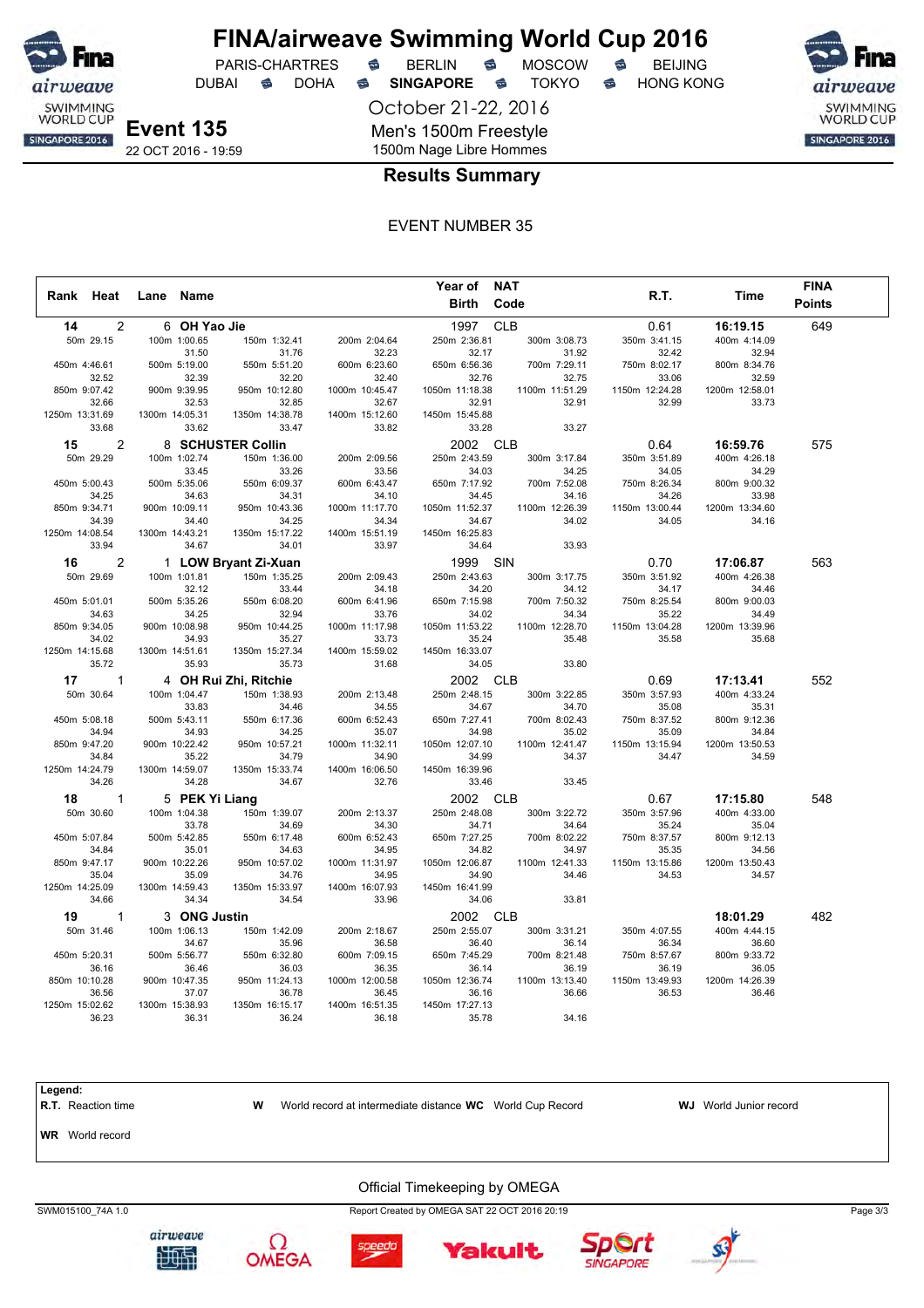# FINA/airweave Swimming World Cup 2016

PARIS-CHARTRES · BERLIN · MOSCOW · BEIJING · DUBAI · DOHA · **SINGAPORE** · TOKYO · HONG KONG

October 21-22, 2016

**Event 135**

22 OCT 2016 - 19:59

Men's 1500m Freestyle

1500m Nage Libre Hommes

## Results Summary

EVENT NUMBER 35

| Rank | Heat | Lane | Name | Year of Birth | NAT Code | R.T. | Time | FINA Points |
|---|---|---|---|---|---|---|---|---|
| 14 | 2 | 6 | OH Yao Jie | 1997 | CLB | 0.61 | 16:19.15 | 649 |
| 15 | 2 | 8 | SCHUSTER Collin | 2002 | CLB | 0.64 | 16:59.76 | 575 |
| 16 | 2 | 1 | LOW Bryant Zi-Xuan | 1999 | SIN | 0.70 | 17:06.87 | 563 |
| 17 | 1 | 4 | OH Rui Zhi, Ritchie | 2002 | CLB | 0.69 | 17:13.41 | 552 |
| 18 | 1 | 5 | PEK Yi Liang | 2002 | CLB | 0.67 | 17:15.80 | 548 |
| 19 | 1 | 3 | ONG Justin | 2002 | CLB | | 18:01.29 | 482 |

**Splits – 14 OH Yao Jie**

| Distance | 50m | 100m | 150m | 200m | 250m | 300m | 350m | 400m |
|---|---|---|---|---|---|---|---|---|
| Time | 29.15 | 1:00.65 | 1:32.41 | 2:04.64 | 2:36.81 | 3:08.73 | 3:41.15 | 4:14.09 |
| Split | | 31.50 | 31.76 | 32.23 | 32.17 | 31.92 | 32.42 | 32.94 |
| Distance | 450m | 500m | 550m | 600m | 650m | 700m | 750m | 800m |
| Time | 4:46.61 | 5:19.00 | 5:51.20 | 6:23.60 | 6:56.36 | 7:29.11 | 8:02.17 | 8:34.76 |
| Split | 32.52 | 32.39 | 32.20 | 32.40 | 32.76 | 32.75 | 33.06 | 32.59 |
| Distance | 850m | 900m | 950m | 1000m | 1050m | 1100m | 1150m | 1200m |
| Time | 9:07.42 | 9:39.95 | 10:12.80 | 10:45.47 | 11:18.38 | 11:51.29 | 12:24.28 | 12:58.01 |
| Split | 32.66 | 32.53 | 32.85 | 32.67 | 32.91 | 32.91 | 32.99 | 33.73 |
| Distance | 1250m | 1300m | 1350m | 1400m | 1450m | 1500m | | |
| Time | 13:31.69 | 14:05.31 | 14:38.78 | 15:12.60 | 15:45.88 | | | |
| Split | 33.68 | 33.62 | 33.47 | 33.82 | 33.28 | 33.27 | | |

**Splits – 15 SCHUSTER Collin**

| Distance | 50m | 100m | 150m | 200m | 250m | 300m | 350m | 400m |
|---|---|---|---|---|---|---|---|---|
| Time | 29.29 | 1:02.74 | 1:36.00 | 2:09.56 | 2:43.59 | 3:17.84 | 3:51.89 | 4:26.18 |
| Split | | 33.45 | 33.26 | 33.56 | 34.03 | 34.25 | 34.05 | 34.29 |
| Distance | 450m | 500m | 550m | 600m | 650m | 700m | 750m | 800m |
| Time | 5:00.43 | 5:35.06 | 6:09.37 | 6:43.47 | 7:17.92 | 7:52.08 | 8:26.34 | 9:00.32 |
| Split | 34.25 | 34.63 | 34.31 | 34.10 | 34.45 | 34.16 | 34.26 | 33.98 |
| Distance | 850m | 900m | 950m | 1000m | 1050m | 1100m | 1150m | 1200m |
| Time | 9:34.71 | 10:09.11 | 10:43.36 | 11:17.70 | 11:52.37 | 12:26.39 | 13:00.44 | 13:34.60 |
| Split | 34.39 | 34.40 | 34.25 | 34.34 | 34.67 | 34.02 | 34.05 | 34.16 |
| Distance | 1250m | 1300m | 1350m | 1400m | 1450m | 1500m | | |
| Time | 14:08.54 | 14:43.21 | 15:17.22 | 15:51.19 | 16:25.83 | | | |
| Split | 33.94 | 34.67 | 34.01 | 33.97 | 34.64 | 33.93 | | |

**Splits – 16 LOW Bryant Zi-Xuan**

| Distance | 50m | 100m | 150m | 200m | 250m | 300m | 350m | 400m |
|---|---|---|---|---|---|---|---|---|
| Time | 29.69 | 1:01.81 | 1:35.25 | 2:09.43 | 2:43.63 | 3:17.75 | 3:51.92 | 4:26.38 |
| Split | | 32.12 | 33.44 | 34.18 | 34.20 | 34.12 | 34.17 | 34.46 |
| Distance | 450m | 500m | 550m | 600m | 650m | 700m | 750m | 800m |
| Time | 5:01.01 | 5:35.26 | 6:08.20 | 6:41.96 | 7:15.98 | 7:50.32 | 8:25.54 | 9:00.03 |
| Split | 34.63 | 34.25 | 32.94 | 33.76 | 34.02 | 34.34 | 35.22 | 34.49 |
| Distance | 850m | 900m | 950m | 1000m | 1050m | 1100m | 1150m | 1200m |
| Time | 9:34.05 | 10:08.98 | 10:44.25 | 11:17.98 | 11:53.22 | 12:28.70 | 13:04.28 | 13:39.96 |
| Split | 34.02 | 34.93 | 35.27 | 33.73 | 35.24 | 35.48 | 35.58 | 35.68 |
| Distance | 1250m | 1300m | 1350m | 1400m | 1450m | 1500m | | |
| Time | 14:15.68 | 14:51.61 | 15:27.34 | 15:59.02 | 16:33.07 | | | |
| Split | 35.72 | 35.93 | 35.73 | 31.68 | 34.05 | 33.80 | | |

**Splits – 17 OH Rui Zhi, Ritchie**

| Distance | 50m | 100m | 150m | 200m | 250m | 300m | 350m | 400m |
|---|---|---|---|---|---|---|---|---|
| Time | 30.64 | 1:04.47 | 1:38.93 | 2:13.48 | 2:48.15 | 3:22.85 | 3:57.93 | 4:33.24 |
| Split | | 33.83 | 34.46 | 34.55 | 34.67 | 34.70 | 35.08 | 35.31 |
| Distance | 450m | 500m | 550m | 600m | 650m | 700m | 750m | 800m |
| Time | 5:08.18 | 5:43.11 | 6:17.36 | 6:52.43 | 7:27.41 | 8:02.43 | 8:37.52 | 9:12.36 |
| Split | 34.94 | 34.93 | 34.25 | 35.07 | 34.98 | 35.02 | 35.09 | 34.84 |
| Distance | 850m | 900m | 950m | 1000m | 1050m | 1100m | 1150m | 1200m |
| Time | 9:47.20 | 10:22.42 | 10:57.21 | 11:32.11 | 12:07.10 | 12:41.47 | 13:15.94 | 13:50.53 |
| Split | 34.84 | 35.22 | 34.79 | 34.90 | 34.99 | 34.37 | 34.47 | 34.59 |
| Distance | 1250m | 1300m | 1350m | 1400m | 1450m | 1500m | | |
| Time | 14:24.79 | 14:59.07 | 15:33.74 | 16:06.50 | 16:39.96 | | | |
| Split | 34.26 | 34.28 | 34.67 | 32.76 | 33.46 | 33.45 | | |

**Splits – 18 PEK Yi Liang**

| Distance | 50m | 100m | 150m | 200m | 250m | 300m | 350m | 400m |
|---|---|---|---|---|---|---|---|---|
| Time | 30.60 | 1:04.38 | 1:39.07 | 2:13.37 | 2:48.08 | 3:22.72 | 3:57.96 | 4:33.00 |
| Split | | 33.78 | 34.69 | 34.30 | 34.71 | 34.64 | 35.24 | 35.04 |
| Distance | 450m | 500m | 550m | 600m | 650m | 700m | 750m | 800m |
| Time | 5:07.84 | 5:42.85 | 6:17.48 | 6:52.43 | 7:27.25 | 8:02.22 | 8:37.57 | 9:12.13 |
| Split | 34.84 | 35.01 | 34.63 | 34.95 | 34.82 | 34.97 | 35.35 | 34.56 |
| Distance | 850m | 900m | 950m | 1000m | 1050m | 1100m | 1150m | 1200m |
| Time | 9:47.17 | 10:22.26 | 10:57.02 | 11:31.97 | 12:06.87 | 12:41.33 | 13:15.86 | 13:50.43 |
| Split | 35.04 | 35.09 | 34.76 | 34.95 | 34.90 | 34.46 | 34.53 | 34.57 |
| Distance | 1250m | 1300m | 1350m | 1400m | 1450m | 1500m | | |
| Time | 14:25.09 | 14:59.43 | 15:33.97 | 16:07.93 | 16:41.99 | | | |
| Split | 34.66 | 34.34 | 34.54 | 33.96 | 34.06 | 33.81 | | |

**Splits – 19 ONG Justin**

| Distance | 50m | 100m | 150m | 200m | 250m | 300m | 350m | 400m |
|---|---|---|---|---|---|---|---|---|
| Time | 31.46 | 1:06.13 | 1:42.09 | 2:18.67 | 2:55.07 | 3:31.21 | 4:07.55 | 4:44.15 |
| Split | | 34.67 | 35.96 | 36.58 | 36.40 | 36.14 | 36.34 | 36.60 |
| Distance | 450m | 500m | 550m | 600m | 650m | 700m | 750m | 800m |
| Time | 5:20.31 | 5:56.77 | 6:32.80 | 7:09.15 | 7:45.29 | 8:21.48 | 8:57.67 | 9:33.72 |
| Split | 36.16 | 36.46 | 36.03 | 36.35 | 36.14 | 36.19 | 36.19 | 36.05 |
| Distance | 850m | 900m | 950m | 1000m | 1050m | 1100m | 1150m | 1200m |
| Time | 10:10.28 | 10:47.35 | 11:24.13 | 12:00.58 | 12:36.74 | 13:13.40 | 13:49.93 | 14:26.39 |
| Split | 36.56 | 37.07 | 36.78 | 36.45 | 36.16 | 36.66 | 36.53 | 36.46 |
| Distance | 1250m | 1300m | 1350m | 1400m | 1450m | 1500m | | |
| Time | 15:02.62 | 15:38.93 | 16:15.17 | 16:51.35 | 17:27.13 | | | |
| Split | 36.23 | 36.31 | 36.24 | 36.18 | 35.78 | 34.16 | | |

**Legend:**

**R.T.** Reaction time
**W** World record at intermediate distance
**WC** World Cup Record
**WJ** World Junior record
**WR** World record

Official Timekeeping by OMEGA

SWM015100_74A 1.0 — Report Created by OMEGA SAT 22 OCT 2016 20:19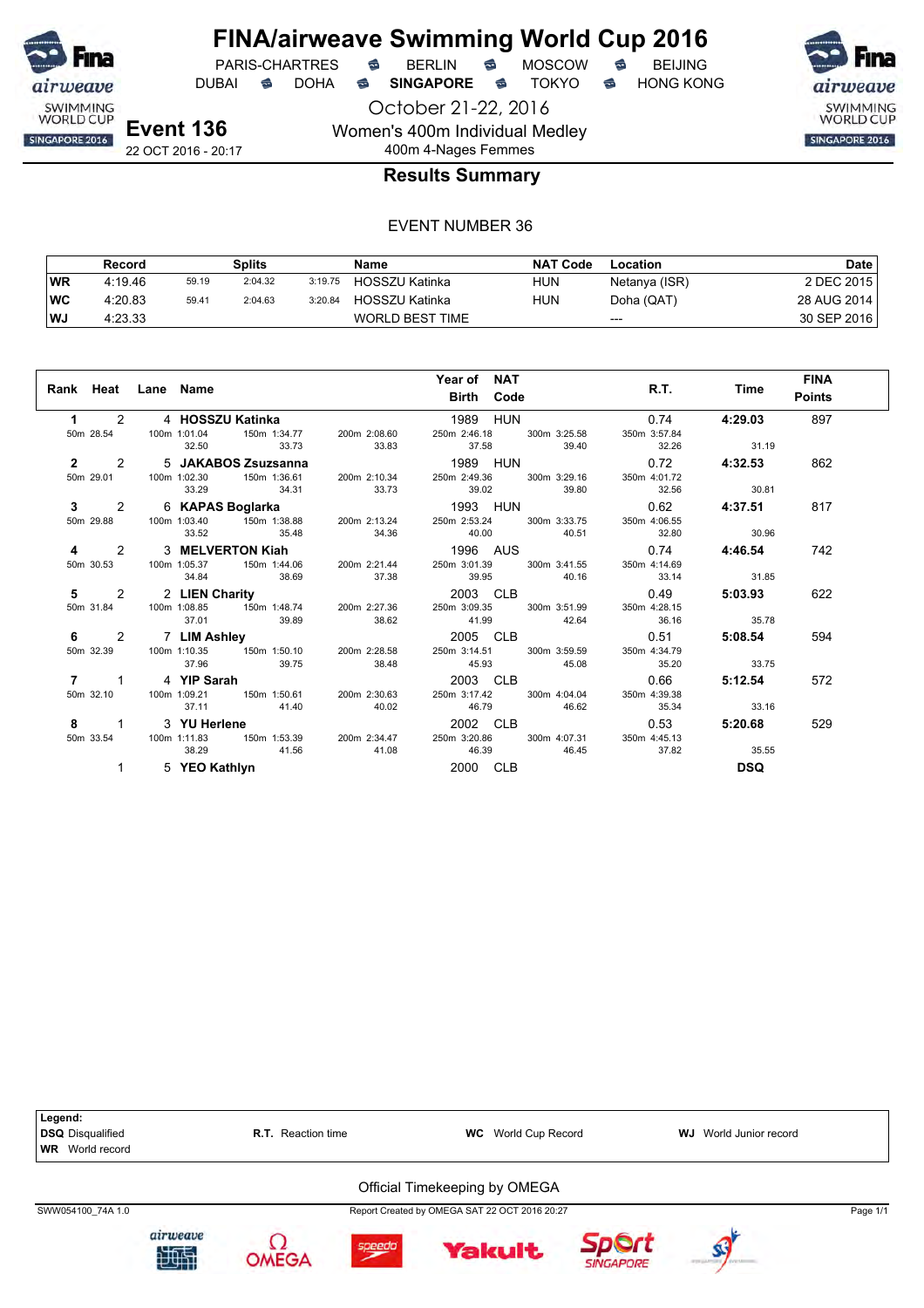# FINA/airweave Swimming World Cup 2016

PARIS-CHARTRES · BERLIN · MOSCOW · BEIJING
DUBAI · DOHA · **SINGAPORE** · TOKYO · HONG KONG

October 21-22, 2016

**Event 136**
22 OCT 2016 - 20:17

Women's 400m Individual Medley
400m 4-Nages Femmes

## Results Summary

EVENT NUMBER 36

| | Record | Splits | | | Name | NAT Code | Location | Date |
|---|---|---|---|---|---|---|---|---|
| WR | 4:19.46 | 59.19 | 2:04.32 | 3:19.75 | HOSSZU Katinka | HUN | Netanya (ISR) | 2 DEC 2015 |
| WC | 4:20.83 | 59.41 | 2:04.63 | 3:20.84 | HOSSZU Katinka | HUN | Doha (QAT) | 28 AUG 2014 |
| WJ | 4:23.33 | | | | WORLD BEST TIME | | --- | 30 SEP 2016 |

| Rank | Heat | Lane | Name | Year of Birth | NAT Code | R.T. | Time | FINA Points |
|---|---|---|---|---|---|---|---|---|
| 1 | 2 | 4 | HOSSZU Katinka | 1989 | HUN | 0.74 | 4:29.03 | 897 |
| | | | 50m 28.54 · 100m 1:01.04 (32.50) · 150m 1:34.77 (33.73) · 200m 2:08.60 (33.83) · 250m 2:46.18 (37.58) · 300m 3:25.58 (39.40) · 350m 3:57.84 (32.26) · (31.19) | | | | | |
| 2 | 2 | 5 | JAKABOS Zsuzsanna | 1989 | HUN | 0.72 | 4:32.53 | 862 |
| | | | 50m 29.01 · 100m 1:02.30 (33.29) · 150m 1:36.61 (34.31) · 200m 2:10.34 (33.73) · 250m 2:49.36 (39.02) · 300m 3:29.16 (39.80) · 350m 4:01.72 (32.56) · (30.81) | | | | | |
| 3 | 2 | 6 | KAPAS Boglarka | 1993 | HUN | 0.62 | 4:37.51 | 817 |
| | | | 50m 29.88 · 100m 1:03.40 (33.52) · 150m 1:38.88 (35.48) · 200m 2:13.24 (34.36) · 250m 2:53.24 (40.00) · 300m 3:33.75 (40.51) · 350m 4:06.55 (32.80) · (30.96) | | | | | |
| 4 | 2 | 3 | MELVERTON Kiah | 1996 | AUS | 0.74 | 4:46.54 | 742 |
| | | | 50m 30.53 · 100m 1:05.37 (34.84) · 150m 1:44.06 (38.69) · 200m 2:21.44 (37.38) · 250m 3:01.39 (39.95) · 300m 3:41.55 (40.16) · 350m 4:14.69 (33.14) · (31.85) | | | | | |
| 5 | 2 | 2 | LIEN Charity | 2003 | CLB | 0.49 | 5:03.93 | 622 |
| | | | 50m 31.84 · 100m 1:08.85 (37.01) · 150m 1:48.74 (39.89) · 200m 2:27.36 (38.62) · 250m 3:09.35 (41.99) · 300m 3:51.99 (42.64) · 350m 4:28.15 (36.16) · (35.78) | | | | | |
| 6 | 2 | 7 | LIM Ashley | 2005 | CLB | 0.51 | 5:08.54 | 594 |
| | | | 50m 32.39 · 100m 1:10.35 (37.96) · 150m 1:50.10 (39.75) · 200m 2:28.58 (38.48) · 250m 3:14.51 (45.93) · 300m 3:59.59 (45.08) · 350m 4:34.79 (35.20) · (33.75) | | | | | |
| 7 | 1 | 4 | YIP Sarah | 2003 | CLB | 0.66 | 5:12.54 | 572 |
| | | | 50m 32.10 · 100m 1:09.21 (37.11) · 150m 1:50.61 (41.40) · 200m 2:30.63 (40.02) · 250m 3:17.42 (46.79) · 300m 4:04.04 (46.62) · 350m 4:39.38 (35.34) · (33.16) | | | | | |
| 8 | 1 | 3 | YU Herlene | 2002 | CLB | 0.53 | 5:20.68 | 529 |
| | | | 50m 33.54 · 100m 1:11.83 (38.29) · 150m 1:53.39 (41.56) · 200m 2:34.47 (41.08) · 250m 3:20.86 (46.39) · 300m 4:07.31 (46.45) · 350m 4:45.13 (37.82) · (35.55) | | | | | |
| | 1 | 5 | YEO Kathlyn | 2000 | CLB | | DSQ | |

**Legend:**
**DSQ** Disqualified · **R.T.** Reaction time · **WC** World Cup Record · **WJ** World Junior record
**WR** World record

Official Timekeeping by OMEGA

SWW054100_74A 1.0 · Report Created by OMEGA SAT 22 OCT 2016 20:27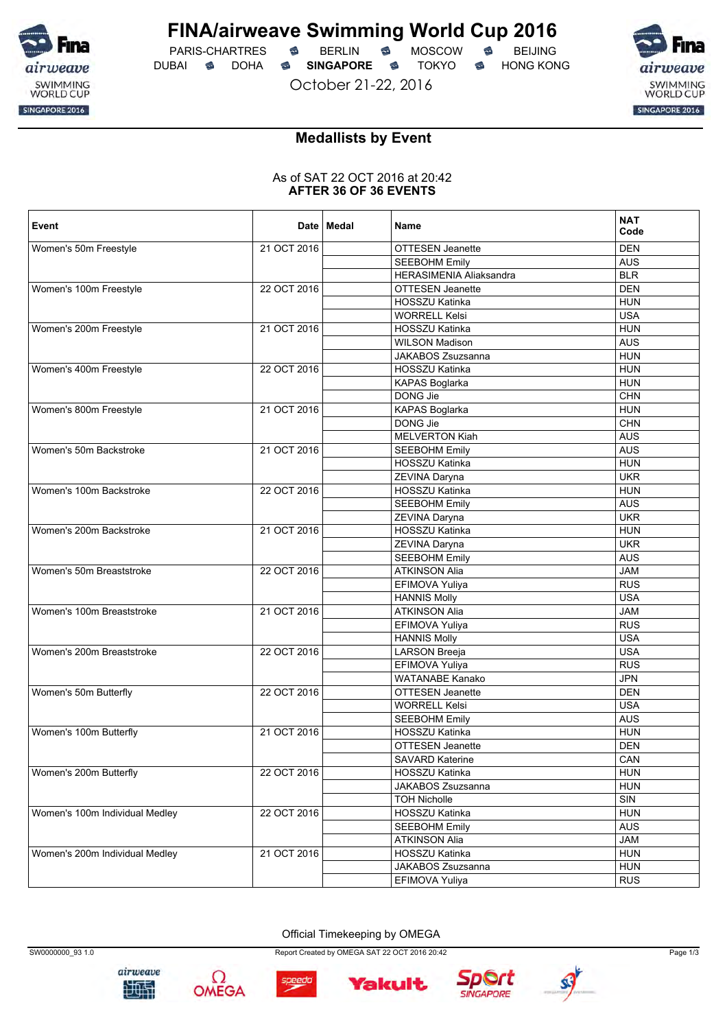# FINA/airweave Swimming World Cup 2016

PARIS-CHARTRES · BERLIN · MOSCOW · BEIJING
DUBAI · DOHA · **SINGAPORE** · TOKYO · HONG KONG

October 21-22, 2016

## Medallists by Event

As of SAT 22 OCT 2016 at 20:42
**AFTER 36 OF 36 EVENTS**

| Event | Date | Medal | Name | NAT Code |
|---|---|---|---|---|
| Women's 50m Freestyle | 21 OCT 2016 | | OTTESEN Jeanette | DEN |
| | | | SEEBOHM Emily | AUS |
| | | | HERASIMENIA Aliaksandra | BLR |
| Women's 100m Freestyle | 22 OCT 2016 | | OTTESEN Jeanette | DEN |
| | | | HOSSZU Katinka | HUN |
| | | | WORRELL Kelsi | USA |
| Women's 200m Freestyle | 21 OCT 2016 | | HOSSZU Katinka | HUN |
| | | | WILSON Madison | AUS |
| | | | JAKABOS Zsuzsanna | HUN |
| Women's 400m Freestyle | 22 OCT 2016 | | HOSSZU Katinka | HUN |
| | | | KAPAS Boglarka | HUN |
| | | | DONG Jie | CHN |
| Women's 800m Freestyle | 21 OCT 2016 | | KAPAS Boglarka | HUN |
| | | | DONG Jie | CHN |
| | | | MELVERTON Kiah | AUS |
| Women's 50m Backstroke | 21 OCT 2016 | | SEEBOHM Emily | AUS |
| | | | HOSSZU Katinka | HUN |
| | | | ZEVINA Daryna | UKR |
| Women's 100m Backstroke | 22 OCT 2016 | | HOSSZU Katinka | HUN |
| | | | SEEBOHM Emily | AUS |
| | | | ZEVINA Daryna | UKR |
| Women's 200m Backstroke | 21 OCT 2016 | | HOSSZU Katinka | HUN |
| | | | ZEVINA Daryna | UKR |
| | | | SEEBOHM Emily | AUS |
| Women's 50m Breaststroke | 22 OCT 2016 | | ATKINSON Alia | JAM |
| | | | EFIMOVA Yuliya | RUS |
| | | | HANNIS Molly | USA |
| Women's 100m Breaststroke | 21 OCT 2016 | | ATKINSON Alia | JAM |
| | | | EFIMOVA Yuliya | RUS |
| | | | HANNIS Molly | USA |
| Women's 200m Breaststroke | 22 OCT 2016 | | LARSON Breeja | USA |
| | | | EFIMOVA Yuliya | RUS |
| | | | WATANABE Kanako | JPN |
| Women's 50m Butterfly | 22 OCT 2016 | | OTTESEN Jeanette | DEN |
| | | | WORRELL Kelsi | USA |
| | | | SEEBOHM Emily | AUS |
| Women's 100m Butterfly | 21 OCT 2016 | | HOSSZU Katinka | HUN |
| | | | OTTESEN Jeanette | DEN |
| | | | SAVARD Katerine | CAN |
| Women's 200m Butterfly | 22 OCT 2016 | | HOSSZU Katinka | HUN |
| | | | JAKABOS Zsuzsanna | HUN |
| | | | TOH Nicholle | SIN |
| Women's 100m Individual Medley | 22 OCT 2016 | | HOSSZU Katinka | HUN |
| | | | SEEBOHM Emily | AUS |
| | | | ATKINSON Alia | JAM |
| Women's 200m Individual Medley | 21 OCT 2016 | | HOSSZU Katinka | HUN |
| | | | JAKABOS Zsuzsanna | HUN |
| | | | EFIMOVA Yuliya | RUS |

Official Timekeeping by OMEGA

SW0000000_93 1.0 · Report Created by OMEGA SAT 22 OCT 2016 20:42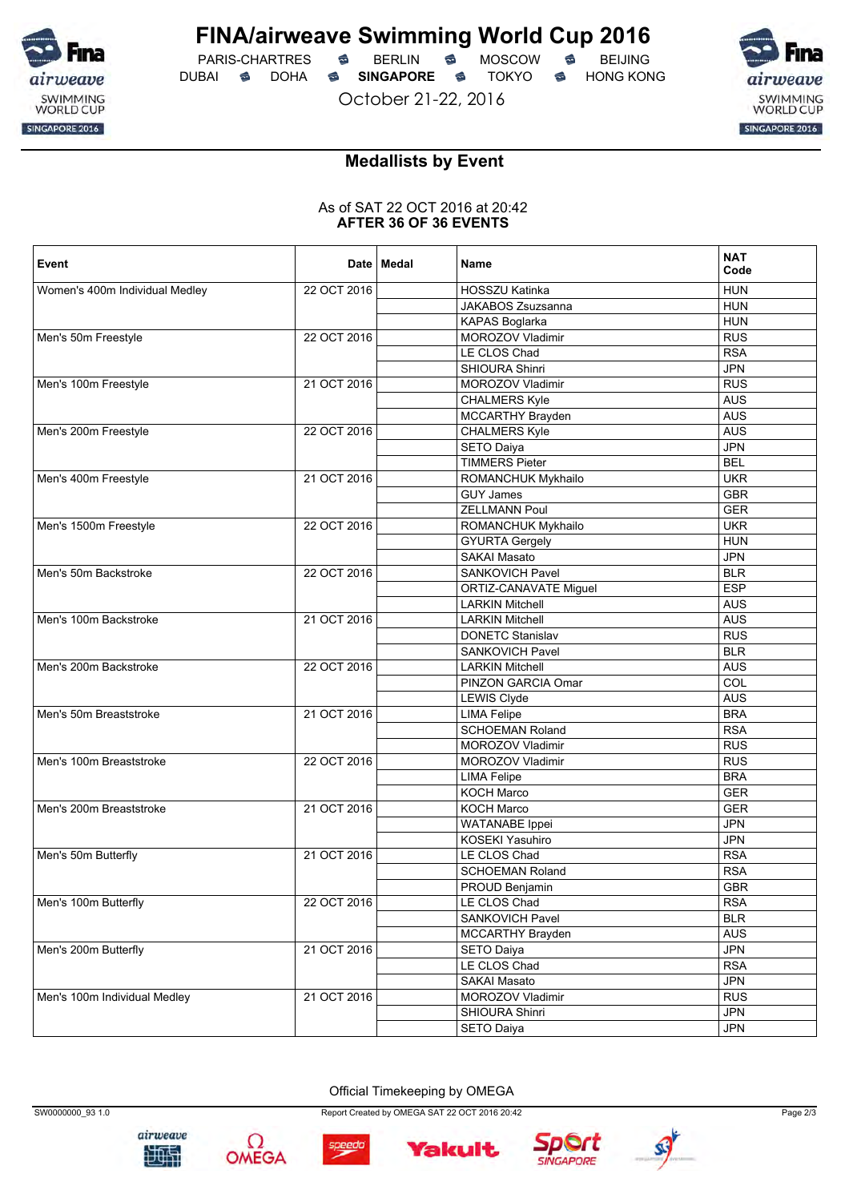# FINA/airweave Swimming World Cup 2016

PARIS-CHARTRES · BERLIN · MOSCOW · BEIJING
DUBAI · DOHA · **SINGAPORE** · TOKYO · HONG KONG

October 21-22, 2016

## Medallists by Event

As of SAT 22 OCT 2016 at 20:42
**AFTER 36 OF 36 EVENTS**

| Event | Date | Medal | Name | NAT Code |
|---|---|---|---|---|
| Women's 400m Individual Medley | 22 OCT 2016 | | HOSSZU Katinka | HUN |
| | | | JAKABOS Zsuzsanna | HUN |
| | | | KAPAS Boglarka | HUN |
| Men's 50m Freestyle | 22 OCT 2016 | | MOROZOV Vladimir | RUS |
| | | | LE CLOS Chad | RSA |
| | | | SHIOURA Shinri | JPN |
| Men's 100m Freestyle | 21 OCT 2016 | | MOROZOV Vladimir | RUS |
| | | | CHALMERS Kyle | AUS |
| | | | MCCARTHY Brayden | AUS |
| Men's 200m Freestyle | 22 OCT 2016 | | CHALMERS Kyle | AUS |
| | | | SETO Daiya | JPN |
| | | | TIMMERS Pieter | BEL |
| Men's 400m Freestyle | 21 OCT 2016 | | ROMANCHUK Mykhailo | UKR |
| | | | GUY James | GBR |
| | | | ZELLMANN Poul | GER |
| Men's 1500m Freestyle | 22 OCT 2016 | | ROMANCHUK Mykhailo | UKR |
| | | | GYURTA Gergely | HUN |
| | | | SAKAI Masato | JPN |
| Men's 50m Backstroke | 22 OCT 2016 | | SANKOVICH Pavel | BLR |
| | | | ORTIZ-CANAVATE Miguel | ESP |
| | | | LARKIN Mitchell | AUS |
| Men's 100m Backstroke | 21 OCT 2016 | | LARKIN Mitchell | AUS |
| | | | DONETC Stanislav | RUS |
| | | | SANKOVICH Pavel | BLR |
| Men's 200m Backstroke | 22 OCT 2016 | | LARKIN Mitchell | AUS |
| | | | PINZON GARCIA Omar | COL |
| | | | LEWIS Clyde | AUS |
| Men's 50m Breaststroke | 21 OCT 2016 | | LIMA Felipe | BRA |
| | | | SCHOEMAN Roland | RSA |
| | | | MOROZOV Vladimir | RUS |
| Men's 100m Breaststroke | 22 OCT 2016 | | MOROZOV Vladimir | RUS |
| | | | LIMA Felipe | BRA |
| | | | KOCH Marco | GER |
| Men's 200m Breaststroke | 21 OCT 2016 | | KOCH Marco | GER |
| | | | WATANABE Ippei | JPN |
| | | | KOSEKI Yasuhiro | JPN |
| Men's 50m Butterfly | 21 OCT 2016 | | LE CLOS Chad | RSA |
| | | | SCHOEMAN Roland | RSA |
| | | | PROUD Benjamin | GBR |
| Men's 100m Butterfly | 22 OCT 2016 | | LE CLOS Chad | RSA |
| | | | SANKOVICH Pavel | BLR |
| | | | MCCARTHY Brayden | AUS |
| Men's 200m Butterfly | 21 OCT 2016 | | SETO Daiya | JPN |
| | | | LE CLOS Chad | RSA |
| | | | SAKAI Masato | JPN |
| Men's 100m Individual Medley | 21 OCT 2016 | | MOROZOV Vladimir | RUS |
| | | | SHIOURA Shinri | JPN |
| | | | SETO Daiya | JPN |

Official Timekeeping by OMEGA

SW0000000_93 1.0 · Report Created by OMEGA SAT 22 OCT 2016 20:42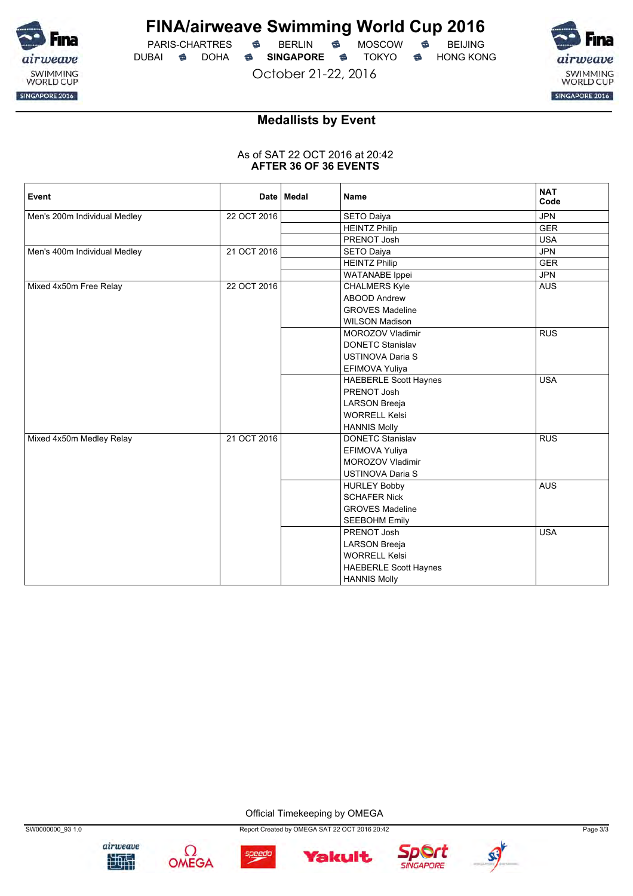# FINA/airweave Swimming World Cup 2016

PARIS-CHARTRES · BERLIN · MOSCOW · BEIJING
DUBAI · DOHA · **SINGAPORE** · TOKYO · HONG KONG

October 21-22, 2016

## Medallists by Event

As of SAT 22 OCT 2016 at 20:42
**AFTER 36 OF 36 EVENTS**

| Event | Date | Medal | Name | NAT Code |
|---|---|---|---|---|
| Men's 200m Individual Medley | 22 OCT 2016 | | SETO Daiya | JPN |
| | | | HEINTZ Philip | GER |
| | | | PRENOT Josh | USA |
| Men's 400m Individual Medley | 21 OCT 2016 | | SETO Daiya | JPN |
| | | | HEINTZ Philip | GER |
| | | | WATANABE Ippei | JPN |
| Mixed 4x50m Free Relay | 22 OCT 2016 | | CHALMERS Kyle<br>ABOOD Andrew<br>GROVES Madeline<br>WILSON Madison | AUS |
| | | | MOROZOV Vladimir<br>DONETC Stanislav<br>USTINOVA Daria S<br>EFIMOVA Yuliya | RUS |
| | | | HAEBERLE Scott Haynes<br>PRENOT Josh<br>LARSON Breeja<br>WORRELL Kelsi<br>HANNIS Molly | USA |
| Mixed 4x50m Medley Relay | 21 OCT 2016 | | DONETC Stanislav<br>EFIMOVA Yuliya<br>MOROZOV Vladimir<br>USTINOVA Daria S | RUS |
| | | | HURLEY Bobby<br>SCHAFER Nick<br>GROVES Madeline<br>SEEBOHM Emily | AUS |
| | | | PRENOT Josh<br>LARSON Breeja<br>WORRELL Kelsi<br>HAEBERLE Scott Haynes<br>HANNIS Molly | USA |

Official Timekeeping by OMEGA

SW0000000_93 1.0 · Report Created by OMEGA SAT 22 OCT 2016 20:42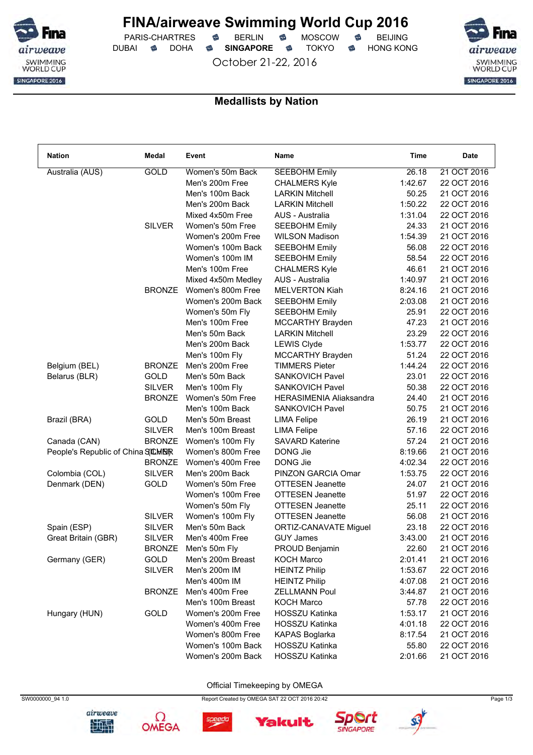# FINA/airweave Swimming World Cup 2016

PARIS-CHARTRES · BERLIN · MOSCOW · BEIJING
DUBAI · DOHA · **SINGAPORE** · TOKYO · HONG KONG

October 21-22, 2016

## Medallists by Nation

| Nation | Medal | Event | Name | Time | Date |
|---|---|---|---|---|---|
| Australia (AUS) | GOLD | Women's 50m Back | SEEBOHM Emily | 26.18 | 21 OCT 2016 |
| | | Men's 200m Free | CHALMERS Kyle | 1:42.67 | 22 OCT 2016 |
| | | Men's 100m Back | LARKIN Mitchell | 50.25 | 21 OCT 2016 |
| | | Men's 200m Back | LARKIN Mitchell | 1:50.22 | 22 OCT 2016 |
| | | Mixed 4x50m Free | AUS - Australia | 1:31.04 | 22 OCT 2016 |
| | SILVER | Women's 50m Free | SEEBOHM Emily | 24.33 | 21 OCT 2016 |
| | | Women's 200m Free | WILSON Madison | 1:54.39 | 21 OCT 2016 |
| | | Women's 100m Back | SEEBOHM Emily | 56.08 | 22 OCT 2016 |
| | | Women's 100m IM | SEEBOHM Emily | 58.54 | 22 OCT 2016 |
| | | Men's 100m Free | CHALMERS Kyle | 46.61 | 21 OCT 2016 |
| | | Mixed 4x50m Medley | AUS - Australia | 1:40.97 | 21 OCT 2016 |
| | BRONZE | Women's 800m Free | MELVERTON Kiah | 8:24.16 | 21 OCT 2016 |
| | | Women's 200m Back | SEEBOHM Emily | 2:03.08 | 21 OCT 2016 |
| | | Women's 50m Fly | SEEBOHM Emily | 25.91 | 22 OCT 2016 |
| | | Men's 100m Free | MCCARTHY Brayden | 47.23 | 21 OCT 2016 |
| | | Men's 50m Back | LARKIN Mitchell | 23.29 | 22 OCT 2016 |
| | | Men's 200m Back | LEWIS Clyde | 1:53.77 | 22 OCT 2016 |
| | | Men's 100m Fly | MCCARTHY Brayden | 51.24 | 22 OCT 2016 |
| Belgium (BEL) | BRONZE | Men's 200m Free | TIMMERS Pieter | 1:44.24 | 22 OCT 2016 |
| Belarus (BLR) | GOLD | Men's 50m Back | SANKOVICH Pavel | 23.01 | 22 OCT 2016 |
| | SILVER | Men's 100m Fly | SANKOVICH Pavel | 50.38 | 22 OCT 2016 |
| | BRONZE | Women's 50m Free | HERASIMENIA Aliaksandra | 24.40 | 21 OCT 2016 |
| | | Men's 100m Back | SANKOVICH Pavel | 50.75 | 21 OCT 2016 |
| Brazil (BRA) | GOLD | Men's 50m Breast | LIMA Felipe | 26.19 | 21 OCT 2016 |
| | SILVER | Men's 100m Breast | LIMA Felipe | 57.16 | 22 OCT 2016 |
| Canada (CAN) | BRONZE | Women's 100m Fly | SAVARD Katerine | 57.24 | 21 OCT 2016 |
| People's Republic of China (CHN) | SILVER | Women's 800m Free | DONG Jie | 8:19.66 | 21 OCT 2016 |
| | BRONZE | Women's 400m Free | DONG Jie | 4:02.34 | 22 OCT 2016 |
| Colombia (COL) | SILVER | Men's 200m Back | PINZON GARCIA Omar | 1:53.75 | 22 OCT 2016 |
| Denmark (DEN) | GOLD | Women's 50m Free | OTTESEN Jeanette | 24.07 | 21 OCT 2016 |
| | | Women's 100m Free | OTTESEN Jeanette | 51.97 | 22 OCT 2016 |
| | | Women's 50m Fly | OTTESEN Jeanette | 25.11 | 22 OCT 2016 |
| | SILVER | Women's 100m Fly | OTTESEN Jeanette | 56.08 | 21 OCT 2016 |
| Spain (ESP) | SILVER | Men's 50m Back | ORTIZ-CANAVATE Miguel | 23.18 | 22 OCT 2016 |
| Great Britain (GBR) | SILVER | Men's 400m Free | GUY James | 3:43.00 | 21 OCT 2016 |
| | BRONZE | Men's 50m Fly | PROUD Benjamin | 22.60 | 21 OCT 2016 |
| Germany (GER) | GOLD | Men's 200m Breast | KOCH Marco | 2:01.41 | 21 OCT 2016 |
| | SILVER | Men's 200m IM | HEINTZ Philip | 1:53.67 | 22 OCT 2016 |
| | | Men's 400m IM | HEINTZ Philip | 4:07.08 | 21 OCT 2016 |
| | BRONZE | Men's 400m Free | ZELLMANN Poul | 3:44.87 | 21 OCT 2016 |
| | | Men's 100m Breast | KOCH Marco | 57.78 | 22 OCT 2016 |
| Hungary (HUN) | GOLD | Women's 200m Free | HOSSZU Katinka | 1:53.17 | 21 OCT 2016 |
| | | Women's 400m Free | HOSSZU Katinka | 4:01.18 | 22 OCT 2016 |
| | | Women's 800m Free | KAPAS Boglarka | 8:17.54 | 21 OCT 2016 |
| | | Women's 100m Back | HOSSZU Katinka | 55.80 | 22 OCT 2016 |
| | | Women's 200m Back | HOSSZU Katinka | 2:01.66 | 21 OCT 2016 |

Official Timekeeping by OMEGA

SW0000000_94 1.0 Report Created by OMEGA SAT 22 OCT 2016 20:42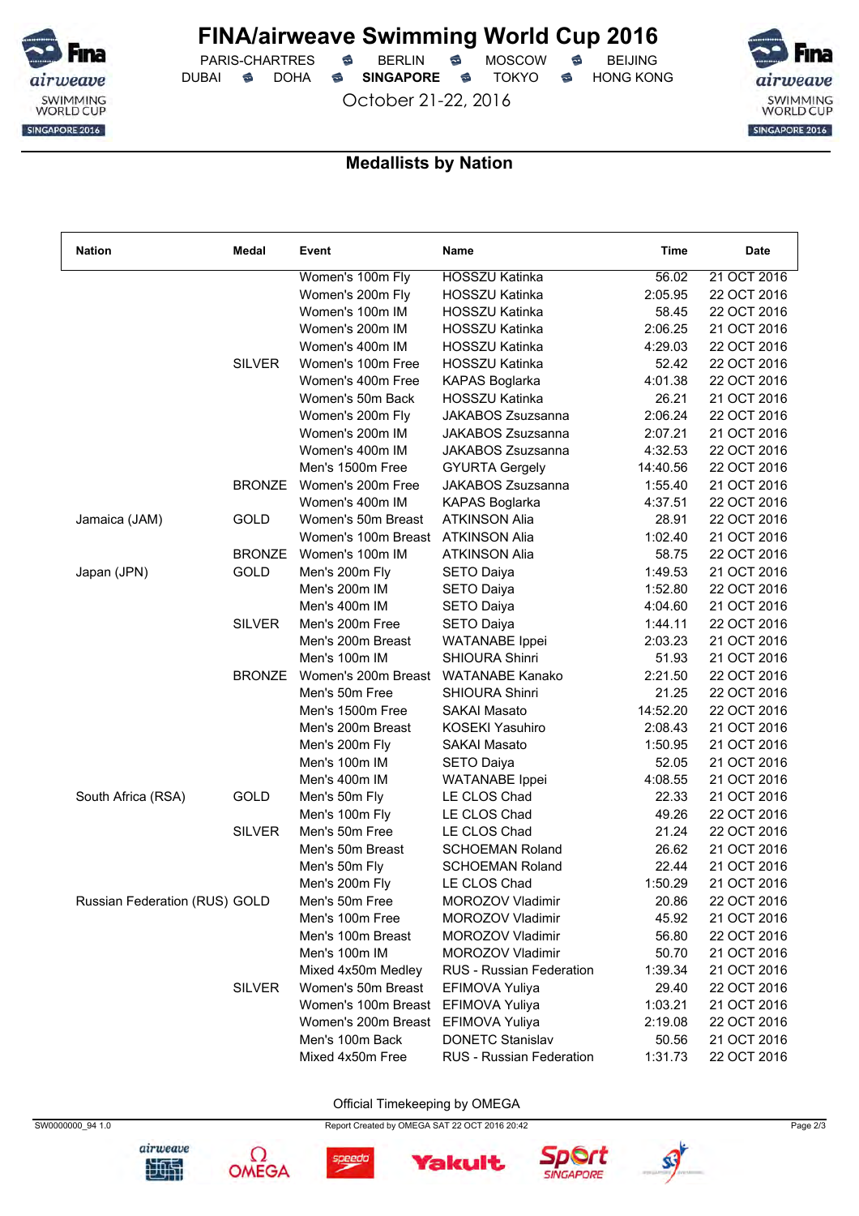# FINA/airweave Swimming World Cup 2016

PARIS-CHARTRES · BERLIN · MOSCOW · BEIJING
DUBAI · DOHA · **SINGAPORE** · TOKYO · HONG KONG

October 21-22, 2016

## Medallists by Nation

| Nation | Medal | Event | Name | Time | Date |
|---|---|---|---|---|---|
| | | Women's 100m Fly | HOSSZU Katinka | 56.02 | 21 OCT 2016 |
| | | Women's 200m Fly | HOSSZU Katinka | 2:05.95 | 22 OCT 2016 |
| | | Women's 100m IM | HOSSZU Katinka | 58.45 | 22 OCT 2016 |
| | | Women's 200m IM | HOSSZU Katinka | 2:06.25 | 21 OCT 2016 |
| | | Women's 400m IM | HOSSZU Katinka | 4:29.03 | 22 OCT 2016 |
| | SILVER | Women's 100m Free | HOSSZU Katinka | 52.42 | 22 OCT 2016 |
| | | Women's 400m Free | KAPAS Boglarka | 4:01.38 | 22 OCT 2016 |
| | | Women's 50m Back | HOSSZU Katinka | 26.21 | 21 OCT 2016 |
| | | Women's 200m Fly | JAKABOS Zsuzsanna | 2:06.24 | 22 OCT 2016 |
| | | Women's 200m IM | JAKABOS Zsuzsanna | 2:07.21 | 21 OCT 2016 |
| | | Women's 400m IM | JAKABOS Zsuzsanna | 4:32.53 | 22 OCT 2016 |
| | | Men's 1500m Free | GYURTA Gergely | 14:40.56 | 22 OCT 2016 |
| | BRONZE | Women's 200m Free | JAKABOS Zsuzsanna | 1:55.40 | 21 OCT 2016 |
| | | Women's 400m IM | KAPAS Boglarka | 4:37.51 | 22 OCT 2016 |
| Jamaica (JAM) | GOLD | Women's 50m Breast | ATKINSON Alia | 28.91 | 22 OCT 2016 |
| | | Women's 100m Breast | ATKINSON Alia | 1:02.40 | 21 OCT 2016 |
| | BRONZE | Women's 100m IM | ATKINSON Alia | 58.75 | 22 OCT 2016 |
| Japan (JPN) | GOLD | Men's 200m Fly | SETO Daiya | 1:49.53 | 21 OCT 2016 |
| | | Men's 200m IM | SETO Daiya | 1:52.80 | 22 OCT 2016 |
| | | Men's 400m IM | SETO Daiya | 4:04.60 | 21 OCT 2016 |
| | SILVER | Men's 200m Free | SETO Daiya | 1:44.11 | 22 OCT 2016 |
| | | Men's 200m Breast | WATANABE Ippei | 2:03.23 | 21 OCT 2016 |
| | | Men's 100m IM | SHIOURA Shinri | 51.93 | 21 OCT 2016 |
| | BRONZE | Women's 200m Breast | WATANABE Kanako | 2:21.50 | 22 OCT 2016 |
| | | Men's 50m Free | SHIOURA Shinri | 21.25 | 22 OCT 2016 |
| | | Men's 1500m Free | SAKAI Masato | 14:52.20 | 22 OCT 2016 |
| | | Men's 200m Breast | KOSEKI Yasuhiro | 2:08.43 | 21 OCT 2016 |
| | | Men's 200m Fly | SAKAI Masato | 1:50.95 | 21 OCT 2016 |
| | | Men's 100m IM | SETO Daiya | 52.05 | 21 OCT 2016 |
| | | Men's 400m IM | WATANABE Ippei | 4:08.55 | 21 OCT 2016 |
| South Africa (RSA) | GOLD | Men's 50m Fly | LE CLOS Chad | 22.33 | 21 OCT 2016 |
| | | Men's 100m Fly | LE CLOS Chad | 49.26 | 22 OCT 2016 |
| | SILVER | Men's 50m Free | LE CLOS Chad | 21.24 | 22 OCT 2016 |
| | | Men's 50m Breast | SCHOEMAN Roland | 26.62 | 21 OCT 2016 |
| | | Men's 50m Fly | SCHOEMAN Roland | 22.44 | 21 OCT 2016 |
| | | Men's 200m Fly | LE CLOS Chad | 1:50.29 | 21 OCT 2016 |
| Russian Federation (RUS) | GOLD | Men's 50m Free | MOROZOV Vladimir | 20.86 | 22 OCT 2016 |
| | | Men's 100m Free | MOROZOV Vladimir | 45.92 | 21 OCT 2016 |
| | | Men's 100m Breast | MOROZOV Vladimir | 56.80 | 22 OCT 2016 |
| | | Men's 100m IM | MOROZOV Vladimir | 50.70 | 21 OCT 2016 |
| | | Mixed 4x50m Medley | RUS - Russian Federation | 1:39.34 | 21 OCT 2016 |
| | SILVER | Women's 50m Breast | EFIMOVA Yuliya | 29.40 | 22 OCT 2016 |
| | | Women's 100m Breast | EFIMOVA Yuliya | 1:03.21 | 21 OCT 2016 |
| | | Women's 200m Breast | EFIMOVA Yuliya | 2:19.08 | 22 OCT 2016 |
| | | Men's 100m Back | DONETC Stanislav | 50.56 | 21 OCT 2016 |
| | | Mixed 4x50m Free | RUS - Russian Federation | 1:31.73 | 22 OCT 2016 |

Official Timekeeping by OMEGA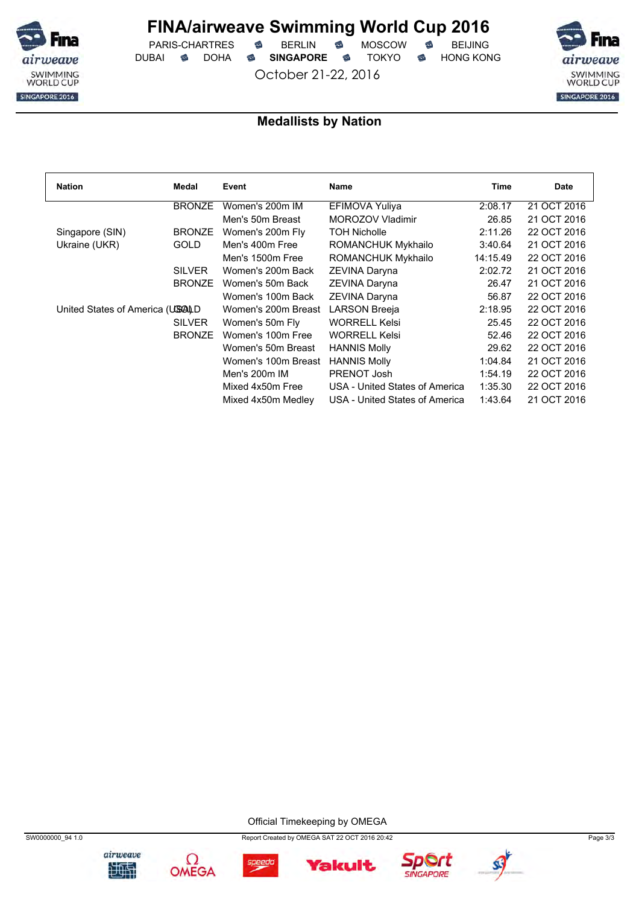# FINA/airweave Swimming World Cup 2016

PARIS-CHARTRES · BERLIN · MOSCOW · BEIJING
DUBAI · DOHA · **SINGAPORE** · TOKYO · HONG KONG

October 21-22, 2016

## Medallists by Nation

| Nation | Medal | Event | Name | Time | Date |
|---|---|---|---|---|---|
| | BRONZE | Women's 200m IM | EFIMOVA Yuliya | 2:08.17 | 21 OCT 2016 |
| | | Men's 50m Breast | MOROZOV Vladimir | 26.85 | 21 OCT 2016 |
| Singapore (SIN) | BRONZE | Women's 200m Fly | TOH Nicholle | 2:11.26 | 22 OCT 2016 |
| Ukraine (UKR) | GOLD | Men's 400m Free | ROMANCHUK Mykhailo | 3:40.64 | 21 OCT 2016 |
| | | Men's 1500m Free | ROMANCHUK Mykhailo | 14:15.49 | 22 OCT 2016 |
| | SILVER | Women's 200m Back | ZEVINA Daryna | 2:02.72 | 21 OCT 2016 |
| | BRONZE | Women's 50m Back | ZEVINA Daryna | 26.47 | 21 OCT 2016 |
| | | Women's 100m Back | ZEVINA Daryna | 56.87 | 22 OCT 2016 |
| United States of America (USA) | GOLD | Women's 200m Breast | LARSON Breeja | 2:18.95 | 22 OCT 2016 |
| | SILVER | Women's 50m Fly | WORRELL Kelsi | 25.45 | 22 OCT 2016 |
| | BRONZE | Women's 100m Free | WORRELL Kelsi | 52.46 | 22 OCT 2016 |
| | | Women's 50m Breast | HANNIS Molly | 29.62 | 22 OCT 2016 |
| | | Women's 100m Breast | HANNIS Molly | 1:04.84 | 21 OCT 2016 |
| | | Men's 200m IM | PRENOT Josh | 1:54.19 | 22 OCT 2016 |
| | | Mixed 4x50m Free | USA - United States of America | 1:35.30 | 22 OCT 2016 |
| | | Mixed 4x50m Medley | USA - United States of America | 1:43.64 | 21 OCT 2016 |

Official Timekeeping by OMEGA

SW0000000_94 1.0 · Report Created by OMEGA SAT 22 OCT 2016 20:42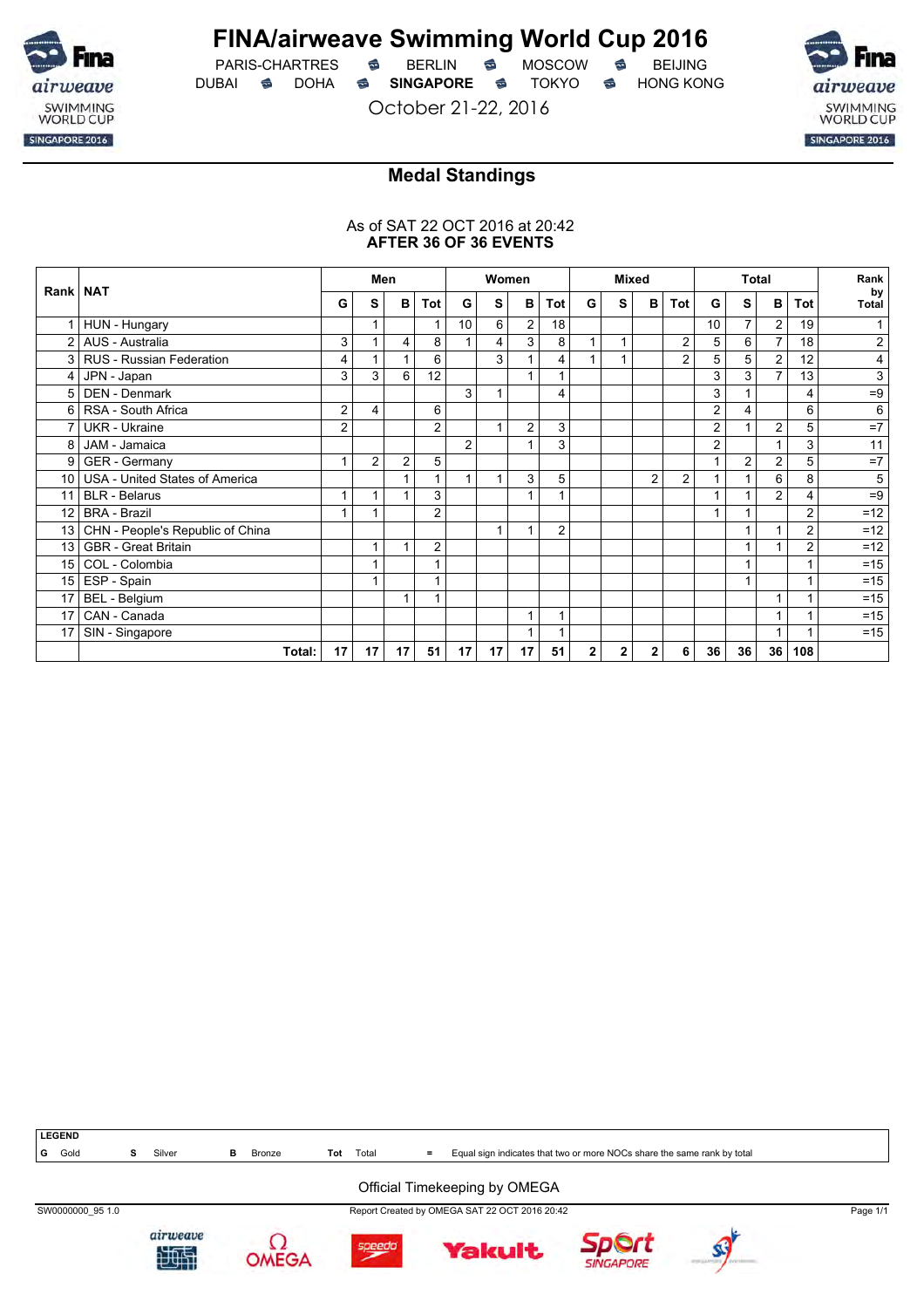# FINA/airweave Swimming World Cup 2016

PARIS-CHARTRES · BERLIN · MOSCOW · BEIJING
DUBAI · DOHA · **SINGAPORE** · TOKYO · HONG KONG

October 21-22, 2016

## Medal Standings

As of SAT 22 OCT 2016 at 20:42
**AFTER 36 OF 36 EVENTS**

| Rank | NAT | Men | | | | Women | | | | Mixed | | | | Total | | | | Rank by Total |
|---|---|---|---|---|---|---|---|---|---|---|---|---|---|---|---|---|---|---|
| | | G | S | B | Tot | G | S | B | Tot | G | S | B | Tot | G | S | B | Tot | |
| 1 | HUN - Hungary | | 1 | | 1 | 10 | 6 | 2 | 18 | | | | | 10 | 7 | 2 | 19 | 1 |
| 2 | AUS - Australia | 3 | 1 | 4 | 8 | 1 | 4 | 3 | 8 | 1 | 1 | | 2 | 5 | 6 | 7 | 18 | 2 |
| 3 | RUS - Russian Federation | 4 | 1 | 1 | 6 | | 3 | 1 | 4 | 1 | 1 | | 2 | 5 | 5 | 2 | 12 | 4 |
| 4 | JPN - Japan | 3 | 3 | 6 | 12 | | | 1 | 1 | | | | | 3 | 3 | 7 | 13 | 3 |
| 5 | DEN - Denmark | | | | | 3 | 1 | | 4 | | | | | 3 | 1 | | 4 | =9 |
| 6 | RSA - South Africa | 2 | 4 | | 6 | | | | | | | | | 2 | 4 | | 6 | 6 |
| 7 | UKR - Ukraine | 2 | | | 2 | | 1 | 2 | 3 | | | | | 2 | 1 | 2 | 5 | =7 |
| 8 | JAM - Jamaica | | | | | 2 | | 1 | 3 | | | | | 2 | | 1 | 3 | 11 |
| 9 | GER - Germany | 1 | 2 | 2 | 5 | | | | | | | | | 1 | 2 | 2 | 5 | =7 |
| 10 | USA - United States of America | | | 1 | 1 | 1 | 1 | 3 | 5 | | | 2 | 2 | 1 | 1 | 6 | 8 | 5 |
| 11 | BLR - Belarus | 1 | 1 | 1 | 3 | | | 1 | 1 | | | | | 1 | 1 | 2 | 4 | =9 |
| 12 | BRA - Brazil | 1 | 1 | | 2 | | | | | | | | | 1 | 1 | | 2 | =12 |
| 13 | CHN - People's Republic of China | | | | | | 1 | 1 | 2 | | | | | | 1 | 1 | 2 | =12 |
| 13 | GBR - Great Britain | | 1 | 1 | 2 | | | | | | | | | | 1 | 1 | 2 | =12 |
| 15 | COL - Colombia | | 1 | | 1 | | | | | | | | | | 1 | | 1 | =15 |
| 15 | ESP - Spain | | 1 | | 1 | | | | | | | | | | 1 | | 1 | =15 |
| 17 | BEL - Belgium | | | 1 | 1 | | | | | | | | | | | 1 | 1 | =15 |
| 17 | CAN - Canada | | | | | | | 1 | 1 | | | | | | | 1 | 1 | =15 |
| 17 | SIN - Singapore | | | | | | | 1 | 1 | | | | | | | 1 | 1 | =15 |
| | **Total:** | **17** | **17** | **17** | **51** | **17** | **17** | **17** | **51** | **2** | **2** | **2** | **6** | **36** | **36** | **36** | **108** | |

**LEGEND**
**G** Gold **S** Silver **B** Bronze **Tot** Total **=** Equal sign indicates that two or more NOCs share the same rank by total

Official Timekeeping by OMEGA

SW0000000_95 1.0 Report Created by OMEGA SAT 22 OCT 2016 20:42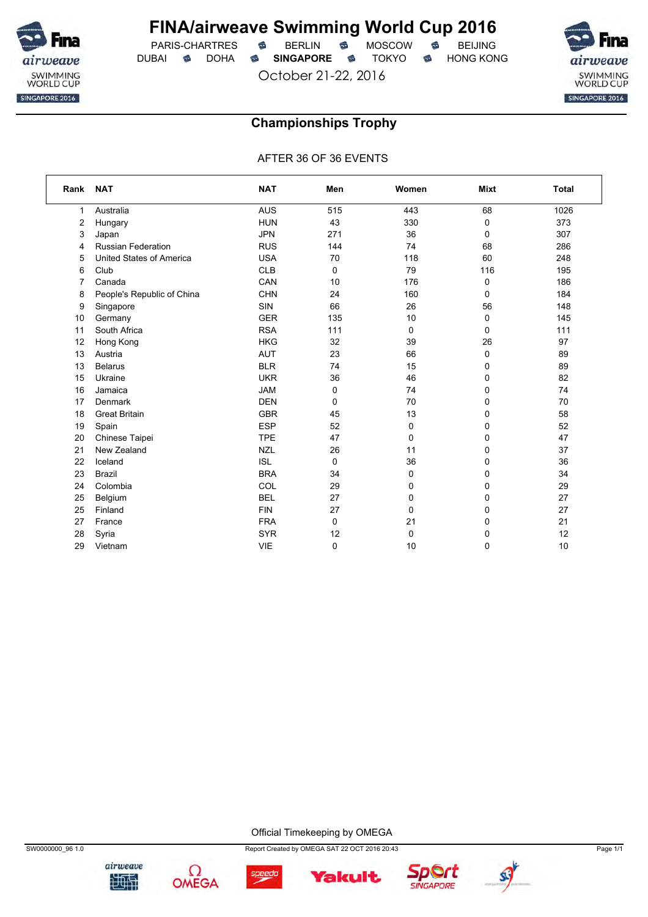# FINA/airweave Swimming World Cup 2016

PARIS-CHARTRES · BERLIN · MOSCOW · BEIJING
DUBAI · DOHA · **SINGAPORE** · TOKYO · HONG KONG

October 21-22, 2016

## Championships Trophy

AFTER 36 OF 36 EVENTS

| Rank | NAT | NAT | Men | Women | Mixt | Total |
|---|---|---|---|---|---|---|
| 1 | Australia | AUS | 515 | 443 | 68 | 1026 |
| 2 | Hungary | HUN | 43 | 330 | 0 | 373 |
| 3 | Japan | JPN | 271 | 36 | 0 | 307 |
| 4 | Russian Federation | RUS | 144 | 74 | 68 | 286 |
| 5 | United States of America | USA | 70 | 118 | 60 | 248 |
| 6 | Club | CLB | 0 | 79 | 116 | 195 |
| 7 | Canada | CAN | 10 | 176 | 0 | 186 |
| 8 | People's Republic of China | CHN | 24 | 160 | 0 | 184 |
| 9 | Singapore | SIN | 66 | 26 | 56 | 148 |
| 10 | Germany | GER | 135 | 10 | 0 | 145 |
| 11 | South Africa | RSA | 111 | 0 | 0 | 111 |
| 12 | Hong Kong | HKG | 32 | 39 | 26 | 97 |
| 13 | Austria | AUT | 23 | 66 | 0 | 89 |
| 13 | Belarus | BLR | 74 | 15 | 0 | 89 |
| 15 | Ukraine | UKR | 36 | 46 | 0 | 82 |
| 16 | Jamaica | JAM | 0 | 74 | 0 | 74 |
| 17 | Denmark | DEN | 0 | 70 | 0 | 70 |
| 18 | Great Britain | GBR | 45 | 13 | 0 | 58 |
| 19 | Spain | ESP | 52 | 0 | 0 | 52 |
| 20 | Chinese Taipei | TPE | 47 | 0 | 0 | 47 |
| 21 | New Zealand | NZL | 26 | 11 | 0 | 37 |
| 22 | Iceland | ISL | 0 | 36 | 0 | 36 |
| 23 | Brazil | BRA | 34 | 0 | 0 | 34 |
| 24 | Colombia | COL | 29 | 0 | 0 | 29 |
| 25 | Belgium | BEL | 27 | 0 | 0 | 27 |
| 25 | Finland | FIN | 27 | 0 | 0 | 27 |
| 27 | France | FRA | 0 | 21 | 0 | 21 |
| 28 | Syria | SYR | 12 | 0 | 0 | 12 |
| 29 | Vietnam | VIE | 0 | 10 | 0 | 10 |

Official Timekeeping by OMEGA

SW0000000_96 1.0 · Report Created by OMEGA SAT 22 OCT 2016 20:43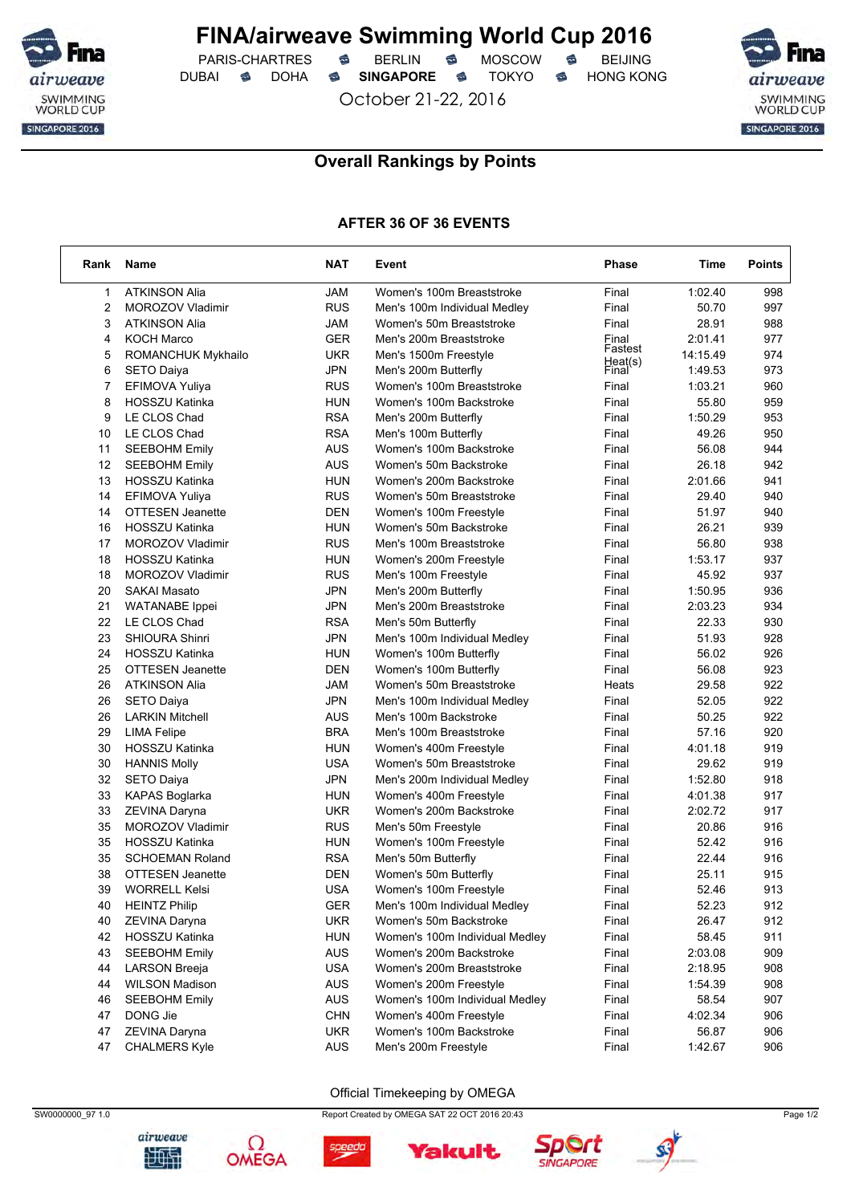# FINA/airweave Swimming World Cup 2016

PARIS-CHARTRES · BERLIN · MOSCOW · BEIJING
DUBAI · DOHA · **SINGAPORE** · TOKYO · HONG KONG

October 21-22, 2016

## Overall Rankings by Points

### AFTER 36 OF 36 EVENTS

| Rank | Name | NAT | Event | Phase | Time | Points |
|---|---|---|---|---|---|---|
| 1 | ATKINSON Alia | JAM | Women's 100m Breaststroke | Final | 1:02.40 | 998 |
| 2 | MOROZOV Vladimir | RUS | Men's 100m Individual Medley | Final | 50.70 | 997 |
| 3 | ATKINSON Alia | JAM | Women's 50m Breaststroke | Final | 28.91 | 988 |
| 4 | KOCH Marco | GER | Men's 200m Breaststroke | Final | 2:01.41 | 977 |
| 5 | ROMANCHUK Mykhailo | UKR | Men's 1500m Freestyle | Fastest Heat(s) | 14:15.49 | 974 |
| 6 | SETO Daiya | JPN | Men's 200m Butterfly | Final | 1:49.53 | 973 |
| 7 | EFIMOVA Yuliya | RUS | Women's 100m Breaststroke | Final | 1:03.21 | 960 |
| 8 | HOSSZU Katinka | HUN | Women's 100m Backstroke | Final | 55.80 | 959 |
| 9 | LE CLOS Chad | RSA | Men's 200m Butterfly | Final | 1:50.29 | 953 |
| 10 | LE CLOS Chad | RSA | Men's 100m Butterfly | Final | 49.26 | 950 |
| 11 | SEEBOHM Emily | AUS | Women's 100m Backstroke | Final | 56.08 | 944 |
| 12 | SEEBOHM Emily | AUS | Women's 50m Backstroke | Final | 26.18 | 942 |
| 13 | HOSSZU Katinka | HUN | Women's 200m Backstroke | Final | 2:01.66 | 941 |
| 14 | EFIMOVA Yuliya | RUS | Women's 50m Breaststroke | Final | 29.40 | 940 |
| 14 | OTTESEN Jeanette | DEN | Women's 100m Freestyle | Final | 51.97 | 940 |
| 16 | HOSSZU Katinka | HUN | Women's 50m Backstroke | Final | 26.21 | 939 |
| 17 | MOROZOV Vladimir | RUS | Men's 100m Breaststroke | Final | 56.80 | 938 |
| 18 | HOSSZU Katinka | HUN | Women's 200m Freestyle | Final | 1:53.17 | 937 |
| 18 | MOROZOV Vladimir | RUS | Men's 100m Freestyle | Final | 45.92 | 937 |
| 20 | SAKAI Masato | JPN | Men's 200m Butterfly | Final | 1:50.95 | 936 |
| 21 | WATANABE Ippei | JPN | Men's 200m Breaststroke | Final | 2:03.23 | 934 |
| 22 | LE CLOS Chad | RSA | Men's 50m Butterfly | Final | 22.33 | 930 |
| 23 | SHIOURA Shinri | JPN | Men's 100m Individual Medley | Final | 51.93 | 928 |
| 24 | HOSSZU Katinka | HUN | Women's 100m Butterfly | Final | 56.02 | 926 |
| 25 | OTTESEN Jeanette | DEN | Women's 100m Butterfly | Final | 56.08 | 923 |
| 26 | ATKINSON Alia | JAM | Women's 50m Breaststroke | Heats | 29.58 | 922 |
| 26 | SETO Daiya | JPN | Men's 100m Individual Medley | Final | 52.05 | 922 |
| 26 | LARKIN Mitchell | AUS | Men's 100m Backstroke | Final | 50.25 | 922 |
| 29 | LIMA Felipe | BRA | Men's 100m Breaststroke | Final | 57.16 | 920 |
| 30 | HOSSZU Katinka | HUN | Women's 400m Freestyle | Final | 4:01.18 | 919 |
| 30 | HANNIS Molly | USA | Women's 50m Breaststroke | Final | 29.62 | 919 |
| 32 | SETO Daiya | JPN | Men's 200m Individual Medley | Final | 1:52.80 | 918 |
| 33 | KAPAS Boglarka | HUN | Women's 400m Freestyle | Final | 4:01.38 | 917 |
| 33 | ZEVINA Daryna | UKR | Women's 200m Backstroke | Final | 2:02.72 | 917 |
| 35 | MOROZOV Vladimir | RUS | Men's 50m Freestyle | Final | 20.86 | 916 |
| 35 | HOSSZU Katinka | HUN | Women's 100m Freestyle | Final | 52.42 | 916 |
| 35 | SCHOEMAN Roland | RSA | Men's 50m Butterfly | Final | 22.44 | 916 |
| 38 | OTTESEN Jeanette | DEN | Women's 50m Butterfly | Final | 25.11 | 915 |
| 39 | WORRELL Kelsi | USA | Women's 100m Freestyle | Final | 52.46 | 913 |
| 40 | HEINTZ Philip | GER | Men's 100m Individual Medley | Final | 52.23 | 912 |
| 40 | ZEVINA Daryna | UKR | Women's 50m Backstroke | Final | 26.47 | 912 |
| 42 | HOSSZU Katinka | HUN | Women's 100m Individual Medley | Final | 58.45 | 911 |
| 43 | SEEBOHM Emily | AUS | Women's 200m Backstroke | Final | 2:03.08 | 909 |
| 44 | LARSON Breeja | USA | Women's 200m Breaststroke | Final | 2:18.95 | 908 |
| 44 | WILSON Madison | AUS | Women's 200m Freestyle | Final | 1:54.39 | 908 |
| 46 | SEEBOHM Emily | AUS | Women's 100m Individual Medley | Final | 58.54 | 907 |
| 47 | DONG Jie | CHN | Women's 400m Freestyle | Final | 4:02.34 | 906 |
| 47 | ZEVINA Daryna | UKR | Women's 100m Backstroke | Final | 56.87 | 906 |
| 47 | CHALMERS Kyle | AUS | Men's 200m Freestyle | Final | 1:42.67 | 906 |

Official Timekeeping by OMEGA

SW0000000_97 1.0 · Report Created by OMEGA SAT 22 OCT 2016 20:43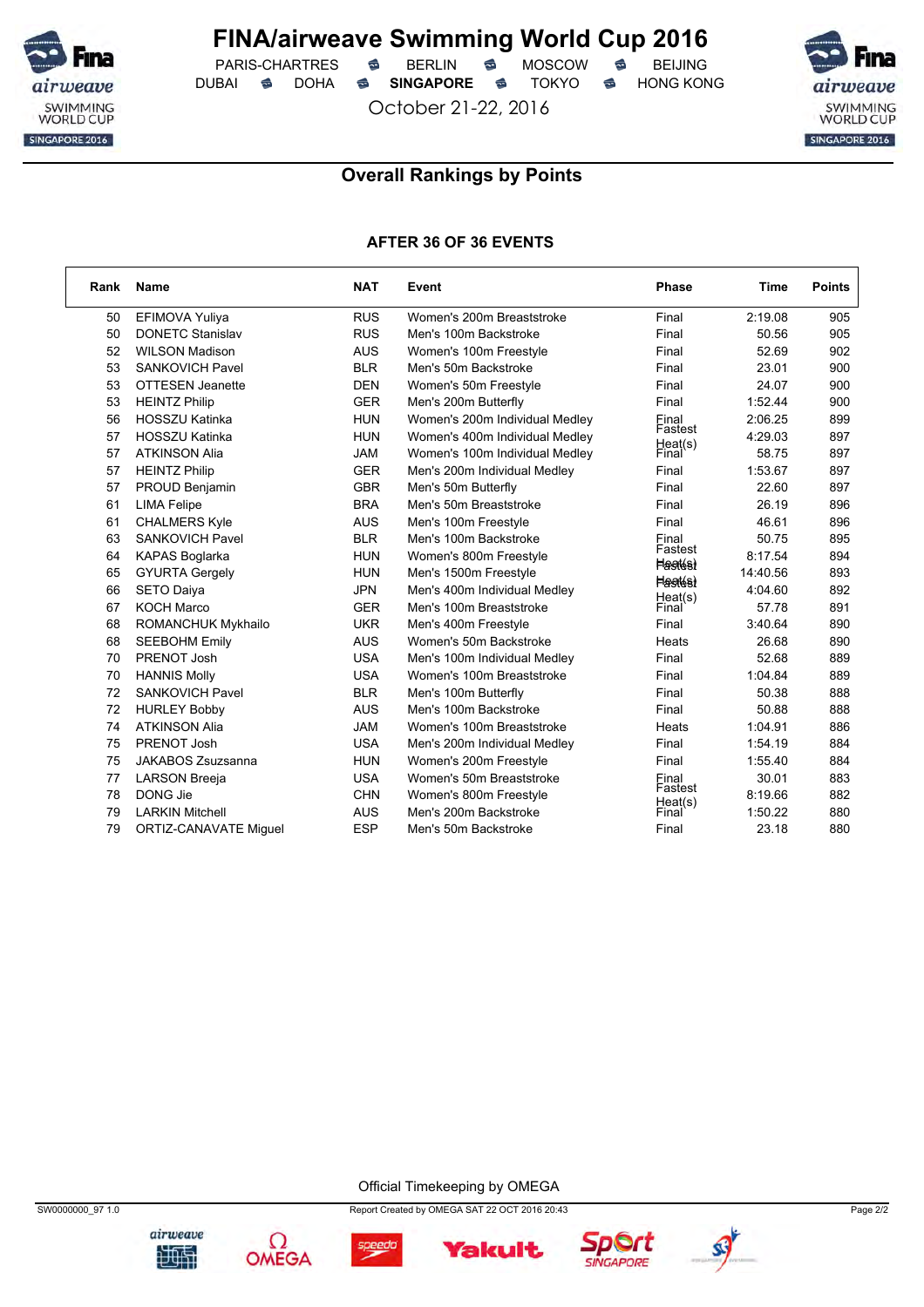# FINA/airweave Swimming World Cup 2016

PARIS-CHARTRES · BERLIN · MOSCOW · BEIJING
DUBAI · DOHA · **SINGAPORE** · TOKYO · HONG KONG

October 21-22, 2016

## Overall Rankings by Points

### AFTER 36 OF 36 EVENTS

| Rank | Name | NAT | Event | Phase | Time | Points |
|---|---|---|---|---|---|---|
| 50 | EFIMOVA Yuliya | RUS | Women's 200m Breaststroke | Final | 2:19.08 | 905 |
| 50 | DONETC Stanislav | RUS | Men's 100m Backstroke | Final | 50.56 | 905 |
| 52 | WILSON Madison | AUS | Women's 100m Freestyle | Final | 52.69 | 902 |
| 53 | SANKOVICH Pavel | BLR | Men's 50m Backstroke | Final | 23.01 | 900 |
| 53 | OTTESEN Jeanette | DEN | Women's 50m Freestyle | Final | 24.07 | 900 |
| 53 | HEINTZ Philip | GER | Men's 200m Butterfly | Final | 1:52.44 | 900 |
| 56 | HOSSZU Katinka | HUN | Women's 200m Individual Medley | Final | 2:06.25 | 899 |
| 57 | HOSSZU Katinka | HUN | Women's 400m Individual Medley | Fastest Heat(s) | 4:29.03 | 897 |
| 57 | ATKINSON Alia | JAM | Women's 100m Individual Medley | Final | 58.75 | 897 |
| 57 | HEINTZ Philip | GER | Men's 200m Individual Medley | Final | 1:53.67 | 897 |
| 57 | PROUD Benjamin | GBR | Men's 50m Butterfly | Final | 22.60 | 897 |
| 61 | LIMA Felipe | BRA | Men's 50m Breaststroke | Final | 26.19 | 896 |
| 61 | CHALMERS Kyle | AUS | Men's 100m Freestyle | Final | 46.61 | 896 |
| 63 | SANKOVICH Pavel | BLR | Men's 100m Backstroke | Final | 50.75 | 895 |
| 64 | KAPAS Boglarka | HUN | Women's 800m Freestyle | Fastest Heat(s) | 8:17.54 | 894 |
| 65 | GYURTA Gergely | HUN | Men's 1500m Freestyle | Fastest Heat(s) | 14:40.56 | 893 |
| 66 | SETO Daiya | JPN | Men's 400m Individual Medley | Fastest Heat(s) | 4:04.60 | 892 |
| 67 | KOCH Marco | GER | Men's 100m Breaststroke | Final | 57.78 | 891 |
| 68 | ROMANCHUK Mykhailo | UKR | Men's 400m Freestyle | Final | 3:40.64 | 890 |
| 68 | SEEBOHM Emily | AUS | Women's 50m Backstroke | Heats | 26.68 | 890 |
| 70 | PRENOT Josh | USA | Men's 100m Individual Medley | Final | 52.68 | 889 |
| 70 | HANNIS Molly | USA | Women's 100m Breaststroke | Final | 1:04.84 | 889 |
| 72 | SANKOVICH Pavel | BLR | Men's 100m Butterfly | Final | 50.38 | 888 |
| 72 | HURLEY Bobby | AUS | Men's 100m Backstroke | Final | 50.88 | 888 |
| 74 | ATKINSON Alia | JAM | Women's 100m Breaststroke | Heats | 1:04.91 | 886 |
| 75 | PRENOT Josh | USA | Men's 200m Individual Medley | Final | 1:54.19 | 884 |
| 75 | JAKABOS Zsuzsanna | HUN | Women's 200m Freestyle | Final | 1:55.40 | 884 |
| 77 | LARSON Breeja | USA | Women's 50m Breaststroke | Final | 30.01 | 883 |
| 78 | DONG Jie | CHN | Women's 800m Freestyle | Fastest Heat(s) | 8:19.66 | 882 |
| 79 | LARKIN Mitchell | AUS | Men's 200m Backstroke | Final | 1:50.22 | 880 |
| 79 | ORTIZ-CANAVATE Miguel | ESP | Men's 50m Backstroke | Final | 23.18 | 880 |

Official Timekeeping by OMEGA

SW0000000_97 1.0 — Report Created by OMEGA SAT 22 OCT 2016 20:43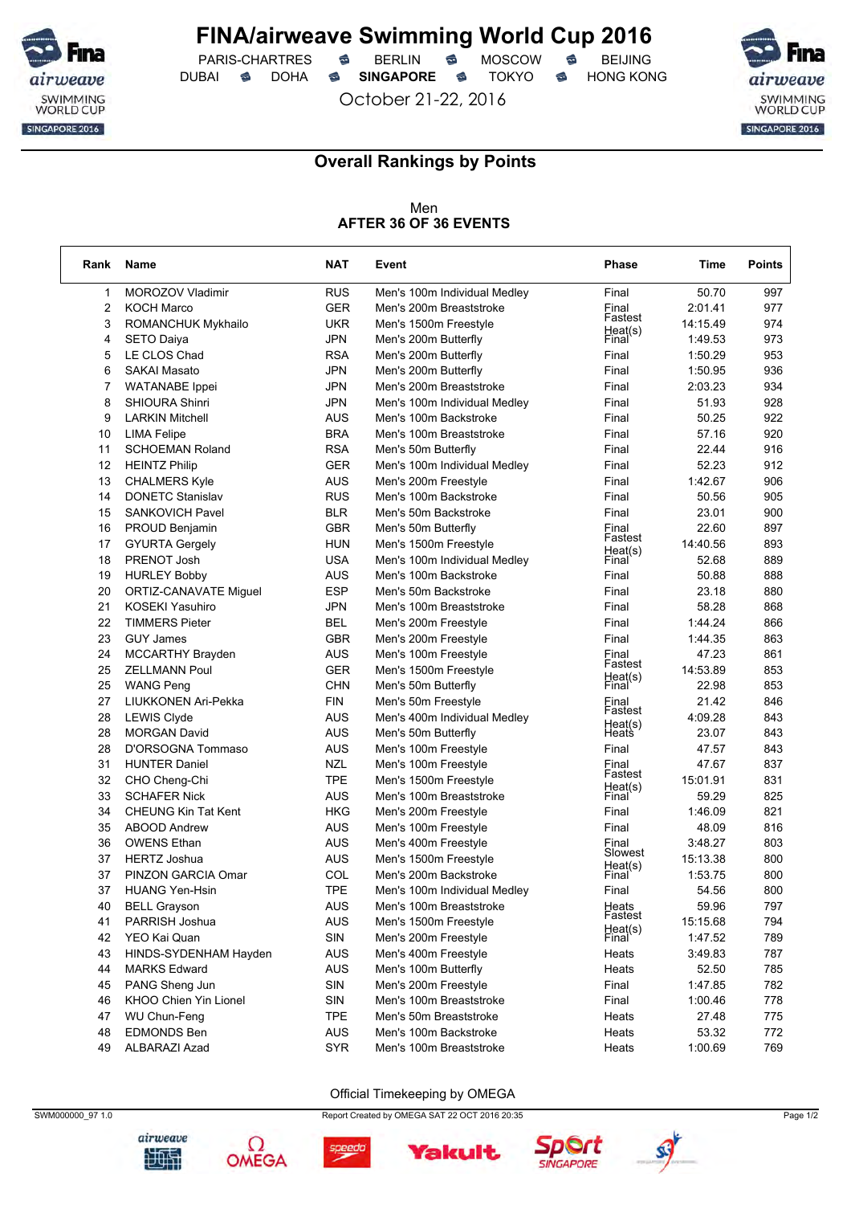# FINA/airweave Swimming World Cup 2016

PARIS-CHARTRES · BERLIN · MOSCOW · BEIJING
DUBAI · DOHA · **SINGAPORE** · TOKYO · HONG KONG

October 21-22, 2016

## Overall Rankings by Points

Men
**AFTER 36 OF 36 EVENTS**

| Rank | Name | NAT | Event | Phase | Time | Points |
|---|---|---|---|---|---|---|
| 1 | MOROZOV Vladimir | RUS | Men's 100m Individual Medley | Final | 50.70 | 997 |
| 2 | KOCH Marco | GER | Men's 200m Breaststroke | Final | 2:01.41 | 977 |
| 3 | ROMANCHUK Mykhailo | UKR | Men's 1500m Freestyle | Fastest Heat(s) | 14:15.49 | 974 |
| 4 | SETO Daiya | JPN | Men's 200m Butterfly | Final | 1:49.53 | 973 |
| 5 | LE CLOS Chad | RSA | Men's 200m Butterfly | Final | 1:50.29 | 953 |
| 6 | SAKAI Masato | JPN | Men's 200m Butterfly | Final | 1:50.95 | 936 |
| 7 | WATANABE Ippei | JPN | Men's 200m Breaststroke | Final | 2:03.23 | 934 |
| 8 | SHIOURA Shinri | JPN | Men's 100m Individual Medley | Final | 51.93 | 928 |
| 9 | LARKIN Mitchell | AUS | Men's 100m Backstroke | Final | 50.25 | 922 |
| 10 | LIMA Felipe | BRA | Men's 100m Breaststroke | Final | 57.16 | 920 |
| 11 | SCHOEMAN Roland | RSA | Men's 50m Butterfly | Final | 22.44 | 916 |
| 12 | HEINTZ Philip | GER | Men's 100m Individual Medley | Final | 52.23 | 912 |
| 13 | CHALMERS Kyle | AUS | Men's 200m Freestyle | Final | 1:42.67 | 906 |
| 14 | DONETC Stanislav | RUS | Men's 100m Backstroke | Final | 50.56 | 905 |
| 15 | SANKOVICH Pavel | BLR | Men's 50m Backstroke | Final | 23.01 | 900 |
| 16 | PROUD Benjamin | GBR | Men's 50m Butterfly | Final | 22.60 | 897 |
| 17 | GYURTA Gergely | HUN | Men's 1500m Freestyle | Fastest Heat(s) | 14:40.56 | 893 |
| 18 | PRENOT Josh | USA | Men's 100m Individual Medley | Final | 52.68 | 889 |
| 19 | HURLEY Bobby | AUS | Men's 100m Backstroke | Final | 50.88 | 888 |
| 20 | ORTIZ-CANAVATE Miguel | ESP | Men's 50m Backstroke | Final | 23.18 | 880 |
| 21 | KOSEKI Yasuhiro | JPN | Men's 100m Breaststroke | Final | 58.28 | 868 |
| 22 | TIMMERS Pieter | BEL | Men's 200m Freestyle | Final | 1:44.24 | 866 |
| 23 | GUY James | GBR | Men's 200m Freestyle | Final | 1:44.35 | 863 |
| 24 | MCCARTHY Brayden | AUS | Men's 100m Freestyle | Final | 47.23 | 861 |
| 25 | ZELLMANN Poul | GER | Men's 1500m Freestyle | Fastest Heat(s) | 14:53.89 | 853 |
| 25 | WANG Peng | CHN | Men's 50m Butterfly | Final | 22.98 | 853 |
| 27 | LIUKKONEN Ari-Pekka | FIN | Men's 50m Freestyle | Final | 21.42 | 846 |
| 28 | LEWIS Clyde | AUS | Men's 400m Individual Medley | Fastest Heat(s) | 4:09.28 | 843 |
| 28 | MORGAN David | AUS | Men's 50m Butterfly | Heats | 23.07 | 843 |
| 28 | D'ORSOGNA Tommaso | AUS | Men's 100m Freestyle | Final | 47.57 | 843 |
| 31 | HUNTER Daniel | NZL | Men's 100m Freestyle | Final | 47.67 | 837 |
| 32 | CHO Cheng-Chi | TPE | Men's 1500m Freestyle | Fastest Heat(s) | 15:01.91 | 831 |
| 33 | SCHAFER Nick | AUS | Men's 100m Breaststroke | Final | 59.29 | 825 |
| 34 | CHEUNG Kin Tat Kent | HKG | Men's 200m Freestyle | Final | 1:46.09 | 821 |
| 35 | ABOOD Andrew | AUS | Men's 100m Freestyle | Final | 48.09 | 816 |
| 36 | OWENS Ethan | AUS | Men's 400m Freestyle | Final | 3:48.27 | 803 |
| 37 | HERTZ Joshua | AUS | Men's 1500m Freestyle | Slowest Heat(s) | 15:13.38 | 800 |
| 37 | PINZON GARCIA Omar | COL | Men's 200m Backstroke | Final | 1:53.75 | 800 |
| 37 | HUANG Yen-Hsin | TPE | Men's 100m Individual Medley | Final | 54.56 | 800 |
| 40 | BELL Grayson | AUS | Men's 100m Breaststroke | Heats | 59.96 | 797 |
| 41 | PARRISH Joshua | AUS | Men's 1500m Freestyle | Fastest Heat(s) | 15:15.68 | 794 |
| 42 | YEO Kai Quan | SIN | Men's 200m Freestyle | Final | 1:47.52 | 789 |
| 43 | HINDS-SYDENHAM Hayden | AUS | Men's 400m Freestyle | Heats | 3:49.83 | 787 |
| 44 | MARKS Edward | AUS | Men's 100m Butterfly | Heats | 52.50 | 785 |
| 45 | PANG Sheng Jun | SIN | Men's 200m Freestyle | Final | 1:47.85 | 782 |
| 46 | KHOO Chien Yin Lionel | SIN | Men's 100m Breaststroke | Final | 1:00.46 | 778 |
| 47 | WU Chun-Feng | TPE | Men's 50m Breaststroke | Heats | 27.48 | 775 |
| 48 | EDMONDS Ben | AUS | Men's 100m Backstroke | Heats | 53.32 | 772 |
| 49 | ALBARAZI Azad | SYR | Men's 100m Breaststroke | Heats | 1:00.69 | 769 |

Official Timekeeping by OMEGA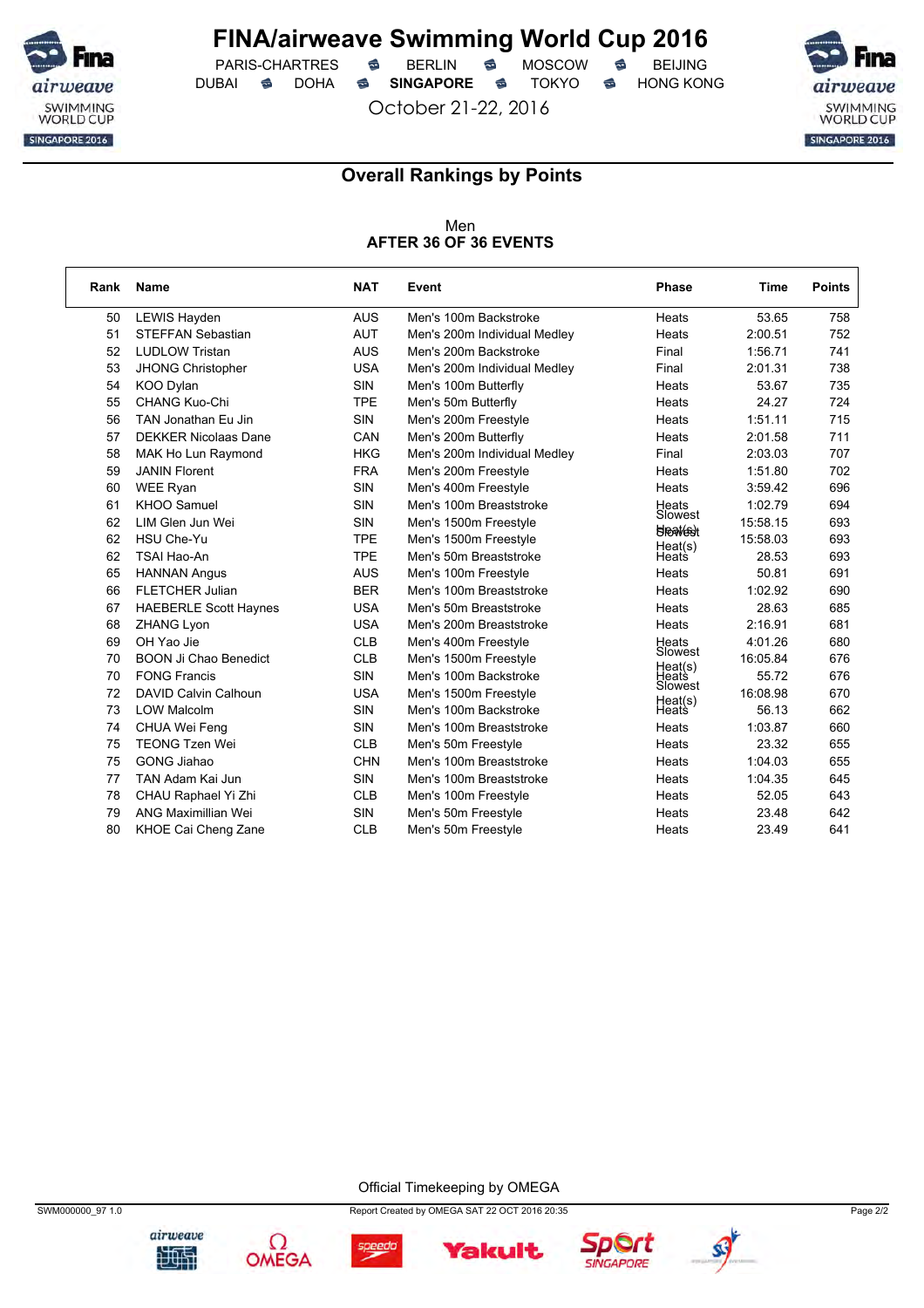# FINA/airweave Swimming World Cup 2016

PARIS-CHARTRES · BERLIN · MOSCOW · BEIJING
DUBAI · DOHA · **SINGAPORE** · TOKYO · HONG KONG

October 21-22, 2016

## Overall Rankings by Points

Men
**AFTER 36 OF 36 EVENTS**

| Rank | Name | NAT | Event | Phase | Time | Points |
|---|---|---|---|---|---|---|
| 50 | LEWIS Hayden | AUS | Men's 100m Backstroke | Heats | 53.65 | 758 |
| 51 | STEFFAN Sebastian | AUT | Men's 200m Individual Medley | Heats | 2:00.51 | 752 |
| 52 | LUDLOW Tristan | AUS | Men's 200m Backstroke | Final | 1:56.71 | 741 |
| 53 | JHONG Christopher | USA | Men's 200m Individual Medley | Final | 2:01.31 | 738 |
| 54 | KOO Dylan | SIN | Men's 100m Butterfly | Heats | 53.67 | 735 |
| 55 | CHANG Kuo-Chi | TPE | Men's 50m Butterfly | Heats | 24.27 | 724 |
| 56 | TAN Jonathan Eu Jin | SIN | Men's 200m Freestyle | Heats | 1:51.11 | 715 |
| 57 | DEKKER Nicolaas Dane | CAN | Men's 200m Butterfly | Heats | 2:01.58 | 711 |
| 58 | MAK Ho Lun Raymond | HKG | Men's 200m Individual Medley | Final | 2:03.03 | 707 |
| 59 | JANIN Florent | FRA | Men's 200m Freestyle | Heats | 1:51.80 | 702 |
| 60 | WEE Ryan | SIN | Men's 400m Freestyle | Heats | 3:59.42 | 696 |
| 61 | KHOO Samuel | SIN | Men's 100m Breaststroke | Heats | 1:02.79 | 694 |
| 62 | LIM Glen Jun Wei | SIN | Men's 1500m Freestyle | Slowest Heat(s) | 15:58.15 | 693 |
| 62 | HSU Che-Yu | TPE | Men's 1500m Freestyle | Slowest Heat(s) | 15:58.03 | 693 |
| 62 | TSAI Hao-An | TPE | Men's 50m Breaststroke | Heats | 28.53 | 693 |
| 65 | HANNAN Angus | AUS | Men's 100m Freestyle | Heats | 50.81 | 691 |
| 66 | FLETCHER Julian | BER | Men's 100m Breaststroke | Heats | 1:02.92 | 690 |
| 67 | HAEBERLE Scott Haynes | USA | Men's 50m Breaststroke | Heats | 28.63 | 685 |
| 68 | ZHANG Lyon | USA | Men's 200m Breaststroke | Heats | 2:16.91 | 681 |
| 69 | OH Yao Jie | CLB | Men's 400m Freestyle | Heats | 4:01.26 | 680 |
| 70 | BOON Ji Chao Benedict | CLB | Men's 1500m Freestyle | Slowest Heat(s) | 16:05.84 | 676 |
| 70 | FONG Francis | SIN | Men's 100m Backstroke | Heats | 55.72 | 676 |
| 72 | DAVID Calvin Calhoun | USA | Men's 1500m Freestyle | Slowest Heat(s) | 16:08.98 | 670 |
| 73 | LOW Malcolm | SIN | Men's 100m Backstroke | Heats | 56.13 | 662 |
| 74 | CHUA Wei Feng | SIN | Men's 100m Breaststroke | Heats | 1:03.87 | 660 |
| 75 | TEONG Tzen Wei | CLB | Men's 50m Freestyle | Heats | 23.32 | 655 |
| 75 | GONG Jiahao | CHN | Men's 100m Breaststroke | Heats | 1:04.03 | 655 |
| 77 | TAN Adam Kai Jun | SIN | Men's 100m Breaststroke | Heats | 1:04.35 | 645 |
| 78 | CHAU Raphael Yi Zhi | CLB | Men's 100m Freestyle | Heats | 52.05 | 643 |
| 79 | ANG Maximillian Wei | SIN | Men's 50m Freestyle | Heats | 23.48 | 642 |
| 80 | KHOE Cai Cheng Zane | CLB | Men's 50m Freestyle | Heats | 23.49 | 641 |

Official Timekeeping by OMEGA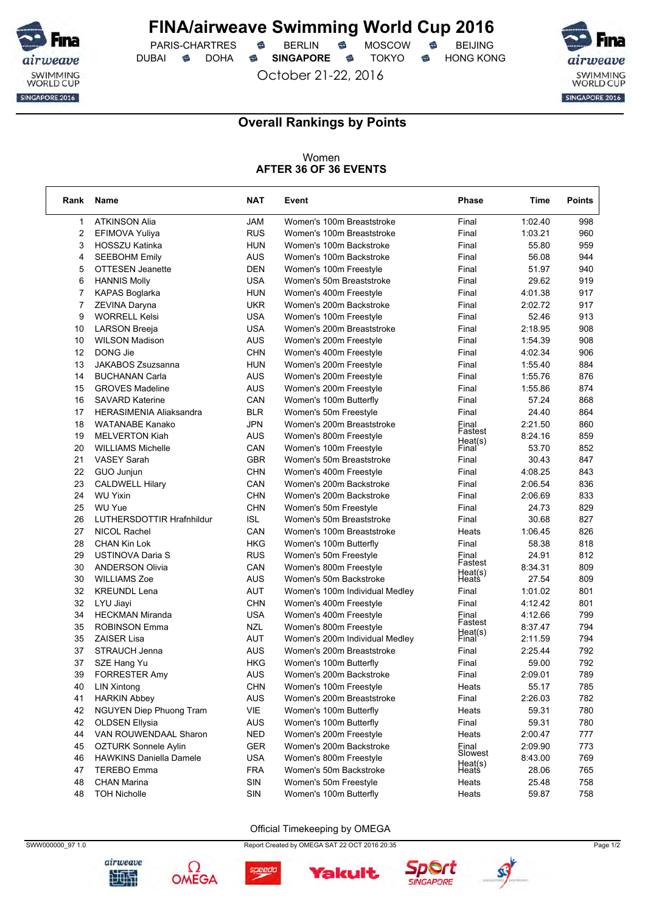## Overall Rankings by Points

Women
**AFTER 36 OF 36 EVENTS**

| Rank | Name | NAT | Event | Phase | Time | Points |
|---|---|---|---|---|---|---|
| 1 | ATKINSON Alia | JAM | Women's 100m Breaststroke | Final | 1:02.40 | 998 |
| 2 | EFIMOVA Yuliya | RUS | Women's 100m Breaststroke | Final | 1:03.21 | 960 |
| 3 | HOSSZU Katinka | HUN | Women's 100m Backstroke | Final | 55.80 | 959 |
| 4 | SEEBOHM Emily | AUS | Women's 100m Backstroke | Final | 56.08 | 944 |
| 5 | OTTESEN Jeanette | DEN | Women's 100m Freestyle | Final | 51.97 | 940 |
| 6 | HANNIS Molly | USA | Women's 50m Breaststroke | Final | 29.62 | 919 |
| 7 | KAPAS Boglarka | HUN | Women's 400m Freestyle | Final | 4:01.38 | 917 |
| 7 | ZEVINA Daryna | UKR | Women's 200m Backstroke | Final | 2:02.72 | 917 |
| 9 | WORRELL Kelsi | USA | Women's 100m Freestyle | Final | 52.46 | 913 |
| 10 | LARSON Breeja | USA | Women's 200m Breaststroke | Final | 2:18.95 | 908 |
| 10 | WILSON Madison | AUS | Women's 200m Freestyle | Final | 1:54.39 | 908 |
| 12 | DONG Jie | CHN | Women's 400m Freestyle | Final | 4:02.34 | 906 |
| 13 | JAKABOS Zsuzsanna | HUN | Women's 200m Freestyle | Final | 1:55.40 | 884 |
| 14 | BUCHANAN Carla | AUS | Women's 200m Freestyle | Final | 1:55.76 | 876 |
| 15 | GROVES Madeline | AUS | Women's 200m Freestyle | Final | 1:55.86 | 874 |
| 16 | SAVARD Katerine | CAN | Women's 100m Butterfly | Final | 57.24 | 868 |
| 17 | HERASIMENIA Aliaksandra | BLR | Women's 50m Freestyle | Final | 24.40 | 864 |
| 18 | WATANABE Kanako | JPN | Women's 200m Breaststroke | Final | 2:21.50 | 860 |
| 19 | MELVERTON Kiah | AUS | Women's 800m Freestyle | Fastest Heat(s) | 8:24.16 | 859 |
| 20 | WILLIAMS Michelle | CAN | Women's 100m Freestyle | Final | 53.70 | 852 |
| 21 | VASEY Sarah | GBR | Women's 50m Breaststroke | Final | 30.43 | 847 |
| 22 | GUO Junjun | CHN | Women's 400m Freestyle | Final | 4:08.25 | 843 |
| 23 | CALDWELL Hilary | CAN | Women's 200m Backstroke | Final | 2:06.54 | 836 |
| 24 | WU Yixin | CHN | Women's 200m Backstroke | Final | 2:06.69 | 833 |
| 25 | WU Yue | CHN | Women's 50m Freestyle | Final | 24.73 | 829 |
| 26 | LUTHERSDOTTIR Hrafnhildur | ISL | Women's 50m Breaststroke | Final | 30.68 | 827 |
| 27 | NICOL Rachel | CAN | Women's 100m Breaststroke | Heats | 1:06.45 | 826 |
| 28 | CHAN Kin Lok | HKG | Women's 100m Butterfly | Final | 58.38 | 818 |
| 29 | USTINOVA Daria S | RUS | Women's 50m Freestyle | Final | 24.91 | 812 |
| 30 | ANDERSON Olivia | CAN | Women's 800m Freestyle | Fastest Heat(s) | 8:34.31 | 809 |
| 30 | WILLIAMS Zoe | AUS | Women's 50m Backstroke | Heats | 27.54 | 809 |
| 32 | KREUNDL Lena | AUT | Women's 100m Individual Medley | Final | 1:01.02 | 801 |
| 32 | LYU Jiayi | CHN | Women's 400m Freestyle | Final | 4:12.42 | 801 |
| 34 | HECKMAN Miranda | USA | Women's 400m Freestyle | Final | 4:12.66 | 799 |
| 35 | ROBINSON Emma | NZL | Women's 800m Freestyle | Fastest Heat(s) | 8:37.47 | 794 |
| 35 | ZAISER Lisa | AUT | Women's 200m Individual Medley | Final | 2:11.59 | 794 |
| 37 | STRAUCH Jenna | AUS | Women's 200m Breaststroke | Final | 2:25.44 | 792 |
| 37 | SZE Hang Yu | HKG | Women's 100m Butterfly | Final | 59.00 | 792 |
| 39 | FORRESTER Amy | AUS | Women's 200m Backstroke | Final | 2:09.01 | 789 |
| 40 | LIN Xintong | CHN | Women's 100m Freestyle | Heats | 55.17 | 785 |
| 41 | HARKIN Abbey | AUS | Women's 200m Breaststroke | Final | 2:26.03 | 782 |
| 42 | NGUYEN Diep Phuong Tram | VIE | Women's 100m Butterfly | Heats | 59.31 | 780 |
| 42 | OLDSEN Ellysia | AUS | Women's 100m Butterfly | Final | 59.31 | 780 |
| 44 | VAN ROUWENDAAL Sharon | NED | Women's 200m Freestyle | Heats | 2:00.47 | 777 |
| 45 | OZTURK Sonnele Aylin | GER | Women's 200m Backstroke | Final | 2:09.90 | 773 |
| 46 | HAWKINS Daniella Damele | USA | Women's 800m Freestyle | Slowest Heat(s) | 8:43.00 | 769 |
| 47 | TEREBO Emma | FRA | Women's 50m Backstroke | Heats | 28.06 | 765 |
| 48 | CHAN Marina | SIN | Women's 50m Freestyle | Heats | 25.48 | 758 |
| 48 | TOH Nicholle | SIN | Women's 100m Butterfly | Heats | 59.87 | 758 |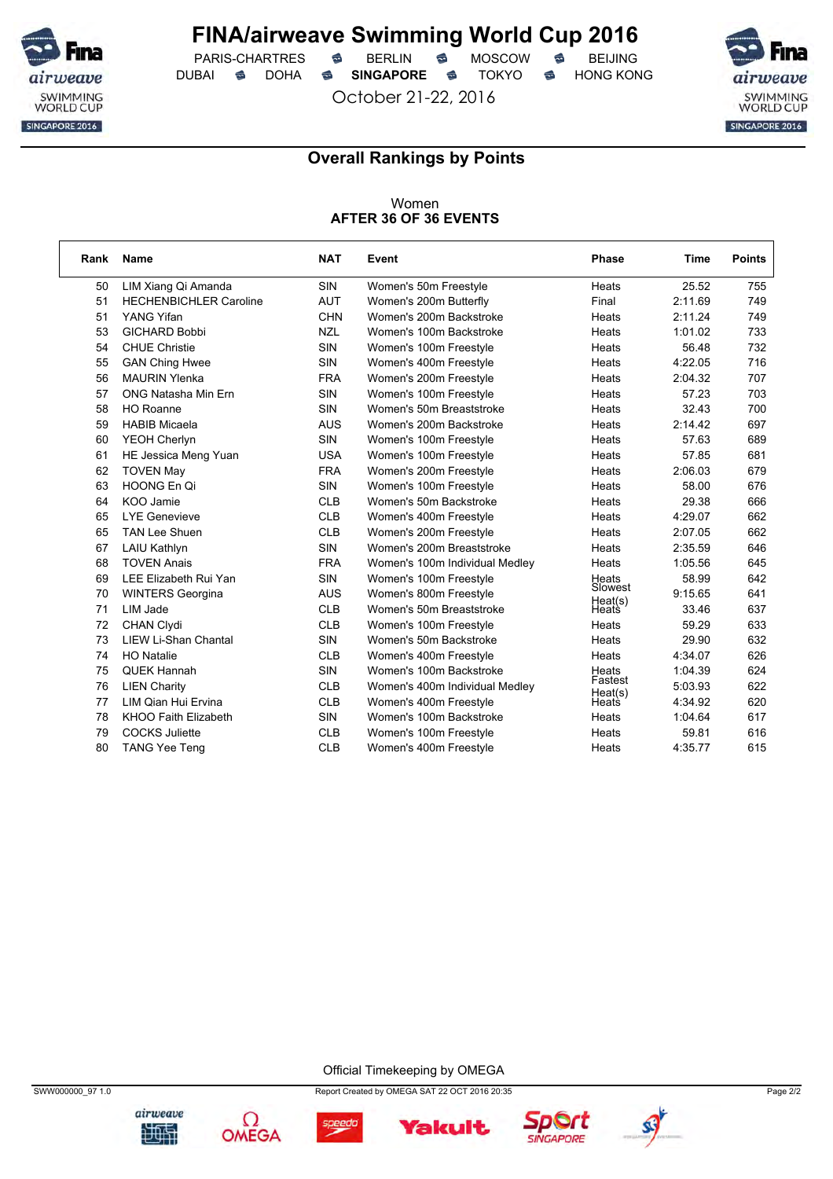# FINA/airweave Swimming World Cup 2016

PARIS-CHARTRES · BERLIN · MOSCOW · BEIJING
DUBAI · DOHA · **SINGAPORE** · TOKYO · HONG KONG

October 21-22, 2016

## Overall Rankings by Points

Women
**AFTER 36 OF 36 EVENTS**

| Rank | Name | NAT | Event | Phase | Time | Points |
|---|---|---|---|---|---|---|
| 50 | LIM Xiang Qi Amanda | SIN | Women's 50m Freestyle | Heats | 25.52 | 755 |
| 51 | HECHENBICHLER Caroline | AUT | Women's 200m Butterfly | Final | 2:11.69 | 749 |
| 51 | YANG Yifan | CHN | Women's 200m Backstroke | Heats | 2:11.24 | 749 |
| 53 | GICHARD Bobbi | NZL | Women's 100m Backstroke | Heats | 1:01.02 | 733 |
| 54 | CHUE Christie | SIN | Women's 100m Freestyle | Heats | 56.48 | 732 |
| 55 | GAN Ching Hwee | SIN | Women's 400m Freestyle | Heats | 4:22.05 | 716 |
| 56 | MAURIN Ylenka | FRA | Women's 200m Freestyle | Heats | 2:04.32 | 707 |
| 57 | ONG Natasha Min Ern | SIN | Women's 100m Freestyle | Heats | 57.23 | 703 |
| 58 | HO Roanne | SIN | Women's 50m Breaststroke | Heats | 32.43 | 700 |
| 59 | HABIB Micaela | AUS | Women's 200m Backstroke | Heats | 2:14.42 | 697 |
| 60 | YEOH Cherlyn | SIN | Women's 100m Freestyle | Heats | 57.63 | 689 |
| 61 | HE Jessica Meng Yuan | USA | Women's 100m Freestyle | Heats | 57.85 | 681 |
| 62 | TOVEN May | FRA | Women's 200m Freestyle | Heats | 2:06.03 | 679 |
| 63 | HOONG En Qi | SIN | Women's 100m Freestyle | Heats | 58.00 | 676 |
| 64 | KOO Jamie | CLB | Women's 50m Backstroke | Heats | 29.38 | 666 |
| 65 | LYE Genevieve | CLB | Women's 400m Freestyle | Heats | 4:29.07 | 662 |
| 65 | TAN Lee Shuen | CLB | Women's 200m Freestyle | Heats | 2:07.05 | 662 |
| 67 | LAIU Kathlyn | SIN | Women's 200m Breaststroke | Heats | 2:35.59 | 646 |
| 68 | TOVEN Anais | FRA | Women's 100m Individual Medley | Heats | 1:05.56 | 645 |
| 69 | LEE Elizabeth Rui Yan | SIN | Women's 100m Freestyle | Heats | 58.99 | 642 |
| 70 | WINTERS Georgina | AUS | Women's 800m Freestyle | Slowest Heat(s) | 9:15.65 | 641 |
| 71 | LIM Jade | CLB | Women's 50m Breaststroke | Heats | 33.46 | 637 |
| 72 | CHAN Clydi | CLB | Women's 100m Freestyle | Heats | 59.29 | 633 |
| 73 | LIEW Li-Shan Chantal | SIN | Women's 50m Backstroke | Heats | 29.90 | 632 |
| 74 | HO Natalie | CLB | Women's 400m Freestyle | Heats | 4:34.07 | 626 |
| 75 | QUEK Hannah | SIN | Women's 100m Backstroke | Heats | 1:04.39 | 624 |
| 76 | LIEN Charity | CLB | Women's 400m Individual Medley | Fastest Heat(s) | 5:03.93 | 622 |
| 77 | LIM Qian Hui Ervina | CLB | Women's 400m Freestyle | Heats | 4:34.92 | 620 |
| 78 | KHOO Faith Elizabeth | SIN | Women's 100m Backstroke | Heats | 1:04.64 | 617 |
| 79 | COCKS Juliette | CLB | Women's 100m Freestyle | Heats | 59.81 | 616 |
| 80 | TANG Yee Teng | CLB | Women's 400m Freestyle | Heats | 4:35.77 | 615 |

Official Timekeeping by OMEGA

SWW000000_97 1.0 · Report Created by OMEGA SAT 22 OCT 2016 20:35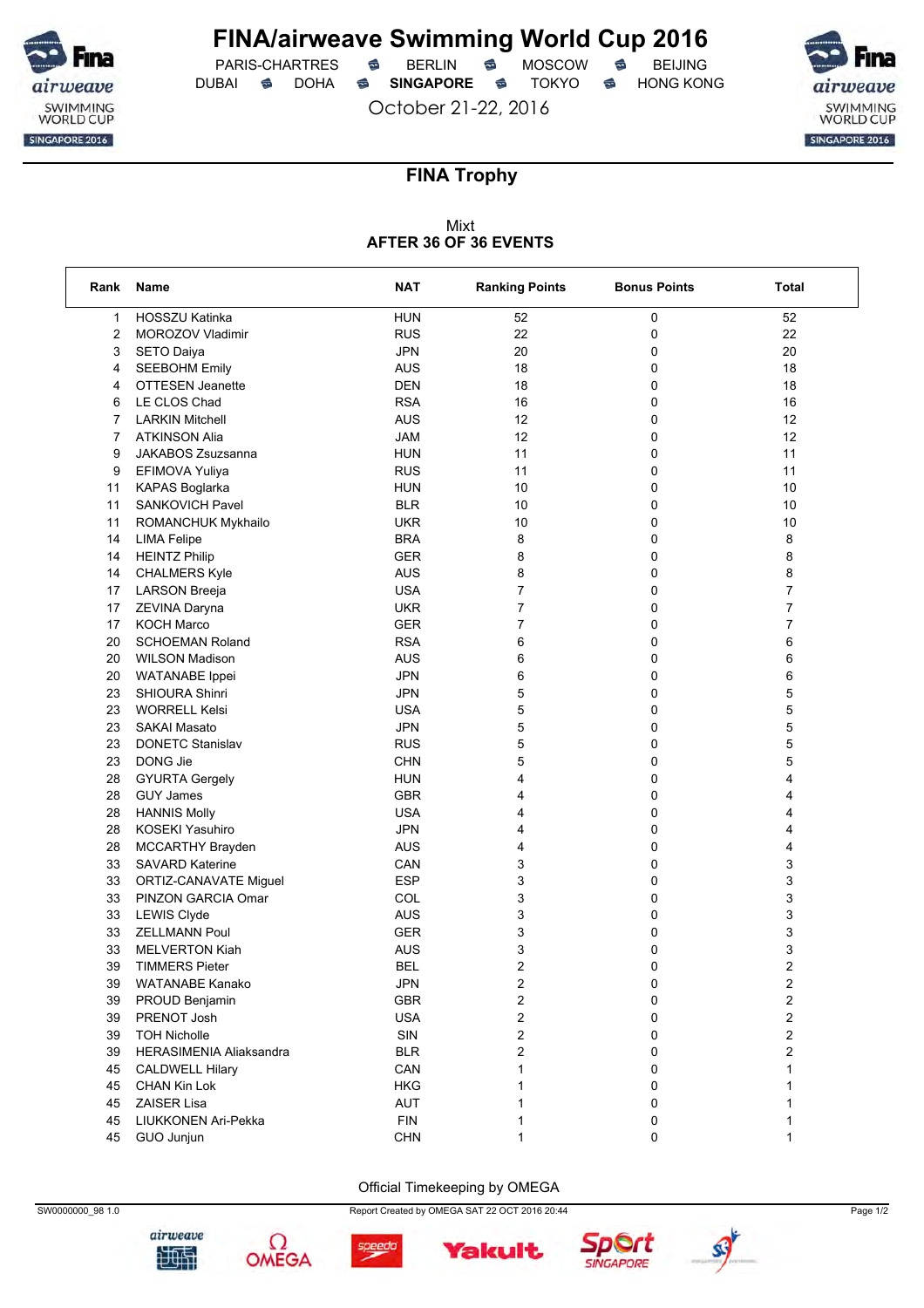# FINA/airweave Swimming World Cup 2016

PARIS-CHARTRES · BERLIN · MOSCOW · BEIJING
DUBAI · DOHA · **SINGAPORE** · TOKYO · HONG KONG

October 21-22, 2016

## FINA Trophy

Mixt
**AFTER 36 OF 36 EVENTS**

| Rank | Name | NAT | Ranking Points | Bonus Points | Total |
|---|---|---|---|---|---|
| 1 | HOSSZU Katinka | HUN | 52 | 0 | 52 |
| 2 | MOROZOV Vladimir | RUS | 22 | 0 | 22 |
| 3 | SETO Daiya | JPN | 20 | 0 | 20 |
| 4 | SEEBOHM Emily | AUS | 18 | 0 | 18 |
| 4 | OTTESEN Jeanette | DEN | 18 | 0 | 18 |
| 6 | LE CLOS Chad | RSA | 16 | 0 | 16 |
| 7 | LARKIN Mitchell | AUS | 12 | 0 | 12 |
| 7 | ATKINSON Alia | JAM | 12 | 0 | 12 |
| 9 | JAKABOS Zsuzsanna | HUN | 11 | 0 | 11 |
| 9 | EFIMOVA Yuliya | RUS | 11 | 0 | 11 |
| 11 | KAPAS Boglarka | HUN | 10 | 0 | 10 |
| 11 | SANKOVICH Pavel | BLR | 10 | 0 | 10 |
| 11 | ROMANCHUK Mykhailo | UKR | 10 | 0 | 10 |
| 14 | LIMA Felipe | BRA | 8 | 0 | 8 |
| 14 | HEINTZ Philip | GER | 8 | 0 | 8 |
| 14 | CHALMERS Kyle | AUS | 8 | 0 | 8 |
| 17 | LARSON Breeja | USA | 7 | 0 | 7 |
| 17 | ZEVINA Daryna | UKR | 7 | 0 | 7 |
| 17 | KOCH Marco | GER | 7 | 0 | 7 |
| 20 | SCHOEMAN Roland | RSA | 6 | 0 | 6 |
| 20 | WILSON Madison | AUS | 6 | 0 | 6 |
| 20 | WATANABE Ippei | JPN | 6 | 0 | 6 |
| 23 | SHIOURA Shinri | JPN | 5 | 0 | 5 |
| 23 | WORRELL Kelsi | USA | 5 | 0 | 5 |
| 23 | SAKAI Masato | JPN | 5 | 0 | 5 |
| 23 | DONETC Stanislav | RUS | 5 | 0 | 5 |
| 23 | DONG Jie | CHN | 5 | 0 | 5 |
| 28 | GYURTA Gergely | HUN | 4 | 0 | 4 |
| 28 | GUY James | GBR | 4 | 0 | 4 |
| 28 | HANNIS Molly | USA | 4 | 0 | 4 |
| 28 | KOSEKI Yasuhiro | JPN | 4 | 0 | 4 |
| 28 | MCCARTHY Brayden | AUS | 4 | 0 | 4 |
| 33 | SAVARD Katerine | CAN | 3 | 0 | 3 |
| 33 | ORTIZ-CANAVATE Miguel | ESP | 3 | 0 | 3 |
| 33 | PINZON GARCIA Omar | COL | 3 | 0 | 3 |
| 33 | LEWIS Clyde | AUS | 3 | 0 | 3 |
| 33 | ZELLMANN Poul | GER | 3 | 0 | 3 |
| 33 | MELVERTON Kiah | AUS | 3 | 0 | 3 |
| 39 | TIMMERS Pieter | BEL | 2 | 0 | 2 |
| 39 | WATANABE Kanako | JPN | 2 | 0 | 2 |
| 39 | PROUD Benjamin | GBR | 2 | 0 | 2 |
| 39 | PRENOT Josh | USA | 2 | 0 | 2 |
| 39 | TOH Nicholle | SIN | 2 | 0 | 2 |
| 39 | HERASIMENIA Aliaksandra | BLR | 2 | 0 | 2 |
| 45 | CALDWELL Hilary | CAN | 1 | 0 | 1 |
| 45 | CHAN Kin Lok | HKG | 1 | 0 | 1 |
| 45 | ZAISER Lisa | AUT | 1 | 0 | 1 |
| 45 | LIUKKONEN Ari-Pekka | FIN | 1 | 0 | 1 |
| 45 | GUO Junjun | CHN | 1 | 0 | 1 |

Official Timekeeping by OMEGA

SW0000000_98 1.0 · Report Created by OMEGA SAT 22 OCT 2016 20:44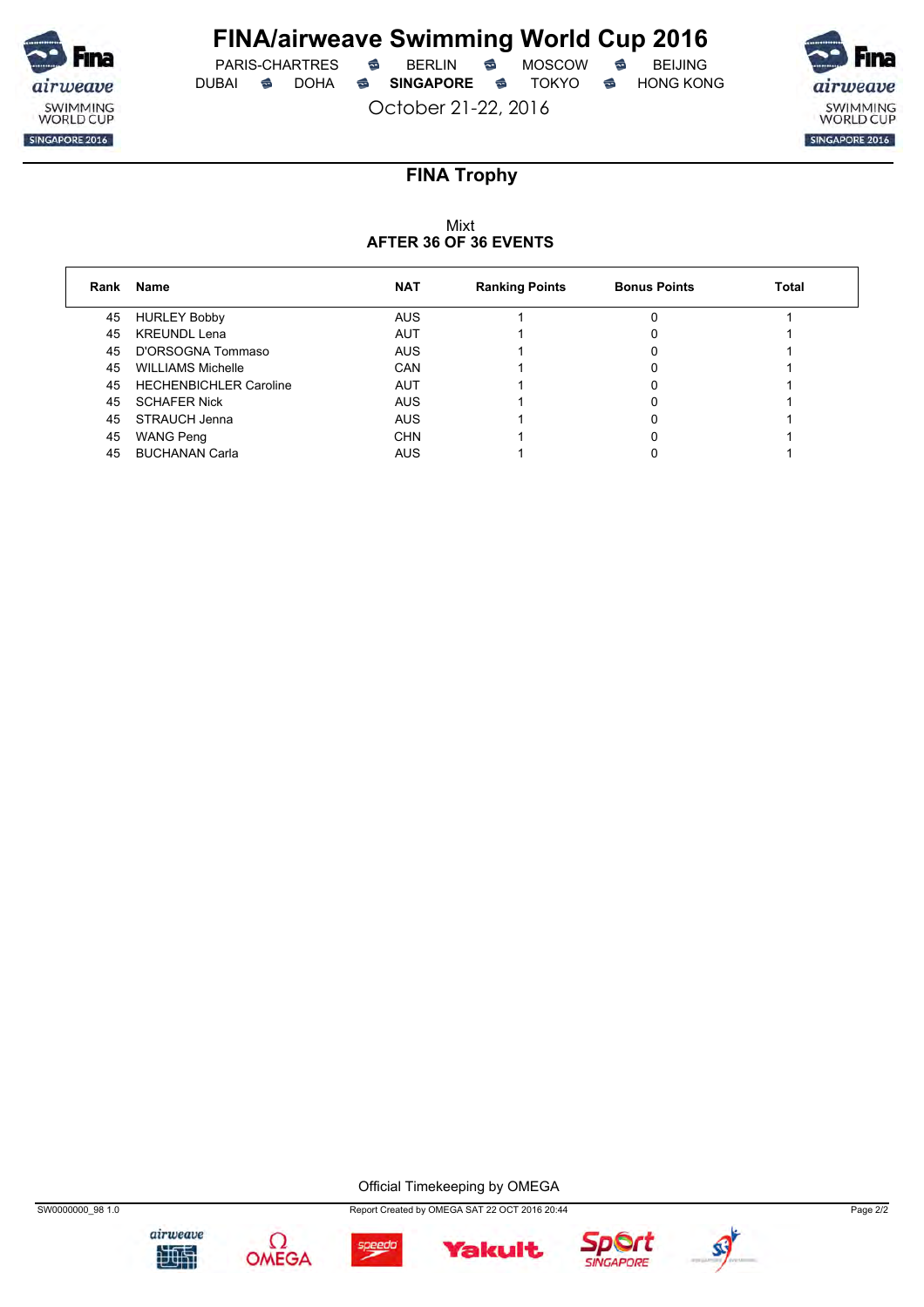# FINA/airweave Swimming World Cup 2016

PARIS-CHARTRES · BERLIN · MOSCOW · BEIJING
DUBAI · DOHA · **SINGAPORE** · TOKYO · HONG KONG

October 21-22, 2016

## FINA Trophy

Mixt
**AFTER 36 OF 36 EVENTS**

| Rank | Name | NAT | Ranking Points | Bonus Points | Total |
|---|---|---|---|---|---|
| 45 | HURLEY Bobby | AUS | 1 | 0 | 1 |
| 45 | KREUNDL Lena | AUT | 1 | 0 | 1 |
| 45 | D'ORSOGNA Tommaso | AUS | 1 | 0 | 1 |
| 45 | WILLIAMS Michelle | CAN | 1 | 0 | 1 |
| 45 | HECHENBICHLER Caroline | AUT | 1 | 0 | 1 |
| 45 | SCHAFER Nick | AUS | 1 | 0 | 1 |
| 45 | STRAUCH Jenna | AUS | 1 | 0 | 1 |
| 45 | WANG Peng | CHN | 1 | 0 | 1 |
| 45 | BUCHANAN Carla | AUS | 1 | 0 | 1 |

Official Timekeeping by OMEGA

SW0000000_98 1.0 — Report Created by OMEGA SAT 22 OCT 2016 20:44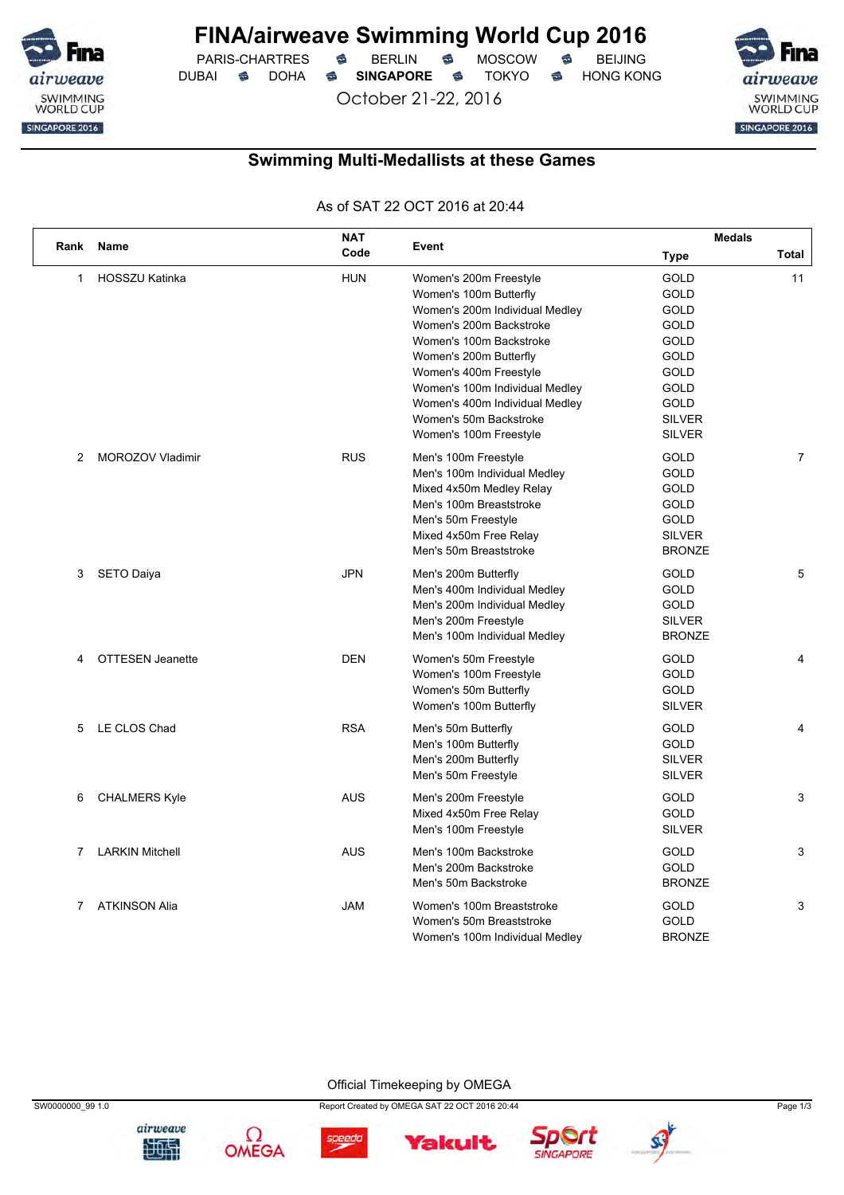# FINA/airweave Swimming World Cup 2016

PARIS-CHARTRES · BERLIN · MOSCOW · BEIJING
DUBAI · DOHA · **SINGAPORE** · TOKYO · HONG KONG

October 21-22, 2016

## Swimming Multi-Medallists at these Games

As of SAT 22 OCT 2016 at 20:44

| Rank | Name | NAT Code | Event | Medals Type | Total |
|---|---|---|---|---|---|
| 1 | HOSSZU Katinka | HUN | Women's 200m Freestyle | GOLD | 11 |
| | | | Women's 100m Butterfly | GOLD | |
| | | | Women's 200m Individual Medley | GOLD | |
| | | | Women's 200m Backstroke | GOLD | |
| | | | Women's 100m Backstroke | GOLD | |
| | | | Women's 200m Butterfly | GOLD | |
| | | | Women's 400m Freestyle | GOLD | |
| | | | Women's 100m Individual Medley | GOLD | |
| | | | Women's 400m Individual Medley | GOLD | |
| | | | Women's 50m Backstroke | SILVER | |
| | | | Women's 100m Freestyle | SILVER | |
| 2 | MOROZOV Vladimir | RUS | Men's 100m Freestyle | GOLD | 7 |
| | | | Men's 100m Individual Medley | GOLD | |
| | | | Mixed 4x50m Medley Relay | GOLD | |
| | | | Men's 100m Breaststroke | GOLD | |
| | | | Men's 50m Freestyle | GOLD | |
| | | | Mixed 4x50m Free Relay | SILVER | |
| | | | Men's 50m Breaststroke | BRONZE | |
| 3 | SETO Daiya | JPN | Men's 200m Butterfly | GOLD | 5 |
| | | | Men's 400m Individual Medley | GOLD | |
| | | | Men's 200m Individual Medley | GOLD | |
| | | | Men's 200m Freestyle | SILVER | |
| | | | Men's 100m Individual Medley | BRONZE | |
| 4 | OTTESEN Jeanette | DEN | Women's 50m Freestyle | GOLD | 4 |
| | | | Women's 100m Freestyle | GOLD | |
| | | | Women's 50m Butterfly | GOLD | |
| | | | Women's 100m Butterfly | SILVER | |
| 5 | LE CLOS Chad | RSA | Men's 50m Butterfly | GOLD | 4 |
| | | | Men's 100m Butterfly | GOLD | |
| | | | Men's 200m Butterfly | SILVER | |
| | | | Men's 50m Freestyle | SILVER | |
| 6 | CHALMERS Kyle | AUS | Men's 200m Freestyle | GOLD | 3 |
| | | | Mixed 4x50m Free Relay | GOLD | |
| | | | Men's 100m Freestyle | SILVER | |
| 7 | LARKIN Mitchell | AUS | Men's 100m Backstroke | GOLD | 3 |
| | | | Men's 200m Backstroke | GOLD | |
| | | | Men's 50m Backstroke | BRONZE | |
| 7 | ATKINSON Alia | JAM | Women's 100m Breaststroke | GOLD | 3 |
| | | | Women's 50m Breaststroke | GOLD | |
| | | | Women's 100m Individual Medley | BRONZE | |

Official Timekeeping by OMEGA

SW0000000_99 1.0 · Report Created by OMEGA SAT 22 OCT 2016 20:44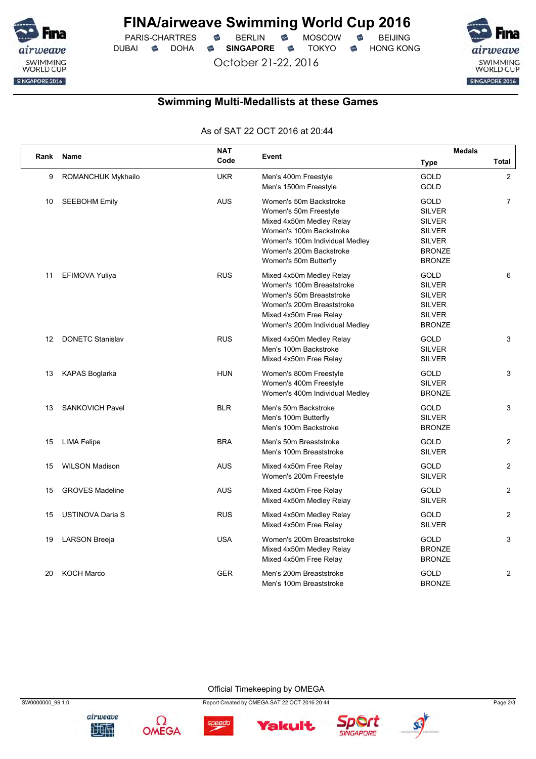# FINA/airweave Swimming World Cup 2016

PARIS-CHARTRES · BERLIN · MOSCOW · BEIJING
DUBAI · DOHA · **SINGAPORE** · TOKYO · HONG KONG

October 21-22, 2016

## Swimming Multi-Medallists at these Games

As of SAT 22 OCT 2016 at 20:44

| Rank | Name | NAT Code | Event | Medals Type | Total |
|---|---|---|---|---|---|
| 9 | ROMANCHUK Mykhailo | UKR | Men's 400m Freestyle | GOLD | 2 |
| | | | Men's 1500m Freestyle | GOLD | |
| 10 | SEEBOHM Emily | AUS | Women's 50m Backstroke | GOLD | 7 |
| | | | Women's 50m Freestyle | SILVER | |
| | | | Mixed 4x50m Medley Relay | SILVER | |
| | | | Women's 100m Backstroke | SILVER | |
| | | | Women's 100m Individual Medley | SILVER | |
| | | | Women's 200m Backstroke | BRONZE | |
| | | | Women's 50m Butterfly | BRONZE | |
| 11 | EFIMOVA Yuliya | RUS | Mixed 4x50m Medley Relay | GOLD | 6 |
| | | | Women's 100m Breaststroke | SILVER | |
| | | | Women's 50m Breaststroke | SILVER | |
| | | | Women's 200m Breaststroke | SILVER | |
| | | | Mixed 4x50m Free Relay | SILVER | |
| | | | Women's 200m Individual Medley | BRONZE | |
| 12 | DONETC Stanislav | RUS | Mixed 4x50m Medley Relay | GOLD | 3 |
| | | | Men's 100m Backstroke | SILVER | |
| | | | Mixed 4x50m Free Relay | SILVER | |
| 13 | KAPAS Boglarka | HUN | Women's 800m Freestyle | GOLD | 3 |
| | | | Women's 400m Freestyle | SILVER | |
| | | | Women's 400m Individual Medley | BRONZE | |
| 13 | SANKOVICH Pavel | BLR | Men's 50m Backstroke | GOLD | 3 |
| | | | Men's 100m Butterfly | SILVER | |
| | | | Men's 100m Backstroke | BRONZE | |
| 15 | LIMA Felipe | BRA | Men's 50m Breaststroke | GOLD | 2 |
| | | | Men's 100m Breaststroke | SILVER | |
| 15 | WILSON Madison | AUS | Mixed 4x50m Free Relay | GOLD | 2 |
| | | | Women's 200m Freestyle | SILVER | |
| 15 | GROVES Madeline | AUS | Mixed 4x50m Free Relay | GOLD | 2 |
| | | | Mixed 4x50m Medley Relay | SILVER | |
| 15 | USTINOVA Daria S | RUS | Mixed 4x50m Medley Relay | GOLD | 2 |
| | | | Mixed 4x50m Free Relay | SILVER | |
| 19 | LARSON Breeja | USA | Women's 200m Breaststroke | GOLD | 3 |
| | | | Mixed 4x50m Medley Relay | BRONZE | |
| | | | Mixed 4x50m Free Relay | BRONZE | |
| 20 | KOCH Marco | GER | Men's 200m Breaststroke | GOLD | 2 |
| | | | Men's 100m Breaststroke | BRONZE | |

Official Timekeeping by OMEGA

SW0000000_99 1.0 · Report Created by OMEGA SAT 22 OCT 2016 20:44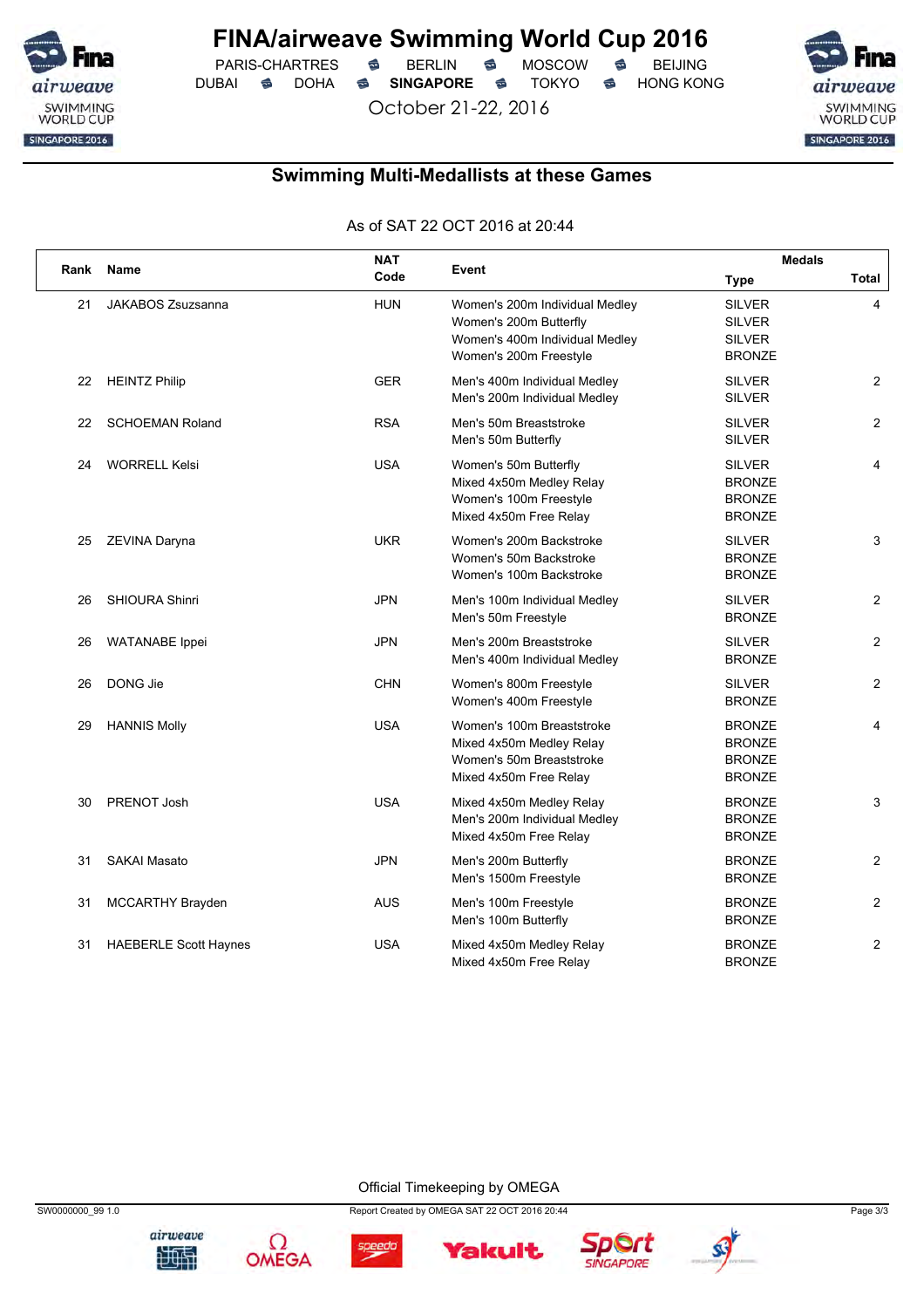# FINA/airweave Swimming World Cup 2016

PARIS-CHARTRES · BERLIN · MOSCOW · BEIJING
DUBAI · DOHA · **SINGAPORE** · TOKYO · HONG KONG

October 21-22, 2016

## Swimming Multi-Medallists at these Games

As of SAT 22 OCT 2016 at 20:44

| Rank | Name | NAT Code | Event | Medals Type | Total |
|---|---|---|---|---|---|
| 21 | JAKABOS Zsuzsanna | HUN | Women's 200m Individual Medley | SILVER | 4 |
| | | | Women's 200m Butterfly | SILVER | |
| | | | Women's 400m Individual Medley | SILVER | |
| | | | Women's 200m Freestyle | BRONZE | |
| 22 | HEINTZ Philip | GER | Men's 400m Individual Medley | SILVER | 2 |
| | | | Men's 200m Individual Medley | SILVER | |
| 22 | SCHOEMAN Roland | RSA | Men's 50m Breaststroke | SILVER | 2 |
| | | | Men's 50m Butterfly | SILVER | |
| 24 | WORRELL Kelsi | USA | Women's 50m Butterfly | SILVER | 4 |
| | | | Mixed 4x50m Medley Relay | BRONZE | |
| | | | Women's 100m Freestyle | BRONZE | |
| | | | Mixed 4x50m Free Relay | BRONZE | |
| 25 | ZEVINA Daryna | UKR | Women's 200m Backstroke | SILVER | 3 |
| | | | Women's 50m Backstroke | BRONZE | |
| | | | Women's 100m Backstroke | BRONZE | |
| 26 | SHIOURA Shinri | JPN | Men's 100m Individual Medley | SILVER | 2 |
| | | | Men's 50m Freestyle | BRONZE | |
| 26 | WATANABE Ippei | JPN | Men's 200m Breaststroke | SILVER | 2 |
| | | | Men's 400m Individual Medley | BRONZE | |
| 26 | DONG Jie | CHN | Women's 800m Freestyle | SILVER | 2 |
| | | | Women's 400m Freestyle | BRONZE | |
| 29 | HANNIS Molly | USA | Women's 100m Breaststroke | BRONZE | 4 |
| | | | Mixed 4x50m Medley Relay | BRONZE | |
| | | | Women's 50m Breaststroke | BRONZE | |
| | | | Mixed 4x50m Free Relay | BRONZE | |
| 30 | PRENOT Josh | USA | Mixed 4x50m Medley Relay | BRONZE | 3 |
| | | | Men's 200m Individual Medley | BRONZE | |
| | | | Mixed 4x50m Free Relay | BRONZE | |
| 31 | SAKAI Masato | JPN | Men's 200m Butterfly | BRONZE | 2 |
| | | | Men's 1500m Freestyle | BRONZE | |
| 31 | MCCARTHY Brayden | AUS | Men's 100m Freestyle | BRONZE | 2 |
| | | | Men's 100m Butterfly | BRONZE | |
| 31 | HAEBERLE Scott Haynes | USA | Mixed 4x50m Medley Relay | BRONZE | 2 |
| | | | Mixed 4x50m Free Relay | BRONZE | |

Official Timekeeping by OMEGA

SW0000000_99 1.0 · Report Created by OMEGA SAT 22 OCT 2016 20:44